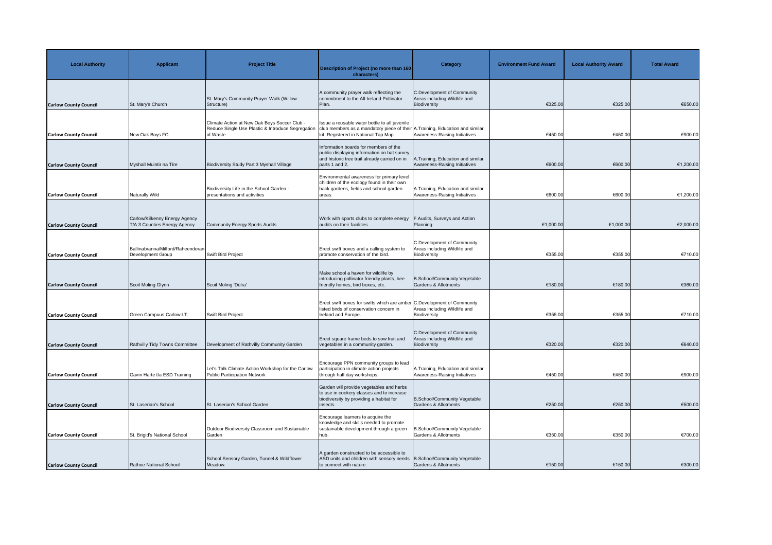| Local Authority | Applicant | Project Title | Description of Project (no more than 160 characters) | Category | Environment Fund Award | Local Authority Award | Total Award |
|---|---|---|---|---|---|---|---|
| Carlow County Council | St. Mary's Church | St. Mary's Community Prayer Walk (Willow Structure) | A community prayer walk reflecting the commitment to the All-Ireland Pollinator Plan. | C.Development of Community Areas including Wildlife and Biodiversity | €325.00 | €325.00 | €650.00 |
| Carlow County Council | New Oak Boys FC | Climate Action at New Oak Boys Soccer Club - Reduce Single Use Plastic & Introduce Segregation of Waste | Issue a reusable water bottle to all juvenile club members as a mandatory piece of their kit. Registered in National Tap Map. | A.Training, Education and similar Awareness-Raising Initiatives | €450.00 | €450.00 | €900.00 |
| Carlow County Council | Myshall Muintir na Tíre | Biodiversity Study Part 3 Myshall Village | Information boards for members of the public displaying information on bat survey and historic tree trail already carried on in parts 1 and 2. | A.Training, Education and similar Awareness-Raising Initiatives | €600.00 | €600.00 | €1,200.00 |
| Carlow County Council | Naturally Wild | Biodiversity Life in the School Garden - presentations and activities | Environmental awareness for primary level children of the ecology found in their own back gardens, fields and school garden areas. | A.Training, Education and similar Awareness-Raising Initiatives | €600.00 | €600.00 | €1,200.00 |
| Carlow County Council | Carlow/Kilkenny Energy Agency T/A 3 Counties Energy Agency | Community Energy Sports Audits | Work with sports clubs to complete energy audits on their facilities. | F.Audits, Surveys and Action Planning | €1,000.00 | €1,000.00 | €2,000.00 |
| Carlow County Council | Ballinabranna/Milford/Raheendoran Development Group | Swift Bird Project | Erect swift boxes and a calling system to promote conservation of the bird. | C.Development of Community Areas including Wildlife and Biodiversity | €355.00 | €355.00 | €710.00 |
| Carlow County Council | Scoil Moling Glynn | Scoil Moling 'Dúlra' | Make school a haven for wildlife by introducing pollinator friendly plants, bee friendly homes, bird boxes, etc. | B.School/Community Vegetable Gardens & Allotments | €180.00 | €180.00 | €360.00 |
| Carlow County Council | Green Campuus Carlow I.T. | Swift Bird Project | Erect swift boxes for swifts which are amber listed birds of conservation concern in Ireland and Europe. | C.Development of Community Areas including Wildlife and Biodiversity | €355.00 | €355.00 | €710.00 |
| Carlow County Council | Rathvilly Tidy Towns Committee | Development of Rathvilly Community Garden | Erect square frame beds to sow fruit and vegetables in a community garden. | C.Development of Community Areas including Wildlife and Biodiversity | €320.00 | €320.00 | €640.00 |
| Carlow County Council | Gavin Harte t/a ESD Training | Let's Talk Climate Action Workshop for the Carlow Public Participation Network | Encourage PPN community groups to lead participation in climate action projects through half day workshops. | A.Training, Education and similar Awareness-Raising Initiatives | €450.00 | €450.00 | €900.00 |
| Carlow County Council | St. Laserian's School | St. Laserian's School Garden | Garden will provide vegetables and herbs to use in cookery classes and to increase biodiversity by providing a habitat for insects. | B.School/Community Vegetable Gardens & Allotments | €250.00 | €250.00 | €500.00 |
| Carlow County Council | St. Brigid's National School | Outdoor Biodiversity Classroom and Sustainable Garden | Encourage learners to acquire the knowledge and skills needed to promote sustainable development through a green hub. | B.School/Community Vegetable Gardens & Allotments | €350.00 | €350.00 | €700.00 |
| Carlow County Council | Rathoe National School | School Sensory Garden, Tunnel & Wildflower Meadow. | A garden constructed to be accessible to ASD units and children with sensory needs to connect with nature. | B.School/Community Vegetable Gardens & Allotments | €150.00 | €150.00 | €300.00 |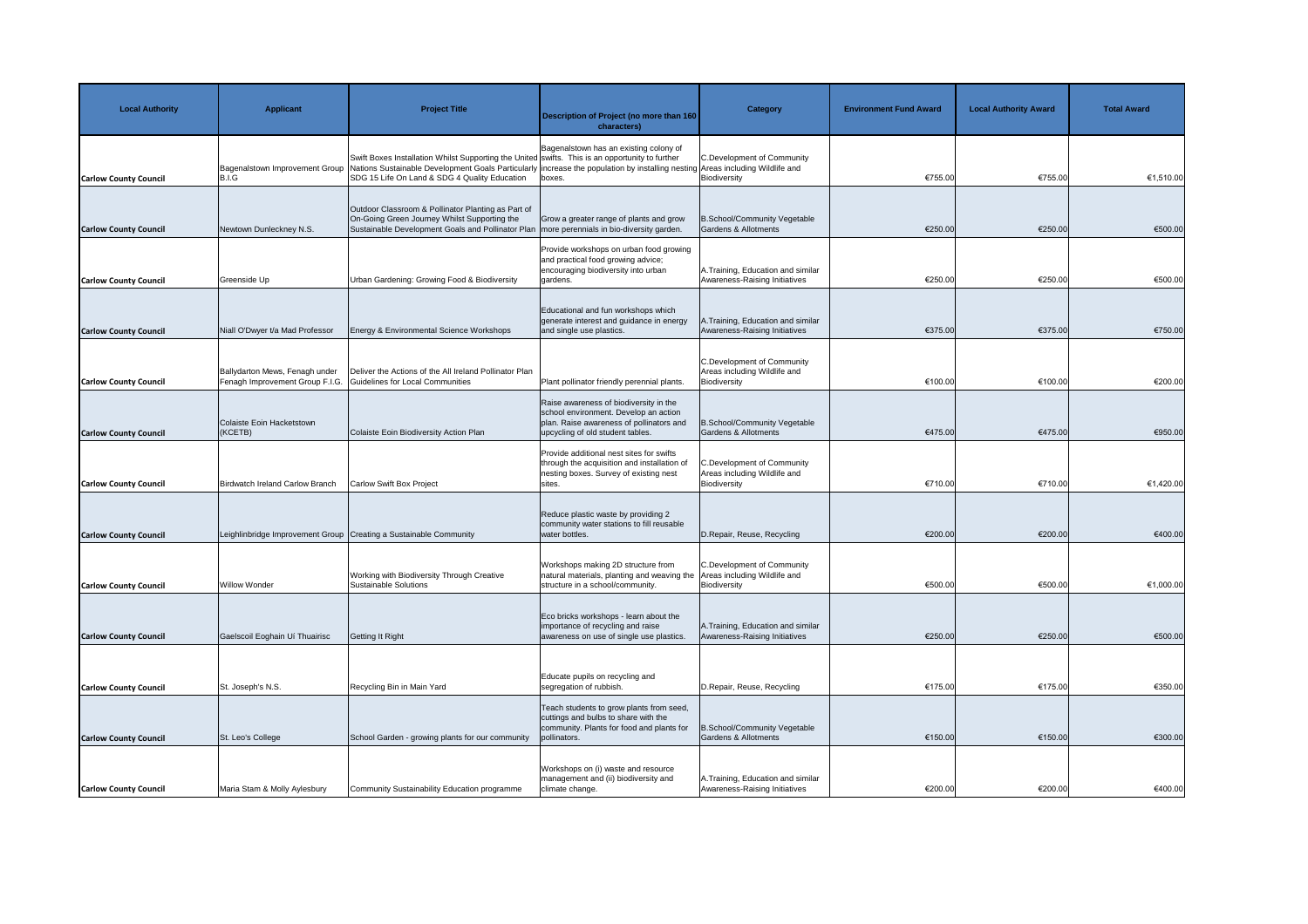| Local Authority | Applicant | Project Title | Description of Project (no more than 160 characters) | Category | Environment Fund Award | Local Authority Award | Total Award |
|---|---|---|---|---|---|---|---|
| Carlow County Council | Bagenalstown Improvement Group B.I.G | Swift Boxes Installation Whilst Supporting the United Nations Sustainable Development Goals Particularly SDG 15 Life On Land & SDG 4 Quality Education | Bagenalstown has an existing colony of swifts. This is an opportunity to further increase the population by installing nesting boxes. | C.Development of Community Areas including Wildlife and Biodiversity | €755.00 | €755.00 | €1,510.00 |
| Carlow County Council | Newtown Dunleckney N.S. | Outdoor Classroom & Pollinator Planting as Part of On-Going Green Journey Whilst Supporting the Sustainable Development Goals and Pollinator Plan | Grow a greater range of plants and grow more perennials in bio-diversity garden. | B.School/Community Vegetable Gardens & Allotments | €250.00 | €250.00 | €500.00 |
| Carlow County Council | Greenside Up | Urban Gardening: Growing Food & Biodiversity | Provide workshops on urban food growing and practical food growing advice; encouraging biodiversity into urban gardens. | A.Training, Education and similar Awareness-Raising Initiatives | €250.00 | €250.00 | €500.00 |
| Carlow County Council | Niall O'Dwyer t/a Mad Professor | Energy & Environmental Science Workshops | Educational and fun workshops which generate interest and guidance in energy and single use plastics. | A.Training, Education and similar Awareness-Raising Initiatives | €375.00 | €375.00 | €750.00 |
| Carlow County Council | Ballydarton Mews, Fenagh under Fenagh Improvement Group F.I.G. | Deliver the Actions of the All Ireland Pollinator Plan Guidelines for Local Communities | Plant pollinator friendly perennial plants. | C.Development of Community Areas including Wildlife and Biodiversity | €100.00 | €100.00 | €200.00 |
| Carlow County Council | Colaiste Eoin Hacketstown (KCETB) | Colaiste Eoin Biodiversity Action Plan | Raise awareness of biodiversity in the school environment. Develop an action plan. Raise awareness of pollinators and upcycling of old student tables. | B.School/Community Vegetable Gardens & Allotments | €475.00 | €475.00 | €950.00 |
| Carlow County Council | Birdwatch Ireland Carlow Branch | Carlow Swift Box Project | Provide additional nest sites for swifts through the acquisition and installation of nesting boxes. Survey of existing nest sites. | C.Development of Community Areas including Wildlife and Biodiversity | €710.00 | €710.00 | €1,420.00 |
| Carlow County Council | Leighlinbridge Improvement Group | Creating a Sustainable Community | Reduce plastic waste by providing 2 community water stations to fill reusable water bottles. | D.Repair, Reuse, Recycling | €200.00 | €200.00 | €400.00 |
| Carlow County Council | Willow Wonder | Working with Biodiversity Through Creative Sustainable Solutions | Workshops making 2D structure from natural materials, planting and weaving the structure in a school/community. | C.Development of Community Areas including Wildlife and Biodiversity | €500.00 | €500.00 | €1,000.00 |
| Carlow County Council | Gaelscoil Eoghain Uí Thuairisc | Getting It Right | Eco bricks workshops - learn about the importance of recycling and raise awareness on use of single use plastics. | A.Training, Education and similar Awareness-Raising Initiatives | €250.00 | €250.00 | €500.00 |
| Carlow County Council | St. Joseph's N.S. | Recycling Bin in Main Yard | Educate pupils on recycling and segregation of rubbish. | D.Repair, Reuse, Recycling | €175.00 | €175.00 | €350.00 |
| Carlow County Council | St. Leo's College | School Garden - growing plants for our community | Teach students to grow plants from seed, cuttings and bulbs to share with the community. Plants for food and plants for pollinators. | B.School/Community Vegetable Gardens & Allotments | €150.00 | €150.00 | €300.00 |
| Carlow County Council | Maria Stam & Molly Aylesbury | Community Sustainability Education programme | Workshops on (i) waste and resource management and (ii) biodiversity and climate change. | A.Training, Education and similar Awareness-Raising Initiatives | €200.00 | €200.00 | €400.00 |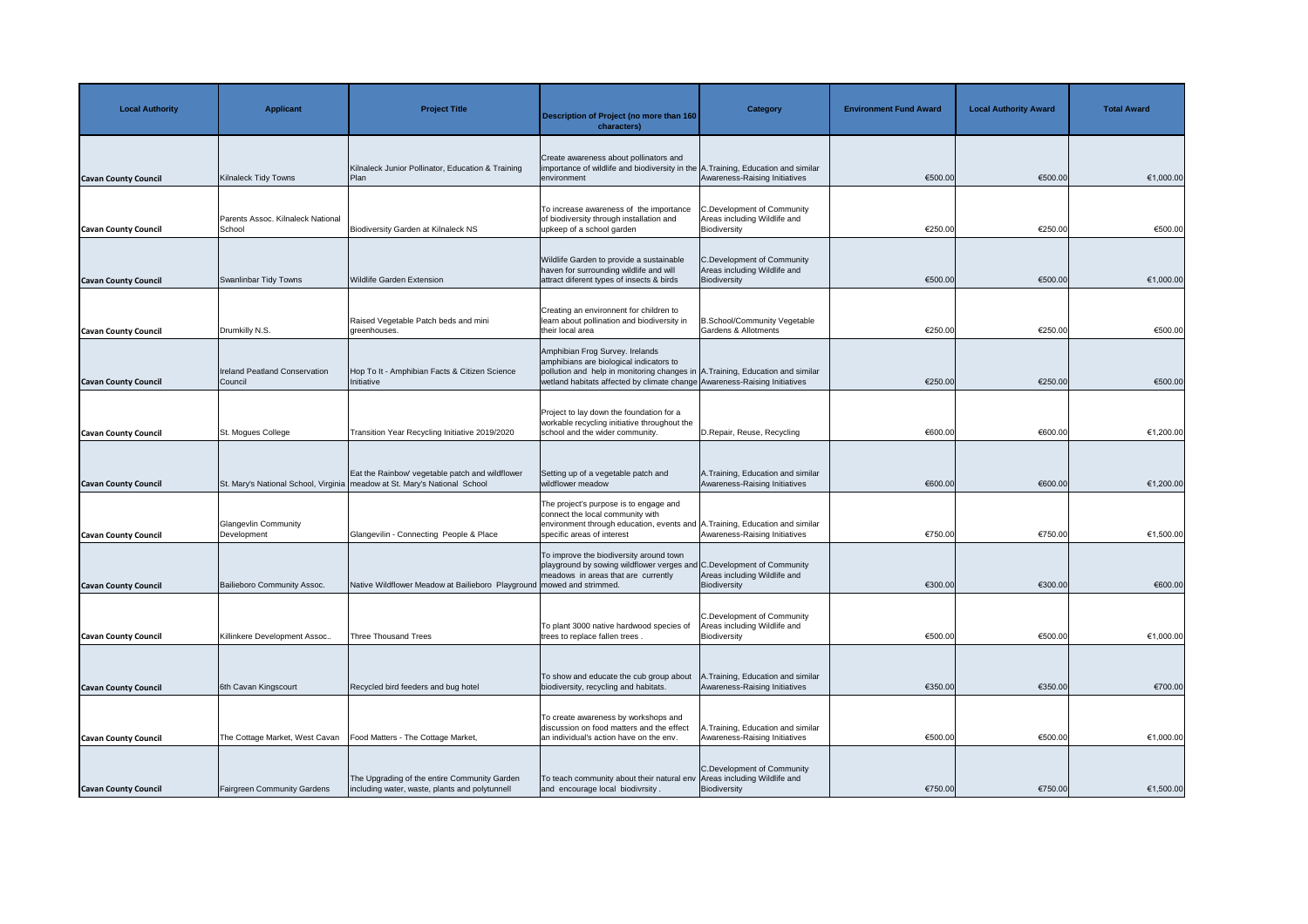| Local Authority | Applicant | Project Title | Description of Project (no more than 160 characters) | Category | Environment Fund Award | Local Authority Award | Total Award |
|---|---|---|---|---|---|---|---|
| Cavan County Council | Kilnaleck Tidy Towns | Kilnaleck Junior Pollinator, Education & Training Plan | Create awareness about pollinators and importance of wildlife and biodiversity in the environment | A.Training, Education and similar Awareness-Raising Initiatives | €500.00 | €500.00 | €1,000.00 |
| Cavan County Council | Parents Assoc. Kilnaleck National School | Biodiversity Garden at Kilnaleck NS | To increase awareness of the importance of biodiversity through installation and upkeep of a school garden | C.Development of Community Areas including Wildlife and Biodiversity | €250.00 | €250.00 | €500.00 |
| Cavan County Council | Swanlinbar Tidy Towns | Wildlife Garden Extension | Wildlife Garden to provide a sustainable haven for surrounding wildlife and will attract diferent types of insects & birds | C.Development of Community Areas including Wildlife and Biodiversity | €500.00 | €500.00 | €1,000.00 |
| Cavan County Council | Drumkilly N.S. | Raised Vegetable Patch beds and mini greenhouses. | Creating an environnent for children to learn about pollination and biodiversity in their local area | B.School/Community Vegetable Gardens & Allotments | €250.00 | €250.00 | €500.00 |
| Cavan County Council | Ireland Peatland Conservation Council | Hop To It - Amphibian Facts & Citizen Science Initiative | Amphibian Frog Survey. Irelands amphibians are biological indicators to pollution and help in monitoring changes in wetland habitats affected by climate change | A.Training, Education and similar Awareness-Raising Initiatives | €250.00 | €250.00 | €500.00 |
| Cavan County Council | St. Mogues College | Transition Year Recycling Initiative 2019/2020 | Project to lay down the foundation for a workable recycling initiative throughout the school and the wider community. | D.Repair, Reuse, Recycling | €600.00 | €600.00 | €1,200.00 |
| Cavan County Council | St. Mary's National School, Virginia | Eat the Rainbow' vegetable patch and wildflower meadow at St. Mary's National School | Setting up of a vegetable patch and wildflower meadow | A.Training, Education and similar Awareness-Raising Initiatives | €600.00 | €600.00 | €1,200.00 |
| Cavan County Council | Glangevlin Community Development | Glangevilin - Connecting People & Place | The project's purpose is to engage and connect the local community with environment through education, events and specific areas of interest | A.Training, Education and similar Awareness-Raising Initiatives | €750.00 | €750.00 | €1,500.00 |
| Cavan County Council | Bailieboro Community Assoc. | Native Wildflower Meadow at Bailieboro Playground | To improve the biodiversity around town playground by sowing wildflower verges and meadows in areas that are currently mowed and strimmed. | C.Development of Community Areas including Wildlife and Biodiversity | €300.00 | €300.00 | €600.00 |
| Cavan County Council | Killinkere Development Assoc.. | Three Thousand Trees | To plant 3000 native hardwood species of trees to replace fallen trees . | C.Development of Community Areas including Wildlife and Biodiversity | €500.00 | €500.00 | €1,000.00 |
| Cavan County Council | 6th Cavan Kingscourt | Recycled bird feeders and bug hotel | To show and educate the cub group about biodiversity, recycling and habitats. | A.Training, Education and similar Awareness-Raising Initiatives | €350.00 | €350.00 | €700.00 |
| Cavan County Council | The Cottage Market, West Cavan | Food Matters - The Cottage Market, | To create awareness by workshops and discussion on food matters and the effect an individual's action have on the env. | A.Training, Education and similar Awareness-Raising Initiatives | €500.00 | €500.00 | €1,000.00 |
| Cavan County Council | Fairgreen Community Gardens | The Upgrading of the entire Community Garden including water, waste, plants and polytunnell | To teach community about their natural env and encourage local biodivrsity . | C.Development of Community Areas including Wildlife and Biodiversity | €750.00 | €750.00 | €1,500.00 |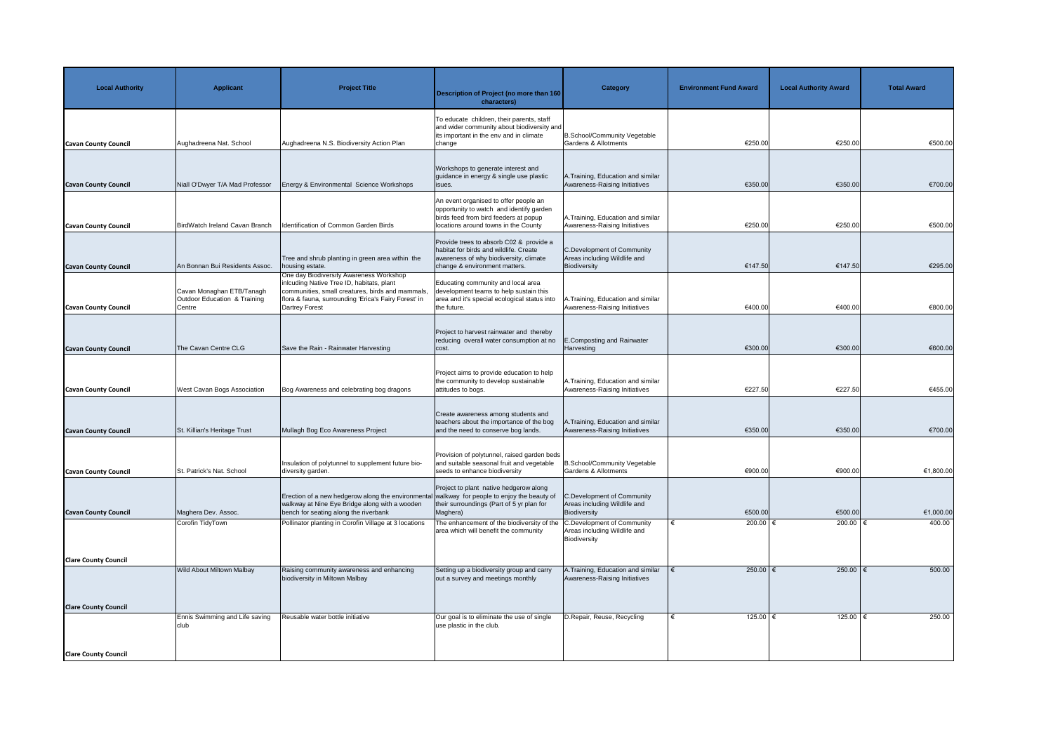| Local Authority | Applicant | Project Title | Description of Project (no more than 160 characters) | Category | Environment Fund Award | Local Authority Award | Total Award |
|---|---|---|---|---|---|---|---|
| Cavan County Council | Aughadreena Nat. School | Aughadreena N.S. Biodiversity Action Plan | To educate children, their parents, staff and wider community about biodiversity and its important in the env and in climate change | B.School/Community Vegetable Gardens & Allotments | €250.00 | €250.00 | €500.00 |
| Cavan County Council | Niall O'Dwyer T/A Mad Professor | Energy & Environmental Science Workshops | Workshops to generate interest and guidance in energy & single use plastic issues. | A.Training, Education and similar Awareness-Raising Initiatives | €350.00 | €350.00 | €700.00 |
| Cavan County Council | BirdWatch Ireland Cavan Branch | Identification of Common Garden Birds | An event organised to offer people an opportunity to watch and identify garden birds feed from bird feeders at popup locations around towns in the County | A.Training, Education and similar Awareness-Raising Initiatives | €250.00 | €250.00 | €500.00 |
| Cavan County Council | An Bonnan Bui Residents Assoc. | Tree and shrub planting in green area within the housing estate. | Provide trees to absorb C02 & provide a habitat for birds and wildlife. Create awareness of why biodiversity, climate change & environment matters. | C.Development of Community Areas including Wildlife and Biodiversity | €147.50 | €147.50 | €295.00 |
| Cavan County Council | Cavan Monaghan ETB/Tanagh Outdoor Education & Training Centre | One day Biodiversity Awareness Workshop inlcuding Native Tree ID, habitats, plant communities, small creatures, birds and mammals, flora & fauna, surrounding 'Erica's Fairy Forest' in Dartrey Forest | Educating community and local area development teams to help sustain this area and it's special ecological status into the future. | A.Training, Education and similar Awareness-Raising Initiatives | €400.00 | €400.00 | €800.00 |
| Cavan County Council | The Cavan Centre CLG | Save the Rain - Rainwater Harvesting | Project to harvest rainwater and thereby reducing overall water consumption at no cost. | E.Composting and Rainwater Harvesting | €300.00 | €300.00 | €600.00 |
| Cavan County Council | West Cavan Bogs Association | Bog Awareness and celebrating bog dragons | Project aims to provide education to help the community to develop sustainable attitudes to bogs. | A.Training, Education and similar Awareness-Raising Initiatives | €227.50 | €227.50 | €455.00 |
| Cavan County Council | St. Killian's Heritage Trust | Mullagh Bog Eco Awareness Project | Create awareness among students and teachers about the importance of the bog and the need to conserve bog lands. | A.Training, Education and similar Awareness-Raising Initiatives | €350.00 | €350.00 | €700.00 |
| Cavan County Council | St. Patrick's Nat. School | Insulation of polytunnel to supplement future bio-diversity garden. | Provision of polytunnel, raised garden beds and suitable seasonal fruit and vegetable seeds to enhance biodiversity | B.School/Community Vegetable Gardens & Allotments | €900.00 | €900.00 | €1,800.00 |
| Cavan County Council | Maghera Dev. Assoc. | Erection of a new hedgerow along the environmental walkway at Nine Eye Bridge along with a wooden bench for seating along the riverbank | Project to plant native hedgerow along walkway for people to enjoy the beauty of their surroundings (Part of 5 yr plan for Maghera) | C.Development of Community Areas including Wildlife and Biodiversity | €500.00 | €500.00 | €1,000.00 |
| Clare County Council | Corofin TidyTown | Pollinator planting in Corofin Village at 3 locations | The enhancement of the biodiversity of the area which will benefit the community | C.Development of Community Areas including Wildlife and Biodiversity | € 200.00 | € 200.00 | € 400.00 |
| Clare County Council | Wild About Miltown Malbay | Raising community awareness and enhancing biodiversity in Miltown Malbay | Setting up a biodiversity group and carry out a survey and meetings monthly | A.Training, Education and similar Awareness-Raising Initiatives | € 250.00 | € 250.00 | € 500.00 |
| Clare County Council | Ennis Swimming and Life saving club | Reusable water bottle initiative | Our goal is to eliminate the use of single use plastic in the club. | D.Repair, Reuse, Recycling | € 125.00 | € 125.00 | € 250.00 |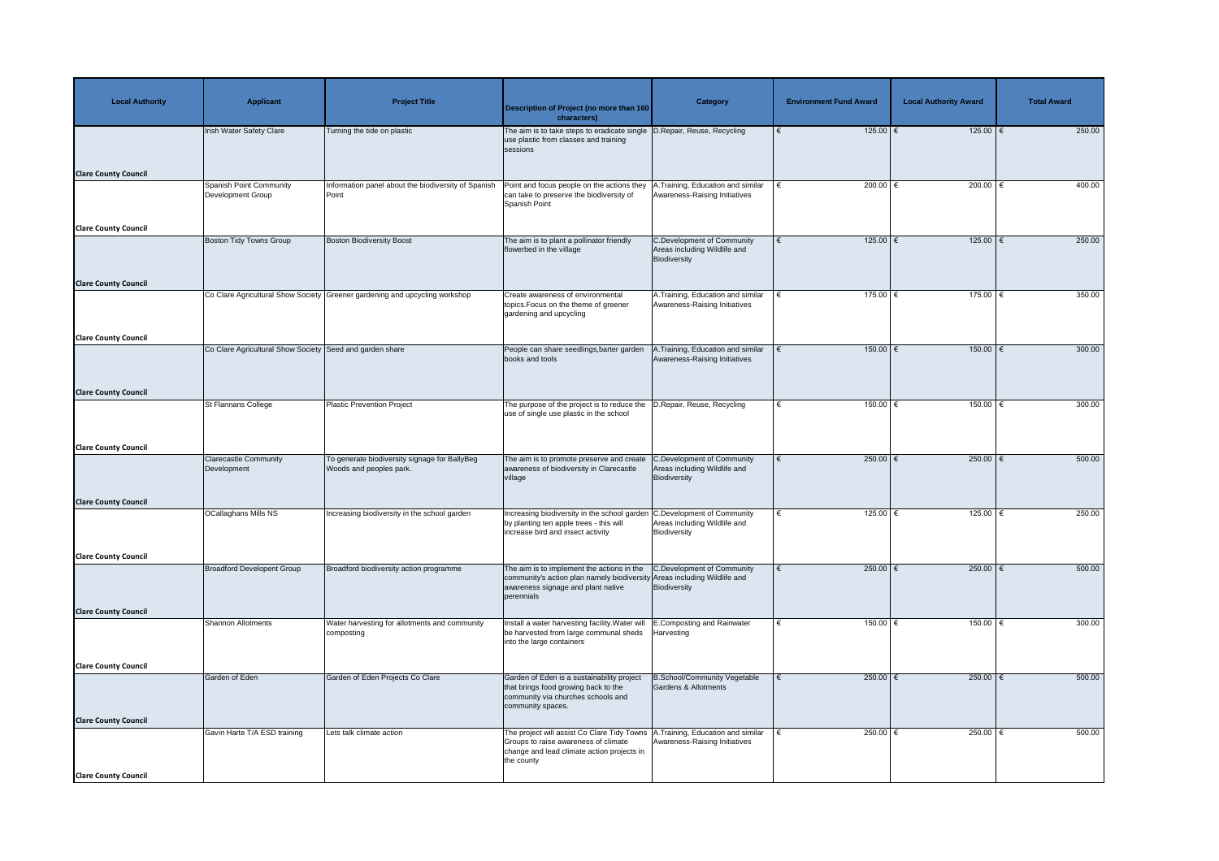| Local Authority | Applicant | Project Title | Description of Project (no more than 160 characters) | Category | Environment Fund Award | Local Authority Award | Total Award |
|---|---|---|---|---|---|---|---|
| Clare County Council | Irish Water Safety Clare | Turning the tide on plastic | The aim is to take steps to eradicate single use plastic from classes and training sessions | D.Repair, Reuse, Recycling | € 125.00 | € 125.00 | € 250.00 |
| Clare County Council | Spanish Point Community Development Group | Information panel about the biodiversity of Spanish Point | Point and focus people on the actions they can take to preserve the biodiversity of Spanish Point | A.Training, Education and similar Awareness-Raising Initiatives | € 200.00 | € 200.00 | € 400.00 |
| Clare County Council | Boston Tidy Towns Group | Boston Biodiversity Boost | The aim is to plant a pollinator friendly flowerbed in the village | C.Development of Community Areas including Wildlife and Biodiversity | € 125.00 | € 125.00 | € 250.00 |
| Clare County Council | Co Clare Agricultural Show Society | Greener gardening and upcycling workshop | Create awareness of environmental topics.Focus on the theme of greener gardening and upcycling | A.Training, Education and similar Awareness-Raising Initiatives | € 175.00 | € 175.00 | € 350.00 |
| Clare County Council | Co Clare Agricultural Show Society | Seed and garden share | People can share seedlings,barter garden books and tools | A.Training, Education and similar Awareness-Raising Initiatives | € 150.00 | € 150.00 | € 300.00 |
| Clare County Council | St Flannans College | Plastic Prevention Project | The purpose of the project is to reduce the use of single use plastic in the school | D.Repair, Reuse, Recycling | € 150.00 | € 150.00 | € 300.00 |
| Clare County Council | Clarecastle Community Development | To generate biodiversity signage for BallyBeg Woods and peoples park. | The aim is to promote preserve and create awareness of biodiversity in Clarecastle village | C.Development of Community Areas including Wildlife and Biodiversity | € 250.00 | € 250.00 | € 500.00 |
| Clare County Council | OCallaghans Mills NS | Increasing biodiversity in the school garden | Increasing biodiversity in the school garden by planting ten apple trees - this will increase bird and insect activity | C.Development of Community Areas including Wildlife and Biodiversity | € 125.00 | € 125.00 | € 250.00 |
| Clare County Council | Broadford Developent Group | Broadford biodiversity action programme | The aim is to implement the actions in the community's action plan namely biodiversity awareness signage and plant native perennials | C.Development of Community Areas including Wildlife and Biodiversity | € 250.00 | € 250.00 | € 500.00 |
| Clare County Council | Shannon Allotments | Water harvesting for allotments and community composting | Install a water harvesting facility.Water will be harvested from large communal sheds into the large containers | E.Composting and Rainwater Harvesting | € 150.00 | € 150.00 | € 300.00 |
| Clare County Council | Garden of Eden | Garden of Eden Projects Co Clare | Garden of Eden is a sustainability project that brings food growing back to the community via churches schools and community spaces. | B.School/Community Vegetable Gardens & Allotments | € 250.00 | € 250.00 | € 500.00 |
| Clare County Council | Gavin Harte T/A ESD training | Lets talk climate action | The project will assist Co Clare Tidy Towns Groups to raise awareness of climate change and lead climate action projects in the county | A.Training, Education and similar Awareness-Raising Initiatives | € 250.00 | € 250.00 | € 500.00 |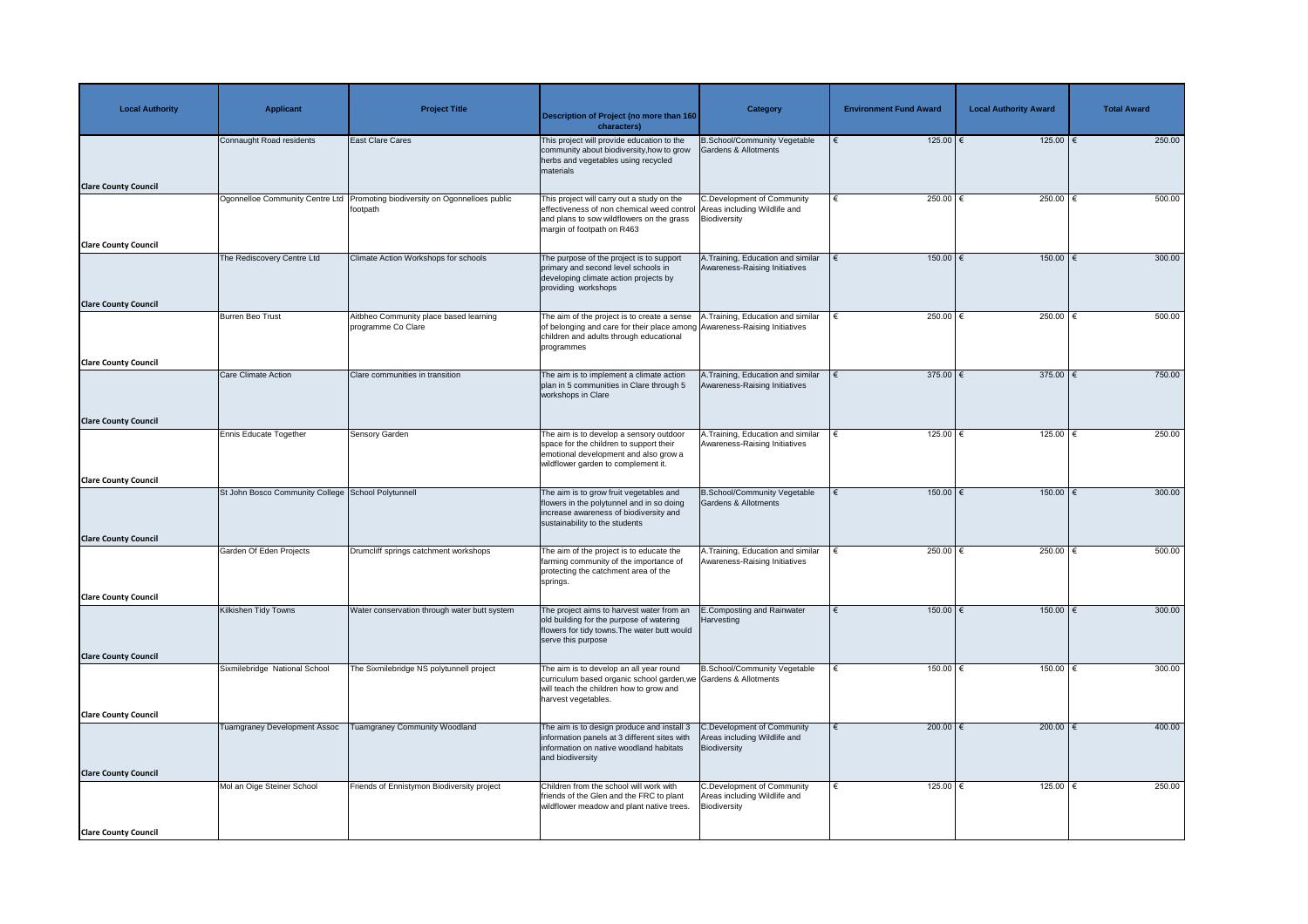| Local Authority | Applicant | Project Title | Description of Project (no more than 160 characters) | Category | Environment Fund Award | Local Authority Award | Total Award |
|---|---|---|---|---|---|---|---|
| Clare County Council | Connaught Road residents | East Clare Cares | This project will provide education to the community about biodiversity,how to grow herbs and vegetables using recycled materials | B.School/Community Vegetable Gardens & Allotments | € 125.00 | € 125.00 | € 250.00 |
| Clare County Council | Ogonnelloe Community Centre Ltd | Promoting biodiversity on Ogonnelloes public footpath | This project will carry out a study on the effectiveness of non chemical weed control and plans to sow wildflowers on the grass margin of footpath on R463 | C.Development of Community Areas including Wildlife and Biodiversity | € 250.00 | € 250.00 | € 500.00 |
| Clare County Council | The Rediscovery Centre Ltd | Climate Action Workshops for schools | The purpose of the project is to support primary and second level schools in developing climate action projects by providing workshops | A.Training, Education and similar Awareness-Raising Initiatives | € 150.00 | € 150.00 | € 300.00 |
| Clare County Council | Burren Beo Trust | Aitbheo Community place based learning programme Co Clare | The aim of the project is to create a sense of belonging and care for their place among children and adults through educational programmes | A.Training, Education and similar Awareness-Raising Initiatives | € 250.00 | € 250.00 | € 500.00 |
| Clare County Council | Care Climate Action | Clare communities in transition | The aim is to implement a climate action plan in 5 communities in Clare through 5 workshops in Clare | A.Training, Education and similar Awareness-Raising Initiatives | € 375.00 | € 375.00 | € 750.00 |
| Clare County Council | Ennis Educate Together | Sensory Garden | The aim is to develop a sensory outdoor space for the children to support their emotional development and also grow a wildflower garden to complement it. | A.Training, Education and similar Awareness-Raising Initiatives | € 125.00 | € 125.00 | € 250.00 |
| Clare County Council | St John Bosco Community College | School Polytunnell | The aim is to grow fruit vegetables and flowers in the polytunnel and in so doing increase awareness of biodiversity and sustainability to the students | B.School/Community Vegetable Gardens & Allotments | € 150.00 | € 150.00 | € 300.00 |
| Clare County Council | Garden Of Eden Projects | Drumcliff springs catchment workshops | The aim of the project is to educate the farming community of the importance of protecting the catchment area of the springs. | A.Training, Education and similar Awareness-Raising Initiatives | € 250.00 | € 250.00 | € 500.00 |
| Clare County Council | Kilkishen Tidy Towns | Water conservation through water butt system | The project aims to harvest water from an old building for the purpose of watering flowers for tidy towns.The water butt would serve this purpose | E.Composting and Rainwater Harvesting | € 150.00 | € 150.00 | € 300.00 |
| Clare County Council | Sixmilebridge National School | The Sixmilebridge NS polytunnell project | The aim is to develop an all year round curriculum based organic school garden,we will teach the children how to grow and harvest vegetables. | B.School/Community Vegetable Gardens & Allotments | € 150.00 | € 150.00 | € 300.00 |
| Clare County Council | Tuamgraney Development Assoc | Tuamgraney Community Woodland | The aim is to design produce and install 3 information panels at 3 different sites with information on native woodland habitats and biodiversity | C.Development of Community Areas including Wildlife and Biodiversity | € 200.00 | € 200.00 | € 400.00 |
| Clare County Council | Mol an Oige Steiner School | Friends of Ennistymon Biodiversity project | Children from the school will work with friends of the Glen and the FRC to plant wildflower meadow and plant native trees. | C.Development of Community Areas including Wildlife and Biodiversity | € 125.00 | € 125.00 | € 250.00 |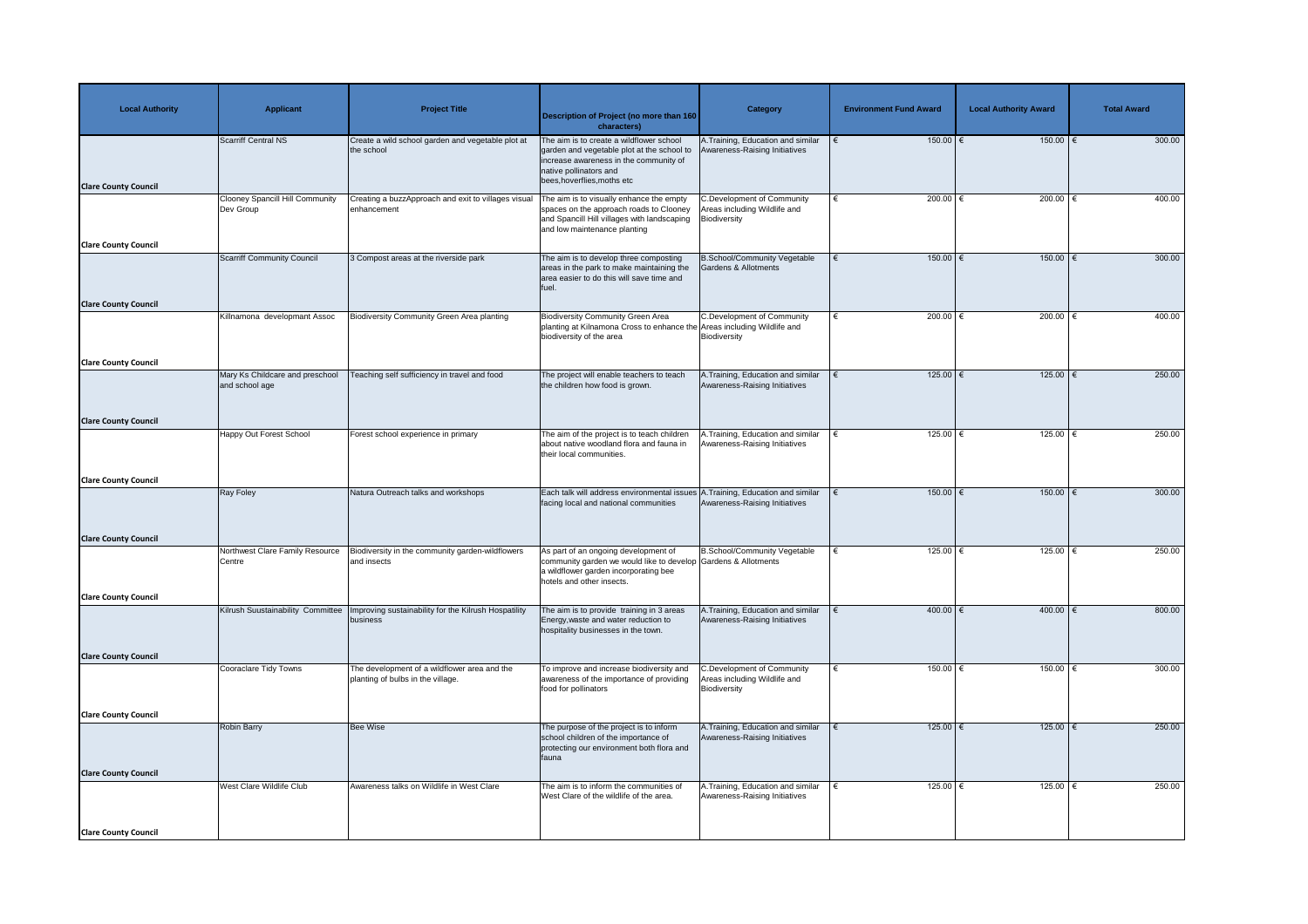| Local Authority | Applicant | Project Title | Description of Project (no more than 160 characters) | Category | Environment Fund Award | Local Authority Award | Total Award |
|---|---|---|---|---|---|---|---|
| Clare County Council | Scarriff Central NS | Create a wild school garden and vegetable plot at the school | The aim is to create a wildflower school garden and vegetable plot at the school to increase awareness in the community of native pollinators and bees,hoverflies,moths etc | A.Training, Education and similar Awareness-Raising Initiatives | € 150.00 | € 150.00 | € 300.00 |
| Clare County Council | Clooney Spancill Hill Community Dev Group | Creating a buzzApproach and exit to villages visual enhancement | The aim is to visually enhance the empty spaces on the approach roads to Clooney and Spancill Hill villages with landscaping and low maintenance planting | C.Development of Community Areas including Wildlife and Biodiversity | € 200.00 | € 200.00 | € 400.00 |
| Clare County Council | Scarriff Community Council | 3 Compost areas at the riverside park | The aim is to develop three composting areas in the park to make maintaining the area easier to do this will save time and fuel. | B.School/Community Vegetable Gardens & Allotments | € 150.00 | € 150.00 | € 300.00 |
| Clare County Council | Killnamona developmant Assoc | Biodiversity Community Green Area planting | Biodiversity Community Green Area planting at Kilnamona Cross to enhance the biodiversity of the area | C.Development of Community Areas including Wildlife and Biodiversity | € 200.00 | € 200.00 | € 400.00 |
| Clare County Council | Mary Ks Childcare and preschool and school age | Teaching self sufficiency in travel and food | The project will enable teachers to teach the children how food is grown. | A.Training, Education and similar Awareness-Raising Initiatives | € 125.00 | € 125.00 | € 250.00 |
| Clare County Council | Happy Out Forest School | Forest school experience in primary | The aim of the project is to teach children about native woodland flora and fauna in their local communities. | A.Training, Education and similar Awareness-Raising Initiatives | € 125.00 | € 125.00 | € 250.00 |
| Clare County Council | Ray Foley | Natura Outreach talks and workshops | Each talk will address environmental issues facing local and national communities | A.Training, Education and similar Awareness-Raising Initiatives | € 150.00 | € 150.00 | € 300.00 |
| Clare County Council | Northwest Clare Family Resource Centre | Biodiversity in the community garden-wildflowers and insects | As part of an ongoing development of community garden we would like to develop a wildflower garden incorporating bee hotels and other insects. | B.School/Community Vegetable Gardens & Allotments | € 125.00 | € 125.00 | € 250.00 |
| Clare County Council | Kilrush Suustainability Committee | Improving sustainability for the Kilrush Hospatility business | The aim is to provide training in 3 areas Energy,waste and water reduction to hospitality businesses in the town. | A.Training, Education and similar Awareness-Raising Initiatives | € 400.00 | € 400.00 | € 800.00 |
| Clare County Council | Cooraclare Tidy Towns | The development of a wildflower area and the planting of bulbs in the village. | To improve and increase biodiversity and awareness of the importance of providing food for pollinators | C.Development of Community Areas including Wildlife and Biodiversity | € 150.00 | € 150.00 | € 300.00 |
| Clare County Council | Robin Barry | Bee Wise | The purpose of the project is to inform school children of the importance of protecting our environment both flora and fauna | A.Training, Education and similar Awareness-Raising Initiatives | € 125.00 | € 125.00 | € 250.00 |
| Clare County Council | West Clare Wildlife Club | Awareness talks on Wildlife in West Clare | The aim is to inform the communities of West Clare of the wildlife of the area. | A.Training, Education and similar Awareness-Raising Initiatives | € 125.00 | € 125.00 | € 250.00 |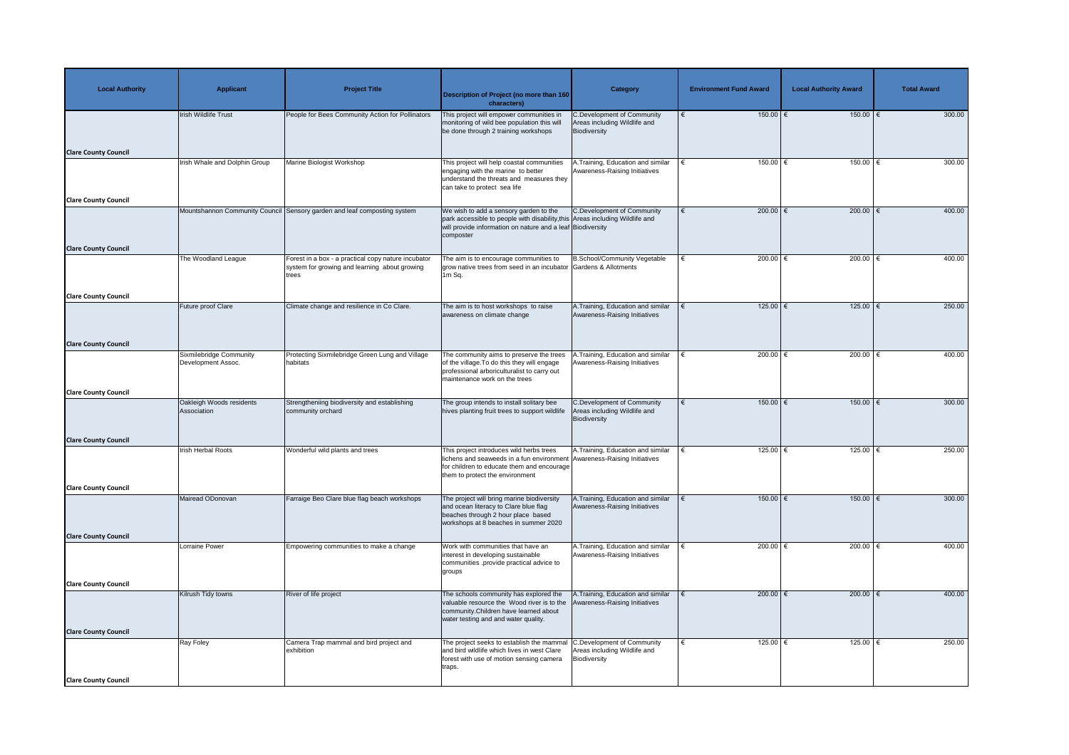| Local Authority | Applicant | Project Title | Description of Project (no more than 160 characters) | Category | Environment Fund Award | Local Authority Award | Total Award |
|---|---|---|---|---|---|---|---|
| Clare County Council | Irish Wildlife Trust | People for Bees Community Action for Pollinators | This project will empower communities in monitoring of wild bee population this will be done through 2 training workshops | C.Development of Community Areas including Wildlife and Biodiversity | € 150.00 | € 150.00 | € 300.00 |
| Clare County Council | Irish Whale and Dolphin Group | Marine Biologist Workshop | This project will help coastal communities engaging with the marine to better understand the threats and measures they can take to protect sea life | A.Training, Education and similar Awareness-Raising Initiatives | € 150.00 | € 150.00 | € 300.00 |
| Clare County Council | Mountshannon Community Council | Sensory garden and leaf composting system | We wish to add a sensory garden to the park accessible to people with disability,this will provide information on nature and a leaf composter | C.Development of Community Areas including Wildlife and Biodiversity | € 200.00 | € 200.00 | € 400.00 |
| Clare County Council | The Woodland League | Forest in a box - a practical copy nature incubator system for growing and learning about growing trees | The aim is to encourage communities to grow native trees from seed in an incubator 1m Sq. | B.School/Community Vegetable Gardens & Allotments | € 200.00 | € 200.00 | € 400.00 |
| Clare County Council | Future proof Clare | Climate change and resilience in Co Clare. | The aim is to host workshops to raise awareness on climate change | A.Training, Education and similar Awareness-Raising Initiatives | € 125.00 | € 125.00 | € 250.00 |
| Clare County Council | Sixmilebridge Community Development Assoc. | Protecting Sixmilebridge Green Lung and Village habitats | The community aims to preserve the trees of the village.To do this they will engage professional arboriculturalist to carry out maintenance work on the trees | A.Training, Education and similar Awareness-Raising Initiatives | € 200.00 | € 200.00 | € 400.00 |
| Clare County Council | Oakleigh Woods residents Association | Strengtheniing biodiversity and establishing community orchard | The group intends to install solitary bee hives planting fruit trees to support wildlife | C.Development of Community Areas including Wildlife and Biodiversity | € 150.00 | € 150.00 | € 300.00 |
| Clare County Council | Irish Herbal Roots | Wonderful wild plants and trees | This project introduces wild herbs trees lichens and seaweeds in a fun environment for children to educate them and encourage them to protect the environment | A.Training, Education and similar Awareness-Raising Initiatives | € 125.00 | € 125.00 | € 250.00 |
| Clare County Council | Mairead ODonovan | Farraige Beo Clare blue flag beach workshops | The project will bring marine biodiversity and ocean literacy to Clare blue flag beaches through 2 hour place based workshops at 8 beaches in summer 2020 | A.Training, Education and similar Awareness-Raising Initiatives | € 150.00 | € 150.00 | € 300.00 |
| Clare County Council | Lorraine Power | Empowering communities to make a change | Work with communities that have an interest in developing sustainable communities .provide practical advice to groups | A.Training, Education and similar Awareness-Raising Initiatives | € 200.00 | € 200.00 | € 400.00 |
| Clare County Council | Kilrush Tidy towns | River of life project | The schools community has explored the valuable resource the Wood river is to the community.Children have learned about water testing and water quality. | A.Training, Education and similar Awareness-Raising Initiatives | € 200.00 | € 200.00 | € 400.00 |
| Clare County Council | Ray Foley | Camera Trap mammal and bird project and exhibition | The project seeks to establish the mammal and bird wildlife which lives in west Clare forest with use of motion sensing camera traps. | C.Development of Community Areas including Wildlife and Biodiversity | € 125.00 | € 125.00 | € 250.00 |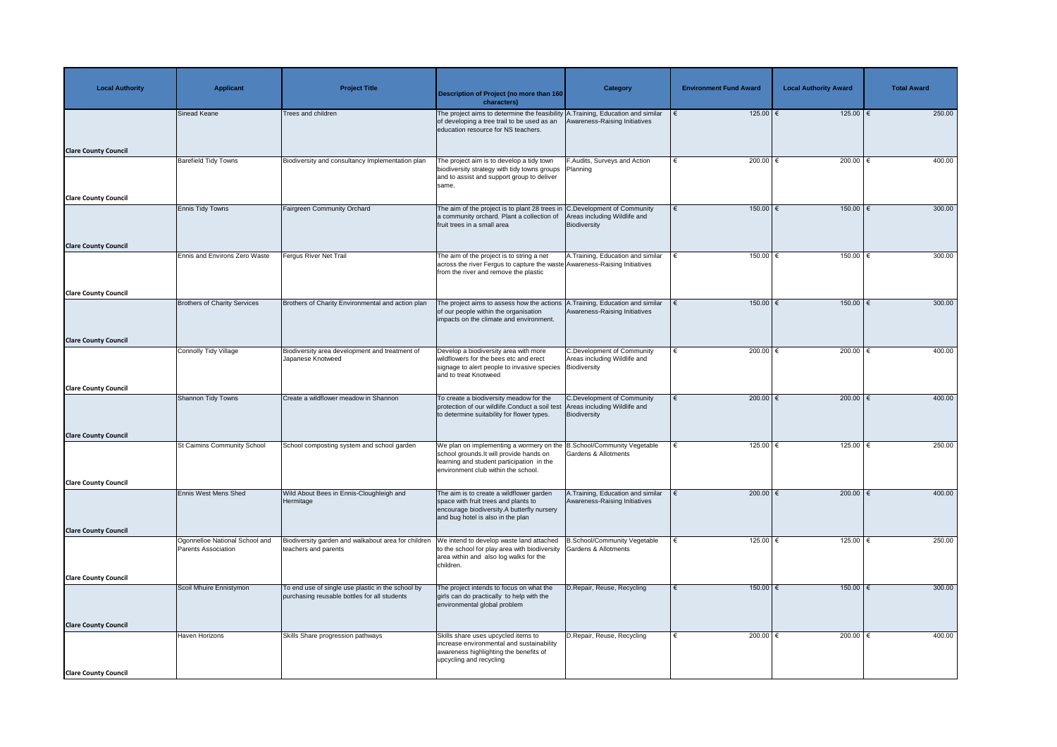| Local Authority | Applicant | Project Title | Description of Project (no more than 160 characters) | Category | Environment Fund Award | Local Authority Award | Total Award |
|---|---|---|---|---|---|---|---|
| Clare County Council | Sinead Keane | Trees and children | The project aims to determine the feasibility of developing a tree trail to be used as an education resource for NS teachers. | A.Training, Education and similar Awareness-Raising Initiatives | € 125.00 | € 125.00 | € 250.00 |
| Clare County Council | Barefield Tidy Towns | Biodiversity and consultancy Implementation plan | The project aim is to develop a tidy town biodiversity strategy with tidy towns groups and to assist and support group to deliver same. | F.Audits, Surveys and Action Planning | € 200.00 | € 200.00 | € 400.00 |
| Clare County Council | Ennis Tidy Towns | Fairgreen Community Orchard | The aim of the project is to plant 28 trees in a community orchard. Plant a collection of fruit trees in a small area | C.Development of Community Areas including Wildlife and Biodiversity | € 150.00 | € 150.00 | € 300.00 |
| Clare County Council | Ennis and Environs Zero Waste | Fergus River Net Trail | The aim of the project is to string a net across the river Fergus to capture the waste from the river and remove the plastic | A.Training, Education and similar Awareness-Raising Initiatives | € 150.00 | € 150.00 | € 300.00 |
| Clare County Council | Brothers of Charity Services | Brothers of Charity Environmental and action plan | The project aims to assess how the actions of our people within the organisation impacts on the climate and environment. | A.Training, Education and similar Awareness-Raising Initiatives | € 150.00 | € 150.00 | € 300.00 |
| Clare County Council | Connolly Tidy Village | Biodiversity area development and treatment of Japanese Knotweed | Develop a biodiversity area with more wildflowers for the bees etc and erect signage to alert people to invasive species and to treat Knotweed | C.Development of Community Areas including Wildlife and Biodiversity | € 200.00 | € 200.00 | € 400.00 |
| Clare County Council | Shannon Tidy Towns | Create a wildflower meadow in Shannon | To create a biodiversity meadow for the protection of our wildlife.Conduct a soil test to determine suitability for flower types. | C.Development of Community Areas including Wildlife and Biodiversity | € 200.00 | € 200.00 | € 400.00 |
| Clare County Council | St Caimins Community School | School composting system and school garden | We plan on implementing a wormery on the school grounds.It will provide hands on learning and student participation in the environment club within the school. | B.School/Community Vegetable Gardens & Allotments | € 125.00 | € 125.00 | € 250.00 |
| Clare County Council | Ennis West Mens Shed | Wild About Bees in Ennis-Cloughleigh and Hermitage | The aim is to create a wildflower garden space with fruit trees and plants to encourage biodiversity.A butterfly nursery and bug hotel is also in the plan | A.Training, Education and similar Awareness-Raising Initiatives | € 200.00 | € 200.00 | € 400.00 |
| Clare County Council | Ogonnelloe National School and Parents Association | Biodiversity garden and walkabout area for children teachers and parents | We intend to develop waste land attached to the school for play area with biodiversity area within and also log walks for the children. | B.School/Community Vegetable Gardens & Allotments | € 125.00 | € 125.00 | € 250.00 |
| Clare County Council | Scoil Mhuire Ennistymon | To end use of single use plastic in the school by purchasing reusable bottles for all students | The project intends to focus on what the girls can do practically to help with the environmental global problem | D.Repair, Reuse, Recycling | € 150.00 | € 150.00 | € 300.00 |
| Clare County Council | Haven Horizons | Skills Share progression pathways | Skills share uses upcycled items to increase environmental and sustainability awareness highlighting the benefits of upcycling and recycling | D.Repair, Reuse, Recycling | € 200.00 | € 200.00 | € 400.00 |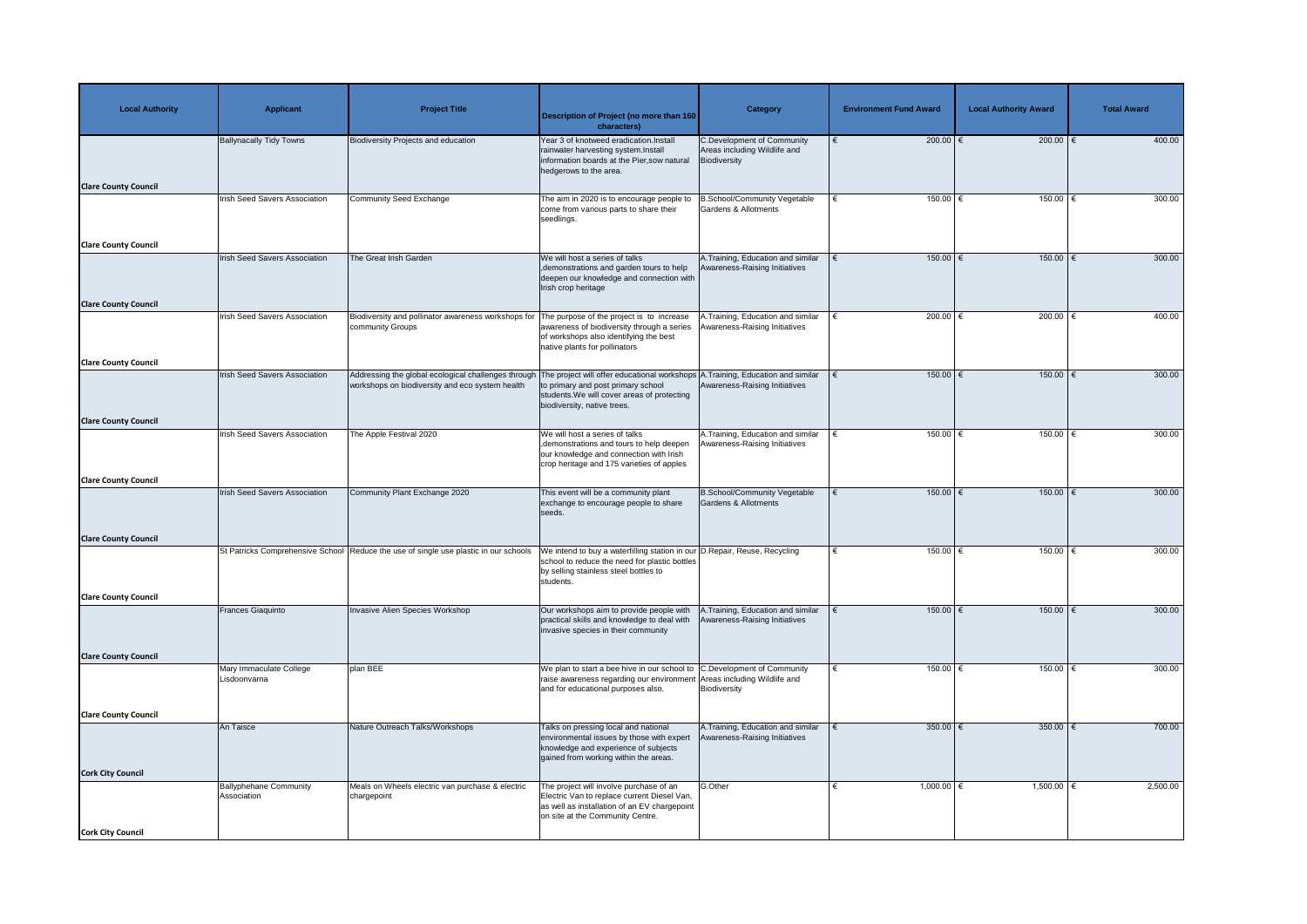| Local Authority | Applicant | Project Title | Description of Project (no more than 160 characters) | Category | Environment Fund Award | Local Authority Award | Total Award |
|---|---|---|---|---|---|---|---|
| Clare County Council | Ballynacally Tidy Towns | Biodiversity Projects and education | Year 3 of knotweed eradication.Install rainwater harvesting system.Install information boards at the Pier,sow natural hedgerows to the area. | C.Development of Community Areas including Wildlife and Biodiversity | € 200.00 | € 200.00 | € 400.00 |
| Clare County Council | Irish Seed Savers Association | Community Seed Exchange | The aim in 2020 is to encourage people to come from various parts to share their seedlings. | B.School/Community Vegetable Gardens & Allotments | € 150.00 | € 150.00 | € 300.00 |
| Clare County Council | Irish Seed Savers Association | The Great Irish Garden | We will host a series of talks ,demonstrations and garden tours to help deepen our knowledge and connection with Irish crop heritage | A.Training, Education and similar Awareness-Raising Initiatives | € 150.00 | € 150.00 | € 300.00 |
| Clare County Council | Irish Seed Savers Association | Biodiversity and pollinator awareness workshops for community Groups | The purpose of the project is to increase awareness of biodiversity through a series of workshops also identifying the best native plants for pollinators | A.Training, Education and similar Awareness-Raising Initiatives | € 200.00 | € 200.00 | € 400.00 |
| Clare County Council | Irish Seed Savers Association | Addressing the global ecological challenges through workshops on biodiversity and eco system health | The project will offer educational workshops to primary and post primary school students.We will cover areas of protecting biodiversity, native trees. | A.Training, Education and similar Awareness-Raising Initiatives | € 150.00 | € 150.00 | € 300.00 |
| Clare County Council | Irish Seed Savers Association | The Apple Festival 2020 | We will host a series of talks ,demonstrations and tours to help deepen our knowledge and connection with Irish crop heritage and 175 varieties of apples | A.Training, Education and similar Awareness-Raising Initiatives | € 150.00 | € 150.00 | € 300.00 |
| Clare County Council | Irish Seed Savers Association | Community Plant Exchange 2020 | This event will be a community plant exchange to encourage people to share seeds. | B.School/Community Vegetable Gardens & Allotments | € 150.00 | € 150.00 | € 300.00 |
| Clare County Council | St Patricks Comprehensive School | Reduce the use of single use plastic in our schools | We intend to buy a waterfilling station in our school to reduce the need for plastic bottles by selling stainless steel bottles to students. | D.Repair, Reuse, Recycling | € 150.00 | € 150.00 | € 300.00 |
| Clare County Council | Frances Giaquinto | Invasive Alien Species Workshop | Our workshops aim to provide people with practical skills and knowledge to deal with invasive species in their community | A.Training, Education and similar Awareness-Raising Initiatives | € 150.00 | € 150.00 | € 300.00 |
| Clare County Council | Mary Immaculate College Lisdoonvarna | plan BEE | We plan to start a bee hive in our school to raise awareness regarding our environment and for educational purposes also. | C.Development of Community Areas including Wildlife and Biodiversity | € 150.00 | € 150.00 | € 300.00 |
| Cork City Council | An Taisce | Nature Outreach Talks/Workshops | Talks on pressing local and national environmental issues by those with expert knowledge and experience of subjects gained from working within the areas. | A.Training, Education and similar Awareness-Raising Initiatives | € 350.00 | € 350.00 | € 700.00 |
| Cork City Council | Ballyphehane Community Association | Meals on Wheels electric van purchase & electric chargepoint | The project will involve purchase of an Electric Van to replace current Diesel Van, as well as installation of an EV chargepoint on site at the Community Centre. | G.Other | € 1,000.00 | € 1,500.00 | € 2,500.00 |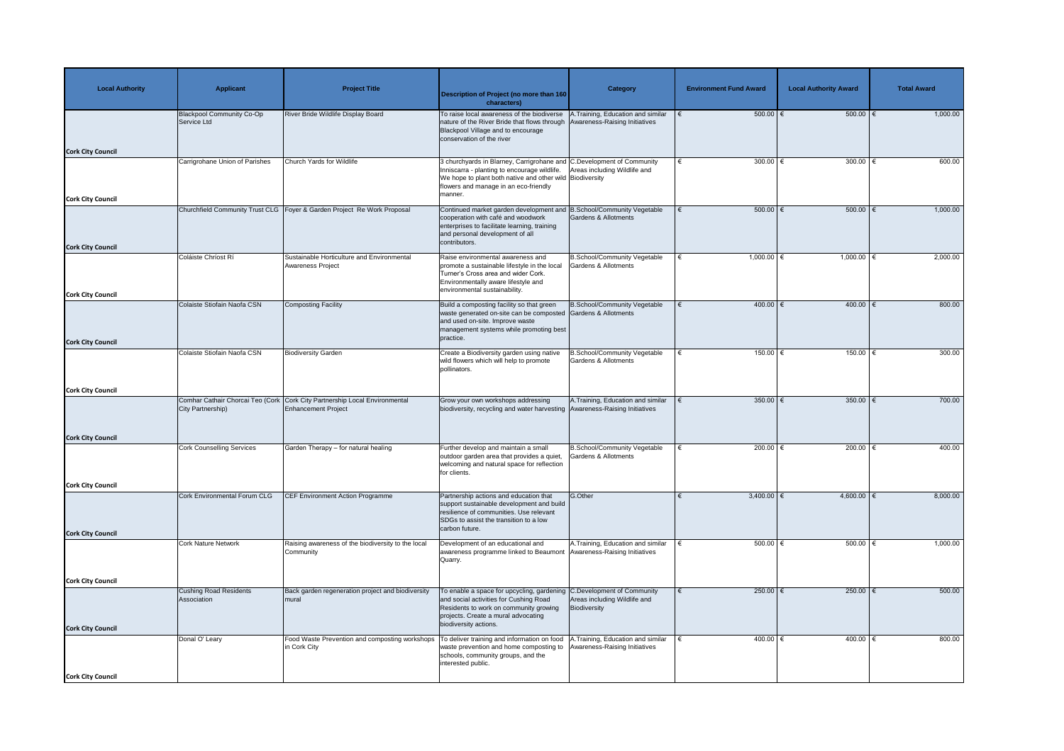| Local Authority | Applicant | Project Title | Description of Project (no more than 160 characters) | Category | Environment Fund Award | Local Authority Award | Total Award |
|---|---|---|---|---|---|---|---|
| Cork City Council | Blackpool Community Co-Op Service Ltd | River Bride Wildlife Display Board | To raise local awareness of the biodiverse nature of the River Bride that flows through Blackpool Village and to encourage conservation of the river | A.Training, Education and similar Awareness-Raising Initiatives | € 500.00 | € 500.00 | € 1,000.00 |
| Cork City Council | Carrigrohane Union of Parishes | Church Yards for Wildlife | 3 churchyards in Blarney, Carrigrohane and Inniscarra - planting to encourage wildlife. We hope to plant both native and other wild flowers and manage in an eco-friendly manner. | C.Development of Community Areas including Wildlife and Biodiversity | € 300.00 | € 300.00 | € 600.00 |
| Cork City Council | Churchfield Community Trust CLG | Foyer & Garden Project Re Work Proposal | Continued market garden development and cooperation with café and woodwork enterprises to facilitate learning, training and personal development of all contributors. | B.School/Community Vegetable Gardens & Allotments | € 500.00 | € 500.00 | € 1,000.00 |
| Cork City Council | Coláiste Chríost Rí | Sustainable Horticulture and Environmental Awareness Project | Raise environmental awareness and promote a sustainable lifestyle in the local Turner's Cross area and wider Cork. Environmentally aware lifestyle and environmental sustainability. | B.School/Community Vegetable Gardens & Allotments | € 1,000.00 | € 1,000.00 | € 2,000.00 |
| Cork City Council | Colaiste Stiofain Naofa CSN | Composting Facility | Build a composting facility so that green waste generated on-site can be composted and used on-site. Improve waste management systems while promoting best practice. | B.School/Community Vegetable Gardens & Allotments | € 400.00 | € 400.00 | € 800.00 |
| Cork City Council | Colaiste Stiofain Naofa CSN | Biodiversity Garden | Create a Biodiversity garden using native wild flowers which will help to promote pollinators. | B.School/Community Vegetable Gardens & Allotments | € 150.00 | € 150.00 | € 300.00 |
| Cork City Council | Comhar Cathair Chorcai Teo (Cork City Partnership) | Cork City Partnership Local Environmental Enhancement Project | Grow your own workshops addressing biodiversity, recycling and water harvesting | A.Training, Education and similar Awareness-Raising Initiatives | € 350.00 | € 350.00 | € 700.00 |
| Cork City Council | Cork Counselling Services | Garden Therapy – for natural healing | Further develop and maintain a small outdoor garden area that provides a quiet, welcoming and natural space for reflection for clients. | B.School/Community Vegetable Gardens & Allotments | € 200.00 | € 200.00 | € 400.00 |
| Cork City Council | Cork Environmental Forum CLG | CEF Environment Action Programme | Partnership actions and education that support sustainable development and build resilience of communities. Use relevant SDGs to assist the transition to a low carbon future. | G.Other | € 3,400.00 | € 4,600.00 | € 8,000.00 |
| Cork City Council | Cork Nature Network | Raising awareness of the biodiversity to the local Community | Development of an educational and awareness programme linked to Beaumont Quarry. | A.Training, Education and similar Awareness-Raising Initiatives | € 500.00 | € 500.00 | € 1,000.00 |
| Cork City Council | Cushing Road Residents Association | Back garden regeneration project and biodiversity mural | To enable a space for upcycling, gardening and social activities for Cushing Road Residents to work on community growing projects. Create a mural advocating biodiversity actions. | C.Development of Community Areas including Wildlife and Biodiversity | € 250.00 | € 250.00 | € 500.00 |
| Cork City Council | Donal O' Leary | Food Waste Prevention and composting workshops in Cork City | To deliver training and information on food waste prevention and home composting to schools, community groups, and the interested public. | A.Training, Education and similar Awareness-Raising Initiatives | € 400.00 | € 400.00 | € 800.00 |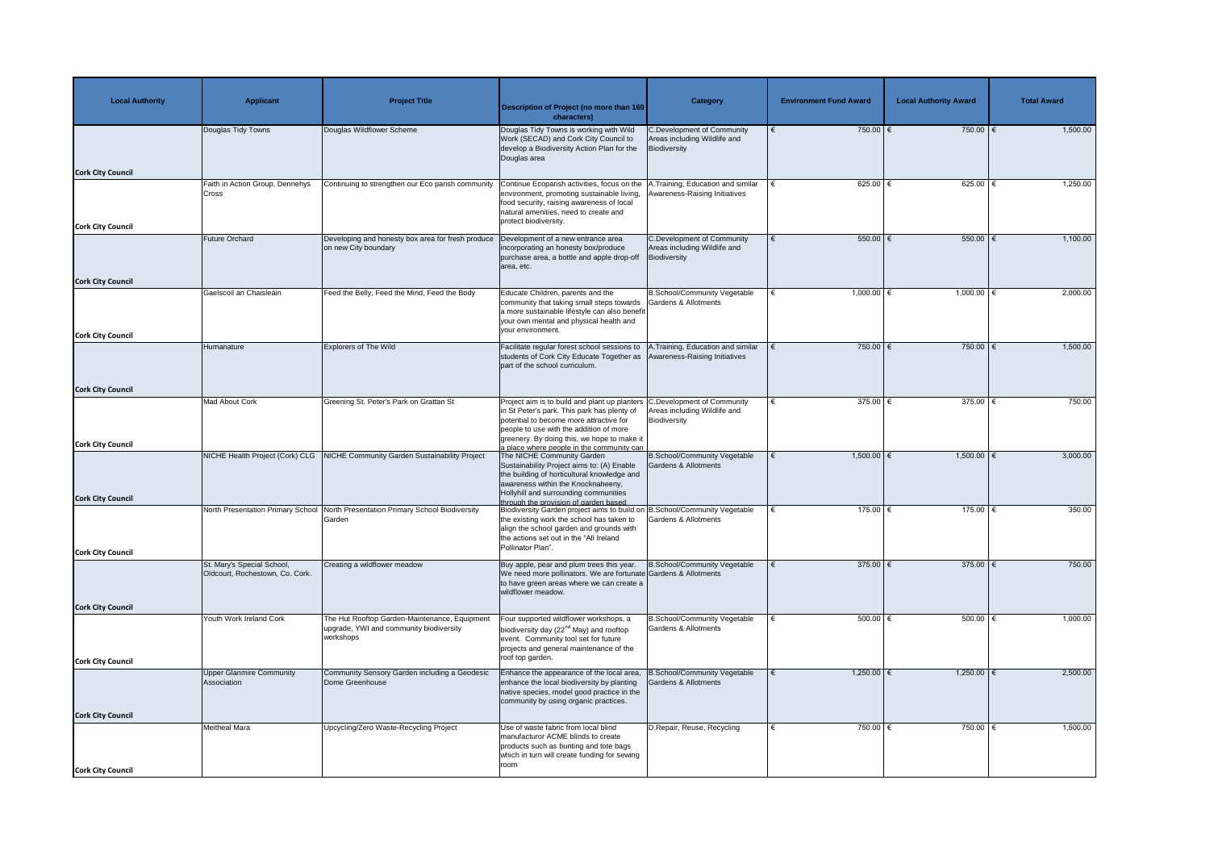| Local Authority | Applicant | Project Title | Description of Project (no more than 160 characters) | Category | Environment Fund Award | Local Authority Award | Total Award |
|---|---|---|---|---|---|---|---|
| Cork City Council | Douglas Tidy Towns | Douglas Wildflower Scheme | Douglas Tidy Towns is working with Wild Work (SECAD) and Cork City Council to develop a Biodiversity Action Plan for the Douglas area | C.Development of Community Areas including Wildlife and Biodiversity | € 750.00 | € 750.00 | € 1,500.00 |
| Cork City Council | Faith in Action Group, Dennehys Cross | Continuing to strengthen our Eco parish community | Continue Ecoparish activities, focus on the environment, promoting sustainable living, food security, raising awareness of local natural amenities, need to create and protect biodiversity. | A.Training, Education and similar Awareness-Raising Initiatives | € 625.00 | € 625.00 | € 1,250.00 |
| Cork City Council | Future Orchard | Developing and honesty box area for fresh produce on new City boundary | Development of a new entrance area incorporating an honesty box/produce purchase area, a bottle and apple drop-off area, etc. | C.Development of Community Areas including Wildlife and Biodiversity | € 550.00 | € 550.00 | € 1,100.00 |
| Cork City Council | Gaelscoil an Chaisleáin | Feed the Belly, Feed the Mind, Feed the Body | Educate Children, parents and the community that taking small steps towards a more sustainable lifestyle can also benefit your own mental and physical health and your environment. | B.School/Community Vegetable Gardens & Allotments | € 1,000.00 | € 1,000.00 | € 2,000.00 |
| Cork City Council | Humanature | Explorers of The Wild | Facilitate regular forest school sessions to students of Cork City Educate Together as part of the school curriculum. | A.Training, Education and similar Awareness-Raising Initiatives | € 750.00 | € 750.00 | € 1,500.00 |
| Cork City Council | Mad About Cork | Greening St. Peter's Park on Grattan St | Project aim is to build and plant up planters in St Peter's park. This park has plenty of potential to become more attractive for people to use with the addition of more greenery. By doing this, we hope to make it a place where people in the community can | C.Development of Community Areas including Wildlife and Biodiversity | € 375.00 | € 375.00 | € 750.00 |
| Cork City Council | NICHE Health Project (Cork) CLG | NICHE Community Garden Sustainability Project | The NICHE Community Garden Sustainability Project aims to: (A) Enable the building of horticultural knowledge and awareness within the Knocknaheeny, Hollyhill and surrounding communities through the provision of garden based | B.School/Community Vegetable Gardens & Allotments | € 1,500.00 | € 1,500.00 | € 3,000.00 |
| Cork City Council | North Presentation Primary School | North Presentation Primary School Biodiversity Garden | Biodiversity Garden project aims to build on the existing work the school has taken to align the school garden and grounds with the actions set out in the "All Ireland Pollinator Plan". | B.School/Community Vegetable Gardens & Allotments | € 175.00 | € 175.00 | € 350.00 |
| Cork City Council | St. Mary's Special School, Oldcourt, Rochestown, Co. Cork. | Creating a wildflower meadow | Buy apple, pear and plum trees this year. We need more pollinators. We are fortunate to have green areas where we can create a wildflower meadow. | B.School/Community Vegetable Gardens & Allotments | € 375.00 | € 375.00 | € 750.00 |
| Cork City Council | Youth Work Ireland Cork | The Hut Rooftop Garden-Maintenance, Equipment upgrade, YWI and community biodiversity workshops | Four supported wildflower workshops, a biodiversity day (22nd May) and rooftop event. Community tool set for future projects and general maintenance of the roof top garden. | B.School/Community Vegetable Gardens & Allotments | € 500.00 | € 500.00 | € 1,000.00 |
| Cork City Council | Upper Glanmire Community Association | Community Sensory Garden including a Geodesic Dome Greenhouse | Enhance the appearance of the local area, enhance the local biodiversity by planting native species, model good practice in the community by using organic practices. | B.School/Community Vegetable Gardens & Allotments | € 1,250.00 | € 1,250.00 | € 2,500.00 |
| Cork City Council | Meitheal Mara | Upcycling/Zero Waste-Recycling Project | Use of waste fabric from local blind manufacturor ACME blinds to create products such as bunting and tote bags which in turn will create funding for sewing room | D.Repair, Reuse, Recycling | € 750.00 | € 750.00 | € 1,500.00 |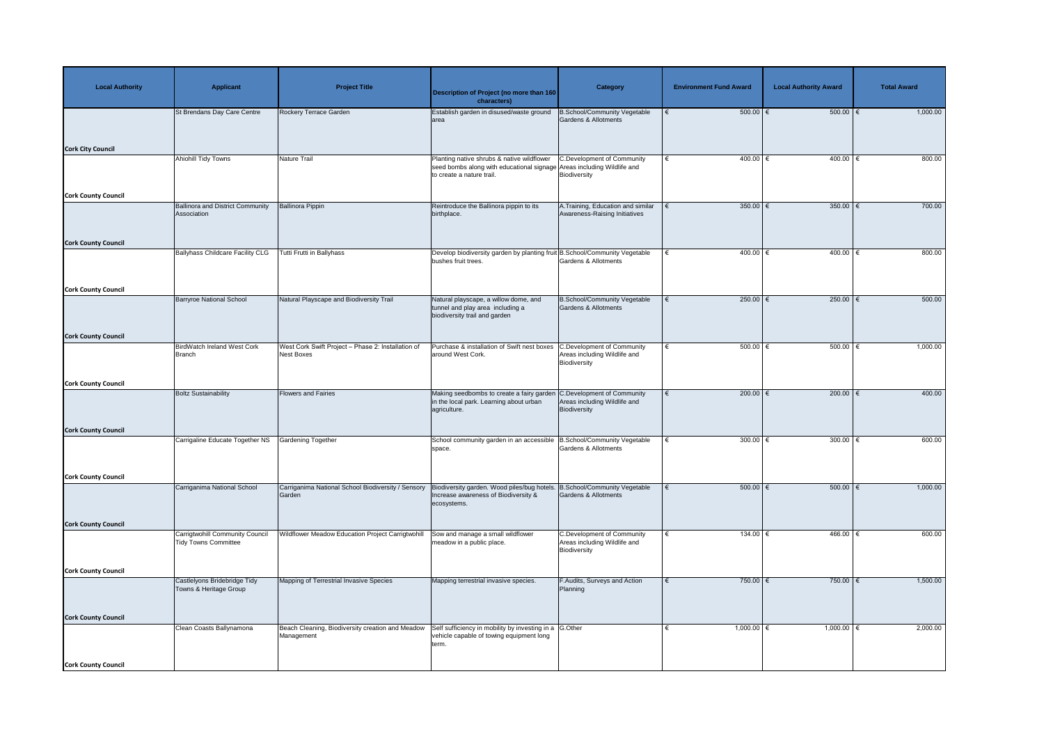| Local Authority | Applicant | Project Title | Description of Project (no more than 160 characters) | Category | Environment Fund Award | Local Authority Award | Total Award |
|---|---|---|---|---|---|---|---|
| Cork City Council | St Brendans Day Care Centre | Rockery Terrace Garden | Establish garden in disused/waste ground area | B.School/Community Vegetable Gardens & Allotments | € 500.00 | € 500.00 | € 1,000.00 |
| Cork County Council | Ahiohill Tidy Towns | Nature Trail | Planting native shrubs & native wildflower seed bombs along with educational signage to create a nature trail. | C.Development of Community Areas including Wildlife and Biodiversity | € 400.00 | € 400.00 | € 800.00 |
| Cork County Council | Ballinora and District Community Association | Ballinora Pippin | Reintroduce the Ballinora pippin to its birthplace. | A.Training, Education and similar Awareness-Raising Initiatives | € 350.00 | € 350.00 | € 700.00 |
| Cork County Council | Ballyhass Childcare Facility CLG | Tutti Frutti in Ballyhass | Develop biodiversity garden by planting fruit bushes fruit trees. | B.School/Community Vegetable Gardens & Allotments | € 400.00 | € 400.00 | € 800.00 |
| Cork County Council | Barryroe National School | Natural Playscape and Biodiversity Trail | Natural playscape, a willow dome, and tunnel and play area including a biodiversity trail and garden | B.School/Community Vegetable Gardens & Allotments | € 250.00 | € 250.00 | € 500.00 |
| Cork County Council | BirdWatch Ireland West Cork Branch | West Cork Swift Project – Phase 2: Installation of Nest Boxes | Purchase & installation of Swift nest boxes around West Cork. | C.Development of Community Areas including Wildlife and Biodiversity | € 500.00 | € 500.00 | € 1,000.00 |
| Cork County Council | Boltz Sustainability | Flowers and Fairies | Making seedbombs to create a fairy garden in the local park. Learning about urban agriculture. | C.Development of Community Areas including Wildlife and Biodiversity | € 200.00 | € 200.00 | € 400.00 |
| Cork County Council | Carrigaline Educate Together NS | Gardening Together | School community garden in an accessible space. | B.School/Community Vegetable Gardens & Allotments | € 300.00 | € 300.00 | € 600.00 |
| Cork County Council | Carriganima National School | Carriganima National School Biodiversity / Sensory Garden | Biodiversity garden. Wood piles/bug hotels. Increase awareness of Biodiversity & ecosystems. | B.School/Community Vegetable Gardens & Allotments | € 500.00 | € 500.00 | € 1,000.00 |
| Cork County Council | Carrigtwohill Community Council Tidy Towns Committee | Wildflower Meadow Education Project Carrigtwohill | Sow and manage a small wildflower meadow in a public place. | C.Development of Community Areas including Wildlife and Biodiversity | € 134.00 | € 466.00 | € 600.00 |
| Cork County Council | Castlelyons Bridebridge Tidy Towns & Heritage Group | Mapping of Terrestrial Invasive Species | Mapping terrestrial invasive species. | F.Audits, Surveys and Action Planning | € 750.00 | € 750.00 | € 1,500.00 |
| Cork County Council | Clean Coasts Ballynamona | Beach Cleaning, Biodiversity creation and Meadow Management | Self sufficiency in mobility by investing in a vehicle capable of towing equipment long term. | G.Other | € 1,000.00 | € 1,000.00 | € 2,000.00 |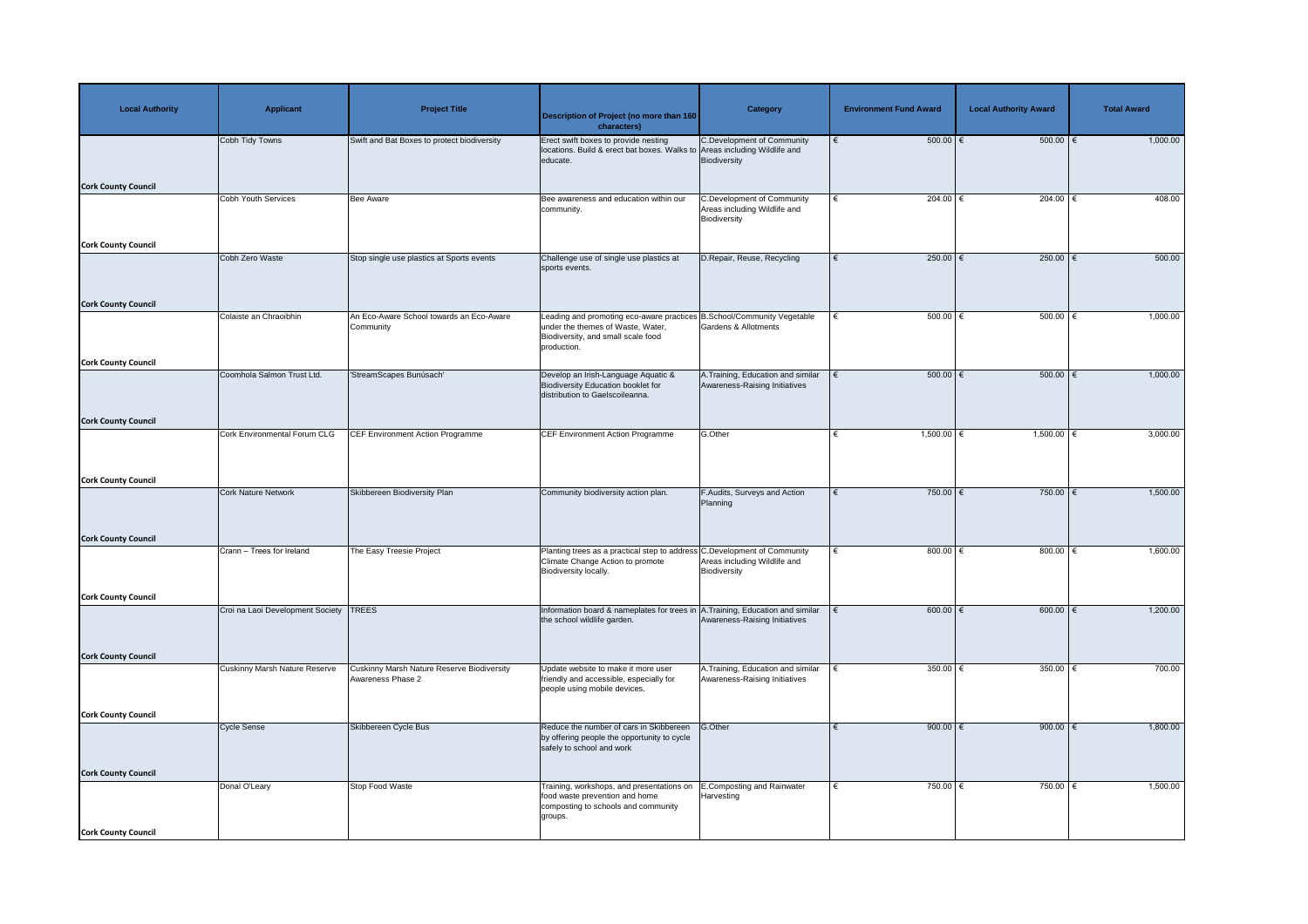| Local Authority | Applicant | Project Title | Description of Project (no more than 160 characters) | Category | Environment Fund Award | Local Authority Award | Total Award |
| --- | --- | --- | --- | --- | --- | --- | --- |
| Cork County Council | Cobh Tidy Towns | Swift and Bat Boxes to protect biodiversity | Erect swift boxes to provide nesting locations. Build & erect bat boxes. Walks to educate. | C.Development of Community Areas including Wildlife and Biodiversity | € 500.00 | € 500.00 | € 1,000.00 |
| Cork County Council | Cobh Youth Services | Bee Aware | Bee awareness and education within our community. | C.Development of Community Areas including Wildlife and Biodiversity | € 204.00 | € 204.00 | € 408.00 |
| Cork County Council | Cobh Zero Waste | Stop single use plastics at Sports events | Challenge use of single use plastics at sports events. | D.Repair, Reuse, Recycling | € 250.00 | € 250.00 | € 500.00 |
| Cork County Council | Colaiste an Chraoibhin | An Eco-Aware School towards an Eco-Aware Community | Leading and promoting eco-aware practices under the themes of Waste, Water, Biodiversity, and small scale food production. | B.School/Community Vegetable Gardens & Allotments | € 500.00 | € 500.00 | € 1,000.00 |
| Cork County Council | Coomhola Salmon Trust Ltd. | 'StreamScapes Bunúsach' | Develop an Irish-Language Aquatic & Biodiversity Education booklet for distribution to Gaelscoileanna. | A.Training, Education and similar Awareness-Raising Initiatives | € 500.00 | € 500.00 | € 1,000.00 |
| Cork County Council | Cork Environmental Forum CLG | CEF Environment Action Programme | CEF Environment Action Programme | G.Other | € 1,500.00 | € 1,500.00 | € 3,000.00 |
| Cork County Council | Cork Nature Network | Skibbereen Biodiversity Plan | Community biodiversity action plan. | F.Audits, Surveys and Action Planning | € 750.00 | € 750.00 | € 1,500.00 |
| Cork County Council | Crann – Trees for Ireland | The Easy Treesie Project | Planting trees as a practical step to address Climate Change Action to promote Biodiversity locally. | C.Development of Community Areas including Wildlife and Biodiversity | € 800.00 | € 800.00 | € 1,600.00 |
| Cork County Council | Croi na Laoi Development Society | TREES | Information board & nameplates for trees in the school wildlife garden. | A.Training, Education and similar Awareness-Raising Initiatives | € 600.00 | € 600.00 | € 1,200.00 |
| Cork County Council | Cuskinny Marsh Nature Reserve | Cuskinny Marsh Nature Reserve Biodiversity Awareness Phase 2 | Update website to make it more user friendly and accessible, especially for people using mobile devices. | A.Training, Education and similar Awareness-Raising Initiatives | € 350.00 | € 350.00 | € 700.00 |
| Cork County Council | Cycle Sense | Skibbereen Cycle Bus | Reduce the number of cars in Skibbereen by offering people the opportunity to cycle safely to school and work | G.Other | € 900.00 | € 900.00 | € 1,800.00 |
| Cork County Council | Donal O'Leary | Stop Food Waste | Training, workshops, and presentations on food waste prevention and home composting to schools and community groups. | E.Composting and Rainwater Harvesting | € 750.00 | € 750.00 | € 1,500.00 |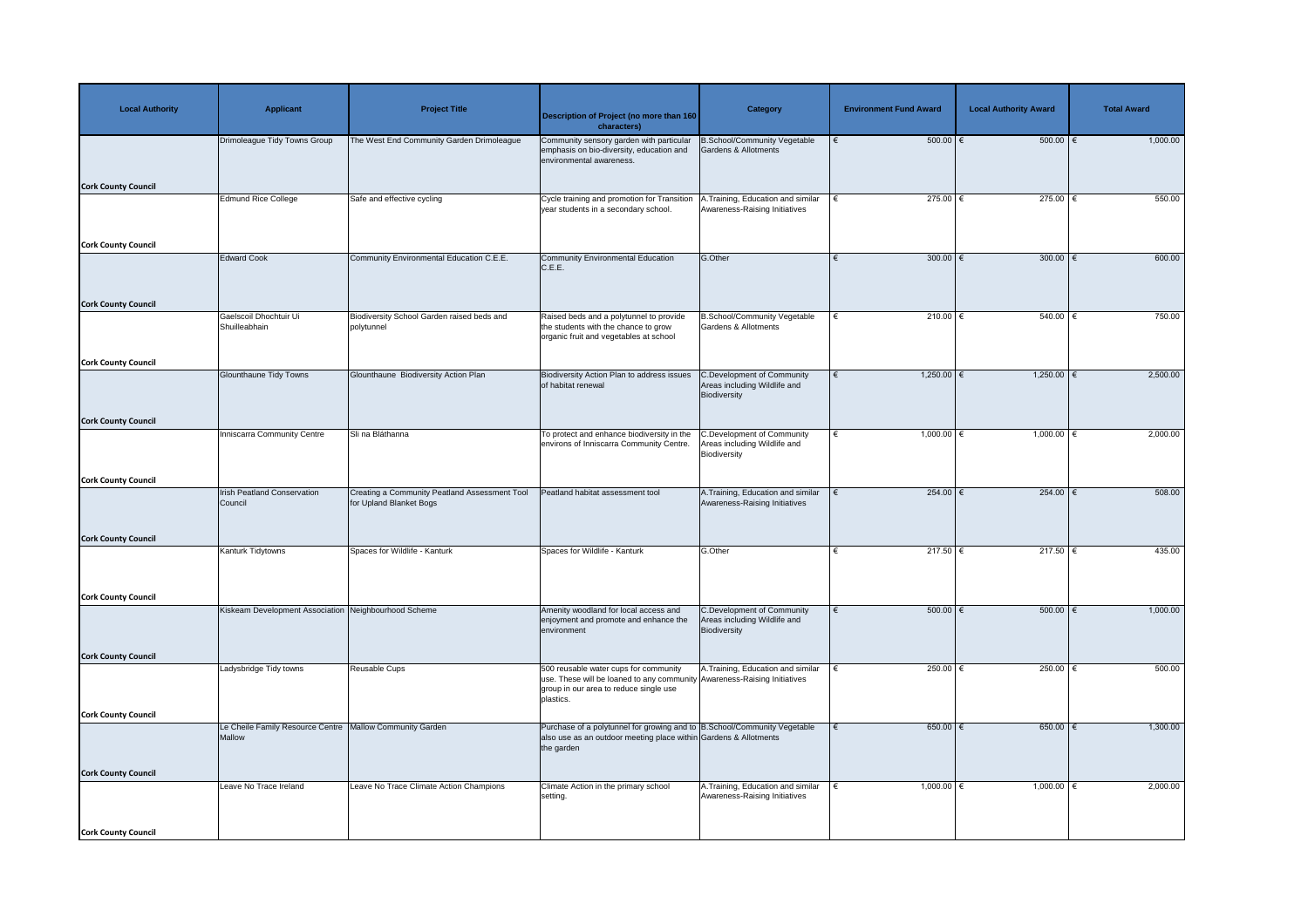| Local Authority | Applicant | Project Title | Description of Project (no more than 160 characters) | Category | Environment Fund Award | Local Authority Award | Total Award |
|---|---|---|---|---|---|---|---|
| Cork County Council | Drimoleague Tidy Towns Group | The West End Community Garden Drimoleague | Community sensory garden with particular emphasis on bio-diversity, education and environmental awareness. | B.School/Community Vegetable Gardens & Allotments | € 500.00 | € 500.00 | € 1,000.00 |
| Cork County Council | Edmund Rice College | Safe and effective cycling | Cycle training and promotion for Transition year students in a secondary school. | A.Training, Education and similar Awareness-Raising Initiatives | € 275.00 | € 275.00 | € 550.00 |
| Cork County Council | Edward Cook | Community Environmental Education C.E.E. | Community Environmental Education C.E.E. | G.Other | € 300.00 | € 300.00 | € 600.00 |
| Cork County Council | Gaelscoil Dhochtuir Ui Shuilleabhain | Biodiversity School Garden raised beds and polytunnel | Raised beds and a polytunnel to provide the students with the chance to grow organic fruit and vegetables at school | B.School/Community Vegetable Gardens & Allotments | € 210.00 | € 540.00 | € 750.00 |
| Cork County Council | Glounthaune Tidy Towns | Glounthaune Biodiversity Action Plan | Biodiversity Action Plan to address issues of habitat renewal | C.Development of Community Areas including Wildlife and Biodiversity | € 1,250.00 | € 1,250.00 | € 2,500.00 |
| Cork County Council | Inniscarra Community Centre | Slí na Bláthanna | To protect and enhance biodiversity in the environs of Inniscarra Community Centre. | C.Development of Community Areas including Wildlife and Biodiversity | € 1,000.00 | € 1,000.00 | € 2,000.00 |
| Cork County Council | Irish Peatland Conservation Council | Creating a Community Peatland Assessment Tool for Upland Blanket Bogs | Peatland habitat assessment tool | A.Training, Education and similar Awareness-Raising Initiatives | € 254.00 | € 254.00 | € 508.00 |
| Cork County Council | Kanturk Tidytowns | Spaces for Wildlife - Kanturk | Spaces for Wildlife - Kanturk | G.Other | € 217.50 | € 217.50 | € 435.00 |
| Cork County Council | Kiskeam Development Association | Neighbourhood Scheme | Amenity woodland for local access and enjoyment and promote and enhance the environment | C.Development of Community Areas including Wildlife and Biodiversity | € 500.00 | € 500.00 | € 1,000.00 |
| Cork County Council | Ladysbridge Tidy towns | Reusable Cups | 500 reusable water cups for community use. These will be loaned to any community group in our area to reduce single use plastics. | A.Training, Education and similar Awareness-Raising Initiatives | € 250.00 | € 250.00 | € 500.00 |
| Cork County Council | Le Cheile Family Resource Centre Mallow | Mallow Community Garden | Purchase of a polytunnel for growing and to also use as an outdoor meeting place within the garden | B.School/Community Vegetable Gardens & Allotments | € 650.00 | € 650.00 | € 1,300.00 |
| Cork County Council | Leave No Trace Ireland | Leave No Trace Climate Action Champions | Climate Action in the primary school setting. | A.Training, Education and similar Awareness-Raising Initiatives | € 1,000.00 | € 1,000.00 | € 2,000.00 |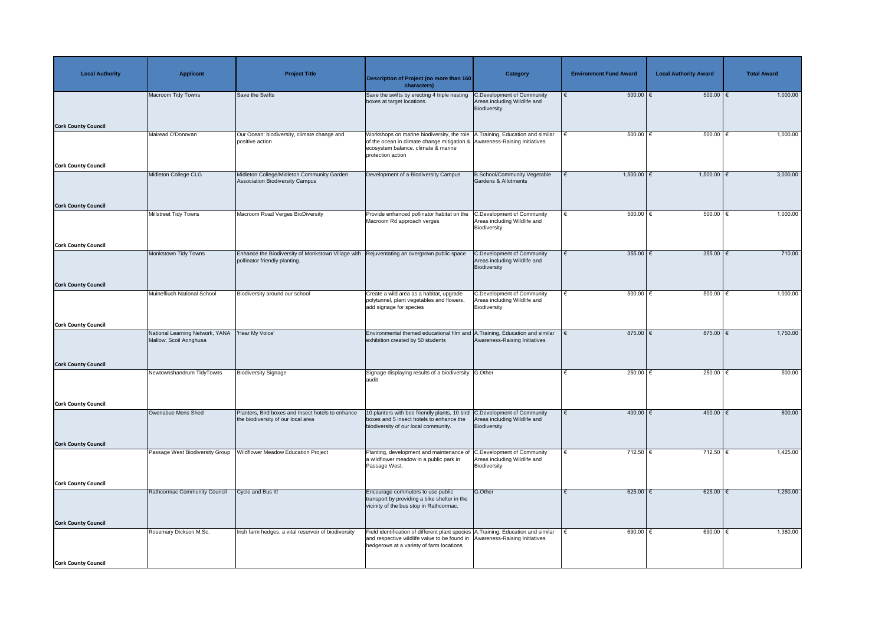| Local Authority | Applicant | Project Title | Description of Project (no more than 160 characters) | Category | Environment Fund Award | Local Authority Award | Total Award |
|---|---|---|---|---|---|---|---|
| Cork County Council | Macroom Tidy Towns | Save the Swifts | Save the swifts by erecting 4 triple nesting boxes at target locations. | C.Development of Community Areas including Wildlife and Biodiversity | € 500.00 | € 500.00 | € 1,000.00 |
| Cork County Council | Mairead O'Donovan | Our Ocean: biodiversity, climate change and positive action | Workshops on marine biodiversity, the role of the ocean in climate change mitigation & ecosystem balance, climate & marine protection action | A.Training, Education and similar Awareness-Raising Initiatives | € 500.00 | € 500.00 | € 1,000.00 |
| Cork County Council | Midleton College CLG | Midleton College/Midleton Community Garden Association Biodiversity Campus | Development of a Biodiversity Campus | B.School/Community Vegetable Gardens & Allotments | € 1,500.00 | € 1,500.00 | € 3,000.00 |
| Cork County Council | Millstreet Tidy Towns | Macroom Road Verges BioDiversity | Provide enhanced pollinator habitat on the Macroom Rd approach verges | C.Development of Community Areas including Wildlife and Biodiversity | € 500.00 | € 500.00 | € 1,000.00 |
| Cork County Council | Monkstown Tidy Towns | Enhance the Biodiversity of Monkstown Village with pollinator friendly planting. | Rejuventating an overgrown public space | C.Development of Community Areas including Wildlife and Biodiversity | € 355.00 | € 355.00 | € 710.00 |
| Cork County Council | Muinefliuch National School | Biodiversity around our school | Create a wild area as a habitat, upgrade polytunnel, plant vegetables and flowers, add signage for species | C.Development of Community Areas including Wildlife and Biodiversity | € 500.00 | € 500.00 | € 1,000.00 |
| Cork County Council | National Learning Network, YANA Mallow, Scoil Aonghusa | 'Hear My Voice' | Environmental themed educational film and exhibition created by 50 students | A.Training, Education and similar Awareness-Raising Initiatives | € 875.00 | € 875.00 | € 1,750.00 |
| Cork County Council | Newtownshandrum TidyTowns | Biodiversity Signage | Signage displaying results of a biodiversity audit | G.Other | € 250.00 | € 250.00 | € 500.00 |
| Cork County Council | Owenabue Mens Shed | Planters, Bird boxes and Insect hotels to enhance the biodiversity of our local area | 10 planters with bee friendly plants, 10 bird boxes and 5 insect hotels to enhance the biodiversity of our local community. | C.Development of Community Areas including Wildlife and Biodiversity | € 400.00 | € 400.00 | € 800.00 |
| Cork County Council | Passage West Biodiversity Group | Wildflower Meadow Education Project | Planting, development and maintenance of a wildflower meadow in a public park in Passage West. | C.Development of Community Areas including Wildlife and Biodiversity | € 712.50 | € 712.50 | € 1,425.00 |
| Cork County Council | Rathcormac Community Council | Cycle and Bus It! | Encourage commuters to use public transport by providing a bike shelter in the vicinity of the bus stop in Rathcormac. | G.Other | € 625.00 | € 625.00 | € 1,250.00 |
| Cork County Council | Rosemary Dickson M.Sc. | Irish farm hedges, a vital reservoir of biodiversity | Field identification of different plant species and respective wildlife value to be found in hedgerows at a variety of farm locations | A.Training, Education and similar Awareness-Raising Initiatives | € 690.00 | € 690.00 | € 1,380.00 |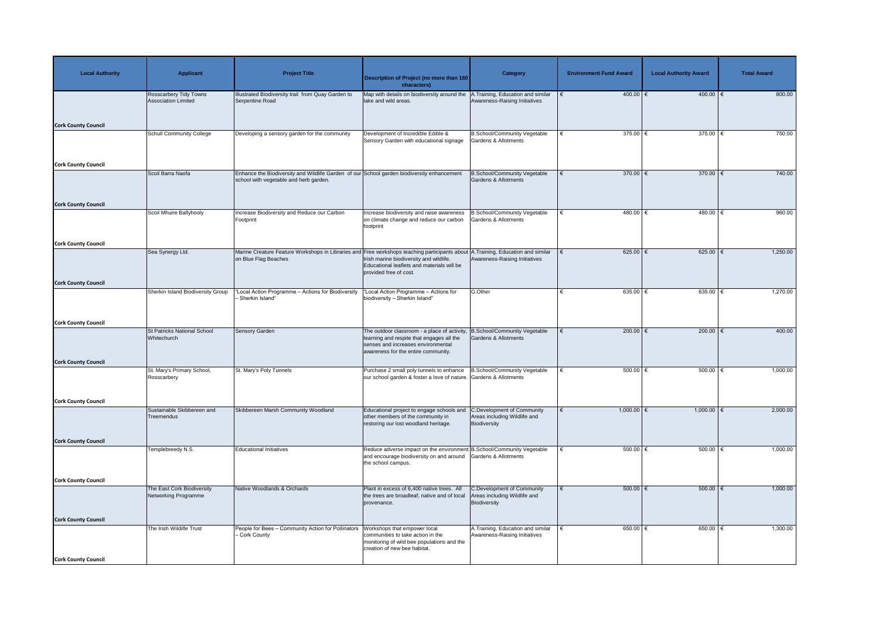| Local Authority | Applicant | Project Title | Description of Project (no more than 160 characters) | Category | Environment Fund Award | Local Authority Award | Total Award |
|---|---|---|---|---|---|---|---|
| Cork County Council | Rosscarbery Tidy Towns Association Limited | Illustrated Biodiversity trail from Quay Garden to Serpentine Road | Map with details on biodiversity around the lake and wild areas. | A.Training, Education and similar Awareness-Raising Initiatives | € 400.00 | € 400.00 | € 800.00 |
| Cork County Council | Schull Community College | Developing a sensory garden for the community | Development of Incredible Edible & Sensory Garden with educational signage | B.School/Community Vegetable Gardens & Allotments | € 375.00 | € 375.00 | € 750.00 |
| Cork County Council | Scoil Barra Naofa | Enhance the Biodiversity and Wildlife Garden of our school with vegetable and herb garden. | School garden biodiversity enhancement | B.School/Community Vegetable Gardens & Allotments | € 370.00 | € 370.00 | € 740.00 |
| Cork County Council | Scoil Mhuire Ballyhooly | Increase Biodiversity and Reduce our Carbon Footprint | Increase biodiversity and raise awareness on climate change and reduce our carbon footprint | B.School/Community Vegetable Gardens & Allotments | € 480.00 | € 480.00 | € 960.00 |
| Cork County Council | Sea Synergy Ltd. | Marine Creature Feature Workshops in Libraries and on Blue Flag Beaches | Free workshops teaching participants about Irish marine biodiversity and wildlife. Educational leaflets and materials will be provided free of cost. | A.Training, Education and similar Awareness-Raising Initiatives | € 625.00 | € 625.00 | € 1,250.00 |
| Cork County Council | Sherkin Island Biodiversity Group | "Local Action Programme – Actions for Biodiversity – Sherkin Island" | "Local Action Programme – Actions for biodiversity – Sherkin Island" | G.Other | € 635.00 | € 635.00 | € 1,270.00 |
| Cork County Council | St Patricks National School Whitechurch | Sensory Garden | The outdoor classroom - a place of activity, learning and respite that engages all the senses and increases environmental awareness for the entire community. | B.School/Community Vegetable Gardens & Allotments | € 200.00 | € 200.00 | € 400.00 |
| Cork County Council | St. Mary's Primary School, Rosscarbery | St. Mary's Poly Tunnels | Purchase 2 small poly tunnels to enhance our school garden & foster a love of nature. | B.School/Community Vegetable Gardens & Allotments | € 500.00 | € 500.00 | € 1,000.00 |
| Cork County Council | Sustainable Skibbereen and Treemendus | Skibbereen Marsh Community Woodland | Educational project to engage schools and other members of the community in restoring our lost woodland heritage. | C.Development of Community Areas including Wildlife and Biodiversity | € 1,000.00 | € 1,000.00 | € 2,000.00 |
| Cork County Council | Templebreedy N.S. | Educational Initiatives | Reduce adverse impact on the environment and encourage biodiversity on and around the school campus. | B.School/Community Vegetable Gardens & Allotments | € 500.00 | € 500.00 | € 1,000.00 |
| Cork County Council | The East Cork Biodiversity Networking Programme | Native Woodlands & Orchards | Plant in excess of 6,400 native trees. All the trees are broadleaf, native and of local provenance. | C.Development of Community Areas including Wildlife and Biodiversity | € 500.00 | € 500.00 | € 1,000.00 |
| Cork County Council | The Irish Wildlife Trust | People for Bees – Community Action for Pollinators – Cork County | Workshops that empower local communities to take action in the monitoring of wild bee populations and the creation of new bee habitat. | A.Training, Education and similar Awareness-Raising Initiatives | € 650.00 | € 650.00 | € 1,300.00 |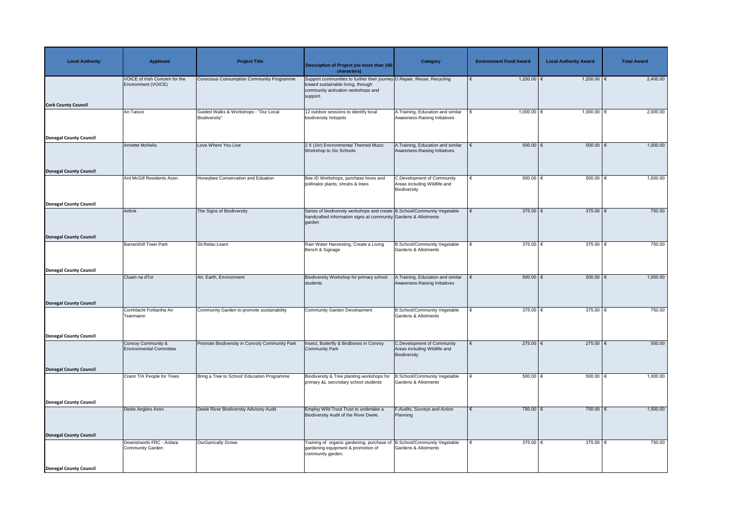| Local Authority | Applicant | Project Title | Description of Project (no more than 160 characters) | Category | Environment Fund Award | Local Authority Award | Total Award |
|---|---|---|---|---|---|---|---|
| Cork County Council | VOICE of Irish Concern for the Environment (VOICE) | Conscious Consumption Community Programme | Support communities to further their journey toward sustainable living, through community activation workshops and support. | D.Repair, Reuse, Recycling | € 1,200.00 | € 1,200.00 | € 2,400.00 |
| Donegal County Council | An Taisce | Guided Walks & Workshops - "Our Local Biodiversity" | 12 outdoor sessions to identify local biodiversity hotspots | A.Training, Education and similar Awareness-Raising Initiatives | € 1,000.00 | € 1,000.00 | € 2,000.00 |
| Donegal County Council | Annette McNelis | Love Where You Live | 2 X (1hr) Environmental Themed Music Workshop to Six Schools | A.Training, Education and similar Awareness-Raising Initiatives | € 500.00 | € 500.00 | € 1,000.00 |
| Donegal County Council | Ard McGill Residents Assn. | Honeybee Conservation and Eduation | Bee ID Workshops, purchase hives and pollinator plants, shrubs & trees | C.Development of Community Areas including Wildlife and Biodiversity | € 500.00 | € 500.00 | € 1,000.00 |
| Donegal County Council | Artlink | The Signs of Biodiversity | Series of biodiversity workshops and create handcrafted information signs at community garden | B.School/Community Vegetable Gardens & Allotments | € 375.00 | € 375.00 | € 750.00 |
| Donegal County Council | Barrackhill Town Park | Sit:Relax:Learn | Rain Water Harvesting, Create a Living Bench & Signage | B.School/Community Vegetable Gardens & Allotments | € 375.00 | € 375.00 | € 750.00 |
| Donegal County Council | Cluain na dTor | Art, Earth, Environment | Biodiversity Workshop for primary school students | A.Training, Education and similar Awareness-Raising Initiatives | € 500.00 | € 500.00 | € 1,000.00 |
| Donegal County Council | Comhlacht Forbartha An Tearmainn | Community Garden to promote sustainability | Community Garden Development | B.School/Community Vegetable Gardens & Allotments | € 375.00 | € 375.00 | € 750.00 |
| Donegal County Council | Convoy Community & Environmental Committee | Promote Biodiversity in Convoly Community Park | Insect, Butterfly & Birdboxes in Convoy Community Park | C.Development of Community Areas including Wildlife and Biodiversity | € 275.00 | € 275.00 | € 550.00 |
| Donegal County Council | Crann T/A People for Trees | Bring a Tree to School' Education Programme | Biodiversity & Tree planting workshops for primary &L secondary school students | B.School/Community Vegetable Gardens & Allotments | € 500.00 | € 500.00 | € 1,000.00 |
| Donegal County Council | Deele Anglers Assn | Deele River Biodiverstiy Advisory Audit | Employ Wild Trout Trust to undertake a Biodiversity Audit of the River Deele. | F.Audits, Surveys and Action Planning | € 750.00 | € 750.00 | € 1,500.00 |
| Donegal County Council | Downstrands FRC - Ardara Community Garden | OurGanically Grows | Training of organic gardening, purchase of gardening equipment & promotion of community garden. | B.School/Community Vegetable Gardens & Allotments | € 375.00 | € 375.00 | € 750.00 |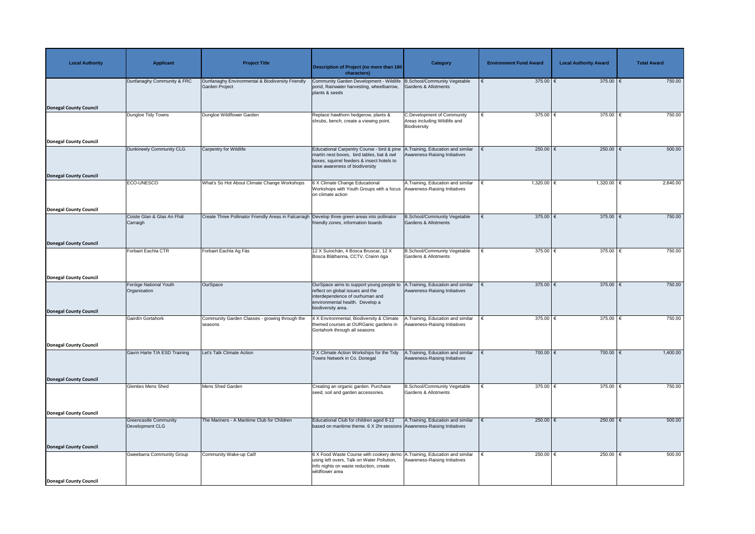| Local Authority | Applicant | Project Title | Description of Project (no more than 160 characters) | Category | Environment Fund Award | Local Authority Award | Total Award |
|---|---|---|---|---|---|---|---|
| Donegal County Council | Dunfanaghy Community & FRC | Dunfanaghy Environmental & Biodiversity Friendly Garden Project | Community Garden Development - Wildlife pond, Rainwater harvesting, wheelbarrow, plants & seeds | B.School/Community Vegetable Gardens & Allotments | € 375.00 | € 375.00 | € 750.00 |
| Donegal County Council | Dungloe Tidy Towns | Dungloe Wildflower Garden | Replace hawthorn hedgerow, plants & shrubs, bench, create a viewing point. | C.Development of Community Areas including Wildlife and Biodiversity | € 375.00 | € 375.00 | € 750.00 |
| Donegal County Council | Dunkineely Community CLG | Carpentry for Wildlife | Educational Carpentry Course - bird & pine martin nest boxes, bird tables, bat & owl boxes, squirrel feeders & insect hotels to raise awareness of biodiversity | A.Training, Education and similar Awareness-Raising Initiatives | € 250.00 | € 250.00 | € 500.00 |
| Donegal County Council | ECO-UNESCO | What's So Hot About Climate Change Workshops | 6 X Climate Change Educational Workshops with Youth Groups with a focus on climate action | A.Training, Education and similar Awareness-Raising Initiatives | € 1,320.00 | € 1,320.00 | € 2,640.00 |
| Donegal County Council | Coiste Glan & Glas An Fhál Carraigh | Create Three Pollinator Friendly Areas in Falcarragh | Develop three green areas into pollinator friendly zones, information boards | B.School/Community Vegetable Gardens & Allotments | € 375.00 | € 375.00 | € 750.00 |
| Donegal County Council | Forbairt Eachla CTR | Forbairt Eachla Ag Fás | 12 X Suíochán, 4 Bosca Bruscar, 12 X Bosca Bláthanna, CCTV, Crainn óga | B.School/Community Vegetable Gardens & Allotments | € 375.00 | € 375.00 | € 750.00 |
| Donegal County Council | Foróige National Youth Organisation | OurSpace | OurSpace aims to support young people to reflect on global issues and the interdependence of ourhuman and environmental health. Develop a biodiversity area. | A.Training, Education and similar Awareness-Raising Initiatives | € 375.00 | € 375.00 | € 750.00 |
| Donegal County Council | Gairdín Gortahork | Community Garden Classes - growing through the seasons | 4 X Environmental, Biodiversity & Climate themed courses at OURGanic gardens in Gortahork through all seasons | A.Training, Education and similar Awareness-Raising Initiatives | € 375.00 | € 375.00 | € 750.00 |
| Donegal County Council | Gavin Harte T/A ESD Training | Let's Talk Climate Action | 2 X Climate Action Workships for the Tidy Towns Network in Co. Donegal | A.Training, Education and similar Awareness-Raising Initiatives | € 700.00 | € 700.00 | € 1,400.00 |
| Donegal County Council | Glenties Mens Shed | Mens Shed Garden | Creating an organic garden. Purchase seed, soil and garden accessories. | B.School/Community Vegetable Gardens & Allotments | € 375.00 | € 375.00 | € 750.00 |
| Donegal County Council | Greencastle Community Development CLG | The Mariners - A Maritime Club for Children | Educational Club for children aged 8-12 based on maritime theme. 6 X 2hr sessions | A.Training, Education and similar Awareness-Raising Initiatives | € 250.00 | € 250.00 | € 500.00 |
| Donegal County Council | Gweebarra Community Group | Community Wake-up Call! | 6 X Food Waste Course with cookery demo using left overs, Talk on Water Pollution, Info nights on waste reduction, create wildflower area | A.Training, Education and similar Awareness-Raising Initiatives | € 250.00 | € 250.00 | € 500.00 |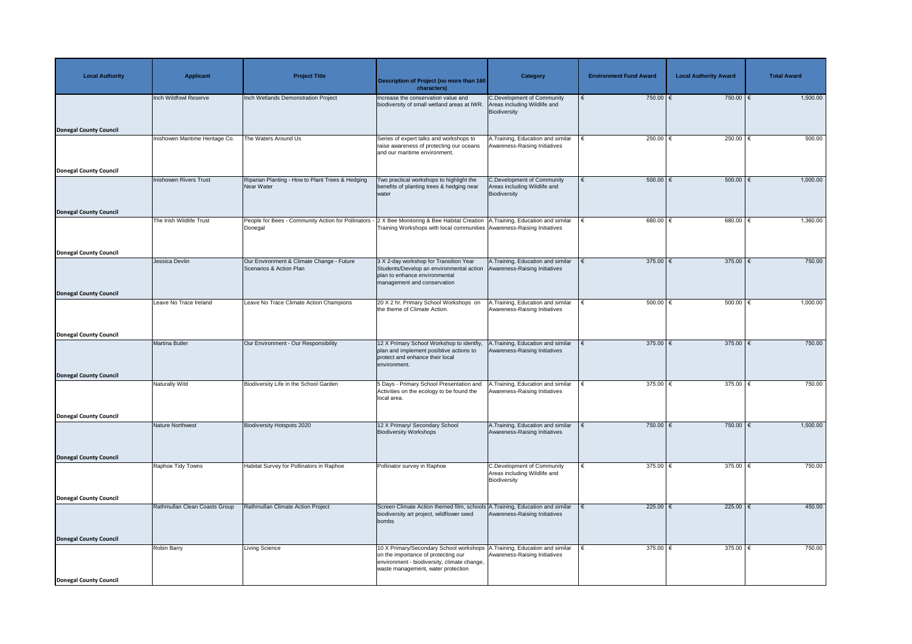| Local Authority | Applicant | Project Title | Description of Project (no more than 160 characters) | Category | Environment Fund Award | Local Authority Award | Total Award |
|---|---|---|---|---|---|---|---|
| Donegal County Council | Inch Wildfowl Reserve | Inch Wetlands Demonstration Project | Increase the conservation value and biodiversity of small wetland areas at IWR. | C.Development of Community Areas including Wildlife and Biodiversity | € 750.00 | € 750.00 | € 1,500.00 |
| Donegal County Council | Inishowen Maritime Heritage Co. | The Waters Around Us | Series of expert talks and workshops to raise awareness of protecting our oceans and our maritime environment. | A.Training, Education and similar Awareness-Raising Initiatives | € 250.00 | € 250.00 | € 500.00 |
| Donegal County Council | Inishowen Rivers Trust | Riparian Planting - How to Plant Trees & Hedging Near Water | Two practical workshops to highlight the benefits of planting trees & hedging near water | C.Development of Community Areas including Wildlife and Biodiversity | € 500.00 | € 500.00 | € 1,000.00 |
| Donegal County Council | The Irish Wildlife Trust | People for Bees - Community Action for Pollinators - Donegal | 2 X Bee Monitoring & Bee Habitat Creation Training Workshops with local communities | A.Training, Education and similar Awareness-Raising Initiatives | € 680.00 | € 680.00 | € 1,360.00 |
| Donegal County Council | Jessica Devlin | Our Environment & Climate Change - Future Scenarios & Action Plan | 3 X 2-day workshop for Transition Year Students/Develop an environmental action plan to enhance environmental management and conservation | A.Training, Education and similar Awareness-Raising Initiatives | € 375.00 | € 375.00 | € 750.00 |
| Donegal County Council | Leave No Trace Ireland | Leave No Trace Climate Action Champions | 20 X 2 hr. Primary School Workshops on the theme of Climate Action. | A.Training, Education and similar Awareness-Raising Initiatives | € 500.00 | € 500.00 | € 1,000.00 |
| Donegal County Council | Martina Butler | Our Environment - Our Responsibility | 12 X Primary School Workshop to identfiy, plan and implement posibtive actions to protect and enhance their local environment. | A.Training, Education and similar Awareness-Raising Initiatives | € 375.00 | € 375.00 | € 750.00 |
| Donegal County Council | Naturally Wild | Biodiversity Life in the School Garden | 5 Days - Primary School Presentation and Activities on the ecology to be found the local area. | A.Training, Education and similar Awareness-Raising Initiatives | € 375.00 | € 375.00 | € 750.00 |
| Donegal County Council | Nature Northwest | Biodiversity Hotspots 2020 | 12 X Primary/ Secondary School Biodiversity Workshops | A.Training, Education and similar Awareness-Raising Initiatives | € 750.00 | € 750.00 | € 1,500.00 |
| Donegal County Council | Raphoe Tidy Towns | Habitat Survey for Pollinators in Raphoe | Pollinator survey in Raphoe | C.Development of Community Areas including Wildlife and Biodiversity | € 375.00 | € 375.00 | € 750.00 |
| Donegal County Council | Rathmullan Clean Coasts Group | Rathmullan Climate Action Project | Screen Climate Action themed film, schools biodiversity art project, wildflower seed bombs | A.Training, Education and similar Awareness-Raising Initiatives | € 225.00 | € 225.00 | € 450.00 |
| Donegal County Council | Robin Barry | Living Science | 10 X Primary/Secondary School workshops on the importance of protecting our environment - biodiversity, climate change, waste management, water protection | A.Training, Education and similar Awareness-Raising Initiatives | € 375.00 | € 375.00 | € 750.00 |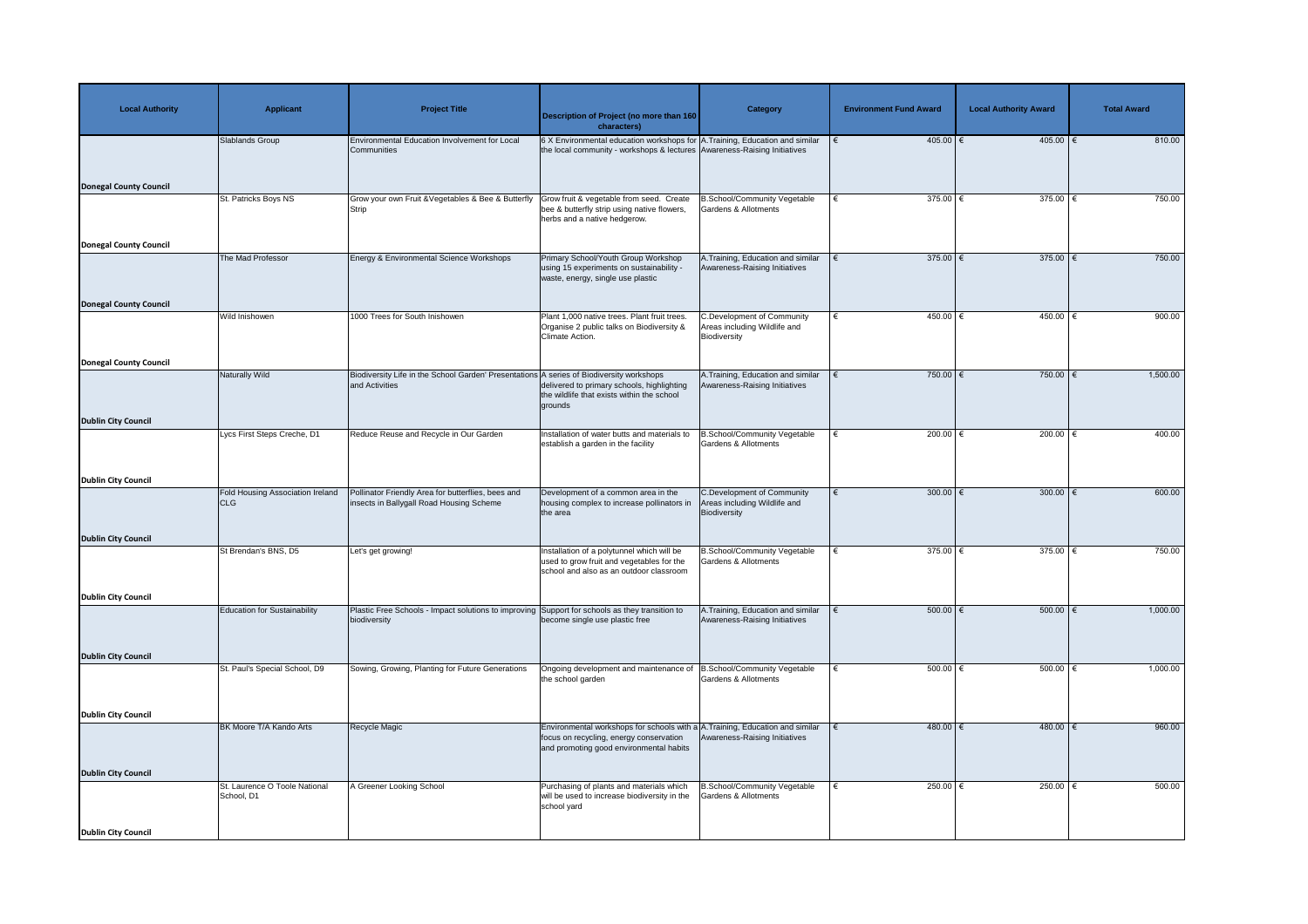| Local Authority | Applicant | Project Title | Description of Project (no more than 160 characters) | Category | Environment Fund Award | Local Authority Award | Total Award |
|---|---|---|---|---|---|---|---|
| Donegal County Council | Slablands Group | Environmental Education Involvement for Local Communities | 6 X Environmental education workshops for the local community - workshops & lectures | A.Training, Education and similar Awareness-Raising Initiatives | € 405.00 | € 405.00 | € 810.00 |
| Donegal County Council | St. Patricks Boys NS | Grow your own Fruit &Vegetables & Bee & Butterfly Strip | Grow fruit & vegetable from seed. Create bee & butterfly strip using native flowers, herbs and a native hedgerow. | B.School/Community Vegetable Gardens & Allotments | € 375.00 | € 375.00 | € 750.00 |
| Donegal County Council | The Mad Professor | Energy & Environmental Science Workshops | Primary School/Youth Group Workshop using 15 experiments on sustainability - waste, energy, single use plastic | A.Training, Education and similar Awareness-Raising Initiatives | € 375.00 | € 375.00 | € 750.00 |
| Donegal County Council | Wild Inishowen | 1000 Trees for South Inishowen | Plant 1,000 native trees. Plant fruit trees. Organise 2 public talks on Biodiversity & Climate Action. | C.Development of Community Areas including Wildlife and Biodiversity | € 450.00 | € 450.00 | € 900.00 |
| Dublin City Council | Naturally Wild | Biodiversity Life in the School Garden' Presentations and Activities | A series of Biodiversity workshops delivered to primary schools, highlighting the wildlife that exists within the school grounds | A.Training, Education and similar Awareness-Raising Initiatives | € 750.00 | € 750.00 | € 1,500.00 |
| Dublin City Council | Lycs First Steps Creche, D1 | Reduce Reuse and Recycle in Our Garden | Installation of water butts and materials to establish a garden in the facility | B.School/Community Vegetable Gardens & Allotments | € 200.00 | € 200.00 | € 400.00 |
| Dublin City Council | Fold Housing Association Ireland CLG | Pollinator Friendly Area for butterflies, bees and insects in Ballygall Road Housing Scheme | Development of a common area in the housing complex to increase pollinators in the area | C.Development of Community Areas including Wildlife and Biodiversity | € 300.00 | € 300.00 | € 600.00 |
| Dublin City Council | St Brendan's BNS, D5 | Let's get growing! | Installation of a polytunnel which will be used to grow fruit and vegetables for the school and also as an outdoor classroom | B.School/Community Vegetable Gardens & Allotments | € 375.00 | € 375.00 | € 750.00 |
| Dublin City Council | Education for Sustainability | Plastic Free Schools - Impact solutions to improving biodiversity | Support for schools as they transition to become single use plastic free | A.Training, Education and similar Awareness-Raising Initiatives | € 500.00 | € 500.00 | € 1,000.00 |
| Dublin City Council | St. Paul's Special School, D9 | Sowing, Growing, Planting for Future Generations | Ongoing development and maintenance of the school garden | B.School/Community Vegetable Gardens & Allotments | € 500.00 | € 500.00 | € 1,000.00 |
| Dublin City Council | BK Moore T/A Kando Arts | Recycle Magic | Environmental workshops for schools with a focus on recycling, energy conservation and promoting good environmental habits | A.Training, Education and similar Awareness-Raising Initiatives | € 480.00 | € 480.00 | € 960.00 |
| Dublin City Council | St. Laurence O Toole National School, D1 | A Greener Looking School | Purchasing of plants and materials which will be used to increase biodiversity in the school yard | B.School/Community Vegetable Gardens & Allotments | € 250.00 | € 250.00 | € 500.00 |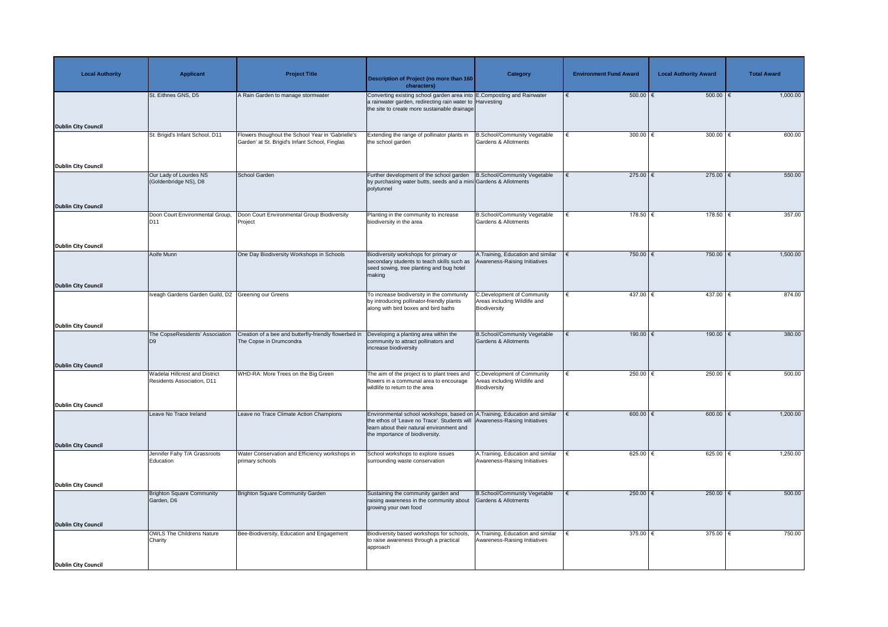| Local Authority | Applicant | Project Title | Description of Project (no more than 160 characters) | Category | Environment Fund Award | Local Authority Award | Total Award |
|---|---|---|---|---|---|---|---|
| Dublin City Council | St. Eithnes GNS, D5 | A Rain Garden to manage stormwater | Converting existing school garden area into a rainwater garden, redirecting rain water to the site to create more sustainable drainage | E.Composting and Rainwater Harvesting | € 500.00 | € 500.00 | € 1,000.00 |
| Dublin City Council | St. Brigid's Infant School, D11 | Flowers thoughout the School Year in 'Gabrielle's Garden' at St. Brigid's Infant School, Finglas | Extending the range of pollinator plants in the school garden | B.School/Community Vegetable Gardens & Allotments | € 300.00 | € 300.00 | € 600.00 |
| Dublin City Council | Our Lady of Lourdes NS (Goldenbridge NS), D8 | School Garden | Further development of the school garden by purchasing water butts, seeds and a mini polytunnel | B.School/Community Vegetable Gardens & Allotments | € 275.00 | € 275.00 | € 550.00 |
| Dublin City Council | Doon Court Environmental Group, D11 | Doon Court Environmental Group Biodiversity Project | Planting in the community to increase biodiversity in the area | B.School/Community Vegetable Gardens & Allotments | € 178.50 | € 178.50 | € 357.00 |
| Dublin City Council | Aoife Munn | One Day Biodiversity Workshops in Schools | Biodiversity workshops for primary or secondary students to teach skills such as seed sowing, tree planting and bug hotel making | A.Training, Education and similar Awareness-Raising Initiatives | € 750.00 | € 750.00 | € 1,500.00 |
| Dublin City Council | Iveagh Gardens Garden Guild, D2 | Greening our Greens | To increase biodiversity in the community by introducing pollinator-friendly plants along with bird boxes and bird baths | C.Development of Community Areas including Wildlife and Biodiversity | € 437.00 | € 437.00 | € 874.00 |
| Dublin City Council | The CopseResidents' Association D9 | Creation of a bee and butterfly-friendly flowerbed in The Copse in Drumcondra | Developing a planting area within the community to attract pollinators and increase biodiversity | B.School/Community Vegetable Gardens & Allotments | € 190.00 | € 190.00 | € 380.00 |
| Dublin City Council | Wadelai Hillcrest and District Residents Association, D11 | WHD-RA: More Trees on the Big Green | The aim of the project is to plant trees and flowers in a communal area to encourage wildlife to return to the area | C.Development of Community Areas including Wildlife and Biodiversity | € 250.00 | € 250.00 | € 500.00 |
| Dublin City Council | Leave No Trace Ireland | Leave no Trace Climate Action Champions | Environmental school workshops, based on the ethos of 'Leave no Trace'. Students will learn about their natural environment and the importance of biodiversity. | A.Training, Education and similar Awareness-Raising Initiatives | € 600.00 | € 600.00 | € 1,200.00 |
| Dublin City Council | Jennifer Fahy T/A Grassroots Education | Water Conservation and Efficiency workshops in primary schools | School workshops to explore issues surrounding waste conservation | A.Training, Education and similar Awareness-Raising Initiatives | € 625.00 | € 625.00 | € 1,250.00 |
| Dublin City Council | Brighton Square Community Garden, D6 | Brighton Square Community Garden | Sustaining the community garden and raising awareness in the community about growing your own food | B.School/Community Vegetable Gardens & Allotments | € 250.00 | € 250.00 | € 500.00 |
| Dublin City Council | OWLS The Childrens Nature Charity | Bee-Biodiversity, Education and Engagement | Biodiversity based workshops for schools, to raise awareness through a practical approach | A.Training, Education and similar Awareness-Raising Initiatives | € 375.00 | € 375.00 | € 750.00 |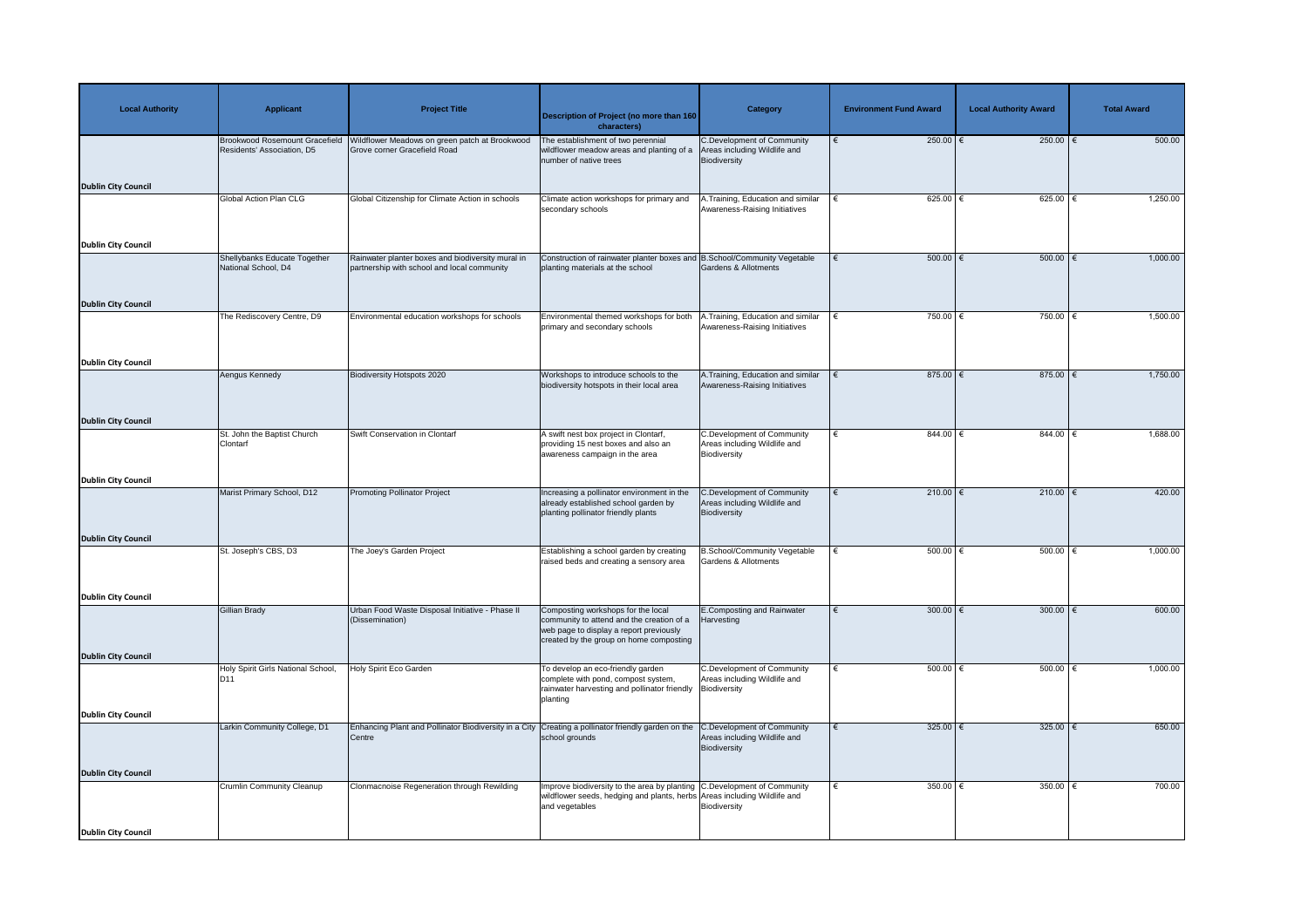| Local Authority | Applicant | Project Title | Description of Project (no more than 160 characters) | Category | Environment Fund Award | Local Authority Award | Total Award |
|---|---|---|---|---|---|---|---|
| Dublin City Council | Brookwood Rosemount Gracefield Residents' Association, D5 | Wildflower Meadows on green patch at Brookwood Grove corner Gracefield Road | The establishment of two perennial wildflower meadow areas and planting of a number of native trees | C.Development of Community Areas including Wildlife and Biodiversity | € 250.00 | € 250.00 | € 500.00 |
| Dublin City Council | Global Action Plan CLG | Global Citizenship for Climate Action in schools | Climate action workshops for primary and secondary schools | A.Training, Education and similar Awareness-Raising Initiatives | € 625.00 | € 625.00 | € 1,250.00 |
| Dublin City Council | Shellybanks Educate Together National School, D4 | Rainwater planter boxes and biodiversity mural in partnership with school and local community | Construction of rainwater planter boxes and planting materials at the school | B.School/Community Vegetable Gardens & Allotments | € 500.00 | € 500.00 | € 1,000.00 |
| Dublin City Council | The Rediscovery Centre, D9 | Environmental education workshops for schools | Environmental themed workshops for both primary and secondary schools | A.Training, Education and similar Awareness-Raising Initiatives | € 750.00 | € 750.00 | € 1,500.00 |
| Dublin City Council | Aengus Kennedy | Biodiversity Hotspots 2020 | Workshops to introduce schools to the biodiversity hotspots in their local area | A.Training, Education and similar Awareness-Raising Initiatives | € 875.00 | € 875.00 | € 1,750.00 |
| Dublin City Council | St. John the Baptist Church Clontarf | Swift Conservation in Clontarf | A swift nest box project in Clontarf, providing 15 nest boxes and also an awareness campaign in the area | C.Development of Community Areas including Wildlife and Biodiversity | € 844.00 | € 844.00 | € 1,688.00 |
| Dublin City Council | Marist Primary School, D12 | Promoting Pollinator Project | Increasing a pollinator environment in the already established school garden by planting pollinator friendly plants | C.Development of Community Areas including Wildlife and Biodiversity | € 210.00 | € 210.00 | € 420.00 |
| Dublin City Council | St. Joseph's CBS, D3 | The Joey's Garden Project | Establishing a school garden by creating raised beds and creating a sensory area | B.School/Community Vegetable Gardens & Allotments | € 500.00 | € 500.00 | € 1,000.00 |
| Dublin City Council | Gillian Brady | Urban Food Waste Disposal Initiative - Phase II (Dissemination) | Composting workshops for the local community to attend and the creation of a web page to display a report previously created by the group on home composting | E.Composting and Rainwater Harvesting | € 300.00 | € 300.00 | € 600.00 |
| Dublin City Council | Holy Spirit Girls National School, D11 | Holy Spirit Eco Garden | To develop an eco-friendly garden complete with pond, compost system, rainwater harvesting and pollinator friendly planting | C.Development of Community Areas including Wildlife and Biodiversity | € 500.00 | € 500.00 | € 1,000.00 |
| Dublin City Council | Larkin Community College, D1 | Enhancing Plant and Pollinator Biodiversity in a City Centre | Creating a pollinator friendly garden on the school grounds | C.Development of Community Areas including Wildlife and Biodiversity | € 325.00 | € 325.00 | € 650.00 |
| Dublin City Council | Crumlin Community Cleanup | Clonmacnoise Regeneration through Rewilding | Improve biodiversity to the area by planting wildflower seeds, hedging and plants, herbs and vegetables | C.Development of Community Areas including Wildlife and Biodiversity | € 350.00 | € 350.00 | € 700.00 |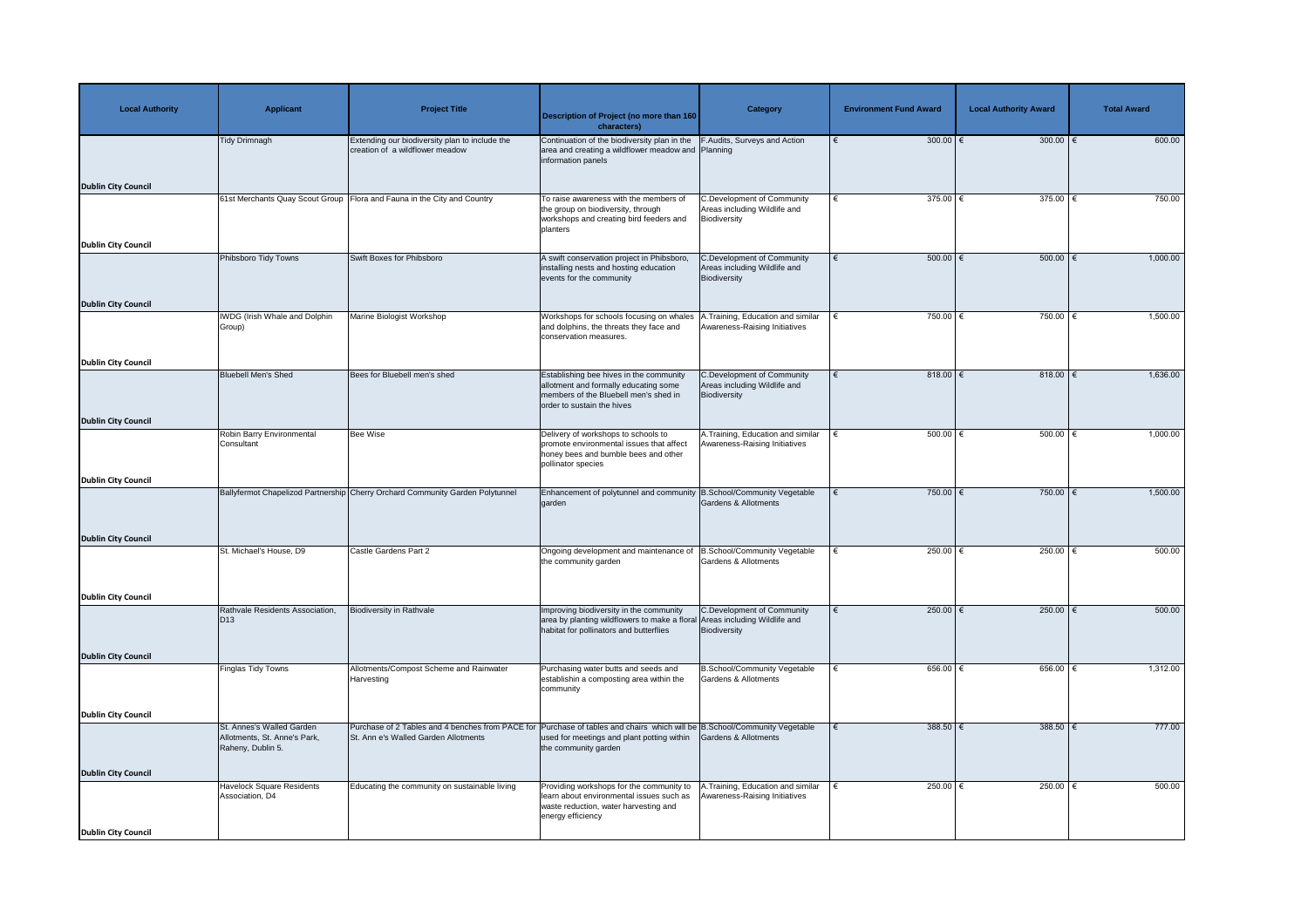| Local Authority | Applicant | Project Title | Description of Project (no more than 160 characters) | Category | Environment Fund Award | Local Authority Award | Total Award |
|---|---|---|---|---|---|---|---|
| Dublin City Council | Tidy Drimnagh | Extending our biodiversity plan to include the creation of a wildflower meadow | Continuation of the biodiversity plan in the area and creating a wildflower meadow and information panels | F.Audits, Surveys and Action Planning | € 300.00 | € 300.00 | € 600.00 |
| Dublin City Council | 61st Merchants Quay Scout Group | Flora and Fauna in the City and Country | To raise awareness with the members of the group on biodiversity, through workshops and creating bird feeders and planters | C.Development of Community Areas including Wildlife and Biodiversity | € 375.00 | € 375.00 | € 750.00 |
| Dublin City Council | Phibsboro Tidy Towns | Swift Boxes for Phibsboro | A swift conservation project in Phibsboro, installing nests and hosting education events for the community | C.Development of Community Areas including Wildlife and Biodiversity | € 500.00 | € 500.00 | € 1,000.00 |
| Dublin City Council | IWDG (Irish Whale and Dolphin Group) | Marine Biologist Workshop | Workshops for schools focusing on whales and dolphins, the threats they face and conservation measures. | A.Training, Education and similar Awareness-Raising Initiatives | € 750.00 | € 750.00 | € 1,500.00 |
| Dublin City Council | Bluebell Men's Shed | Bees for Bluebell men's shed | Establishing bee hives in the community allotment and formally educating some members of the Bluebell men's shed in order to sustain the hives | C.Development of Community Areas including Wildlife and Biodiversity | € 818.00 | € 818.00 | € 1,636.00 |
| Dublin City Council | Robin Barry Environmental Consultant | Bee Wise | Delivery of workshops to schools to promote environmental issues that affect honey bees and bumble bees and other pollinator species | A.Training, Education and similar Awareness-Raising Initiatives | € 500.00 | € 500.00 | € 1,000.00 |
| Dublin City Council | Ballyfermot Chapelizod Partnership | Cherry Orchard Community Garden Polytunnel | Enhancement of polytunnel and community garden | B.School/Community Vegetable Gardens & Allotments | € 750.00 | € 750.00 | € 1,500.00 |
| Dublin City Council | St. Michael's House, D9 | Castle Gardens Part 2 | Ongoing development and maintenance of the community garden | B.School/Community Vegetable Gardens & Allotments | € 250.00 | € 250.00 | € 500.00 |
| Dublin City Council | Rathvale Residents Association, D13 | Biodiversity in Rathvale | Improving biodiversity in the community area by planting wildflowers to make a floral habitat for pollinators and butterflies | C.Development of Community Areas including Wildlife and Biodiversity | € 250.00 | € 250.00 | € 500.00 |
| Dublin City Council | Finglas Tidy Towns | Allotments/Compost Scheme and Rainwater Harvesting | Purchasing water butts and seeds and establishin a composting area within the community | B.School/Community Vegetable Gardens & Allotments | € 656.00 | € 656.00 | € 1,312.00 |
| Dublin City Council | St. Annes's Walled Garden Allotments, St. Anne's Park, Raheny, Dublin 5. | Purchase of 2 Tables and 4 benches from PACE for St. Ann e's Walled Garden Allotments | Purchase of tables and chairs which will be used for meetings and plant potting within the community garden | B.School/Community Vegetable Gardens & Allotments | € 388.50 | € 388.50 | € 777.00 |
| Dublin City Council | Havelock Square Residents Association, D4 | Educating the community on sustainable living | Providing workshops for the community to learn about environmental issues such as waste reduction, water harvesting and energy efficiency | A.Training, Education and similar Awareness-Raising Initiatives | € 250.00 | € 250.00 | € 500.00 |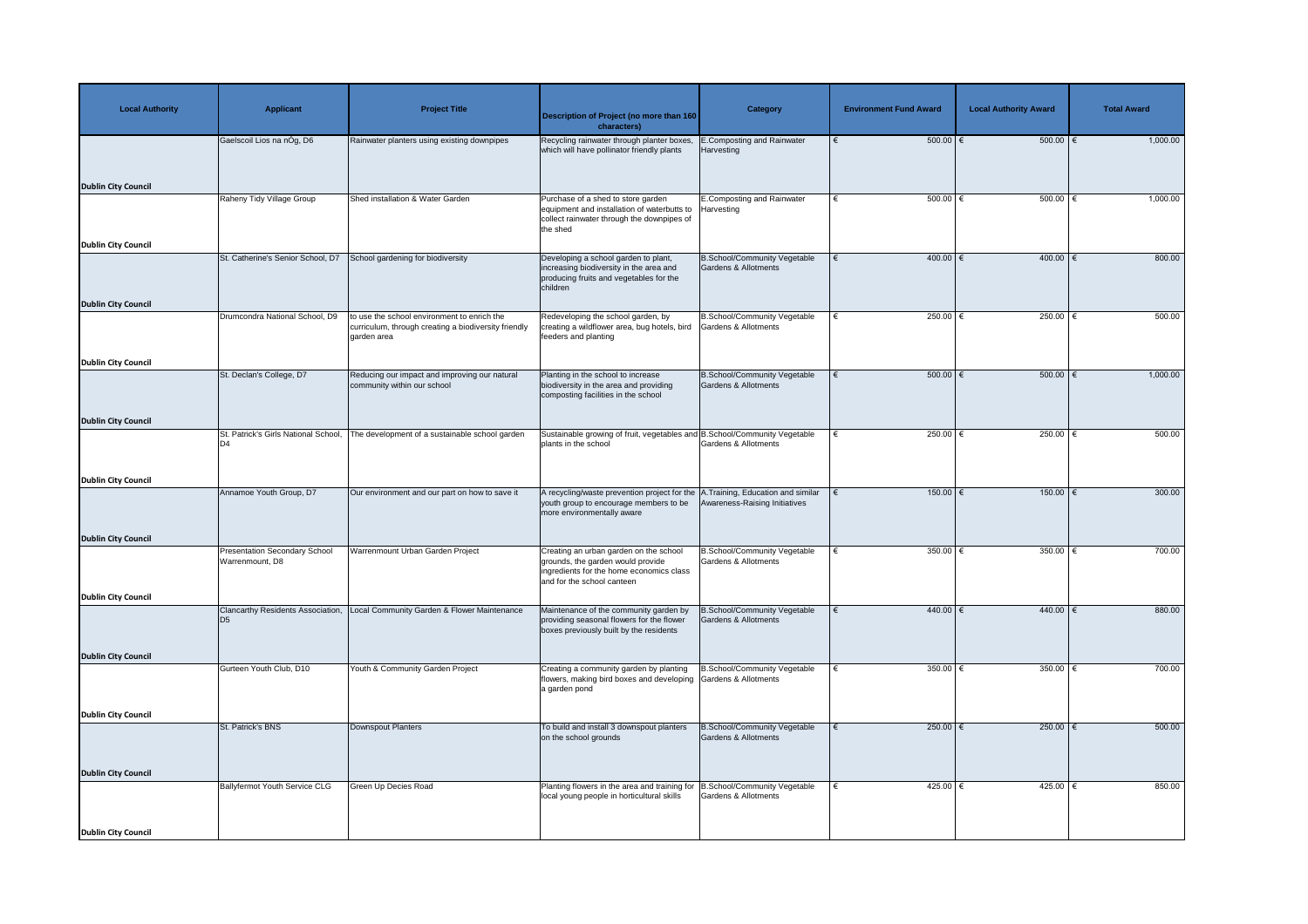| Local Authority | Applicant | Project Title | Description of Project (no more than 160 characters) | Category | Environment Fund Award | Local Authority Award | Total Award |
|---|---|---|---|---|---|---|---|
| Dublin City Council | Gaelscoil Lios na nÓg, D6 | Rainwater planters using existing downpipes | Recycling rainwater through planter boxes, which will have pollinator friendly plants | E.Composting and Rainwater Harvesting | € 500.00 | € 500.00 | € 1,000.00 |
| Dublin City Council | Raheny Tidy Village Group | Shed installation & Water Garden | Purchase of a shed to store garden equipment and installation of waterbutts to collect rainwater through the downpipes of the shed | E.Composting and Rainwater Harvesting | € 500.00 | € 500.00 | € 1,000.00 |
| Dublin City Council | St. Catherine's Senior School, D7 | School gardening for biodiversity | Developing a school garden to plant, increasing biodiversity in the area and producing fruits and vegetables for the children | B.School/Community Vegetable Gardens & Allotments | € 400.00 | € 400.00 | € 800.00 |
| Dublin City Council | Drumcondra National School, D9 | to use the school environment to enrich the curriculum, through creating a biodiversity friendly garden area | Redeveloping the school garden, by creating a wildflower area, bug hotels, bird feeders and planting | B.School/Community Vegetable Gardens & Allotments | € 250.00 | € 250.00 | € 500.00 |
| Dublin City Council | St. Declan's College, D7 | Reducing our impact and improving our natural community within our school | Planting in the school to increase biodiversity in the area and providing composting facilities in the school | B.School/Community Vegetable Gardens & Allotments | € 500.00 | € 500.00 | € 1,000.00 |
| Dublin City Council | St. Patrick's Girls National School, D4 | The development of a sustainable school garden | Sustainable growing of fruit, vegetables and plants in the school | B.School/Community Vegetable Gardens & Allotments | € 250.00 | € 250.00 | € 500.00 |
| Dublin City Council | Annamoe Youth Group, D7 | Our environment and our part on how to save it | A recycling/waste prevention project for the youth group to encourage members to be more environmentally aware | A.Training, Education and similar Awareness-Raising Initiatives | € 150.00 | € 150.00 | € 300.00 |
| Dublin City Council | Presentation Secondary School Warrenmount, D8 | Warrenmount Urban Garden Project | Creating an urban garden on the school grounds, the garden would provide ingredients for the home economics class and for the school canteen | B.School/Community Vegetable Gardens & Allotments | € 350.00 | € 350.00 | € 700.00 |
| Dublin City Council | Clancarthy Residents Association, D5 | Local Community Garden & Flower Maintenance | Maintenance of the community garden by providing seasonal flowers for the flower boxes previously built by the residents | B.School/Community Vegetable Gardens & Allotments | € 440.00 | € 440.00 | € 880.00 |
| Dublin City Council | Gurteen Youth Club, D10 | Youth & Community Garden Project | Creating a community garden by planting flowers, making bird boxes and developing a garden pond | B.School/Community Vegetable Gardens & Allotments | € 350.00 | € 350.00 | € 700.00 |
| Dublin City Council | St. Patrick's BNS | Downspout Planters | To build and install 3 downspout planters on the school grounds | B.School/Community Vegetable Gardens & Allotments | € 250.00 | € 250.00 | € 500.00 |
| Dublin City Council | Ballyfermot Youth Service CLG | Green Up Decies Road | Planting flowers in the area and training for local young people in horticultural skills | B.School/Community Vegetable Gardens & Allotments | € 425.00 | € 425.00 | € 850.00 |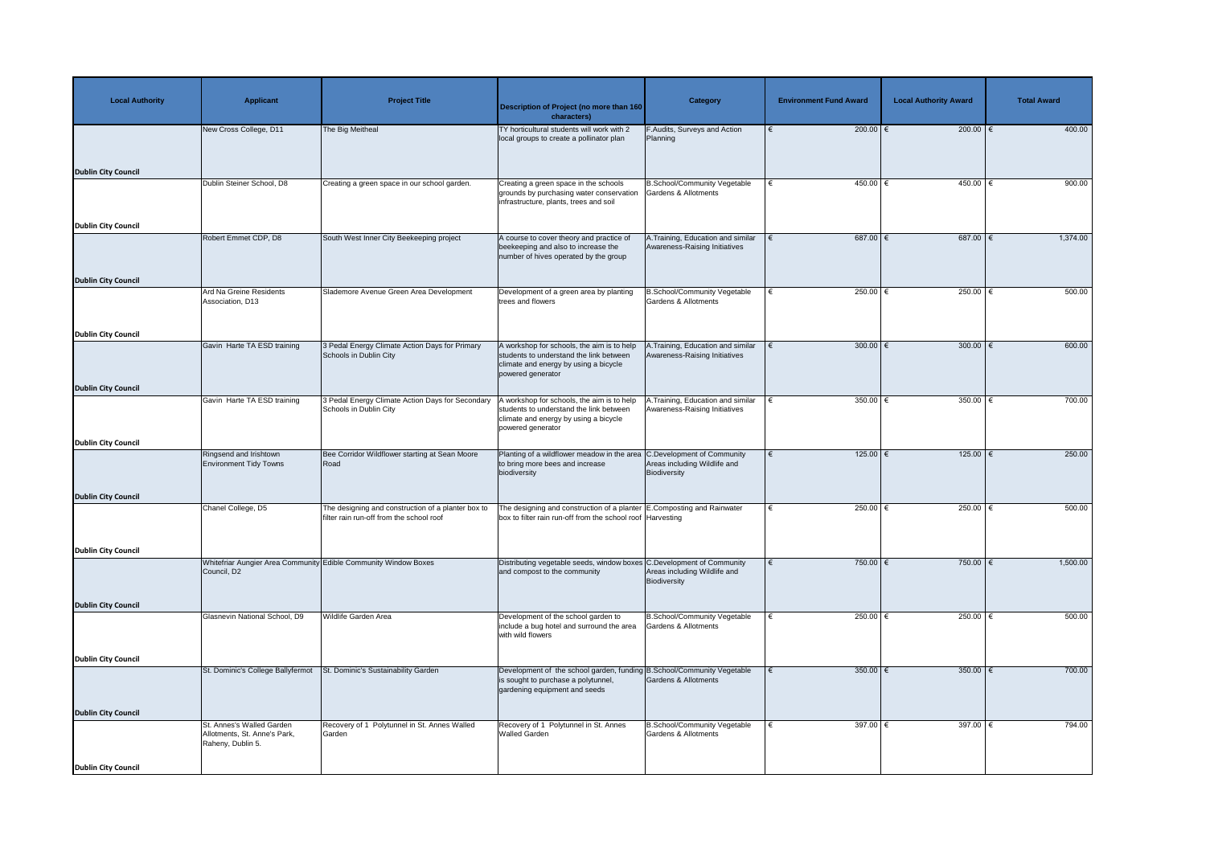| Local Authority | Applicant | Project Title | Description of Project (no more than 160 characters) | Category | Environment Fund Award | Local Authority Award | Total Award |
|---|---|---|---|---|---|---|---|
| Dublin City Council | New Cross College, D11 | The Big Meitheal | TY horticultural students will work with 2 local groups to create a pollinator plan | F.Audits, Surveys and Action Planning | € 200.00 | € 200.00 | € 400.00 |
| Dublin City Council | Dublin Steiner School, D8 | Creating a green space in our school garden. | Creating a green space in the schools grounds by purchasing water conservation infrastructure, plants, trees and soil | B.School/Community Vegetable Gardens & Allotments | € 450.00 | € 450.00 | € 900.00 |
| Dublin City Council | Robert Emmet CDP, D8 | South West Inner City Beekeeping project | A course to cover theory and practice of beekeeping and also to increase the number of hives operated by the group | A.Training, Education and similar Awareness-Raising Initiatives | € 687.00 | € 687.00 | € 1,374.00 |
| Dublin City Council | Ard Na Greine Residents Association, D13 | Slademore Avenue Green Area Development | Development of a green area by planting trees and flowers | B.School/Community Vegetable Gardens & Allotments | € 250.00 | € 250.00 | € 500.00 |
| Dublin City Council | Gavin Harte TA ESD training | 3 Pedal Energy Climate Action Days for Primary Schools in Dublin City | A workshop for schools, the aim is to help students to understand the link between climate and energy by using a bicycle powered generator | A.Training, Education and similar Awareness-Raising Initiatives | € 300.00 | € 300.00 | € 600.00 |
| Dublin City Council | Gavin Harte TA ESD training | 3 Pedal Energy Climate Action Days for Secondary Schools in Dublin City | A workshop for schools, the aim is to help students to understand the link between climate and energy by using a bicycle powered generator | A.Training, Education and similar Awareness-Raising Initiatives | € 350.00 | € 350.00 | € 700.00 |
| Dublin City Council | Ringsend and Irishtown Environment Tidy Towns | Bee Corridor Wildflower starting at Sean Moore Road | Planting of a wildflower meadow in the area to bring more bees and increase biodiversity | C.Development of Community Areas including Wildlife and Biodiversity | € 125.00 | € 125.00 | € 250.00 |
| Dublin City Council | Chanel College, D5 | The designing and construction of a planter box to filter rain run-off from the school roof | The designing and construction of a planter box to filter rain run-off from the school roof | E.Composting and Rainwater Harvesting | € 250.00 | € 250.00 | € 500.00 |
| Dublin City Council | Whitefriar Aungier Area Community Council, D2 | Edible Community Window Boxes | Distributing vegetable seeds, window boxes and compost to the community | C.Development of Community Areas including Wildlife and Biodiversity | € 750.00 | € 750.00 | € 1,500.00 |
| Dublin City Council | Glasnevin National School, D9 | Wildlife Garden Area | Development of the school garden to include a bug hotel and surround the area with wild flowers | B.School/Community Vegetable Gardens & Allotments | € 250.00 | € 250.00 | € 500.00 |
| Dublin City Council | St. Dominic's College Ballyfermot | St. Dominic's Sustainability Garden | Development of the school garden, funding is sought to purchase a polytunnel, gardening equipment and seeds | B.School/Community Vegetable Gardens & Allotments | € 350.00 | € 350.00 | € 700.00 |
| Dublin City Council | St. Annes's Walled Garden Allotments, St. Anne's Park, Raheny, Dublin 5. | Recovery of 1 Polytunnel in St. Annes Walled Garden | Recovery of 1 Polytunnel in St. Annes Walled Garden | B.School/Community Vegetable Gardens & Allotments | € 397.00 | € 397.00 | € 794.00 |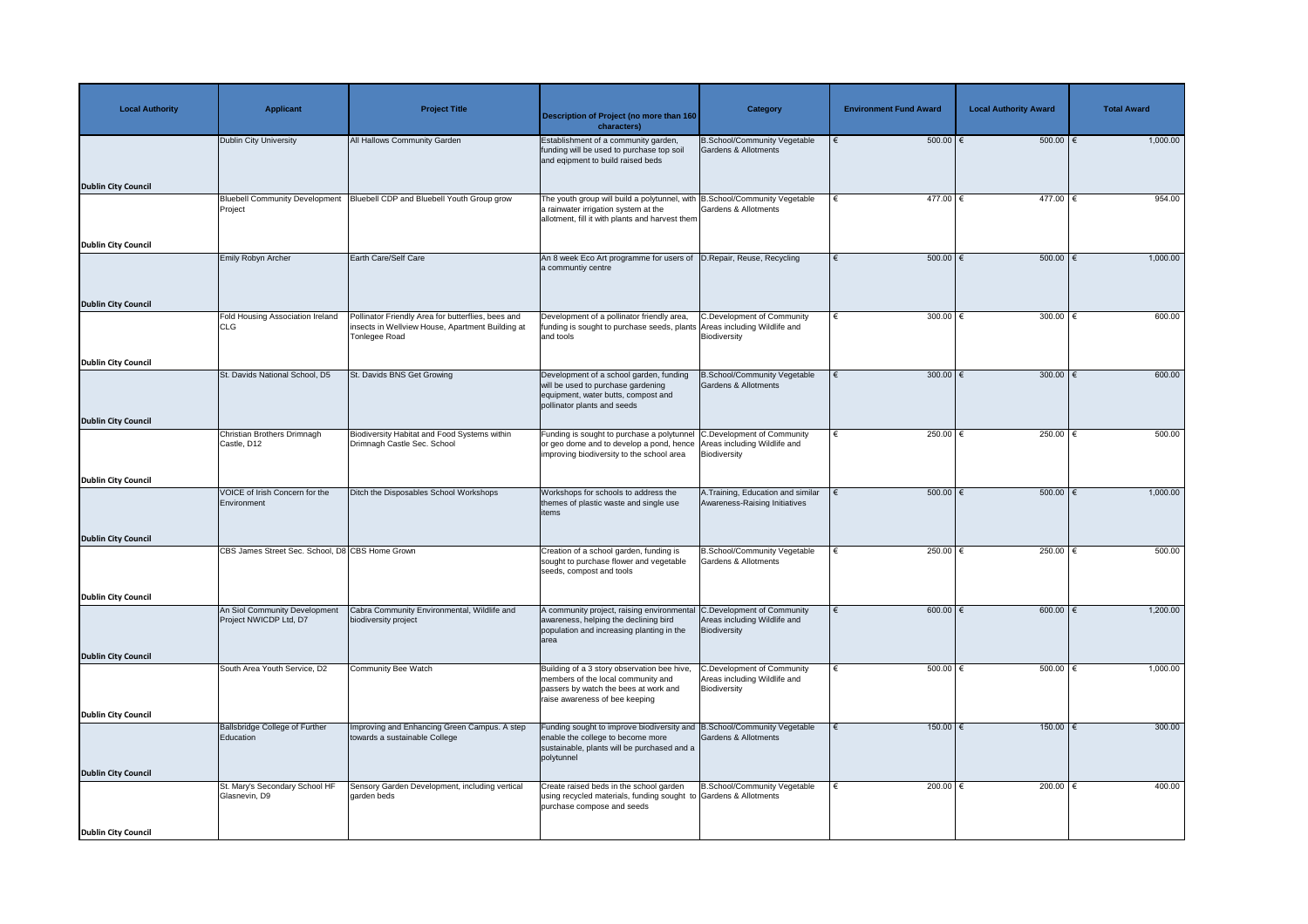| Local Authority | Applicant | Project Title | Description of Project (no more than 160 characters) | Category | Environment Fund Award | Local Authority Award | Total Award |
|---|---|---|---|---|---|---|---|
| Dublin City Council | Dublin City University | All Hallows Community Garden | Establishment of a community garden, funding will be used to purchase top soil and eqipment to build raised beds | B.School/Community Vegetable Gardens & Allotments | € 500.00 | € 500.00 | € 1,000.00 |
| Dublin City Council | Bluebell Community Development Project | Bluebell CDP and Bluebell Youth Group grow | The youth group will build a polytunnel, with a rainwater irrigation system at the allotment, fill it with plants and harvest them | B.School/Community Vegetable Gardens & Allotments | € 477.00 | € 477.00 | € 954.00 |
| Dublin City Council | Emily Robyn Archer | Earth Care/Self Care | An 8 week Eco Art programme for users of a communtiy centre | D.Repair, Reuse, Recycling | € 500.00 | € 500.00 | € 1,000.00 |
| Dublin City Council | Fold Housing Association Ireland CLG | Pollinator Friendly Area for butterflies, bees and insects in Wellview House, Apartment Building at Tonlegee Road | Development of a pollinator friendly area, funding is sought to purchase seeds, plants and tools | C.Development of Community Areas including Wildlife and Biodiversity | € 300.00 | € 300.00 | € 600.00 |
| Dublin City Council | St. Davids National School, D5 | St. Davids BNS Get Growing | Development of a school garden, funding will be used to purchase gardening equipment, water butts, compost and pollinator plants and seeds | B.School/Community Vegetable Gardens & Allotments | € 300.00 | € 300.00 | € 600.00 |
| Dublin City Council | Christian Brothers Drimnagh Castle, D12 | Biodiversity Habitat and Food Systems within Drimnagh Castle Sec. School | Funding is sought to purchase a polytunnel or geo dome and to develop a pond, hence improving biodiversity to the school area | C.Development of Community Areas including Wildlife and Biodiversity | € 250.00 | € 250.00 | € 500.00 |
| Dublin City Council | VOICE of Irish Concern for the Environment | Ditch the Disposables School Workshops | Workshops for schools to address the themes of plastic waste and single use items | A.Training, Education and similar Awareness-Raising Initiatives | € 500.00 | € 500.00 | € 1,000.00 |
| Dublin City Council | CBS James Street Sec. School, D8 | CBS Home Grown | Creation of a school garden, funding is sought to purchase flower and vegetable seeds, compost and tools | B.School/Community Vegetable Gardens & Allotments | € 250.00 | € 250.00 | € 500.00 |
| Dublin City Council | An Siol Community Development Project NWICDP Ltd, D7 | Cabra Community Environmental, Wildlife and biodiversity project | A community project, raising environmental awareness, helping the declining bird population and increasing planting in the area | C.Development of Community Areas including Wildlife and Biodiversity | € 600.00 | € 600.00 | € 1,200.00 |
| Dublin City Council | South Area Youth Service, D2 | Community Bee Watch | Building of a 3 story observation bee hive, members of the local community and passers by watch the bees at work and raise awareness of bee keeping | C.Development of Community Areas including Wildlife and Biodiversity | € 500.00 | € 500.00 | € 1,000.00 |
| Dublin City Council | Ballsbridge College of Further Education | Improving and Enhancing Green Campus. A step towards a sustainable College | Funding sought to improve biodiversity and enable the college to become more sustainable, plants will be purchased and a polytunnel | B.School/Community Vegetable Gardens & Allotments | € 150.00 | € 150.00 | € 300.00 |
| Dublin City Council | St. Mary's Secondary School HF Glasnevin, D9 | Sensory Garden Development, including vertical garden beds | Create raised beds in the school garden using recycled materials, funding sought to purchase compose and seeds | B.School/Community Vegetable Gardens & Allotments | € 200.00 | € 200.00 | € 400.00 |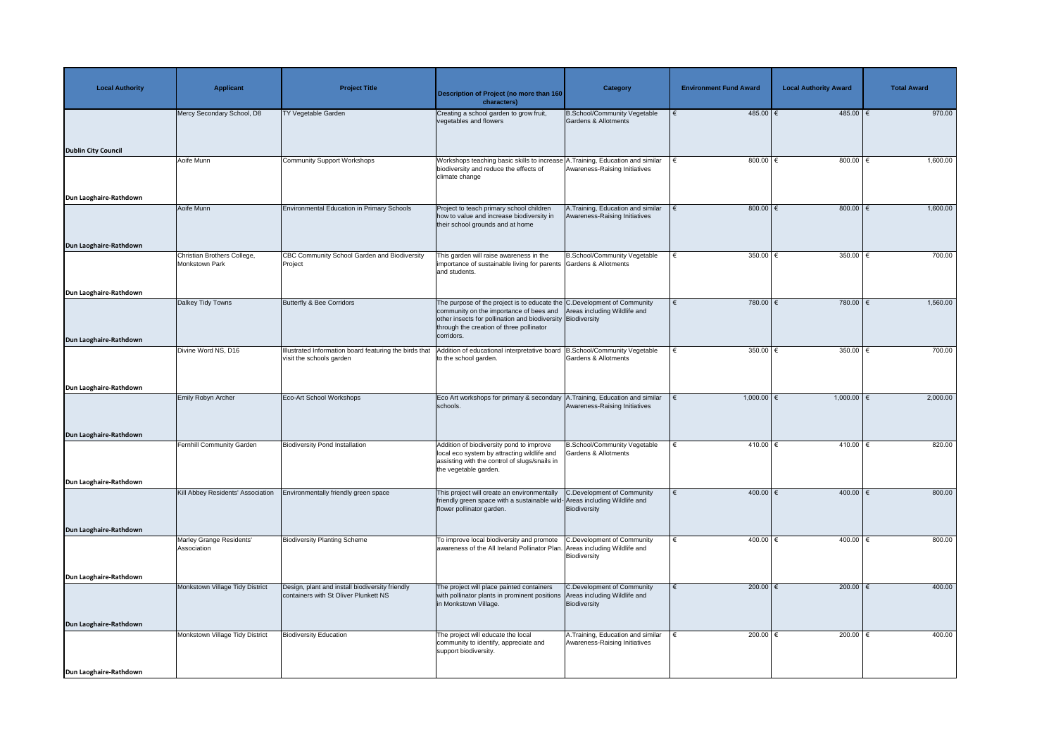| Local Authority | Applicant | Project Title | Description of Project (no more than 160 characters) | Category | Environment Fund Award | Local Authority Award | Total Award |
|---|---|---|---|---|---|---|---|
| Dublin City Council | Mercy Secondary School, D8 | TY Vegetable Garden | Creating a school garden to grow fruit, vegetables and flowers | B.School/Community Vegetable Gardens & Allotments | € 485.00 | € 485.00 | € 970.00 |
| Dun Laoghaire-Rathdown | Aoife Munn | Community Support Workshops | Workshops teaching basic skills to increase biodiversity and reduce the effects of climate change | A.Training, Education and similar Awareness-Raising Initiatives | € 800.00 | € 800.00 | € 1,600.00 |
| Dun Laoghaire-Rathdown | Aoife Munn | Environmental Education in Primary Schools | Project to teach primary school children how to value and increase biodiversity in their school grounds and at home | A.Training, Education and similar Awareness-Raising Initiatives | € 800.00 | € 800.00 | € 1,600.00 |
| Dun Laoghaire-Rathdown | Christian Brothers College, Monkstown Park | CBC Community School Garden and Biodiversity Project | This garden will raise awareness in the importance of sustainable living for parents and students. | B.School/Community Vegetable Gardens & Allotments | € 350.00 | € 350.00 | € 700.00 |
| Dun Laoghaire-Rathdown | Dalkey Tidy Towns | Butterfly & Bee Corridors | The purpose of the project is to educate the community on the importance of bees and other insects for pollination and biodiversity through the creation of three pollinator corridors. | C.Development of Community Areas including Wildlife and Biodiversity | € 780.00 | € 780.00 | € 1,560.00 |
| Dun Laoghaire-Rathdown | Divine Word NS, D16 | Illustrated Information board featuring the birds that visit the schools garden | Addition of educational interpretative board to the school garden. | B.School/Community Vegetable Gardens & Allotments | € 350.00 | € 350.00 | € 700.00 |
| Dun Laoghaire-Rathdown | Emily Robyn Archer | Eco-Art School Workshops | Eco Art workshops for primary & secondary schools. | A.Training, Education and similar Awareness-Raising Initiatives | € 1,000.00 | € 1,000.00 | € 2,000.00 |
| Dun Laoghaire-Rathdown | Fernhill Community Garden | Biodiversity Pond Installation | Addition of biodiversity pond to improve local eco system by attracting wildlife and assisting with the control of slugs/snails in the vegetable garden. | B.School/Community Vegetable Gardens & Allotments | € 410.00 | € 410.00 | € 820.00 |
| Dun Laoghaire-Rathdown | Kill Abbey Residents' Association | Environmentally friendly green space | This project will create an environmentally friendly green space with a sustainable wild-flower pollinator garden. | C.Development of Community Areas including Wildlife and Biodiversity | € 400.00 | € 400.00 | € 800.00 |
| Dun Laoghaire-Rathdown | Marley Grange Residents' Association | Biodiversity Planting Scheme | To improve local biodiversity and promote awareness of the All Ireland Pollinator Plan. | C.Development of Community Areas including Wildlife and Biodiversity | € 400.00 | € 400.00 | € 800.00 |
| Dun Laoghaire-Rathdown | Monkstown Village Tidy District | Design, plant and install biodiversity friendly containers with St Oliver Plunkett NS | The project will place painted containers with pollinator plants in prominent positions in Monkstown Village. | C.Development of Community Areas including Wildlife and Biodiversity | € 200.00 | € 200.00 | € 400.00 |
| Dun Laoghaire-Rathdown | Monkstown Village Tidy District | Biodiversity Education | The project will educate the local community to identify, appreciate and support biodiversity. | A.Training, Education and similar Awareness-Raising Initiatives | € 200.00 | € 200.00 | € 400.00 |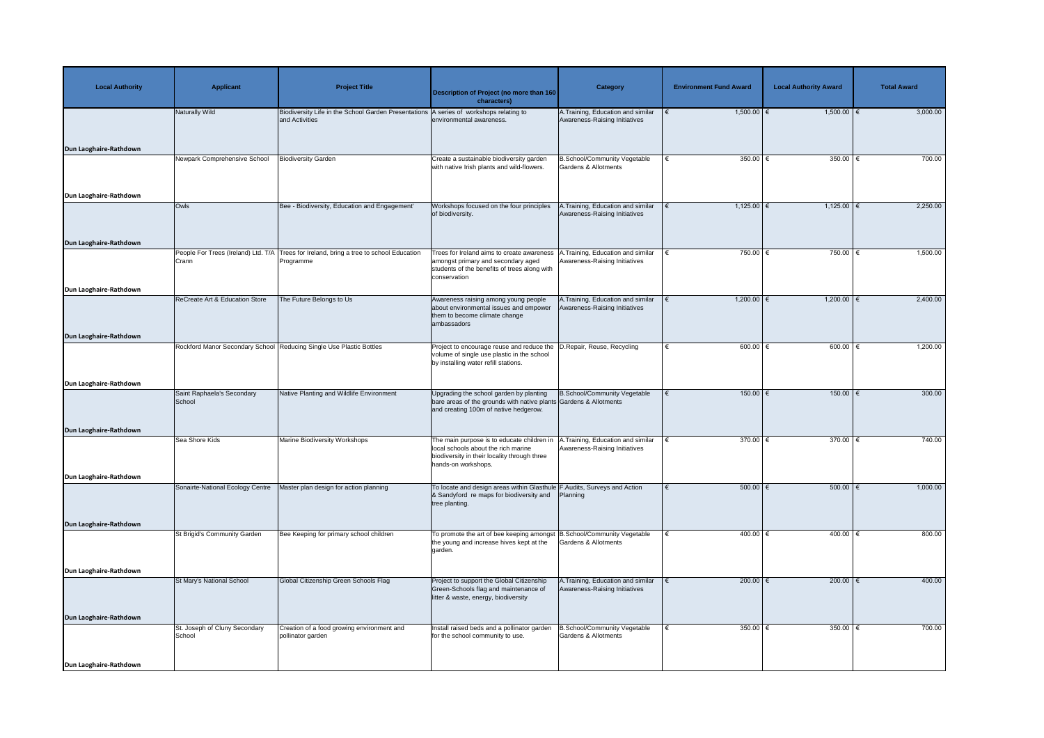| Local Authority | Applicant | Project Title | Description of Project (no more than 160 characters) | Category | Environment Fund Award | Local Authority Award | Total Award |
|---|---|---|---|---|---|---|---|
| Dun Laoghaire-Rathdown | Naturally Wild | Biodiversity Life in the School Garden Presentations and Activities | A series of workshops relating to environmental awareness. | A.Training, Education and similar Awareness-Raising Initiatives | € 1,500.00 | € 1,500.00 | € 3,000.00 |
| Dun Laoghaire-Rathdown | Newpark Comprehensive School | Biodiversity Garden | Create a sustainable biodiversity garden with native Irish plants and wild-flowers. | B.School/Community Vegetable Gardens & Allotments | € 350.00 | € 350.00 | € 700.00 |
| Dun Laoghaire-Rathdown | Owls | Bee - Biodiversity, Education and Engagement' | Workshops focused on the four principles of biodiversity. | A.Training, Education and similar Awareness-Raising Initiatives | € 1,125.00 | € 1,125.00 | € 2,250.00 |
| Dun Laoghaire-Rathdown | People For Trees (Ireland) Ltd. T/A Crann | Trees for Ireland, bring a tree to school Education Programme | Trees for Ireland aims to create awareness amongst primary and secondary aged students of the benefits of trees along with conservation | A.Training, Education and similar Awareness-Raising Initiatives | € 750.00 | € 750.00 | € 1,500.00 |
| Dun Laoghaire-Rathdown | ReCreate Art & Education Store | The Future Belongs to Us | Awareness raising among young people about environmental issues and empower them to become climate change ambassadors | A.Training, Education and similar Awareness-Raising Initiatives | € 1,200.00 | € 1,200.00 | € 2,400.00 |
| Dun Laoghaire-Rathdown | Rockford Manor Secondary School | Reducing Single Use Plastic Bottles | Project to encourage reuse and reduce the volume of single use plastic in the school by installing water refill stations. | D.Repair, Reuse, Recycling | € 600.00 | € 600.00 | € 1,200.00 |
| Dun Laoghaire-Rathdown | Saint Raphaela's Secondary School | Native Planting and Wildlife Environment | Upgrading the school garden by planting bare areas of the grounds with native plants and creating 100m of native hedgerow. | B.School/Community Vegetable Gardens & Allotments | € 150.00 | € 150.00 | € 300.00 |
| Dun Laoghaire-Rathdown | Sea Shore Kids | Marine Biodiversity Workshops | The main purpose is to educate children in local schools about the rich marine biodiversity in their locality through three hands-on workshops. | A.Training, Education and similar Awareness-Raising Initiatives | € 370.00 | € 370.00 | € 740.00 |
| Dun Laoghaire-Rathdown | Sonairte-National Ecology Centre | Master plan design for action planning | To locate and design areas within Glasthule & Sandyford re maps for biodiversity and tree planting. | F.Audits, Surveys and Action Planning | € 500.00 | € 500.00 | € 1,000.00 |
| Dun Laoghaire-Rathdown | St Brigid's Community Garden | Bee Keeping for primary school children | To promote the art of bee keeping amongst the young and increase hives kept at the garden. | B.School/Community Vegetable Gardens & Allotments | € 400.00 | € 400.00 | € 800.00 |
| Dun Laoghaire-Rathdown | St Mary's National School | Global Citizenship Green Schools Flag | Project to support the Global Citizenship Green-Schools flag and maintenance of litter & waste, energy, biodiversity | A.Training, Education and similar Awareness-Raising Initiatives | € 200.00 | € 200.00 | € 400.00 |
| Dun Laoghaire-Rathdown | St. Joseph of Cluny Secondary School | Creation of a food growing environment and pollinator garden | Install raised beds and a pollinator garden for the school community to use. | B.School/Community Vegetable Gardens & Allotments | € 350.00 | € 350.00 | € 700.00 |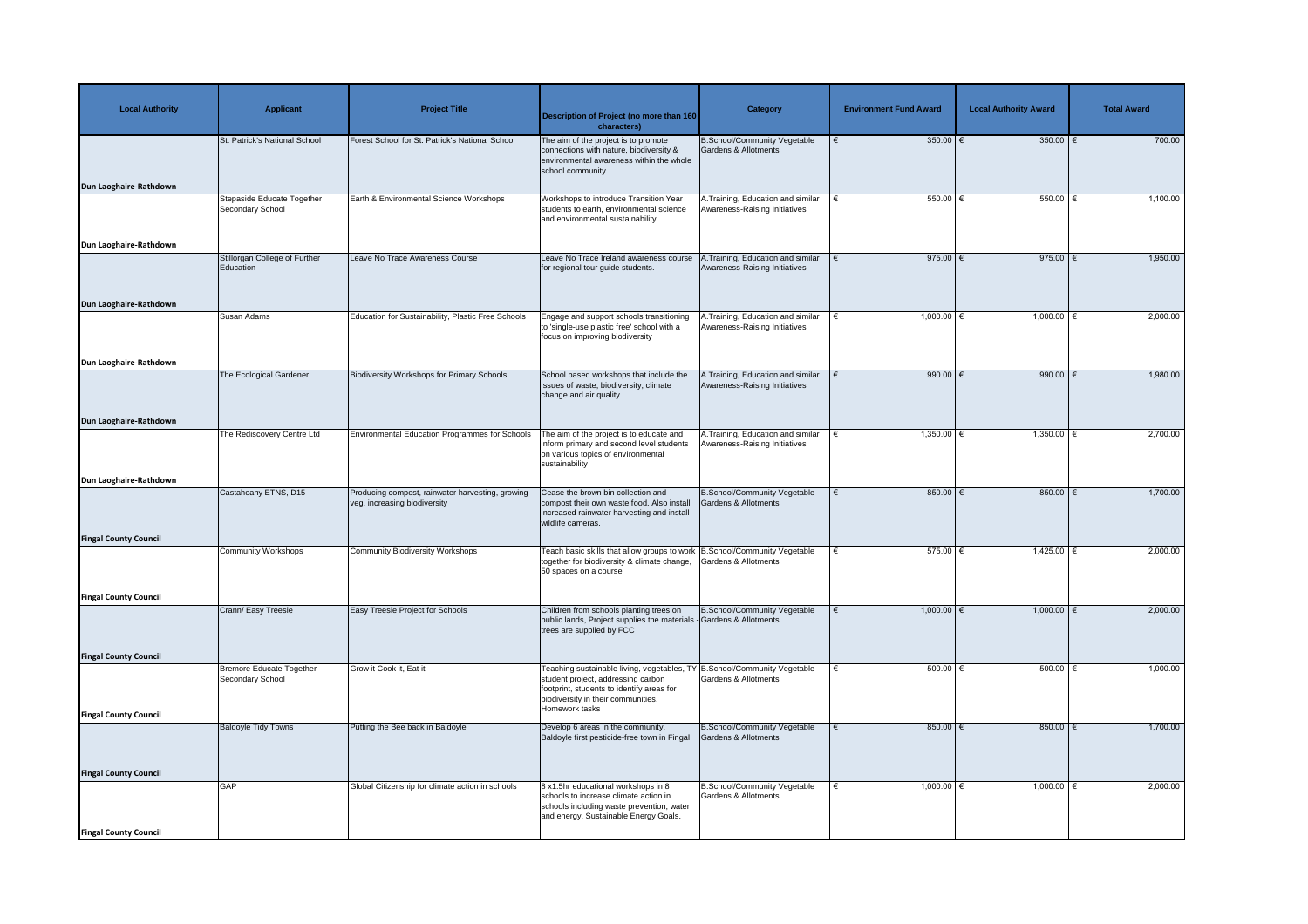| Local Authority | Applicant | Project Title | Description of Project (no more than 160 characters) | Category | Environment Fund Award | Local Authority Award | Total Award |
|---|---|---|---|---|---|---|---|
| Dun Laoghaire-Rathdown | St. Patrick's National School | Forest School for St. Patrick's National School | The aim of the project is to promote connections with nature, biodiversity & environmental awareness within the whole school community. | B.School/Community Vegetable Gardens & Allotments | € 350.00 | € 350.00 | € 700.00 |
| Dun Laoghaire-Rathdown | Stepaside Educate Together Secondary School | Earth & Environmental Science Workshops | Workshops to introduce Transition Year students to earth, environmental science and environmental sustainability | A.Training, Education and similar Awareness-Raising Initiatives | € 550.00 | € 550.00 | € 1,100.00 |
| Dun Laoghaire-Rathdown | Stillorgan College of Further Education | Leave No Trace Awareness Course | Leave No Trace Ireland awareness course for regional tour guide students. | A.Training, Education and similar Awareness-Raising Initiatives | € 975.00 | € 975.00 | € 1,950.00 |
| Dun Laoghaire-Rathdown | Susan Adams | Education for Sustainability, Plastic Free Schools | Engage and support schools transitioning to 'single-use plastic free' school with a focus on improving biodiversity | A.Training, Education and similar Awareness-Raising Initiatives | € 1,000.00 | € 1,000.00 | € 2,000.00 |
| Dun Laoghaire-Rathdown | The Ecological Gardener | Biodiversity Workshops for Primary Schools | School based workshops that include the issues of waste, biodiversity, climate change and air quality. | A.Training, Education and similar Awareness-Raising Initiatives | € 990.00 | € 990.00 | € 1,980.00 |
| Dun Laoghaire-Rathdown | The Rediscovery Centre Ltd | Environmental Education Programmes for Schools | The aim of the project is to educate and inform primary and second level students on various topics of environmental sustainability | A.Training, Education and similar Awareness-Raising Initiatives | € 1,350.00 | € 1,350.00 | € 2,700.00 |
| Fingal County Council | Castaheany ETNS, D15 | Producing compost, rainwater harvesting, growing veg, increasing biodiversity | Cease the brown bin collection and compost their own waste food. Also install increased rainwater harvesting and install wildlife cameras. | B.School/Community Vegetable Gardens & Allotments | € 850.00 | € 850.00 | € 1,700.00 |
| Fingal County Council | Community Workshops | Community Biodiversity Workshops | Teach basic skills that allow groups to work together for biodiversity & climate change, 50 spaces on a course | B.School/Community Vegetable Gardens & Allotments | € 575.00 | € 1,425.00 | € 2,000.00 |
| Fingal County Council | Crann/ Easy Treesie | Easy Treesie Project for Schools | Children from schools planting trees on public lands, Project supplies the materials - trees are supplied by FCC | B.School/Community Vegetable Gardens & Allotments | € 1,000.00 | € 1,000.00 | € 2,000.00 |
| Fingal County Council | Bremore Educate Together Secondary School | Grow it Cook it, Eat it | Teaching sustainable living, vegetables, TY student project, addressing carbon footprint, students to identify areas for biodiversity in their communities. Homework tasks | B.School/Community Vegetable Gardens & Allotments | € 500.00 | € 500.00 | € 1,000.00 |
| Fingal County Council | Baldoyle Tidy Towns | Putting the Bee back in Baldoyle | Develop 6 areas in the community, Baldoyle first pesticide-free town in Fingal | B.School/Community Vegetable Gardens & Allotments | € 850.00 | € 850.00 | € 1,700.00 |
| Fingal County Council | GAP | Global Citizenship for climate action in schools | 8 x1.5hr educational workshops in 8 schools to increase climate action in schools including waste prevention, water and energy. Sustainable Energy Goals. | B.School/Community Vegetable Gardens & Allotments | € 1,000.00 | € 1,000.00 | € 2,000.00 |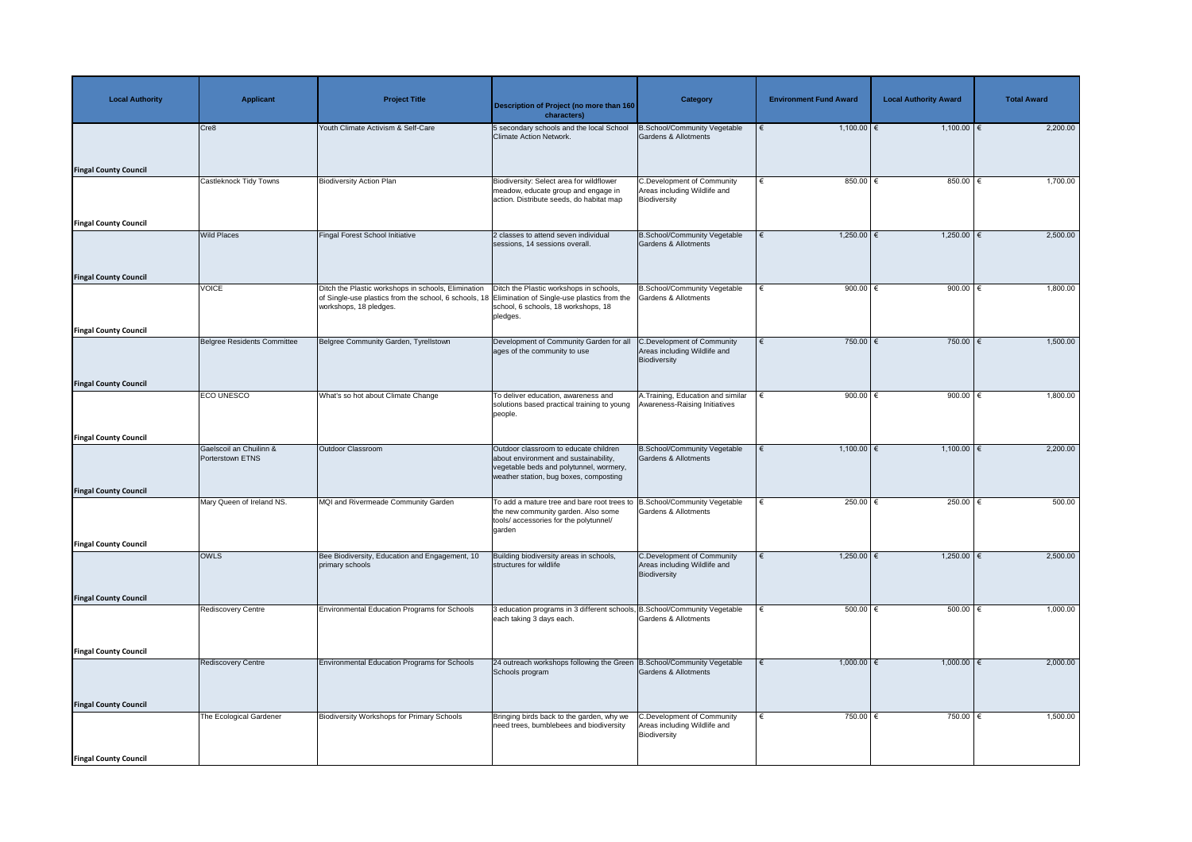| Local Authority | Applicant | Project Title | Description of Project (no more than 160 characters) | Category | Environment Fund Award | Local Authority Award | Total Award |
|---|---|---|---|---|---|---|---|
| Fingal County Council | Cre8 | Youth Climate Activism & Self-Care | 5 secondary schools and the local School Climate Action Network. | B.School/Community Vegetable Gardens & Allotments | € 1,100.00 | € 1,100.00 | € 2,200.00 |
| Fingal County Council | Castleknock Tidy Towns | Biodiversity Action Plan | Biodiversity: Select area for wildflower meadow, educate group and engage in action. Distribute seeds, do habitat map | C.Development of Community Areas including Wildlife and Biodiversity | € 850.00 | € 850.00 | € 1,700.00 |
| Fingal County Council | Wild Places | Fingal Forest School Initiative | 2 classes to attend seven individual sessions, 14 sessions overall. | B.School/Community Vegetable Gardens & Allotments | € 1,250.00 | € 1,250.00 | € 2,500.00 |
| Fingal County Council | VOICE | Ditch the Plastic workshops in schools, Elimination of Single-use plastics from the school, 6 schools, 18 workshops, 18 pledges. | Ditch the Plastic workshops in schools, Elimination of Single-use plastics from the school, 6 schools, 18 workshops, 18 pledges. | B.School/Community Vegetable Gardens & Allotments | € 900.00 | € 900.00 | € 1,800.00 |
| Fingal County Council | Belgree Residents Committee | Belgree Community Garden, Tyrellstown | Development of Community Garden for all ages of the community to use | C.Development of Community Areas including Wildlife and Biodiversity | € 750.00 | € 750.00 | € 1,500.00 |
| Fingal County Council | ECO UNESCO | What's so hot about Climate Change | To deliver education, awareness and solutions based practical training to young people. | A.Training, Education and similar Awareness-Raising Initiatives | € 900.00 | € 900.00 | € 1,800.00 |
| Fingal County Council | Gaelscoil an Chuilinn & Porterstown ETNS | Outdoor Classroom | Outdoor classroom to educate children about environment and sustainability, vegetable beds and polytunnel, wormery, weather station, bug boxes, composting | B.School/Community Vegetable Gardens & Allotments | € 1,100.00 | € 1,100.00 | € 2,200.00 |
| Fingal County Council | Mary Queen of Ireland NS. | MQI and Rivermeade Community Garden | To add a mature tree and bare root trees to the new community garden. Also some tools/ accessories for the polytunnel/ garden | B.School/Community Vegetable Gardens & Allotments | € 250.00 | € 250.00 | € 500.00 |
| Fingal County Council | OWLS | Bee Biodiversity, Education and Engagement, 10 primary schools | Building biodiversity areas in schools, structures for wildlife | C.Development of Community Areas including Wildlife and Biodiversity | € 1,250.00 | € 1,250.00 | € 2,500.00 |
| Fingal County Council | Rediscovery Centre | Environmental Education Programs for Schools | 3 education programs in 3 different schools, each taking 3 days each. | B.School/Community Vegetable Gardens & Allotments | € 500.00 | € 500.00 | € 1,000.00 |
| Fingal County Council | Rediscovery Centre | Environmental Education Programs for Schools | 24 outreach workshops following the Green Schools program | B.School/Community Vegetable Gardens & Allotments | € 1,000.00 | € 1,000.00 | € 2,000.00 |
| Fingal County Council | The Ecological Gardener | Biodiversity Workshops for Primary Schools | Bringing birds back to the garden, why we need trees, bumblebees and biodiversity | C.Development of Community Areas including Wildlife and Biodiversity | € 750.00 | € 750.00 | € 1,500.00 |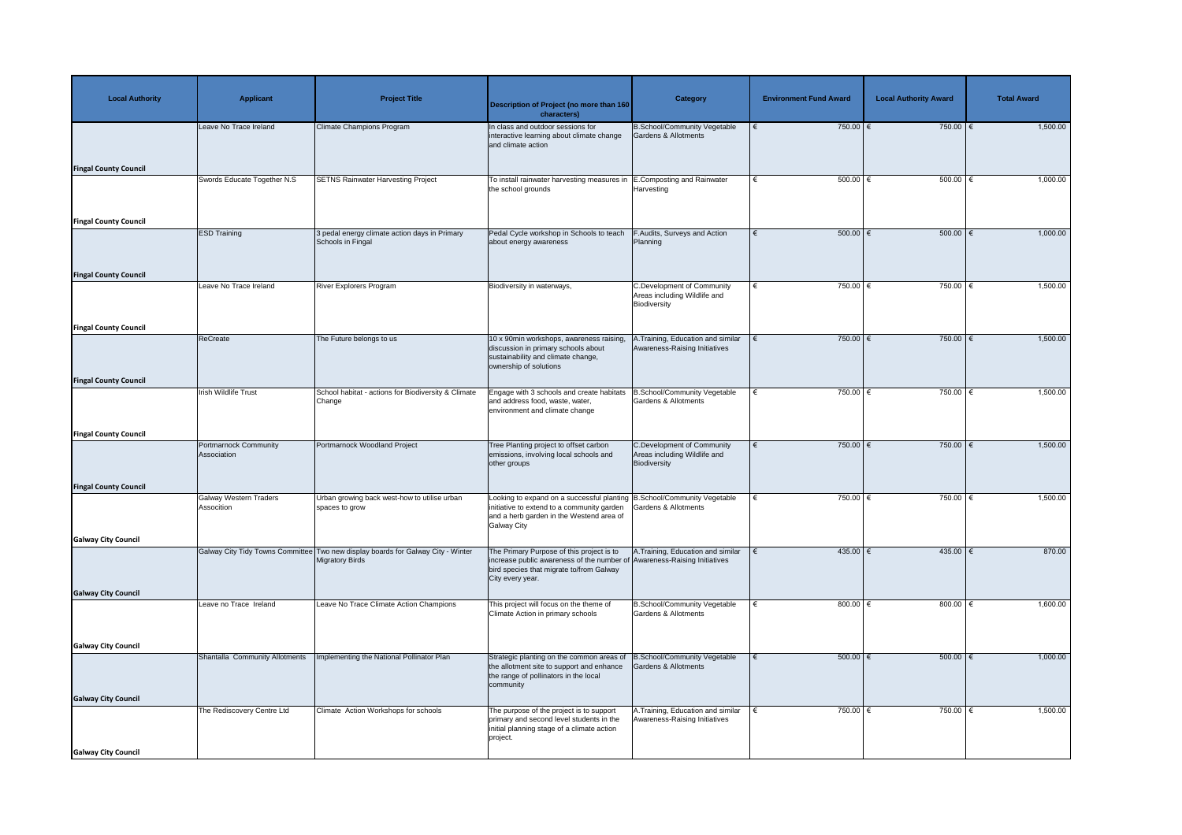| Local Authority | Applicant | Project Title | Description of Project (no more than 160 characters) | Category | Environment Fund Award | Local Authority Award | Total Award |
|---|---|---|---|---|---|---|---|
| Fingal County Council | Leave No Trace Ireland | Climate Champions Program | In class and outdoor sessions for interactive learning about climate change and climate action | B.School/Community Vegetable Gardens & Allotments | € 750.00 | € 750.00 | € 1,500.00 |
| Fingal County Council | Swords Educate Together N.S | SETNS Rainwater Harvesting Project | To install rainwater harvesting measures in the school grounds | E.Composting and Rainwater Harvesting | € 500.00 | € 500.00 | € 1,000.00 |
| Fingal County Council | ESD Training | 3 pedal energy climate action days in Primary Schools in Fingal | Pedal Cycle workshop in Schools to teach about energy awareness | F.Audits, Surveys and Action Planning | € 500.00 | € 500.00 | € 1,000.00 |
| Fingal County Council | Leave No Trace Ireland | River Explorers Program | Biodiversity in waterways, | C.Development of Community Areas including Wildlife and Biodiversity | € 750.00 | € 750.00 | € 1,500.00 |
| Fingal County Council | ReCreate | The Future belongs to us | 10 x 90min workshops, awareness raising, discussion in primary schools about sustainability and climate change, ownership of solutions | A.Training, Education and similar Awareness-Raising Initiatives | € 750.00 | € 750.00 | € 1,500.00 |
| Fingal County Council | Irish Wildlife Trust | School habitat - actions for Biodiversity & Climate Change | Engage with 3 schools and create habitats and address food, waste, water, environment and climate change | B.School/Community Vegetable Gardens & Allotments | € 750.00 | € 750.00 | € 1,500.00 |
| Fingal County Council | Portmarnock Community Association | Portmarnock Woodland Project | Tree Planting project to offset carbon emissions, involving local schools and other groups | C.Development of Community Areas including Wildlife and Biodiversity | € 750.00 | € 750.00 | € 1,500.00 |
| Galway City Council | Galway Western Traders Assocition | Urban growing back west-how to utilise urban spaces to grow | Looking to expand on a successful planting initiative to extend to a community garden and a herb garden in the Westend area of Galway City | B.School/Community Vegetable Gardens & Allotments | € 750.00 | € 750.00 | € 1,500.00 |
| Galway City Council | Galway City Tidy Towns Committee | Two new display boards for Galway City - Winter Migratory Birds | The Primary Purpose of this project is to increase public awareness of the number of bird species that migrate to/from Galway City every year. | A.Training, Education and similar Awareness-Raising Initiatives | € 435.00 | € 435.00 | € 870.00 |
| Galway City Council | Leave no Trace Ireland | Leave No Trace Climate Action Champions | This project will focus on the theme of Climate Action in primary schools | B.School/Community Vegetable Gardens & Allotments | € 800.00 | € 800.00 | € 1,600.00 |
| Galway City Council | Shantalla Community Allotments | Implementing the National Pollinator Plan | Strategic planting on the common areas of the allotment site to support and enhance the range of pollinators in the local community | B.School/Community Vegetable Gardens & Allotments | € 500.00 | € 500.00 | € 1,000.00 |
| Galway City Council | The Rediscovery Centre Ltd | Climate Action Workshops for schools | The purpose of the project is to support primary and second level students in the initial planning stage of a climate action project. | A.Training, Education and similar Awareness-Raising Initiatives | € 750.00 | € 750.00 | € 1,500.00 |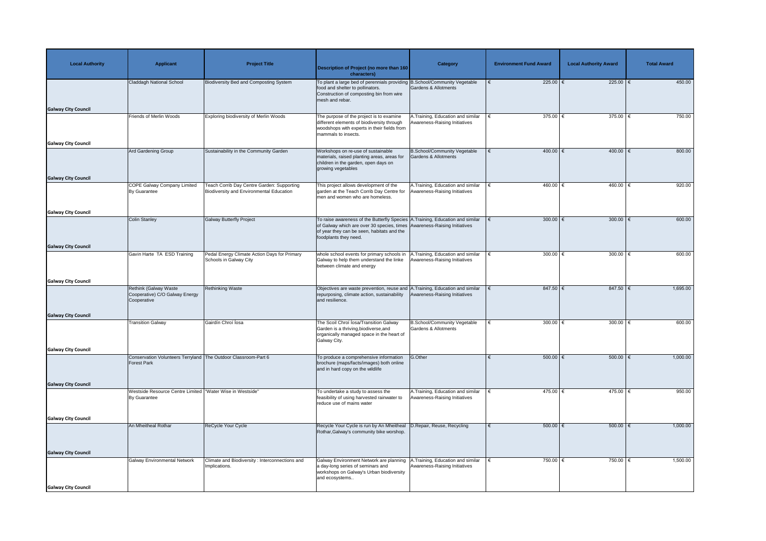| Local Authority | Applicant | Project Title | Description of Project (no more than 160 characters) | Category | Environment Fund Award | Local Authority Award | Total Award |
|---|---|---|---|---|---|---|---|
| Galway City Council | Claddagh National School | Biodiversity Bed and Composting System | To plant a large bed of perennials providing food and shelter to pollinators. Construction of composting bin from wire mesh and rebar. | B.School/Community Vegetable Gardens & Allotments | € 225.00 | € 225.00 | € 450.00 |
| Galway City Council | Friends of Merlin Woods | Exploring biodiversity of Merlin Woods | The purpose of the project is to examine different elements of biodiversity through woodshops with experts in their fields from mammals to insects. | A.Training, Education and similar Awareness-Raising Initiatives | € 375.00 | € 375.00 | € 750.00 |
| Galway City Council | Ard Gardening Group | Sustainability in the Community Garden | Workshops on re-use of sustainable materials, raised planting areas, areas for children in the garden, open days on growing vegetables | B.School/Community Vegetable Gardens & Allotments | € 400.00 | € 400.00 | € 800.00 |
| Galway City Council | COPE Galway Company Limited By Guarantee | Teach Corrib Day Centre Garden: Supporting Biodiversity and Environmental Education | This project allows development of the garden at the Teach Corrib Day Centre for men and women who are homeless. | A.Training, Education and similar Awareness-Raising Initiatives | € 460.00 | € 460.00 | € 920.00 |
| Galway City Council | Colin Stanley | Galway Butterfly Project | To raise awareness of the Butterfly Species of Galway which are over 30 species, times of year they can be seen, habitats and the foodplants they need. | A.Training, Education and similar Awareness-Raising Initiatives | € 300.00 | € 300.00 | € 600.00 |
| Galway City Council | Gavin Harte TA ESD Training | Pedal Energy Climate Action Days for Primary Schools in Galway City | whole school events for primary schools in Galway to help them understand the linke between climate and energy | A.Training, Education and similar Awareness-Raising Initiatives | € 300.00 | € 300.00 | € 600.00 |
| Galway City Council | Rethink (Galway Waste Cooperative) C/O Galway Energy Cooperative | Rethinking Waste | Objectives are waste prevention, reuse and repurposing, climate action, sustainability and resilience. | A.Training, Education and similar Awareness-Raising Initiatives | € 847.50 | € 847.50 | € 1,695.00 |
| Galway City Council | Transition Galway | Gairdín Chroí Íosa | The Scoil Chroí Íosa/Transition Galway Garden is a thriving,biodiverse,and organically managed space in the heart of Galway City. | B.School/Community Vegetable Gardens & Allotments | € 300.00 | € 300.00 | € 600.00 |
| Galway City Council | Conservation Volunteers Terryland Forest Park | The Outdoor Classroom-Part 6 | To produce a comprehensive information brochure (maps/facts/images) both online and in hard copy on the wildlife | G.Other | € 500.00 | € 500.00 | € 1,000.00 |
| Galway City Council | Westside Resource Centre Limited By Guarantee | "Water Wise in Westside" | To undertake a study to assess the feasibility of using harvested rainwater to reduce use of mains water | A.Training, Education and similar Awareness-Raising Initiatives | € 475.00 | € 475.00 | € 950.00 |
| Galway City Council | An Mheitheal Rothar | ReCycle Your Cycle | Recycle Your Cycle is run by An Mheitheal Rothar,Galway's community bike worshop. | D.Repair, Reuse, Recycling | € 500.00 | € 500.00 | € 1,000.00 |
| Galway City Council | Galway Environmental Network | Climate and Biodiversity : Interconnections and Implications. | Galway Environment Network are planning a day-long series of seminars and workshops on Galway's Urban biodiversity and ecosystems.. | A.Training, Education and similar Awareness-Raising Initiatives | € 750.00 | € 750.00 | € 1,500.00 |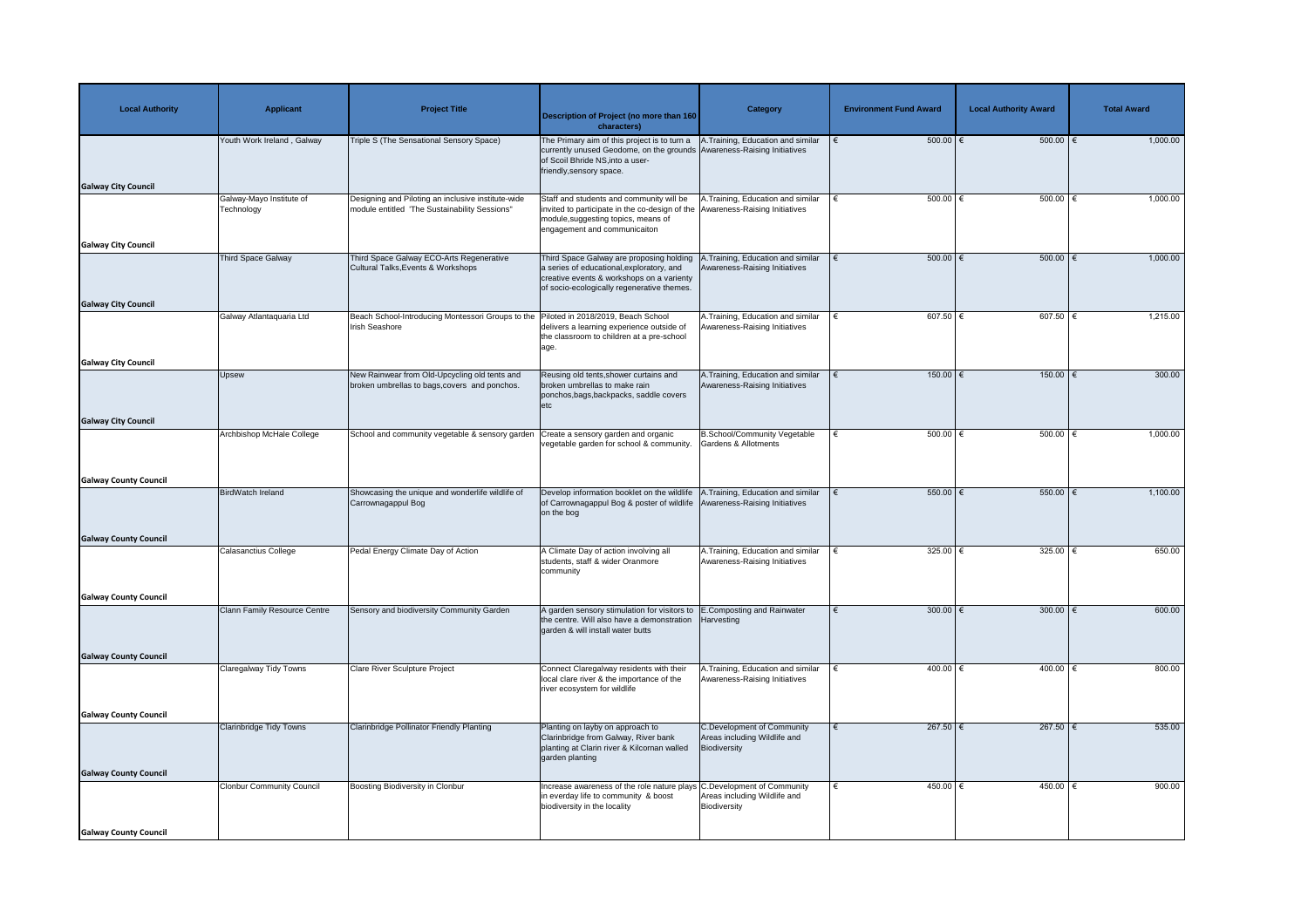| Local Authority | Applicant | Project Title | Description of Project (no more than 160 characters) | Category | Environment Fund Award | Local Authority Award | Total Award |
|---|---|---|---|---|---|---|---|
| Galway City Council | Youth Work Ireland , Galway | Triple S (The Sensational Sensory Space) | The Primary aim of this project is to turn a currently unused Geodome, on the grounds of Scoil Bhride NS,into a user-friendly,sensory space. | A.Training, Education and similar Awareness-Raising Initiatives | € 500.00 | € 500.00 | € 1,000.00 |
| Galway City Council | Galway-Mayo Institute of Technology | Designing and Piloting an inclusive institute-wide module entitled "The Sustainability Sessions" | Staff and students and community will be invited to participate in the co-design of the module,suggesting topics, means of engagement and communicaiton | A.Training, Education and similar Awareness-Raising Initiatives | € 500.00 | € 500.00 | € 1,000.00 |
| Galway City Council | Third Space Galway | Third Space Galway ECO-Arts Regenerative Cultural Talks,Events & Workshops | Third Space Galway are proposing holding a series of educational,exploratory, and creative events & workshops on a varienty of socio-ecologically regenerative themes. | A.Training, Education and similar Awareness-Raising Initiatives | € 500.00 | € 500.00 | € 1,000.00 |
| Galway City Council | Galway Atlantaquaria Ltd | Beach School-Introducing Montessori Groups to the Irish Seashore | Piloted in 2018/2019, Beach School delivers a learning experience outside of the classroom to children at a pre-school age. | A.Training, Education and similar Awareness-Raising Initiatives | € 607.50 | € 607.50 | € 1,215.00 |
| Galway City Council | Upsew | New Rainwear from Old-Upcycling old tents and broken umbrellas to bags,covers and ponchos. | Reusing old tents,shower curtains and broken umbrellas to make rain ponchos,bags,backpacks, saddle covers etc | A.Training, Education and similar Awareness-Raising Initiatives | € 150.00 | € 150.00 | € 300.00 |
| Galway County Council | Archbishop McHale College | School and community vegetable & sensory garden | Create a sensory garden and organic vegetable garden for school & community. | B.School/Community Vegetable Gardens & Allotments | € 500.00 | € 500.00 | € 1,000.00 |
| Galway County Council | BirdWatch Ireland | Showcasing the unique and wonderlife wildlife of Carrownagappul Bog | Develop information booklet on the wildlife of Carrownagappul Bog & poster of wildlife on the bog | A.Training, Education and similar Awareness-Raising Initiatives | € 550.00 | € 550.00 | € 1,100.00 |
| Galway County Council | Calasanctius College | Pedal Energy Climate Day of Action | A Climate Day of action involving all students, staff & wider Oranmore community | A.Training, Education and similar Awareness-Raising Initiatives | € 325.00 | € 325.00 | € 650.00 |
| Galway County Council | Clann Family Resource Centre | Sensory and biodiversity Community Garden | A garden sensory stimulation for visitors to the centre. Will also have a demonstration garden & will install water butts | E.Composting and Rainwater Harvesting | € 300.00 | € 300.00 | € 600.00 |
| Galway County Council | Claregalway Tidy Towns | Clare River Sculpture Project | Connect Claregalway residents with their local clare river & the importance of the river ecosystem for wildlife | A.Training, Education and similar Awareness-Raising Initiatives | € 400.00 | € 400.00 | € 800.00 |
| Galway County Council | Clarinbridge Tidy Towns | Clarinbridge Pollinator Friendly Planting | Planting on layby on approach to Clarinbridge from Galway, River bank planting at Clarin river & Kilcornan walled garden planting | C.Development of Community Areas including Wildlife and Biodiversity | € 267.50 | € 267.50 | € 535.00 |
| Galway County Council | Clonbur Community Council | Boosting Biodiversity in Clonbur | Increase awareness of the role nature plays in everday life to community & boost biodiversity in the locality | C.Development of Community Areas including Wildlife and Biodiversity | € 450.00 | € 450.00 | € 900.00 |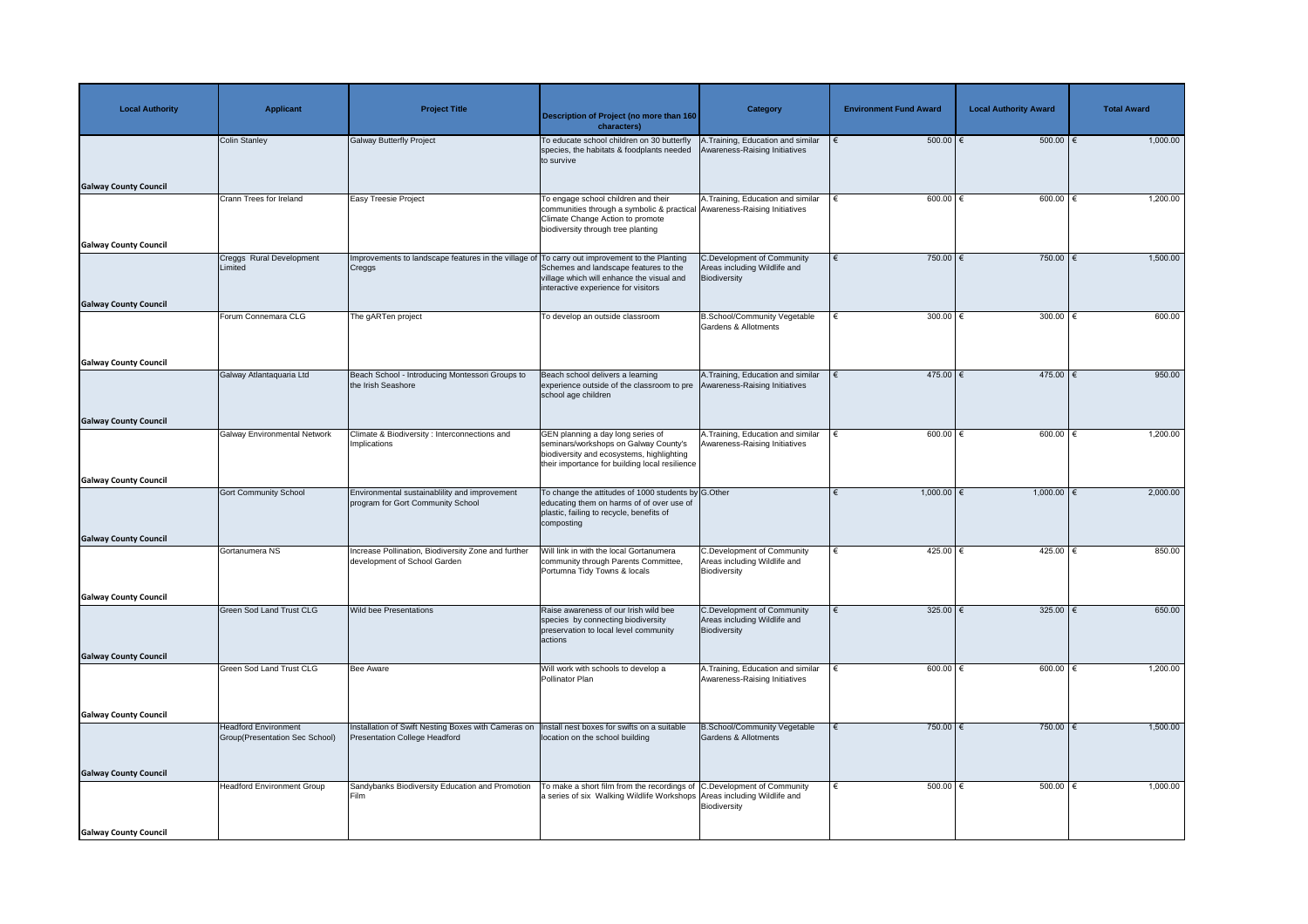| Local Authority | Applicant | Project Title | Description of Project (no more than 160 characters) | Category | Environment Fund Award | Local Authority Award | Total Award |
|---|---|---|---|---|---|---|---|
| Galway County Council | Colin Stanley | Galway Butterfly Project | To educate school children on 30 butterfly species, the habitats & foodplants needed to survive | A.Training, Education and similar Awareness-Raising Initiatives | € 500.00 | € 500.00 | € 1,000.00 |
| Galway County Council | Crann Trees for Ireland | Easy Treesie Project | To engage school children and their communities through a symbolic & practical Climate Change Action to promote biodiversity through tree planting | A.Training, Education and similar Awareness-Raising Initiatives | € 600.00 | € 600.00 | € 1,200.00 |
| Galway County Council | Creggs Rural Development Limited | Improvements to landscape features in the village of Creggs | To carry out improvement to the Planting Schemes and landscape features to the village which will enhance the visual and interactive experience for visitors | C.Development of Community Areas including Wildlife and Biodiversity | € 750.00 | € 750.00 | € 1,500.00 |
| Galway County Council | Forum Connemara CLG | The gARTen project | To develop an outside classroom | B.School/Community Vegetable Gardens & Allotments | € 300.00 | € 300.00 | € 600.00 |
| Galway County Council | Galway Atlantaquaria Ltd | Beach School - Introducing Montessori Groups to the Irish Seashore | Beach school delivers a learning experience outside of the classroom to pre school age children | A.Training, Education and similar Awareness-Raising Initiatives | € 475.00 | € 475.00 | € 950.00 |
| Galway County Council | Galway Environmental Network | Climate & Biodiversity : Interconnections and Implications | GEN planning a day long series of seminars/workshops on Galway County's biodiversity and ecosystems, highlighting their importance for building local resilience | A.Training, Education and similar Awareness-Raising Initiatives | € 600.00 | € 600.00 | € 1,200.00 |
| Galway County Council | Gort Community School | Environmental sustainablility and improvement program for Gort Community School | To change the attitudes of 1000 students by educating them on harms of of over use of plastic, failing to recycle, benefits of composting | G.Other | € 1,000.00 | € 1,000.00 | € 2,000.00 |
| Galway County Council | Gortanumera NS | Increase Pollination, Biodiversity Zone and further development of School Garden | Will link in with the local Gortanumera community through Parents Committee, Portumna Tidy Towns & locals | C.Development of Community Areas including Wildlife and Biodiversity | € 425.00 | € 425.00 | € 850.00 |
| Galway County Council | Green Sod Land Trust CLG | Wild bee Presentations | Raise awareness of our Irish wild bee species by connecting biodiversity preservation to local level community actions | C.Development of Community Areas including Wildlife and Biodiversity | € 325.00 | € 325.00 | € 650.00 |
| Galway County Council | Green Sod Land Trust CLG | Bee Aware | Will work with schools to develop a Pollinator Plan | A.Training, Education and similar Awareness-Raising Initiatives | € 600.00 | € 600.00 | € 1,200.00 |
| Galway County Council | Headford Environment Group(Presentation Sec School) | Installation of Swift Nesting Boxes with Cameras on Presentation College Headford | Install nest boxes for swifts on a suitable location on the school building | B.School/Community Vegetable Gardens & Allotments | € 750.00 | € 750.00 | € 1,500.00 |
| Galway County Council | Headford Environment Group | Sandybanks Biodiversity Education and Promotion Film | To make a short film from the recordings of a series of six Walking Wildlife Workshops | C.Development of Community Areas including Wildlife and Biodiversity | € 500.00 | € 500.00 | € 1,000.00 |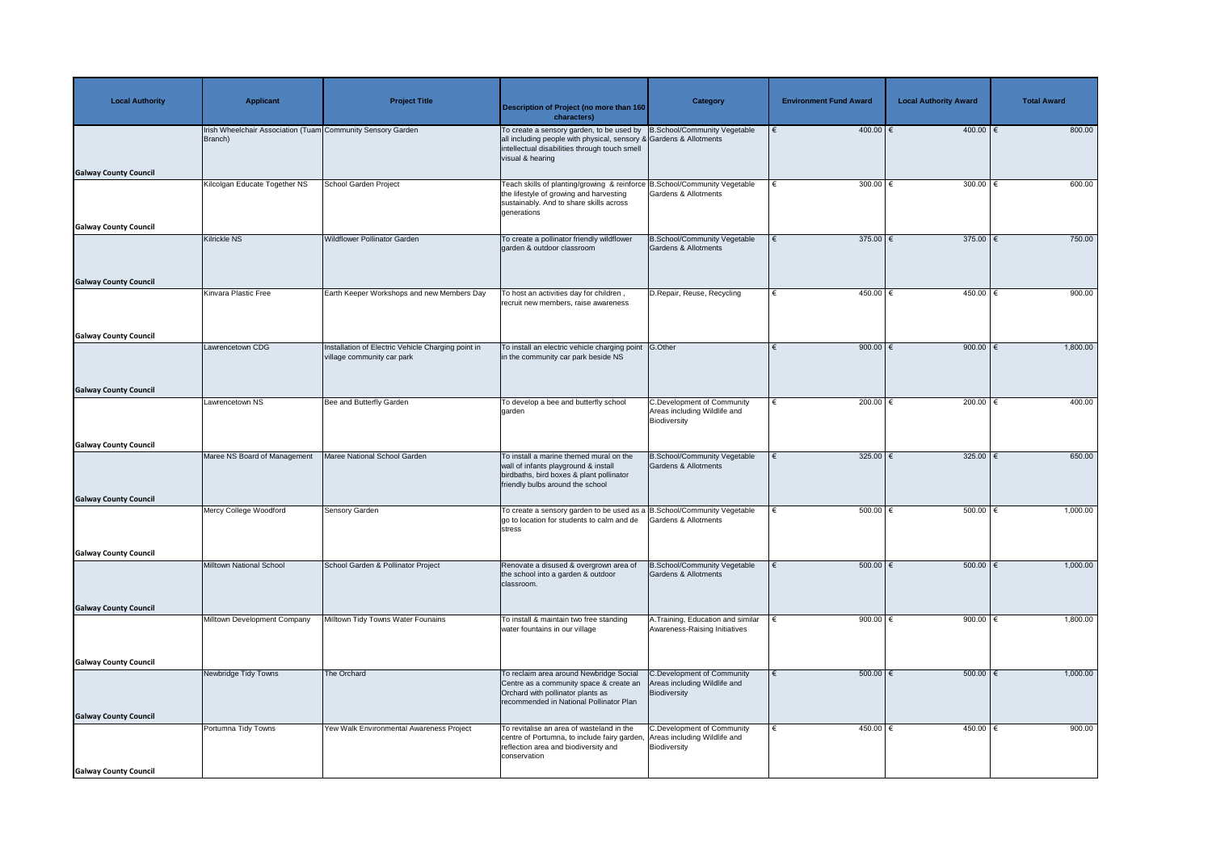| Local Authority | Applicant | Project Title | Description of Project (no more than 160 characters) | Category | Environment Fund Award | Local Authority Award | Total Award |
|---|---|---|---|---|---|---|---|
| Galway County Council | Irish Wheelchair Association (Tuam Branch) | Community Sensory Garden | To create a sensory garden, to be used by all including people with physical, sensory & intellectual disabilities through touch smell visual & hearing | B.School/Community Vegetable Gardens & Allotments | € 400.00 | € 400.00 | € 800.00 |
| Galway County Council | Kilcolgan Educate Together NS | School Garden Project | Teach skills of planting/growing & reinforce the lifestyle of growing and harvesting sustainably. And to share skills across generations | B.School/Community Vegetable Gardens & Allotments | € 300.00 | € 300.00 | € 600.00 |
| Galway County Council | Kilrickle NS | Wildflower Pollinator Garden | To create a pollinator friendly wildflower garden & outdoor classroom | B.School/Community Vegetable Gardens & Allotments | € 375.00 | € 375.00 | € 750.00 |
| Galway County Council | Kinvara Plastic Free | Earth Keeper Workshops and new Members Day | To host an activities day for children , recruit new members, raise awareness | D.Repair, Reuse, Recycling | € 450.00 | € 450.00 | € 900.00 |
| Galway County Council | Lawrencetown CDG | Installation of Electric Vehicle Charging point in village community car park | To install an electric vehicle charging point in the community car park beside NS | G.Other | € 900.00 | € 900.00 | € 1,800.00 |
| Galway County Council | Lawrencetown NS | Bee and Butterfly Garden | To develop a bee and butterfly school garden | C.Development of Community Areas including Wildlife and Biodiversity | € 200.00 | € 200.00 | € 400.00 |
| Galway County Council | Maree NS Board of Management | Maree National School Garden | To install a marine themed mural on the wall of infants playground & install birdbaths, bird boxes & plant pollinator friendly bulbs around the school | B.School/Community Vegetable Gardens & Allotments | € 325.00 | € 325.00 | € 650.00 |
| Galway County Council | Mercy College Woodford | Sensory Garden | To create a sensory garden to be used as a go to location for students to calm and de stress | B.School/Community Vegetable Gardens & Allotments | € 500.00 | € 500.00 | € 1,000.00 |
| Galway County Council | Milltown National School | School Garden & Pollinator Project | Renovate a disused & overgrown area of the school into a garden & outdoor classroom. | B.School/Community Vegetable Gardens & Allotments | € 500.00 | € 500.00 | € 1,000.00 |
| Galway County Council | Milltown Development Company | Milltown Tidy Towns Water Founains | To install & maintain two free standing water fountains in our village | A.Training, Education and similar Awareness-Raising Initiatives | € 900.00 | € 900.00 | € 1,800.00 |
| Galway County Council | Newbridge Tidy Towns | The Orchard | To reclaim area around Newbridge Social Centre as a community space & create an Orchard with pollinator plants as recommended in National Pollinator Plan | C.Development of Community Areas including Wildlife and Biodiversity | € 500.00 | € 500.00 | € 1,000.00 |
| Galway County Council | Portumna Tidy Towns | Yew Walk Environmental Awareness Project | To revitalise an area of wasteland in the centre of Portumna, to include fairy garden, reflection area and biodiversity and conservation | C.Development of Community Areas including Wildlife and Biodiversity | € 450.00 | € 450.00 | € 900.00 |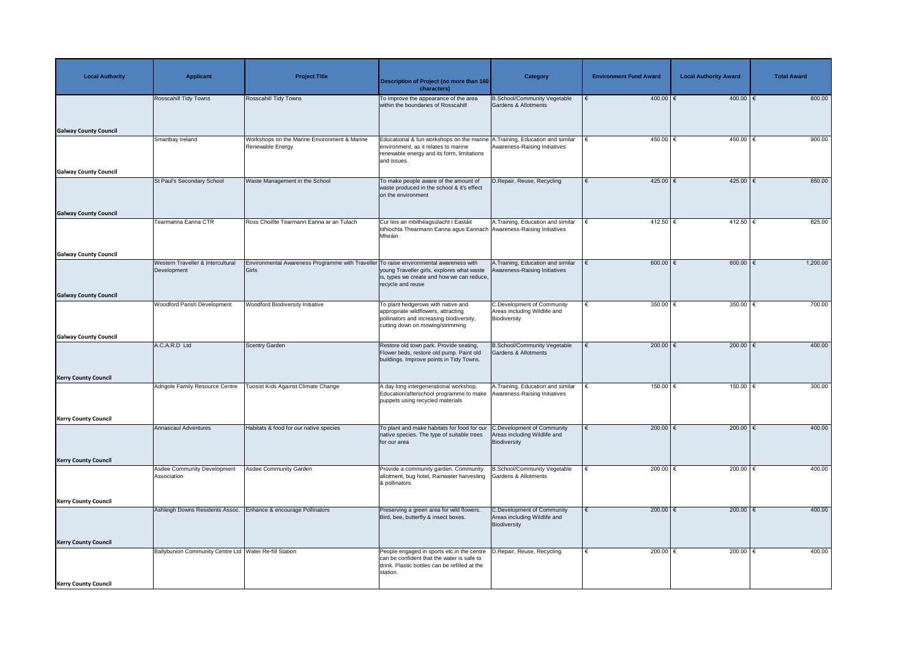| Local Authority | Applicant | Project Title | Description of Project (no more than 160 characters) | Category | Environment Fund Award | Local Authority Award | Total Award |
|---|---|---|---|---|---|---|---|
| Galway County Council | Rosscahill Tidy Towns | Rosscahill Tidy Towns | To improve the appearance of the area within the boundaries of Rosscahill | B.School/Community Vegetable Gardens & Allotments | € 400.00 | € 400.00 | € 800.00 |
| Galway County Council | Smartbay Ireland | Workshops on the Marine Environment & Marine Renewable Energy | Educational & fun workshops on the marine environment, as it relates to marine renewable energy and its form, limitations and issues. | A.Training, Education and similar Awareness-Raising Initiatives | € 450.00 | € 450.00 | € 900.00 |
| Galway County Council | St Paul's Secondary School | Waste Management in the School | To make people aware of the amount of waste produced in the school & it's effect on the environment | D.Repair, Reuse, Recycling | € 425.00 | € 425.00 | € 850.00 |
| Galway County Council | Tearmanna Eanna CTR | Ross Choillte Tearmann Eanna ar an Tulach | Cur leis an mbithéagsúlacht I Eastáit tithiochta Thearmann Eanna agus Eannach Mheáin | A.Training, Education and similar Awareness-Raising Initiatives | € 412.50 | € 412.50 | € 825.00 |
| Galway County Council | Western Traveller & Intercultural Development | Environmental Awareness Programme with Traveller Girls | To raise environmental awareness with young Traveller girls, explores what waste is, types we create and how we can reduce, recycle and reuse | A.Training, Education and similar Awareness-Raising Initiatives | € 600.00 | € 600.00 | € 1,200.00 |
| Galway County Council | Woodford Parish Development | Woodford Biodiversity Initiative | To plant hedgerows with native and appropriate wildflowers, attracting pollinators and increasing biodiversity, cutting down on mowing/strimming | C.Development of Community Areas including Wildlife and Biodiversity | € 350.00 | € 350.00 | € 700.00 |
| Kerry County Council | A.C.A.R.D Ltd | Scentry Garden | Restore old town park. Provide seating, Flower beds, restore old pump. Paint old buildings. Improve points in Tidy Towns. | B.School/Community Vegetable Gardens & Allotments | € 200.00 | € 200.00 | € 400.00 |
| Kerry County Council | Adrigole Family Resource Centre | Tuosist Kids Against Climate Change | A day long intergenerational workshop. Education/afterschool programme to make puppets using recycled materials | A.Training, Education and similar Awareness-Raising Initiatives | € 150.00 | € 150.00 | € 300.00 |
| Kerry County Council | Annascaul Adventures | Habitats & food for our native species | To plant and make habitats for food for our native species. The type of suitable trees for our area | C.Development of Community Areas including Wildlife and Biodiversity | € 200.00 | € 200.00 | € 400.00 |
| Kerry County Council | Asdee Community Development Association | Asdee Community Garden | Provide a community garden. Community allotment, bug hotel, Rainwater harvesting & pollinators. | B.School/Community Vegetable Gardens & Allotments | € 200.00 | € 200.00 | € 400.00 |
| Kerry County Council | Ashleigh Downs Residents Assoc. | Enhance & encourage Pollinators | Preserving a green area for wild flowers. Bird, bee, butterfly & insect boxes. | C.Development of Community Areas including Wildlife and Biodiversity | € 200.00 | € 200.00 | € 400.00 |
| Kerry County Council | Ballybunion Community Centre Ltd | Water Re-fill Station | People engaged in sports etc.in the centre can be confident that the water is safe to drink. Plastic bottles can be refilled at the station. | D.Repair, Reuse, Recycling | € 200.00 | € 200.00 | € 400.00 |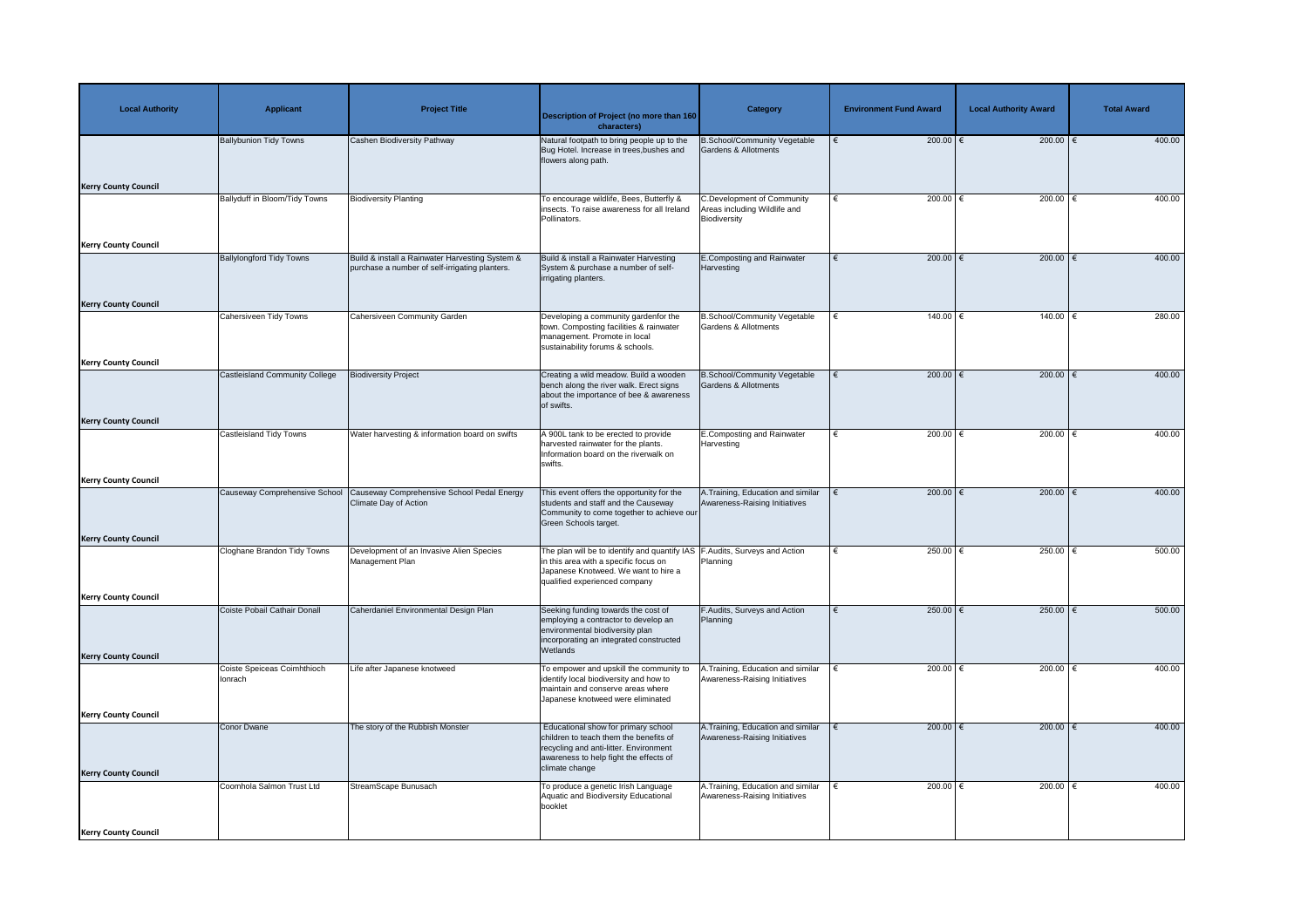| Local Authority | Applicant | Project Title | Description of Project (no more than 160 characters) | Category | Environment Fund Award | Local Authority Award | Total Award |
|---|---|---|---|---|---|---|---|
| Kerry County Council | Ballybunion Tidy Towns | Cashen Biodiversity Pathway | Natural footpath to bring people up to the Bug Hotel. Increase in trees,bushes and flowers along path. | B.School/Community Vegetable Gardens & Allotments | € 200.00 | € 200.00 | € 400.00 |
| Kerry County Council | Ballyduff in Bloom/Tidy Towns | Biodiversity Planting | To encourage wildlife, Bees, Butterfly & insects. To raise awareness for all Ireland Pollinators. | C.Development of Community Areas including Wildlife and Biodiversity | € 200.00 | € 200.00 | € 400.00 |
| Kerry County Council | Ballylongford Tidy Towns | Build & install a Rainwater Harvesting System & purchase a number of self-irrigating planters. | Build & install a Rainwater Harvesting System & purchase a number of self-irrigating planters. | E.Composting and Rainwater Harvesting | € 200.00 | € 200.00 | € 400.00 |
| Kerry County Council | Cahersiveen Tidy Towns | Cahersiveen Community Garden | Developing a community gardenfor the town. Composting facilities & rainwater management. Promote in local sustainability forums & schools. | B.School/Community Vegetable Gardens & Allotments | € 140.00 | € 140.00 | € 280.00 |
| Kerry County Council | Castleisland Community College | Biodiversity Project | Creating a wild meadow. Build a wooden bench along the river walk. Erect signs about the importance of bee & awareness of swifts. | B.School/Community Vegetable Gardens & Allotments | € 200.00 | € 200.00 | € 400.00 |
| Kerry County Council | Castleisland Tidy Towns | Water harvesting & information board on swifts | A 900L tank to be erected to provide harvested rainwater for the plants. Information board on the riverwalk on swifts. | E.Composting and Rainwater Harvesting | € 200.00 | € 200.00 | € 400.00 |
| Kerry County Council | Causeway Comprehensive School | Causeway Comprehensive School Pedal Energy Climate Day of Action | This event offers the opportunity for the students and staff and the Causeway Community to come together to achieve our Green Schools target. | A.Training, Education and similar Awareness-Raising Initiatives | € 200.00 | € 200.00 | € 400.00 |
| Kerry County Council | Cloghane Brandon Tidy Towns | Development of an Invasive Alien Species Management Plan | The plan will be to identify and quantify IAS in this area with a specific focus on Japanese Knotweed. We want to hire a qualified experienced company | F.Audits, Surveys and Action Planning | € 250.00 | € 250.00 | € 500.00 |
| Kerry County Council | Coiste Pobail Cathair Donall | Caherdaniel Environmental Design Plan | Seeking funding towards the cost of employing a contractor to develop an environmental biodiversity plan incorporating an integrated constructed Wetlands | F.Audits, Surveys and Action Planning | € 250.00 | € 250.00 | € 500.00 |
| Kerry County Council | Coiste Speiceas Coimhthioch Ionrach | Life after Japanese knotweed | To empower and upskill the community to identify local biodiversity and how to maintain and conserve areas where Japanese knotweed were eliminated | A.Training, Education and similar Awareness-Raising Initiatives | € 200.00 | € 200.00 | € 400.00 |
| Kerry County Council | Conor Dwane | The story of the Rubbish Monster | Educational show for primary school children to teach them the benefits of recycling and anti-litter. Environment awareness to help fight the effects of climate change | A.Training, Education and similar Awareness-Raising Initiatives | € 200.00 | € 200.00 | € 400.00 |
| Kerry County Council | Coomhola Salmon Trust Ltd | StreamScape Bunusach | To produce a genetic Irish Language Aquatic and Biodiversity Educational booklet | A.Training, Education and similar Awareness-Raising Initiatives | € 200.00 | € 200.00 | € 400.00 |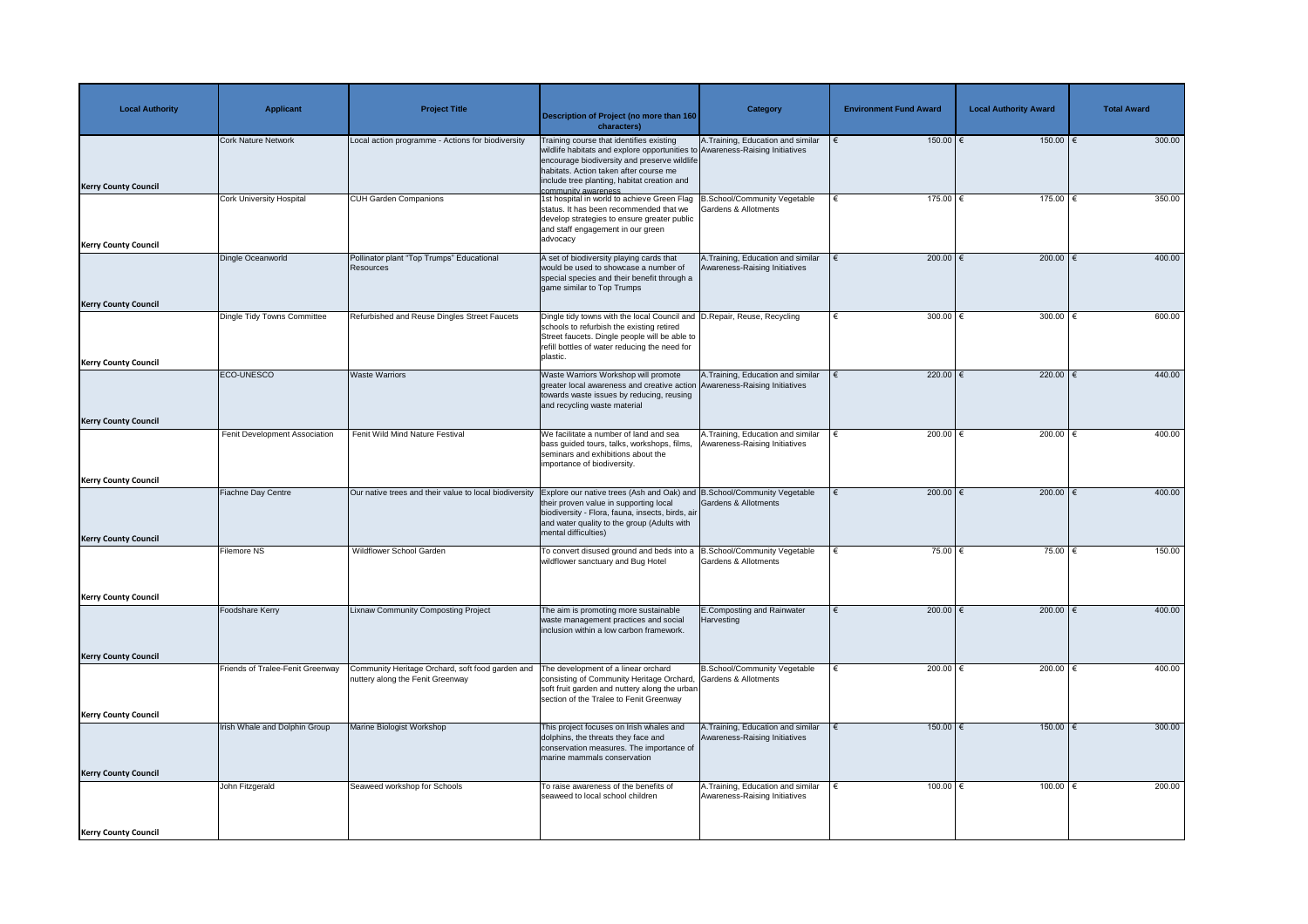| Local Authority | Applicant | Project Title | Description of Project (no more than 160 characters) | Category | Environment Fund Award | Local Authority Award | Total Award |
|---|---|---|---|---|---|---|---|
| Kerry County Council | Cork Nature Network | Local action programme - Actions for biodiversity | Training course that identifies existing wildlife habitats and explore opportunities to encourage biodiversity and preserve wildlife habitats. Action taken after course me include tree planting, habitat creation and community awareness | A.Training, Education and similar Awareness-Raising Initiatives | € 150.00 | € 150.00 | € 300.00 |
| Kerry County Council | Cork University Hospital | CUH Garden Companions | 1st hospital in world to achieve Green Flag status. It has been recommended that we develop strategies to ensure greater public and staff engagement in our green advocacy | B.School/Community Vegetable Gardens & Allotments | € 175.00 | € 175.00 | € 350.00 |
| Kerry County Council | Dingle Oceanworld | Pollinator plant "Top Trumps" Educational Resources | A set of biodiversity playing cards that would be used to showcase a number of special species and their benefit through a game similar to Top Trumps | A.Training, Education and similar Awareness-Raising Initiatives | € 200.00 | € 200.00 | € 400.00 |
| Kerry County Council | Dingle Tidy Towns Committee | Refurbished and Reuse Dingles Street Faucets | Dingle tidy towns with the local Council and schools to refurbish the existing retired Street faucets. Dingle people will be able to refill bottles of water reducing the need for plastic. | D.Repair, Reuse, Recycling | € 300.00 | € 300.00 | € 600.00 |
| Kerry County Council | ECO-UNESCO | Waste Warriors | Waste Warriors Workshop will promote greater local awareness and creative action towards waste issues by reducing, reusing and recycling waste material | A.Training, Education and similar Awareness-Raising Initiatives | € 220.00 | € 220.00 | € 440.00 |
| Kerry County Council | Fenit Development Association | Fenit Wild Mind Nature Festival | We facilitate a number of land and sea bass guided tours, talks, workshops, films, seminars and exhibitions about the importance of biodiversity. | A.Training, Education and similar Awareness-Raising Initiatives | € 200.00 | € 200.00 | € 400.00 |
| Kerry County Council | Fiachne Day Centre | Our native trees and their value to local biodiversity | Explore our native trees (Ash and Oak) and their proven value in supporting local biodiversity - Flora, fauna, insects, birds, air and water quality to the group (Adults with mental difficulties) | B.School/Community Vegetable Gardens & Allotments | € 200.00 | € 200.00 | € 400.00 |
| Kerry County Council | Filemore NS | Wildflower School Garden | To convert disused ground and beds into a wildflower sanctuary and Bug Hotel | B.School/Community Vegetable Gardens & Allotments | € 75.00 | € 75.00 | € 150.00 |
| Kerry County Council | Foodshare Kerry | Lixnaw Community Composting Project | The aim is promoting more sustainable waste management practices and social inclusion within a low carbon framework. | E.Composting and Rainwater Harvesting | € 200.00 | € 200.00 | € 400.00 |
| Kerry County Council | Friends of Tralee-Fenit Greenway | Community Heritage Orchard, soft food garden and nuttery along the Fenit Greenway | The development of a linear orchard consisting of Community Heritage Orchard, soft fruit garden and nuttery along the urban section of the Tralee to Fenit Greenway | B.School/Community Vegetable Gardens & Allotments | € 200.00 | € 200.00 | € 400.00 |
| Kerry County Council | Irish Whale and Dolphin Group | Marine Biologist Workshop | This project focuses on Irish whales and dolphins, the threats they face and conservation measures. The importance of marine mammals conservation | A.Training, Education and similar Awareness-Raising Initiatives | € 150.00 | € 150.00 | € 300.00 |
| Kerry County Council | John Fitzgerald | Seaweed workshop for Schools | To raise awareness of the benefits of seaweed to local school children | A.Training, Education and similar Awareness-Raising Initiatives | € 100.00 | € 100.00 | € 200.00 |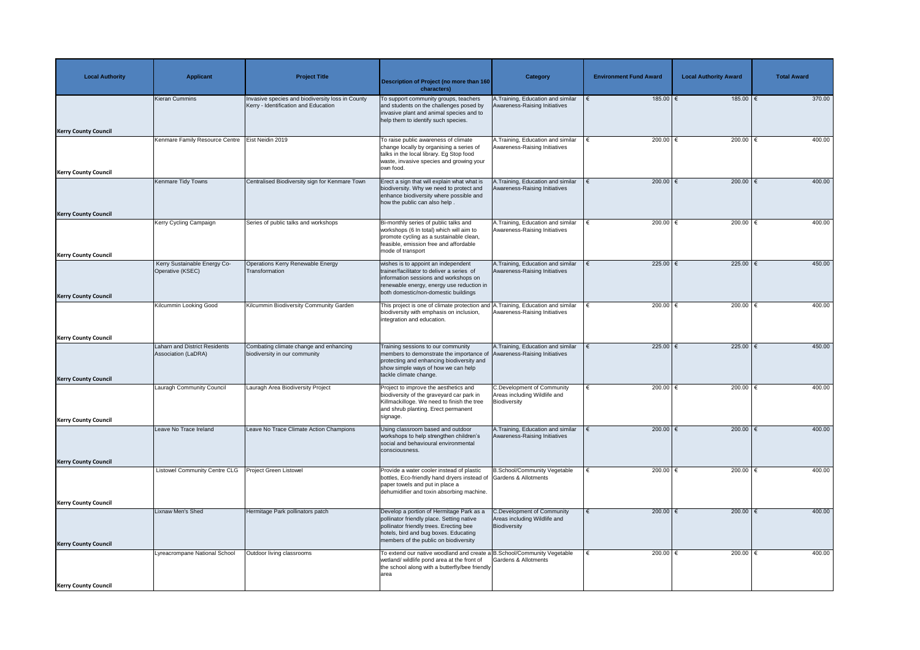| Local Authority | Applicant | Project Title | Description of Project (no more than 160 characters) | Category | Environment Fund Award | Local Authority Award | Total Award |
|---|---|---|---|---|---|---|---|
| Kerry County Council | Kieran Cummins | Invasive species and biodiversity loss in County Kerry - Identification and Education | To support community groups, teachers and students on the challenges posed by invasive plant and animal species and to help them to identify such species. | A.Training, Education and similar Awareness-Raising Initiatives | € 185.00 | € 185.00 | € 370.00 |
| Kerry County Council | Kenmare Family Resource Centre | Eist Neidin 2019 | To raise public awareness of climate change locally by organising a series of talks in the local library. Eg Stop food waste, invasive species and growing your own food. | A.Training, Education and similar Awareness-Raising Initiatives | € 200.00 | € 200.00 | € 400.00 |
| Kerry County Council | Kenmare Tidy Towns | Centralised Biodiversity sign for Kenmare Town | Erect a sign that will explain what what is biodiversity. Why we need to protect and enhance biodiversity where possible and how the public can also help . | A.Training, Education and similar Awareness-Raising Initiatives | € 200.00 | € 200.00 | € 400.00 |
| Kerry County Council | Kerry Cycling Campaign | Series of public talks and workshops | Bi-monthly series of public talks and workshops (6 In total) which will aim to promote cycling as a sustainable clean, feasible, emission free and affordable mode of transport | A.Training, Education and similar Awareness-Raising Initiatives | € 200.00 | € 200.00 | € 400.00 |
| Kerry County Council | Kerry Sustainable Energy Co-Operative (KSEC) | Operations Kerry Renewable Energy Transformation | wishes is to appoint an independent trainer/facilitator to deliver a series of information sessions and workshops on renewable energy, energy use reduction in both domestic/non-domestic buildings | A.Training, Education and similar Awareness-Raising Initiatives | € 225.00 | € 225.00 | € 450.00 |
| Kerry County Council | Kilcummin Looking Good | Kilcummin Biodiversity Community Garden | This project is one of climate protection and biodiversity with emphasis on inclusion, integration and education. | A.Training, Education and similar Awareness-Raising Initiatives | € 200.00 | € 200.00 | € 400.00 |
| Kerry County Council | Laharn and District Residents Association (LaDRA) | Combating climate change and enhancing biodiversity in our community | Training sessions to our community members to demonstrate the importance of protecting and enhancing biodiversity and show simple ways of how we can help tackle climate change. | A.Training, Education and similar Awareness-Raising Initiatives | € 225.00 | € 225.00 | € 450.00 |
| Kerry County Council | Lauragh Community Council | Lauragh Area Biodiversity Project | Project to improve the aesthetics and biodiversity of the graveyard car park in Killmackilloge. We need to finish the tree and shrub planting. Erect permanent signage. | C.Development of Community Areas including Wildlife and Biodiversity | € 200.00 | € 200.00 | € 400.00 |
| Kerry County Council | Leave No Trace Ireland | Leave No Trace Climate Action Champions | Using classroom based and outdoor workshops to help strengthen children's social and behavioural environmental consciousness. | A.Training, Education and similar Awareness-Raising Initiatives | € 200.00 | € 200.00 | € 400.00 |
| Kerry County Council | Listowel Community Centre CLG | Project Green Listowel | Provide a water cooler instead of plastic bottles, Eco-friendly hand dryers instead of paper towels and put in place a dehumidifier and toxin absorbing machine. | B.School/Community Vegetable Gardens & Allotments | € 200.00 | € 200.00 | € 400.00 |
| Kerry County Council | Lixnaw Men's Shed | Hermitage Park pollinators patch | Develop a portion of Hermitage Park as a pollinator friendly place. Setting native pollinator friendly trees. Erecting bee hotels, bird and bug boxes. Educating members of the public on biodiversity | C.Development of Community Areas including Wildlife and Biodiversity | € 200.00 | € 200.00 | € 400.00 |
| Kerry County Council | Lyreacrompane National School | Outdoor living classrooms | To extend our native woodland and create a wetland/ wildlife pond area at the front of the school along with a butterfly/bee friendly area | B.School/Community Vegetable Gardens & Allotments | € 200.00 | € 200.00 | € 400.00 |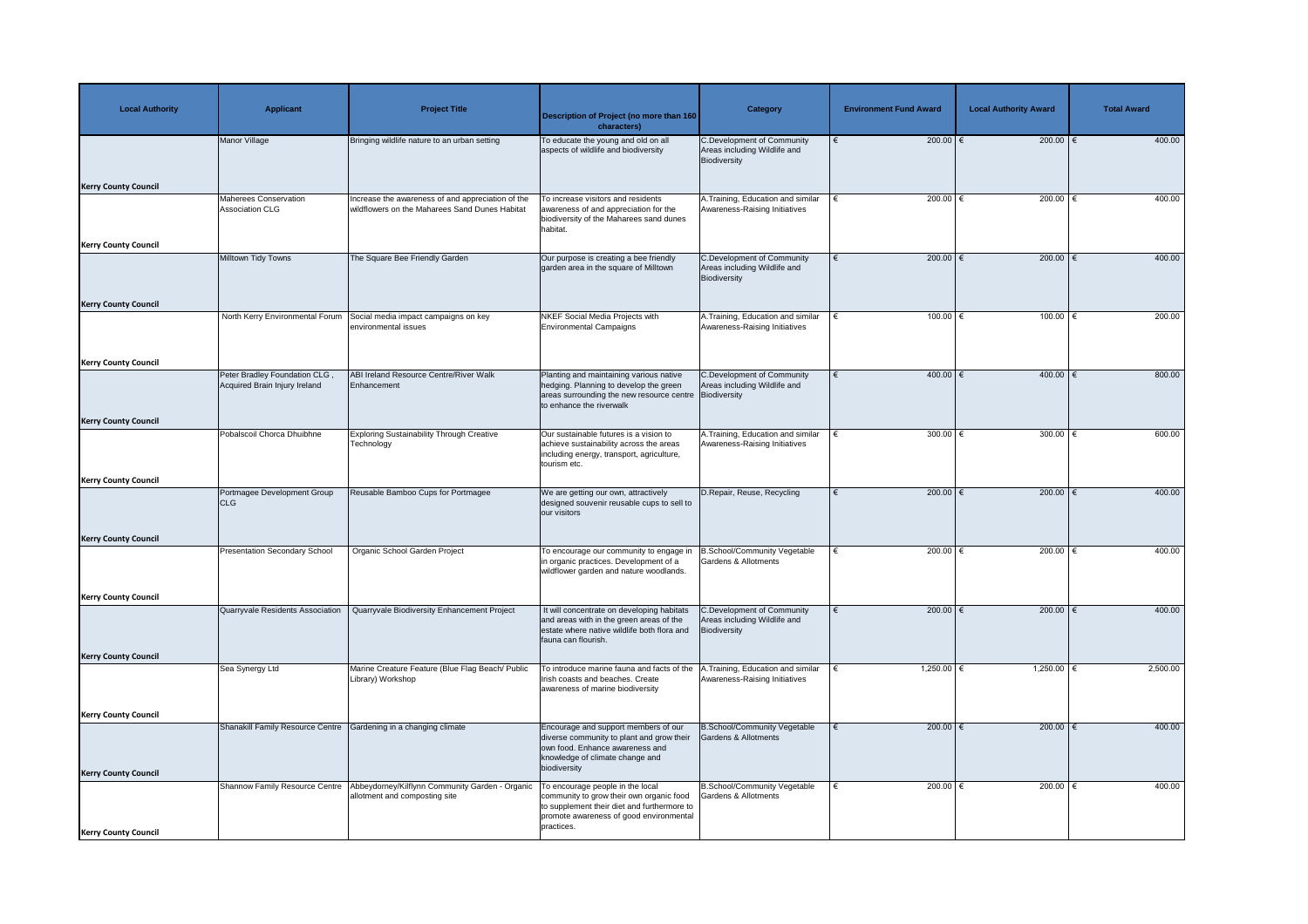| Local Authority | Applicant | Project Title | Description of Project (no more than 160 characters) | Category | Environment Fund Award | Local Authority Award | Total Award |
|---|---|---|---|---|---|---|---|
| Kerry County Council | Manor Village | Bringing wildlife nature to an urban setting | To educate the young and old on all aspects of wildlife and biodiversity | C.Development of Community Areas including Wildlife and Biodiversity | € 200.00 | € 200.00 | € 400.00 |
| Kerry County Council | Maherees Conservation Association CLG | Increase the awareness of and appreciation of the wildflowers on the Maharees Sand Dunes Habitat | To increase visitors and residents awareness of and appreciation for the biodiversity of the Maharees sand dunes habitat. | A.Training, Education and similar Awareness-Raising Initiatives | € 200.00 | € 200.00 | € 400.00 |
| Kerry County Council | Milltown Tidy Towns | The Square Bee Friendly Garden | Our purpose is creating a bee friendly garden area in the square of Milltown | C.Development of Community Areas including Wildlife and Biodiversity | € 200.00 | € 200.00 | € 400.00 |
| Kerry County Council | North Kerry Environmental Forum | Social media impact campaigns on key environmental issues | NKEF Social Media Projects with Environmental Campaigns | A.Training, Education and similar Awareness-Raising Initiatives | € 100.00 | € 100.00 | € 200.00 |
| Kerry County Council | Peter Bradley Foundation CLG , Acquired Brain Injury Ireland | ABI Ireland Resource Centre/River Walk Enhancement | Planting and maintaining various native hedging. Planning to develop the green areas surrounding the new resource centre to enhance the riverwalk | C.Development of Community Areas including Wildlife and Biodiversity | € 400.00 | € 400.00 | € 800.00 |
| Kerry County Council | Pobalscoil Chorca Dhuibhne | Exploring Sustainability Through Creative Technology | Our sustainable futures is a vision to achieve sustainability across the areas including energy, transport, agriculture, tourism etc. | A.Training, Education and similar Awareness-Raising Initiatives | € 300.00 | € 300.00 | € 600.00 |
| Kerry County Council | Portmagee Development Group CLG | Reusable Bamboo Cups for Portmagee | We are getting our own, attractively designed souvenir reusable cups to sell to our visitors | D.Repair, Reuse, Recycling | € 200.00 | € 200.00 | € 400.00 |
| Kerry County Council | Presentation Secondary School | Organic School Garden Project | To encourage our community to engage in in organic practices. Development of a wildflower garden and nature woodlands. | B.School/Community Vegetable Gardens & Allotments | € 200.00 | € 200.00 | € 400.00 |
| Kerry County Council | Quarryvale Residents Association | Quarryvale Biodiversity Enhancement Project | It will concentrate on developing habitats and areas with in the green areas of the estate where native wildlife both flora and fauna can flourish. | C.Development of Community Areas including Wildlife and Biodiversity | € 200.00 | € 200.00 | € 400.00 |
| Kerry County Council | Sea Synergy Ltd | Marine Creature Feature (Blue Flag Beach/ Public Library) Workshop | To introduce marine fauna and facts of the Irish coasts and beaches. Create awareness of marine biodiversity | A.Training, Education and similar Awareness-Raising Initiatives | € 1,250.00 | € 1,250.00 | € 2,500.00 |
| Kerry County Council | Shanakill Family Resource Centre | Gardening in a changing climate | Encourage and support members of our diverse community to plant and grow their own food. Enhance awareness and knowledge of climate change and biodiversity | B.School/Community Vegetable Gardens & Allotments | € 200.00 | € 200.00 | € 400.00 |
| Kerry County Council | Shannow Family Resource Centre | Abbeydorney/Kilflynn Community Garden - Organic allotment and composting site | To encourage people in the local community to grow their own organic food to supplement their diet and furthermore to promote awareness of good environmental practices. | B.School/Community Vegetable Gardens & Allotments | € 200.00 | € 200.00 | € 400.00 |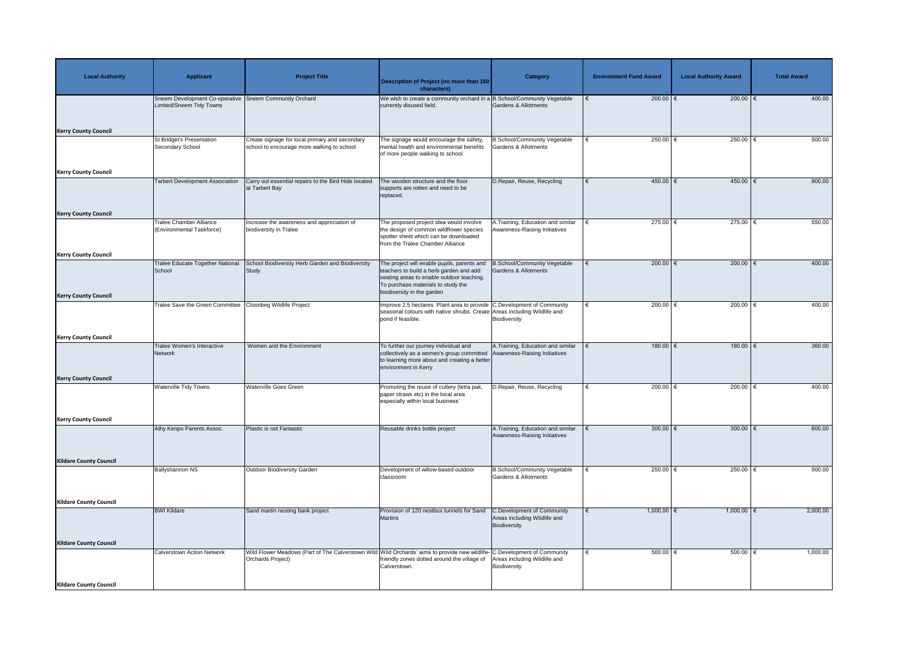| Local Authority | Applicant | Project Title | Description of Project (no more than 160 characters) | Category | Environment Fund Award | Local Authority Award | Total Award |
|---|---|---|---|---|---|---|---|
| Kerry County Council | Sneem Development Co-operative Limited/Sneem Tidy Towns | Sneem Community Orchard | We wish to create a community orchard in a currently disused field. | B.School/Community Vegetable Gardens & Allotments | € 200.00 | € 200.00 | € 400.00 |
| Kerry County Council | St Bridget's Presentation Secondary School | Create signage for local primary and secondary school to encourage more walking to school | The signage would encourage the safety, mental health and environmental benefits of more people walking to school | B.School/Community Vegetable Gardens & Allotments | € 250.00 | € 250.00 | € 500.00 |
| Kerry County Council | Tarbert Development Association | Carry out essential repairs to the Bird Hide located at Tarbert Bay | The wooden structure and the floor supports are rotten and need to be replaced. | D.Repair, Reuse, Recycling | € 450.00 | € 450.00 | € 900.00 |
| Kerry County Council | Tralee Chamber Alliance (Environmental Taskforce) | Increase the awareness and appreciation of biodiversity in Tralee | The proposed project idea would involve the design of common wildflower species spotter sheet which can be downloaded from the Tralee Chamber Alliance | A.Training, Education and similar Awareness-Raising Initiatives | € 275.00 | € 275.00 | € 550.00 |
| Kerry County Council | Tralee Educate Together National School | School Biodiversity Herb Garden and Biodiversity Study | The project will enable pupils, parents and teachers to build a herb garden and add seating areas to enable outdoor teaching. To purchase materials to study the biodiversity in the garden | B.School/Community Vegetable Gardens & Allotments | € 200.00 | € 200.00 | € 400.00 |
| Kerry County Council | Tralee Save the Green Committee | Cloonbeg Wildlife Project | Improve 2.5 hectares. Plant area to provide seasonal colours with native shrubs. Create pond if feasible. | C.Development of Community Areas including Wildlife and Biodiversity | € 200.00 | € 200.00 | € 400.00 |
| Kerry County Council | Tralee Women's Interactive Network | Women and the Environment | To further our journey individual and collectively as a women's group committed to learning more about and creating a better environment in Kerry | A.Training, Education and similar Awareness-Raising Initiatives | € 180.00 | € 180.00 | € 360.00 |
| Kerry County Council | Waterville Tidy Towns | Waterville Goes Green | Promoting the reuse of cutlery (tetra pak, paper straws etc) in the local area especially within local business' | D.Repair, Reuse, Recycling | € 200.00 | € 200.00 | € 400.00 |
| Kildare County Council | Athy Kenpo Parents Assoc. | Plastic is not Fantastic | Reusable drinks bottle project | A.Training, Education and similar Awareness-Raising Initiatives | € 300.00 | € 300.00 | € 600.00 |
| Kildare County Council | Ballyshannon NS | Outdoor Biodiversity Garden | Development of willow-based outdoor classroom | B.School/Community Vegetable Gardens & Allotments | € 250.00 | € 250.00 | € 500.00 |
| Kildare County Council | BWI Kildare | Sand martin nesting bank project | Provision of 120 nestbox tunnels for Sand Martins | C.Development of Community Areas including Wildlife and Biodiversity | € 1,000.00 | € 1,000.00 | € 2,000.00 |
| Kildare County Council | Calverstown Action Network | Wild Flower Meadows (Part of The Calverstown Wild Orchards Project) | Wild Orchards' aims to provide new wildlife-friendly zones dotted around the village of Calverstown. | C.Development of Community Areas including Wildlife and Biodiversity | € 500.00 | € 500.00 | € 1,000.00 |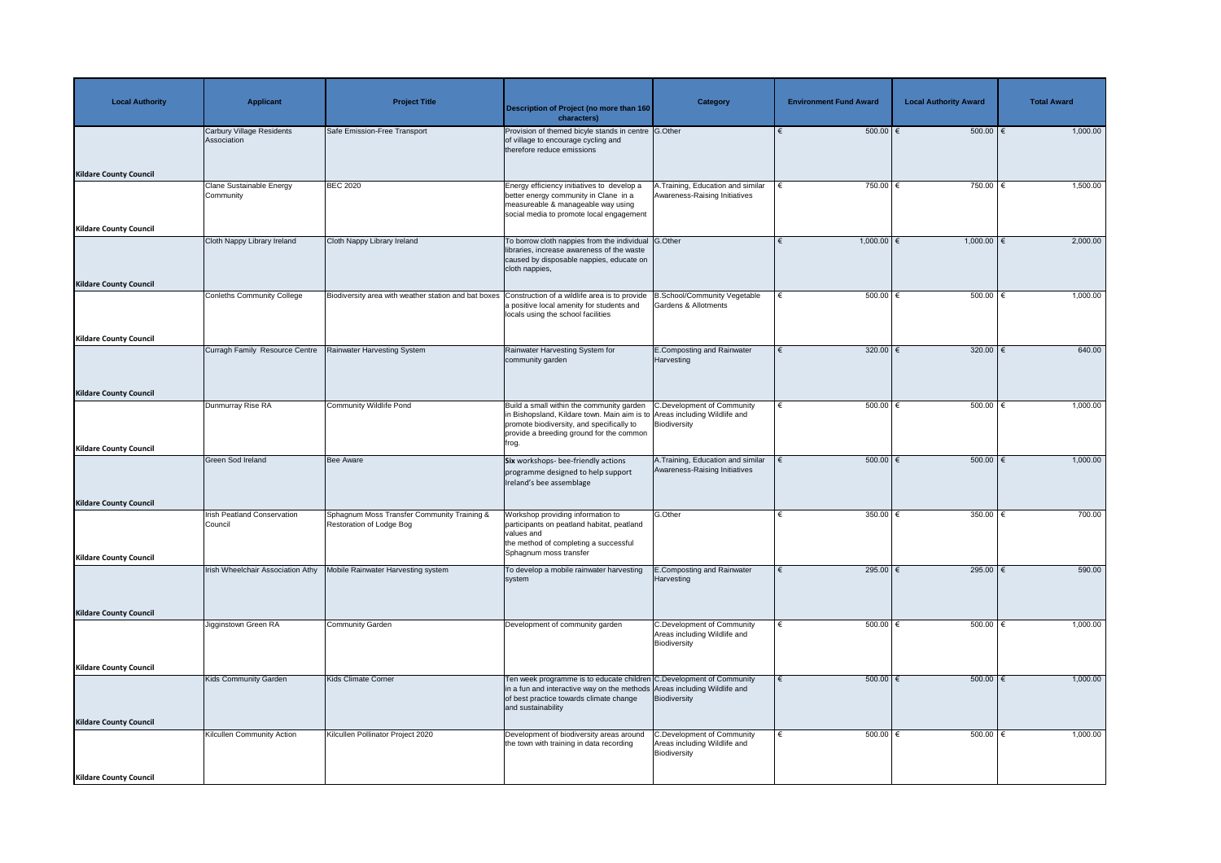| Local Authority | Applicant | Project Title | Description of Project (no more than 160 characters) | Category | Environment Fund Award | Local Authority Award | Total Award |
|---|---|---|---|---|---|---|---|
| Kildare County Council | Carbury Village Residents Association | Safe Emission-Free Transport | Provision of themed bicyle stands in centre of village to encourage cycling and therefore reduce emissions | G.Other | € 500.00 | € 500.00 | € 1,000.00 |
| Kildare County Council | Clane Sustainable Energy Community | BEC 2020 | Energy efficiency initiatives to develop a better energy community in Clane in a measureable & manageable way using social media to promote local engagement | A.Training, Education and similar Awareness-Raising Initiatives | € 750.00 | € 750.00 | € 1,500.00 |
| Kildare County Council | Cloth Nappy Library Ireland | Cloth Nappy Library Ireland | To borrow cloth nappies from the individual libraries, increase awareness of the waste caused by disposable nappies, educate on cloth nappies, | G.Other | € 1,000.00 | € 1,000.00 | € 2,000.00 |
| Kildare County Council | Conleths Community College | Biodiversity area with weather station and bat boxes | Construction of a wildlife area is to provide a positive local amenity for students and locals using the school facilities | B.School/Community Vegetable Gardens & Allotments | € 500.00 | € 500.00 | € 1,000.00 |
| Kildare County Council | Curragh Family Resource Centre | Rainwater Harvesting System | Rainwater Harvesting System for community garden | E.Composting and Rainwater Harvesting | € 320.00 | € 320.00 | € 640.00 |
| Kildare County Council | Dunmurray Rise RA | Community Wildlife Pond | Build a small within the community garden in Bishopsland, Kildare town. Main aim is to promote biodiversity, and specifically to provide a breeding ground for the common frog. | C.Development of Community Areas including Wildlife and Biodiversity | € 500.00 | € 500.00 | € 1,000.00 |
| Kildare County Council | Green Sod Ireland | Bee Aware | **Six** workshops- bee-friendly actions programme designed to help support Ireland's bee assemblage | A.Training, Education and similar Awareness-Raising Initiatives | € 500.00 | € 500.00 | € 1,000.00 |
| Kildare County Council | Irish Peatland Conservation Council | Sphagnum Moss Transfer Community Training & Restoration of Lodge Bog | Workshop providing information to participants on peatland habitat, peatland values and the method of completing a successful Sphagnum moss transfer | G.Other | € 350.00 | € 350.00 | € 700.00 |
| Kildare County Council | Irish Wheelchair Association Athy | Mobile Rainwater Harvesting system | To develop a mobile rainwater harvesting system | E.Composting and Rainwater Harvesting | € 295.00 | € 295.00 | € 590.00 |
| Kildare County Council | Jigginstown Green RA | Community Garden | Development of community garden | C.Development of Community Areas including Wildlife and Biodiversity | € 500.00 | € 500.00 | € 1,000.00 |
| Kildare County Council | Kids Community Garden | Kids Climate Corner | Ten week programme is to educate children in a fun and interactive way on the methods of best practice towards climate change and sustainability | C.Development of Community Areas including Wildlife and Biodiversity | € 500.00 | € 500.00 | € 1,000.00 |
| Kildare County Council | Kilcullen Community Action | Kilcullen Pollinator Project 2020 | Development of biodiversity areas around the town with training in data recording | C.Development of Community Areas including Wildlife and Biodiversity | € 500.00 | € 500.00 | € 1,000.00 |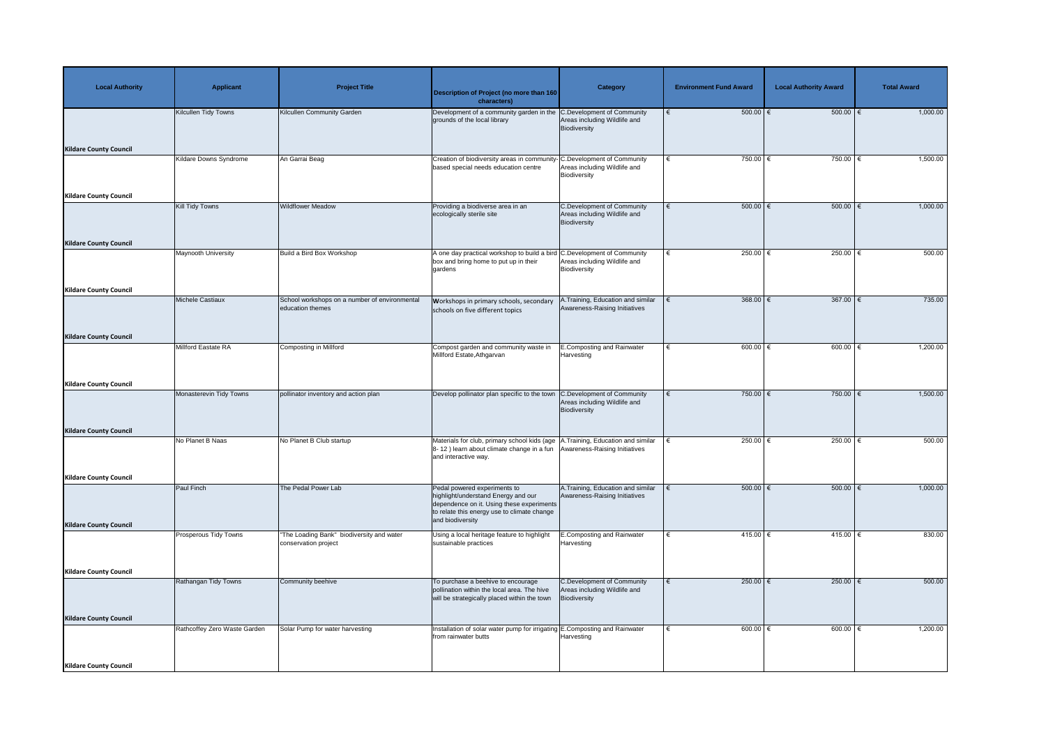| Local Authority | Applicant | Project Title | Description of Project (no more than 160 characters) | Category | Environment Fund Award | Local Authority Award | Total Award |
|---|---|---|---|---|---|---|---|
| Kildare County Council | Kilcullen Tidy Towns | Kilcullen Community Garden | Development of a community garden in the grounds of the local library | C.Development of Community Areas including Wildlife and Biodiversity | € 500.00 | € 500.00 | € 1,000.00 |
| Kildare County Council | Kildare Downs Syndrome | An Garrai Beag | Creation of biodiversity areas in community-based special needs education centre | C.Development of Community Areas including Wildlife and Biodiversity | € 750.00 | € 750.00 | € 1,500.00 |
| Kildare County Council | Kill Tidy Towns | Wildflower Meadow | Providing a biodiverse area in an ecologically sterile site | C.Development of Community Areas including Wildlife and Biodiversity | € 500.00 | € 500.00 | € 1,000.00 |
| Kildare County Council | Maynooth University | Build a Bird Box Workshop | A one day practical workshop to build a bird box and bring home to put up in their gardens | C.Development of Community Areas including Wildlife and Biodiversity | € 250.00 | € 250.00 | € 500.00 |
| Kildare County Council | Michele Castiaux | School workshops on a number of environmental education themes | Workshops in primary schools, secondary schools on five different topics | A.Training, Education and similar Awareness-Raising Initiatives | € 368.00 | € 367.00 | € 735.00 |
| Kildare County Council | Millford Eastate RA | Composting in Millford | Compost garden and community waste in Millford Estate,Athgarvan | E.Composting and Rainwater Harvesting | € 600.00 | € 600.00 | € 1,200.00 |
| Kildare County Council | Monasterevin Tidy Towns | pollinator inventory and action plan | Develop pollinator plan specific to the town | C.Development of Community Areas including Wildlife and Biodiversity | € 750.00 | € 750.00 | € 1,500.00 |
| Kildare County Council | No Planet B Naas | No Planet B Club startup | Materials for club, primary school kids (age 8- 12 ) learn about climate change in a fun and interactive way. | A.Training, Education and similar Awareness-Raising Initiatives | € 250.00 | € 250.00 | € 500.00 |
| Kildare County Council | Paul Finch | The Pedal Power Lab | Pedal powered experiments to highlight/understand Energy and our dependence on it. Using these experiments to relate this energy use to climate change and biodiversity | A.Training, Education and similar Awareness-Raising Initiatives | € 500.00 | € 500.00 | € 1,000.00 |
| Kildare County Council | Prosperous Tidy Towns | "The Loading Bank" biodiversity and water conservation project | Using a local heritage feature to highlight sustainable practices | E.Composting and Rainwater Harvesting | € 415.00 | € 415.00 | € 830.00 |
| Kildare County Council | Rathangan Tidy Towns | Community beehive | To purchase a beehive to encourage pollination within the local area. The hive will be strategically placed within the town | C.Development of Community Areas including Wildlife and Biodiversity | € 250.00 | € 250.00 | € 500.00 |
| Kildare County Council | Rathcoffey Zero Waste Garden | Solar Pump for water harvesting | Installation of solar water pump for irrigating from rainwater butts | E.Composting and Rainwater Harvesting | € 600.00 | € 600.00 | € 1,200.00 |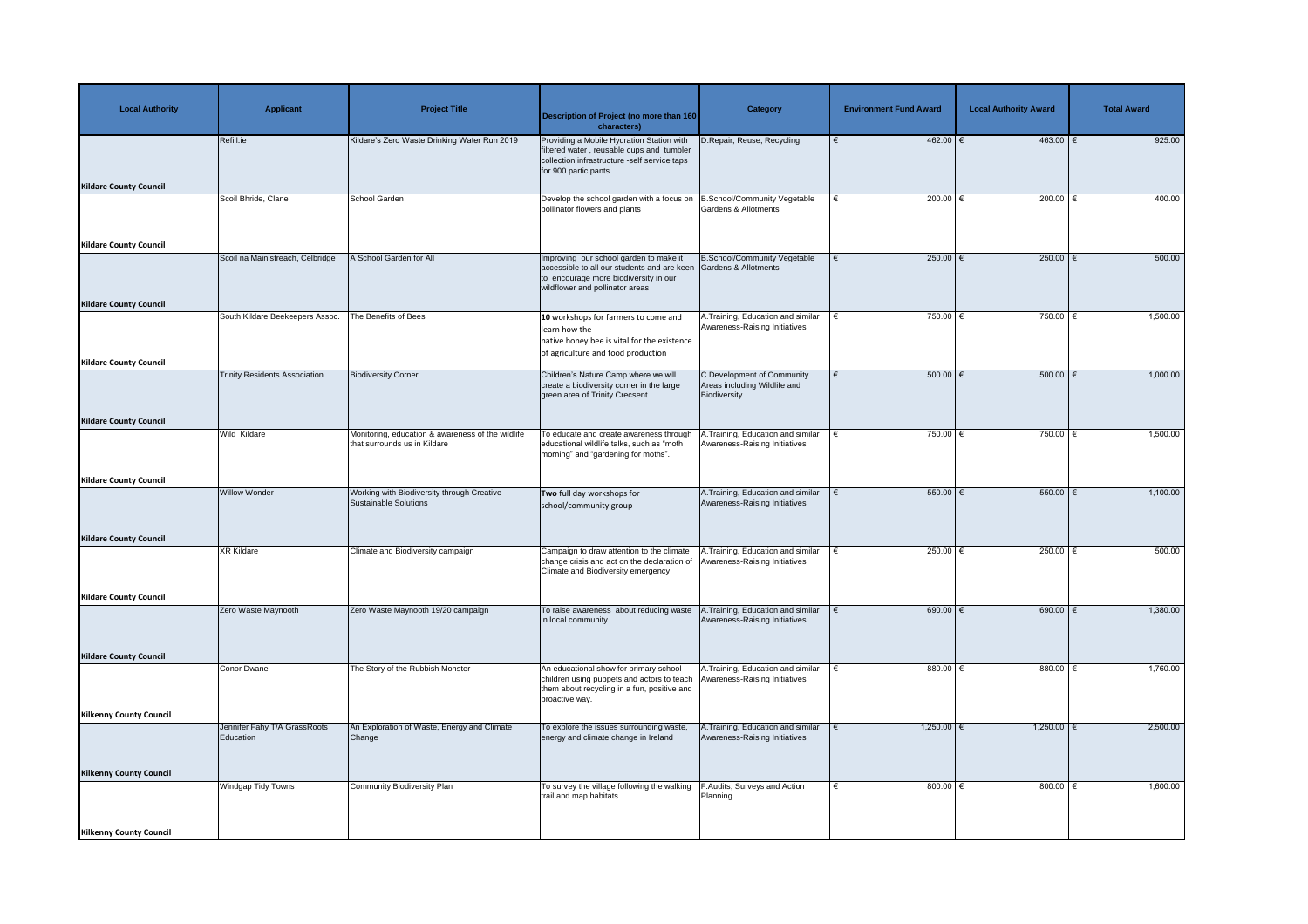| Local Authority | Applicant | Project Title | Description of Project (no more than 160 characters) | Category | Environment Fund Award | Local Authority Award | Total Award |
|---|---|---|---|---|---|---|---|
| Kildare County Council | Refill.ie | Kildare's Zero Waste Drinking Water Run 2019 | Providing a Mobile Hydration Station with filtered water , reusable cups and tumbler collection infrastructure -self service taps for 900 participants. | D.Repair, Reuse, Recycling | € 462.00 | € 463.00 | € 925.00 |
| Kildare County Council | Scoil Bhride, Clane | School Garden | Develop the school garden with a focus on pollinator flowers and plants | B.School/Community Vegetable Gardens & Allotments | € 200.00 | € 200.00 | € 400.00 |
| Kildare County Council | Scoil na Mainistreach, Celbridge | A School Garden for All | Improving our school garden to make it accessible to all our students and are keen to encourage more biodiversity in our wildflower and pollinator areas | B.School/Community Vegetable Gardens & Allotments | € 250.00 | € 250.00 | € 500.00 |
| Kildare County Council | South Kildare Beekeepers Assoc. | The Benefits of Bees | 10 workshops for farmers to come and learn how the native honey bee is vital for the existence of agriculture and food production | A.Training, Education and similar Awareness-Raising Initiatives | € 750.00 | € 750.00 | € 1,500.00 |
| Kildare County Council | Trinity Residents Association | Biodiversity Corner | Children's Nature Camp where we will create a biodiversity corner in the large green area of Trinity Crecsent. | C.Development of Community Areas including Wildlife and Biodiversity | € 500.00 | € 500.00 | € 1,000.00 |
| Kildare County Council | Wild Kildare | Monitoring, education & awareness of the wildlife that surrounds us in Kildare | To educate and create awareness through educational wildlife talks, such as "moth morning" and "gardening for moths". | A.Training, Education and similar Awareness-Raising Initiatives | € 750.00 | € 750.00 | € 1,500.00 |
| Kildare County Council | Willow Wonder | Working with Biodiversity through Creative Sustainable Solutions | Two full day workshops for school/community group | A.Training, Education and similar Awareness-Raising Initiatives | € 550.00 | € 550.00 | € 1,100.00 |
| Kildare County Council | XR Kildare | Climate and Biodiversity campaign | Campaign to draw attention to the climate change crisis and act on the declaration of Climate and Biodiversity emergency | A.Training, Education and similar Awareness-Raising Initiatives | € 250.00 | € 250.00 | € 500.00 |
| Kildare County Council | Zero Waste Maynooth | Zero Waste Maynooth 19/20 campaign | To raise awareness about reducing waste in local community | A.Training, Education and similar Awareness-Raising Initiatives | € 690.00 | € 690.00 | € 1,380.00 |
| Kilkenny County Council | Conor Dwane | The Story of the Rubbish Monster | An educational show for primary school children using puppets and actors to teach them about recycling in a fun, positive and proactive way. | A.Training, Education and similar Awareness-Raising Initiatives | € 880.00 | € 880.00 | € 1,760.00 |
| Kilkenny County Council | Jennifer Fahy T/A GrassRoots Education | An Exploration of Waste, Energy and Climate Change | To explore the issues surrounding waste, energy and climate change in Ireland | A.Training, Education and similar Awareness-Raising Initiatives | € 1,250.00 | € 1,250.00 | € 2,500.00 |
| Kilkenny County Council | Windgap Tidy Towns | Community Biodiversity Plan | To survey the village following the walking trail and map habitats | F.Audits, Surveys and Action Planning | € 800.00 | € 800.00 | € 1,600.00 |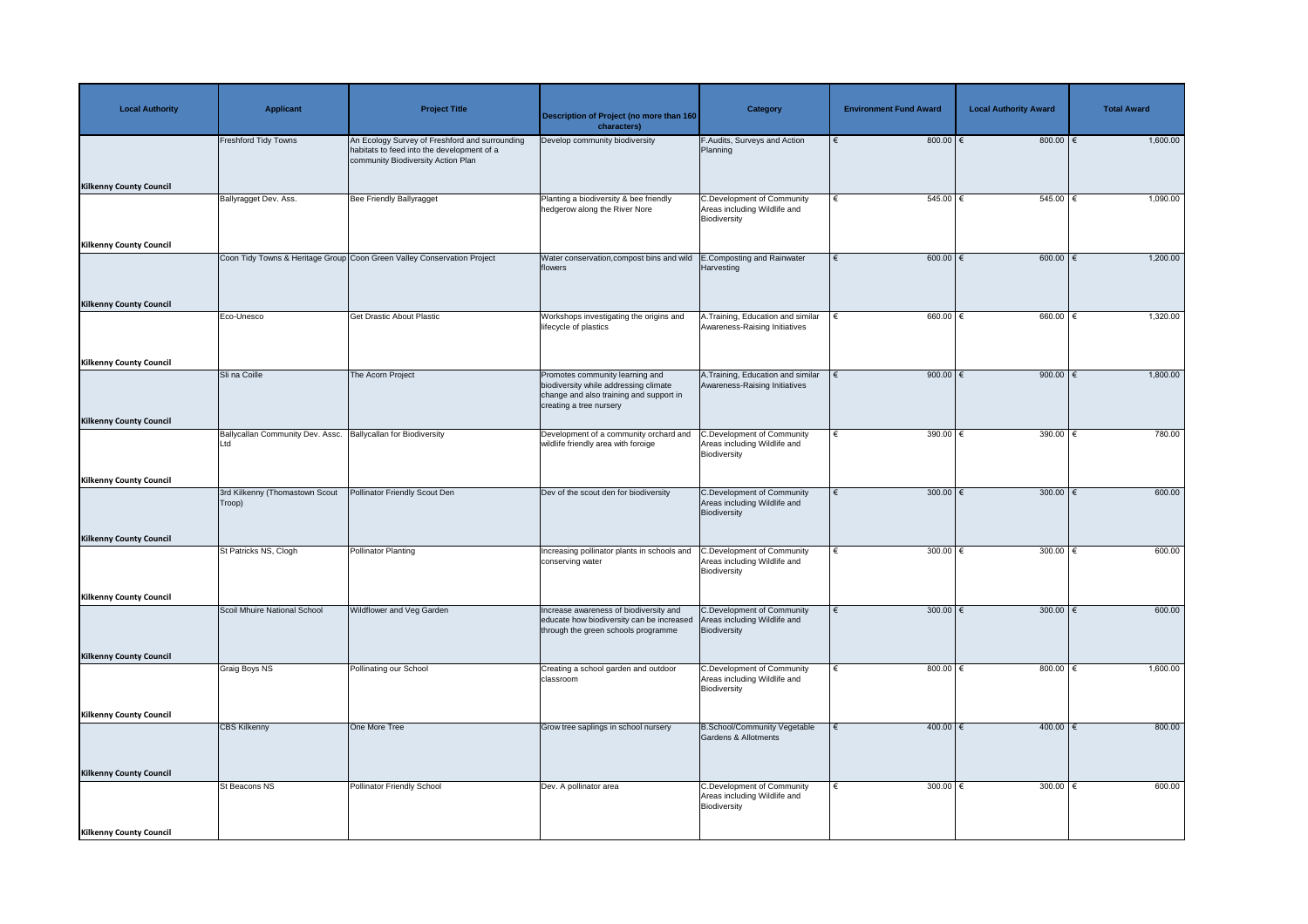| Local Authority | Applicant | Project Title | Description of Project (no more than 160 characters) | Category | Environment Fund Award | Local Authority Award | Total Award |
|---|---|---|---|---|---|---|---|
| Kilkenny County Council | Freshford Tidy Towns | An Ecology Survey of Freshford and surrounding habitats to feed into the development of a community Biodiversity Action Plan | Develop community biodiversity | F.Audits, Surveys and Action Planning | € 800.00 | € 800.00 | € 1,600.00 |
| Kilkenny County Council | Ballyragget Dev. Ass. | Bee Friendly Ballyragget | Planting a biodiversity & bee friendly hedgerow along the River Nore | C.Development of Community Areas including Wildlife and Biodiversity | € 545.00 | € 545.00 | € 1,090.00 |
| Kilkenny County Council | Coon Tidy Towns & Heritage Group | Coon Green Valley Conservation Project | Water conservation,compost bins and wild flowers | E.Composting and Rainwater Harvesting | € 600.00 | € 600.00 | € 1,200.00 |
| Kilkenny County Council | Eco-Unesco | Get Drastic About Plastic | Workshops investigating the origins and lifecycle of plastics | A.Training, Education and similar Awareness-Raising Initiatives | € 660.00 | € 660.00 | € 1,320.00 |
| Kilkenny County Council | Sli na Coille | The Acorn Project | Promotes community learning and biodiversity while addressing climate change and also training and support in creating a tree nursery | A.Training, Education and similar Awareness-Raising Initiatives | € 900.00 | € 900.00 | € 1,800.00 |
| Kilkenny County Council | Ballycallan Community Dev. Assc. Ltd | Ballycallan for Biodiversity | Development of a community orchard and wildlife friendly area with foroige | C.Development of Community Areas including Wildlife and Biodiversity | € 390.00 | € 390.00 | € 780.00 |
| Kilkenny County Council | 3rd Kilkenny (Thomastown Scout Troop) | Pollinator Friendly Scout Den | Dev of the scout den for biodiversity | C.Development of Community Areas including Wildlife and Biodiversity | € 300.00 | € 300.00 | € 600.00 |
| Kilkenny County Council | St Patricks NS, Clogh | Pollinator Planting | Increasing pollinator plants in schools and conserving water | C.Development of Community Areas including Wildlife and Biodiversity | € 300.00 | € 300.00 | € 600.00 |
| Kilkenny County Council | Scoil Mhuire National School | Wildflower and Veg Garden | Increase awareness of biodiversity and educate how biodiversity can be increased through the green schools programme | C.Development of Community Areas including Wildlife and Biodiversity | € 300.00 | € 300.00 | € 600.00 |
| Kilkenny County Council | Graig Boys NS | Pollinating our School | Creating a school garden and outdoor classroom | C.Development of Community Areas including Wildlife and Biodiversity | € 800.00 | € 800.00 | € 1,600.00 |
| Kilkenny County Council | CBS Kilkenny | One More Tree | Grow tree saplings in school nursery | B.School/Community Vegetable Gardens & Allotments | € 400.00 | € 400.00 | € 800.00 |
| Kilkenny County Council | St Beacons NS | Pollinator Friendly School | Dev. A pollinator area | C.Development of Community Areas including Wildlife and Biodiversity | € 300.00 | € 300.00 | € 600.00 |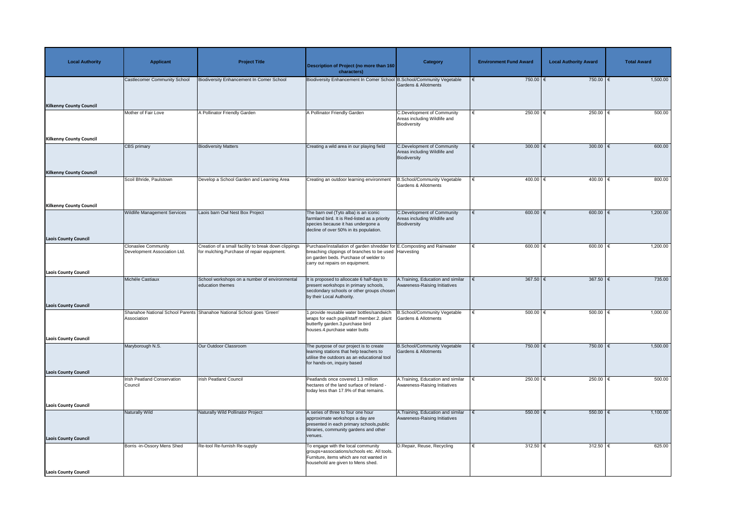| Local Authority | Applicant | Project Title | Description of Project (no more than 160 characters) | Category | Environment Fund Award | Local Authority Award | Total Award |
|---|---|---|---|---|---|---|---|
| Kilkenny County Council | Castlecomer Community School | Biodiversity Enhancement In Comer School | Biodiversity Enhancement In Comer School | B.School/Community Vegetable Gardens & Allotments | € 750.00 | € 750.00 | € 1,500.00 |
| Kilkenny County Council | Mother of Fair Love | A Pollinator Friendly Garden | A Pollinator Friendly Garden | C.Development of Community Areas including Wildlife and Biodiversity | € 250.00 | € 250.00 | € 500.00 |
| Kilkenny County Council | CBS primary | Biodiversity Matters | Creating a wild area in our playing field | C.Development of Community Areas including Wildlife and Biodiversity | € 300.00 | € 300.00 | € 600.00 |
| Kilkenny County Council | Scoil Bhride, Paulstown | Develop a School Garden and Learning Area | Creating an outdoor learning environment | B.School/Community Vegetable Gardens & Allotments | € 400.00 | € 400.00 | € 800.00 |
| Laois County Council | Wildlife Management Services | Laois barn Owl Nest Box Project | The barn owl (Tyto alba) is an iconic farmland bird. It is Red-listed as a priority species because it has undergone a decline of over 50% in its population. | C.Development of Community Areas including Wildlife and Biodiversity | € 600.00 | € 600.00 | € 1,200.00 |
| Laois County Council | Clonaslee Community Development Association Ltd. | Creation of a small facility to break down clippings for mulching.Purchase of repair equipment. | Purchase/installation of garden shredder for breaching clippings of branches to be used on garden beds. Purchase of welder to carry out repairs on equipment. | E.Composting and Rainwater Harvesting | € 600.00 | € 600.00 | € 1,200.00 |
| Laois County Council | Michéle Castiaux | School workshops on a number of environmental education themes | It is proposed to alloocate 6 half-days to present workshops in primary schools, secdondary schools or other groups chosen by their Local Authority. | A.Training, Education and similar Awareness-Raising Initiatives | € 367.50 | € 367.50 | € 735.00 |
| Laois County Council | Shanahoe National School Parents Association | Shanahoe National School goes 'Green' | 1.provide reusable water bottles/sandwich wraps for each pupil/staff member.2. plant butterfly garden.3.purchase bird houses.4.purchase water butts | B.School/Community Vegetable Gardens & Allotments | € 500.00 | € 500.00 | € 1,000.00 |
| Laois County Council | Maryborough N.S. | Our Outdoor Classroom | The purpose of our project is to create learning stations that help teachers to utilise the outdoors as an educational tool for hands-on, inquiry based | B.School/Community Vegetable Gardens & Allotments | € 750.00 | € 750.00 | € 1,500.00 |
| Laois County Council | Irish Peatland Conservation Council | Irish Peatland Council | Peatlands once covered 1.3 million hectares of the land surface of Ireland - today less than 17.9% of that remains. | A.Training, Education and similar Awareness-Raising Initiatives | € 250.00 | € 250.00 | € 500.00 |
| Laois County Council | Naturally Wild | Naturally Wild Pollinator Project | A series of three to four one hour approximate workshops a day are presented in each primary schools,public libraries, community gardens and other venues. | A.Training, Education and similar Awareness-Raising Initiatives | € 550.00 | € 550.00 | € 1,100.00 |
| Laois County Council | Borris -in-Ossory Mens Shed | Re-tool Re-furnish Re-supply | To engage with the local community groups+associations/schools etc. All tools. Furniture, items which are not wanted in household are given to Mens shed. | D.Repair, Reuse, Recycling | € 312.50 | € 312.50 | € 625.00 |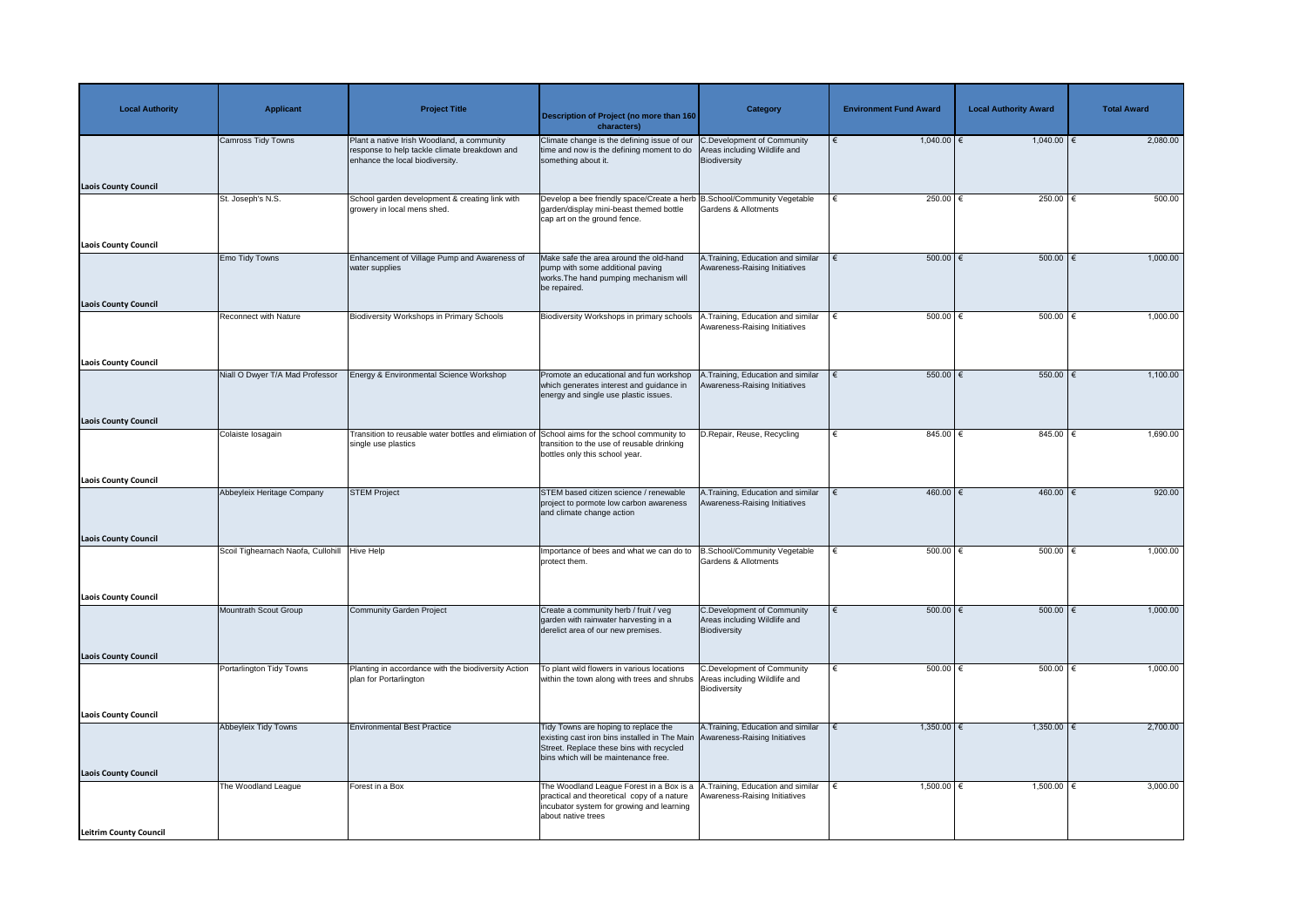| Local Authority | Applicant | Project Title | Description of Project (no more than 160 characters) | Category | Environment Fund Award | Local Authority Award | Total Award |
|---|---|---|---|---|---|---|---|
| Laois County Council | Camross Tidy Towns | Plant a native Irish Woodland, a community response to help tackle climate breakdown and enhance the local biodiversity. | Climate change is the defining issue of our time and now is the defining moment to do something about it. | C.Development of Community Areas including Wildlife and Biodiversity | € 1,040.00 | € 1,040.00 | € 2,080.00 |
| Laois County Council | St. Joseph's N.S. | School garden development & creating link with growery in local mens shed. | Develop a bee friendly space/Create a herb garden/display mini-beast themed bottle cap art on the ground fence. | B.School/Community Vegetable Gardens & Allotments | € 250.00 | € 250.00 | € 500.00 |
| Laois County Council | Emo Tidy Towns | Enhancement of Village Pump and Awareness of water supplies | Make safe the area around the old-hand pump with some additional paving works.The hand pumping mechanism will be repaired. | A.Training, Education and similar Awareness-Raising Initiatives | € 500.00 | € 500.00 | € 1,000.00 |
| Laois County Council | Reconnect with Nature | Biodiversity Workshops in Primary Schools | Biodiversity Workshops in primary schools | A.Training, Education and similar Awareness-Raising Initiatives | € 500.00 | € 500.00 | € 1,000.00 |
| Laois County Council | Niall O Dwyer T/A Mad Professor | Energy & Environmental Science Workshop | Promote an educational and fun workshop which generates interest and guidance in energy and single use plastic issues. | A.Training, Education and similar Awareness-Raising Initiatives | € 550.00 | € 550.00 | € 1,100.00 |
| Laois County Council | Colaiste Iosagain | Transition to reusable water bottles and elimiation of single use plastics | School aims for the school community to transition to the use of reusable drinking bottles only this school year. | D.Repair, Reuse, Recycling | € 845.00 | € 845.00 | € 1,690.00 |
| Laois County Council | Abbeyleix Heritage Company | STEM Project | STEM based citizen science / renewable project to pormote low carbon awareness and climate change action | A.Training, Education and similar Awareness-Raising Initiatives | € 460.00 | € 460.00 | € 920.00 |
| Laois County Council | Scoil Tighearnach Naofa, Cullohill | Hive Help | Importance of bees and what we can do to protect them. | B.School/Community Vegetable Gardens & Allotments | € 500.00 | € 500.00 | € 1,000.00 |
| Laois County Council | Mountrath Scout Group | Community Garden Project | Create a community herb / fruit / veg garden with rainwater harvesting in a derelict area of our new premises. | C.Development of Community Areas including Wildlife and Biodiversity | € 500.00 | € 500.00 | € 1,000.00 |
| Laois County Council | Portarlington Tidy Towns | Planting in accordance with the biodiversity Action plan for Portarlington | To plant wild flowers in various locations within the town along with trees and shrubs | C.Development of Community Areas including Wildlife and Biodiversity | € 500.00 | € 500.00 | € 1,000.00 |
| Laois County Council | Abbeyleix Tidy Towns | Environmental Best Practice | Tidy Towns are hoping to replace the existing cast iron bins installed in The Main Street. Replace these bins with recycled bins which will be maintenance free. | A.Training, Education and similar Awareness-Raising Initiatives | € 1,350.00 | € 1,350.00 | € 2,700.00 |
| Leitrim County Council | The Woodland League | Forest in a Box | The Woodland League Forest in a Box is a practical and theoretical copy of a nature incubator system for growing and learning about native trees | A.Training, Education and similar Awareness-Raising Initiatives | € 1,500.00 | € 1,500.00 | € 3,000.00 |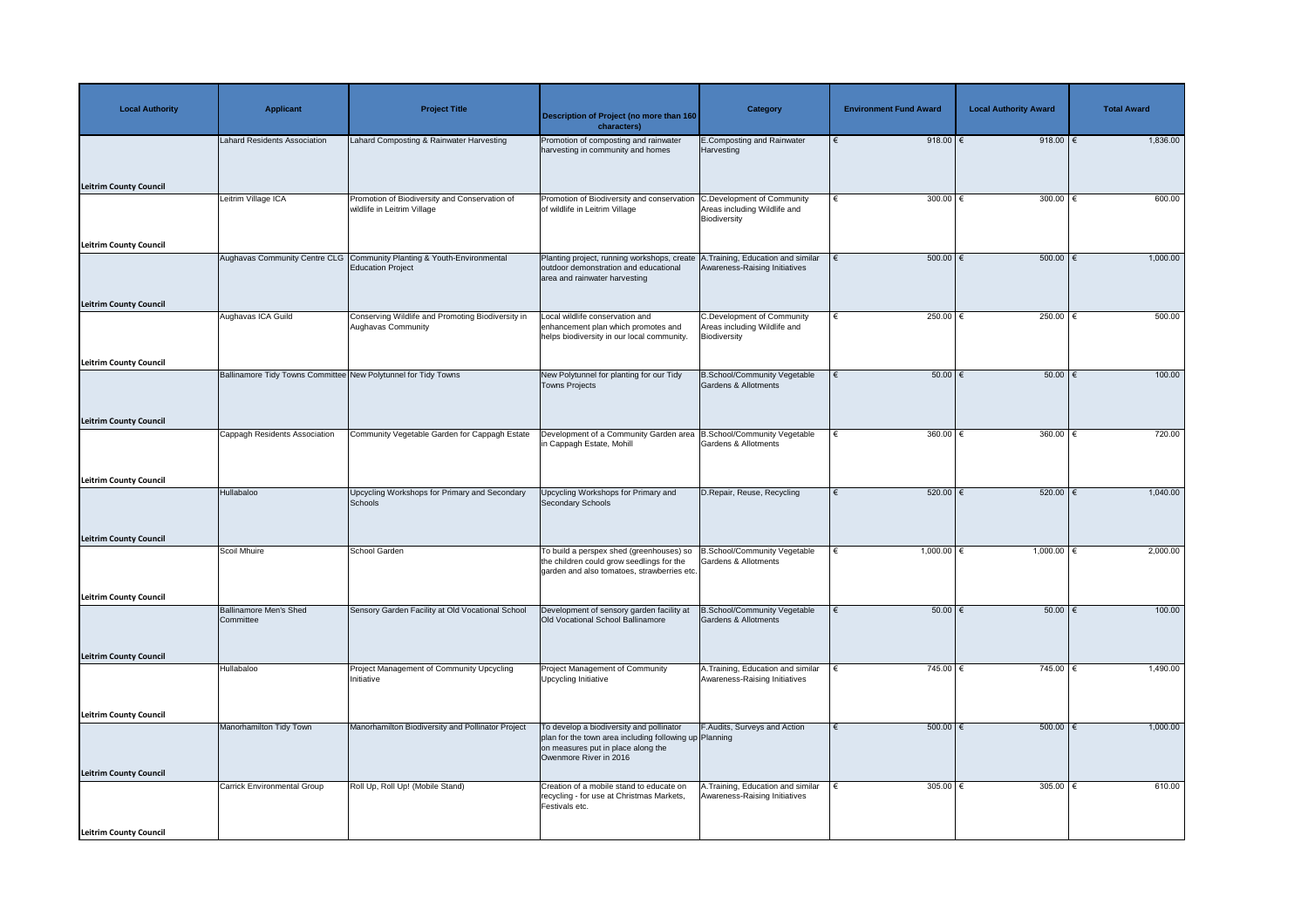| Local Authority | Applicant | Project Title | Description of Project (no more than 160 characters) | Category | Environment Fund Award | Local Authority Award | Total Award |
|---|---|---|---|---|---|---|---|
| Leitrim County Council | Lahard Residents Association | Lahard Composting & Rainwater Harvesting | Promotion of composting and rainwater harvesting in community and homes | E.Composting and Rainwater Harvesting | € 918.00 | € 918.00 | € 1,836.00 |
| Leitrim County Council | Leitrim Village ICA | Promotion of Biodiversity and Conservation of wildlife in Leitrim Village | Promotion of Biodiversity and conservation of wildlife in Leitrim Village | C.Development of Community Areas including Wildlife and Biodiversity | € 300.00 | € 300.00 | € 600.00 |
| Leitrim County Council | Aughavas Community Centre CLG | Community Planting & Youth-Environmental Education Project | Planting project, running workshops, create outdoor demonstration and educational area and rainwater harvesting | A.Training, Education and similar Awareness-Raising Initiatives | € 500.00 | € 500.00 | € 1,000.00 |
| Leitrim County Council | Aughavas ICA Guild | Conserving Wildlife and Promoting Biodiversity in Aughavas Community | Local wildlife conservation and enhancement plan which promotes and helps biodiversity in our local community. | C.Development of Community Areas including Wildlife and Biodiversity | € 250.00 | € 250.00 | € 500.00 |
| Leitrim County Council | Ballinamore Tidy Towns Committee | New Polytunnel for Tidy Towns | New Polytunnel for planting for our Tidy Towns Projects | B.School/Community Vegetable Gardens & Allotments | € 50.00 | € 50.00 | € 100.00 |
| Leitrim County Council | Cappagh Residents Association | Community Vegetable Garden for Cappagh Estate | Development of a Community Garden area in Cappagh Estate, Mohill | B.School/Community Vegetable Gardens & Allotments | € 360.00 | € 360.00 | € 720.00 |
| Leitrim County Council | Hullabaloo | Upcycling Workshops for Primary and Secondary Schools | Upcycling Workshops for Primary and Secondary Schools | D.Repair, Reuse, Recycling | € 520.00 | € 520.00 | € 1,040.00 |
| Leitrim County Council | Scoil Mhuire | School Garden | To build a perspex shed (greenhouses) so the children could grow seedlings for the garden and also tomatoes, strawberries etc. | B.School/Community Vegetable Gardens & Allotments | € 1,000.00 | € 1,000.00 | € 2,000.00 |
| Leitrim County Council | Ballinamore Men's Shed Committee | Sensory Garden Facility at Old Vocational School | Development of sensory garden facility at Old Vocational School Ballinamore | B.School/Community Vegetable Gardens & Allotments | € 50.00 | € 50.00 | € 100.00 |
| Leitrim County Council | Hullabaloo | Project Management of Community Upcycling Initiative | Project Management of Community Upcycling Initiative | A.Training, Education and similar Awareness-Raising Initiatives | € 745.00 | € 745.00 | € 1,490.00 |
| Leitrim County Council | Manorhamilton Tidy Town | Manorhamilton Biodiversity and Pollinator Project | To develop a biodiversity and pollinator plan for the town area including following up on measures put in place along the Owenmore River in 2016 | F.Audits, Surveys and Action Planning | € 500.00 | € 500.00 | € 1,000.00 |
| Leitrim County Council | Carrick Environmental Group | Roll Up, Roll Up! (Mobile Stand) | Creation of a mobile stand to educate on recycling - for use at Christmas Markets, Festivals etc. | A.Training, Education and similar Awareness-Raising Initiatives | € 305.00 | € 305.00 | € 610.00 |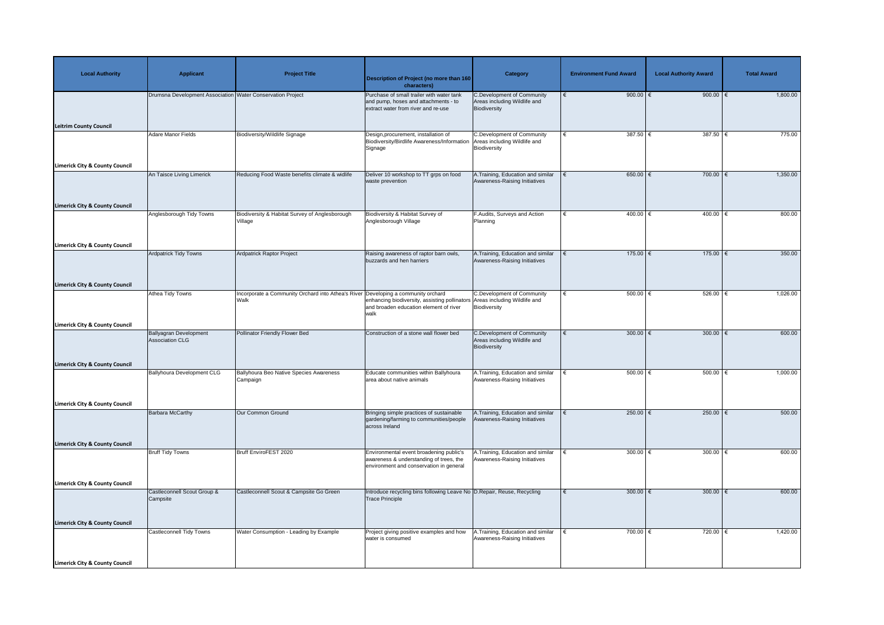| Local Authority | Applicant | Project Title | Description of Project (no more than 160 characters) | Category | Environment Fund Award | Local Authority Award | Total Award |
|---|---|---|---|---|---|---|---|
| Leitrim County Council | Drumsna Development Association | Water Conservation Project | Purchase of small trailer with water tank and pump, hoses and attachments - to extract water from river and re-use | C.Development of Community Areas including Wildlife and Biodiversity | € 900.00 | € 900.00 | € 1,800.00 |
| Limerick City & County Council | Adare Manor Fields | Biodiversity/Wildlife Signage | Design,procurement, installation of Biodiversity/Birdlife Awareness/Information Signage | C.Development of Community Areas including Wildlife and Biodiversity | € 387.50 | € 387.50 | € 775.00 |
| Limerick City & County Council | An Taisce Living Limerick | Reducing Food Waste benefits climate & widlife | Deliver 10 workshop to TT grps on food waste prevention | A.Training, Education and similar Awareness-Raising Initiatives | € 650.00 | € 700.00 | € 1,350.00 |
| Limerick City & County Council | Anglesborough Tidy Towns | Biodiversity & Habitat Survey of Anglesborough Village | Biodiversity & Habitat Survey of Anglesborough Village | F.Audits, Surveys and Action Planning | € 400.00 | € 400.00 | € 800.00 |
| Limerick City & County Council | Ardpatrick Tidy Towns | Ardpatrick Raptor Project | Raising awareness of raptor barn owls, buzzards and hen harriers | A.Training, Education and similar Awareness-Raising Initiatives | € 175.00 | € 175.00 | € 350.00 |
| Limerick City & County Council | Athea Tidy Towns | Incorporate a Community Orchard into Athea's River Walk | Developing a community orchard enhancing biodiversity, assisting pollinators and broaden education element of river walk | C.Development of Community Areas including Wildlife and Biodiversity | € 500.00 | € 526.00 | € 1,026.00 |
| Limerick City & County Council | Ballyagran Development Association CLG | Pollinator Friendly Flower Bed | Construction of a stone wall flower bed | C.Development of Community Areas including Wildlife and Biodiversity | € 300.00 | € 300.00 | € 600.00 |
| Limerick City & County Council | Ballyhoura Development CLG | Ballyhoura Beo Native Species Awareness Campaign | Educate communities within Ballyhoura area about native animals | A.Training, Education and similar Awareness-Raising Initiatives | € 500.00 | € 500.00 | € 1,000.00 |
| Limerick City & County Council | Barbara McCarthy | Our Common Ground | Bringing simple practices of sustainable gardening/farming to communities/people across Ireland | A.Training, Education and similar Awareness-Raising Initiatives | € 250.00 | € 250.00 | € 500.00 |
| Limerick City & County Council | Bruff Tidy Towns | Bruff EnviroFEST 2020 | Environmental event broadening public's awareness & understanding of trees, the environment and conservation in general | A.Training, Education and similar Awareness-Raising Initiatives | € 300.00 | € 300.00 | € 600.00 |
| Limerick City & County Council | Castleconnell Scout Group & Campsite | Castleconnell Scout & Campsite Go Green | Introduce recycling bins following Leave No Trace Principle | D.Repair, Reuse, Recycling | € 300.00 | € 300.00 | € 600.00 |
| Limerick City & County Council | Castleconnell Tidy Towns | Water Consumption - Leading by Example | Project giving positive examples and how water is consumed | A.Training, Education and similar Awareness-Raising Initiatives | € 700.00 | € 720.00 | € 1,420.00 |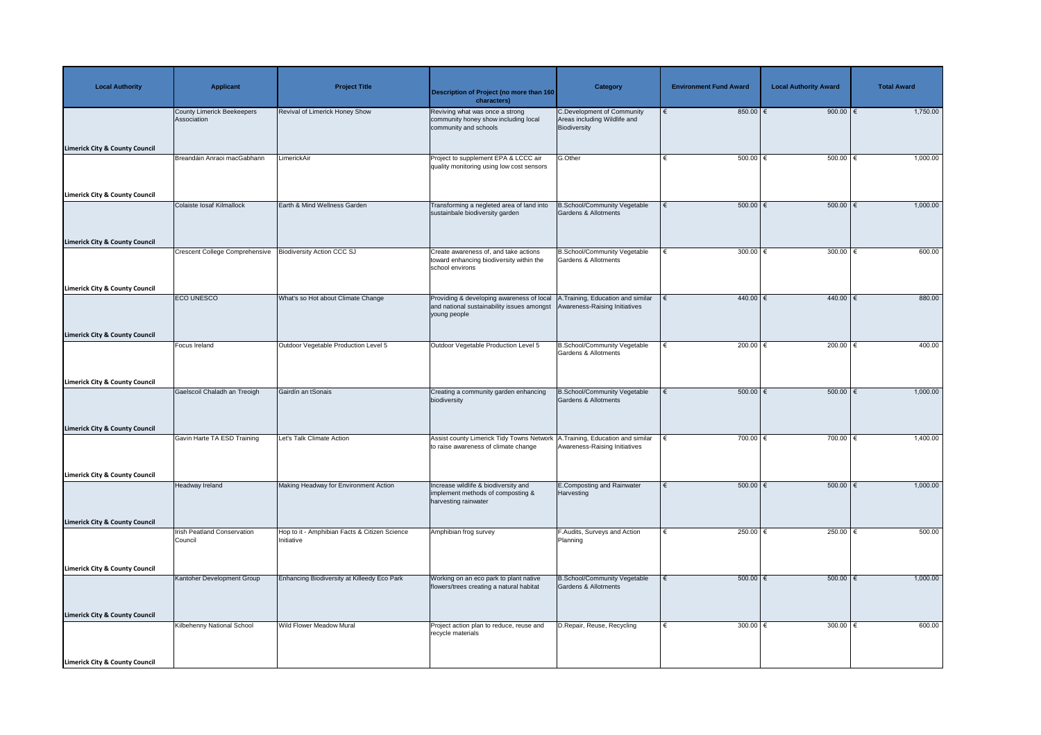| Local Authority | Applicant | Project Title | Description of Project (no more than 160 characters) | Category | Environment Fund Award | Local Authority Award | Total Award |
|---|---|---|---|---|---|---|---|
| Limerick City & County Council | County Limerick Beekeepers Association | Revival of Limerick Honey Show | Reviving what was once a strong community honey show including local community and schools | C.Development of Community Areas including Wildlife and Biodiversity | € 850.00 | € 900.00 | € 1,750.00 |
| Limerick City & County Council | Breandáin Anraoi macGabhann | LimerickAir | Project to supplement EPA & LCCC air quality monitoring using low cost sensors | G.Other | € 500.00 | € 500.00 | € 1,000.00 |
| Limerick City & County Council | Colaiste Iosaf Kilmallock | Earth & Mind Wellness Garden | Transforming a negleted area of land into sustainbale biodiversity garden | B.School/Community Vegetable Gardens & Allotments | € 500.00 | € 500.00 | € 1,000.00 |
| Limerick City & County Council | Crescent College Comprehensive | Biodiversity Action CCC SJ | Create awareness of, and take actions toward enhancing biodiversity within the school environs | B.School/Community Vegetable Gardens & Allotments | € 300.00 | € 300.00 | € 600.00 |
| Limerick City & County Council | ECO UNESCO | What's so Hot about Climate Change | Providing & developing awareness of local and national sustainability issues amongst young people | A.Training, Education and similar Awareness-Raising Initiatives | € 440.00 | € 440.00 | € 880.00 |
| Limerick City & County Council | Focus Ireland | Outdoor Vegetable Production Level 5 | Outdoor Vegetable Production Level 5 | B.School/Community Vegetable Gardens & Allotments | € 200.00 | € 200.00 | € 400.00 |
| Limerick City & County Council | Gaelscoil Chaladh an Treoigh | Gairdín an tSonais | Creating a community garden enhancing biodiversity | B.School/Community Vegetable Gardens & Allotments | € 500.00 | € 500.00 | € 1,000.00 |
| Limerick City & County Council | Gavin Harte TA ESD Training | Let's Talk Climate Action | Assist county Limerick Tidy Towns Network to raise awareness of climate change | A.Training, Education and similar Awareness-Raising Initiatives | € 700.00 | € 700.00 | € 1,400.00 |
| Limerick City & County Council | Headway Ireland | Making Headway for Environment Action | Increase wildlife & biodiversity and implement methods of composting & harvesting rainwater | E.Composting and Rainwater Harvesting | € 500.00 | € 500.00 | € 1,000.00 |
| Limerick City & County Council | Irish Peatland Conservation Council | Hop to it - Amphibian Facts & Citizen Science Initiative | Amphibian frog survey | F.Audits, Surveys and Action Planning | € 250.00 | € 250.00 | € 500.00 |
| Limerick City & County Council | Kantoher Development Group | Enhancing Biodiversity at Killeedy Eco Park | Working on an eco park to plant native flowers/trees creating a natural habitat | B.School/Community Vegetable Gardens & Allotments | € 500.00 | € 500.00 | € 1,000.00 |
| Limerick City & County Council | Kilbehenny National School | Wild Flower Meadow Mural | Project action plan to reduce, reuse and recycle materials | D.Repair, Reuse, Recycling | € 300.00 | € 300.00 | € 600.00 |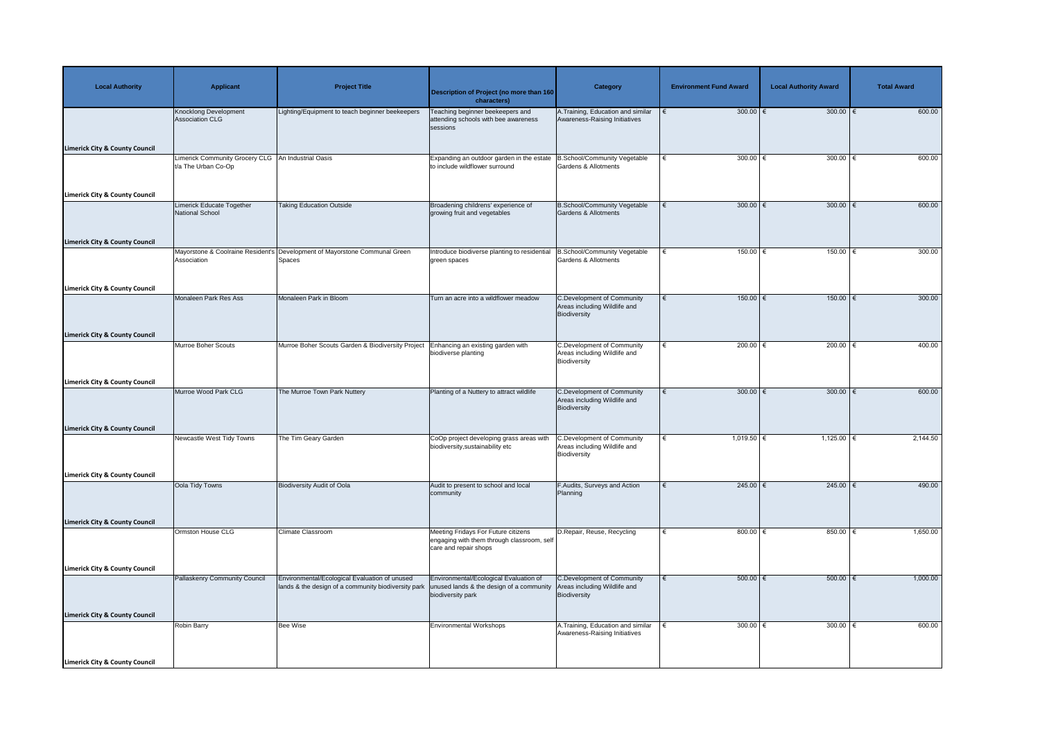| Local Authority | Applicant | Project Title | Description of Project (no more than 160 characters) | Category | Environment Fund Award | Local Authority Award | Total Award |
| --- | --- | --- | --- | --- | --- | --- | --- |
| Limerick City & County Council | Knocklong Development Association CLG | Lighting/Equipment to teach beginner beekeepers | Teaching beginner beekeepers and attending schools with bee awareness sessions | A.Training, Education and similar Awareness-Raising Initiatives | € 300.00 | € 300.00 | € 600.00 |
| Limerick City & County Council | Limerick Community Grocery CLG t/a The Urban Co-Op | An Industrial Oasis | Expanding an outdoor garden in the estate to include wildflower surround | B.School/Community Vegetable Gardens & Allotments | € 300.00 | € 300.00 | € 600.00 |
| Limerick City & County Council | Limerick Educate Together National School | Taking Education Outside | Broadening childrens' experience of growing fruit and vegetables | B.School/Community Vegetable Gardens & Allotments | € 300.00 | € 300.00 | € 600.00 |
| Limerick City & County Council | Mayorstone & Coolraine Resident's Association | Development of Mayorstone Communal Green Spaces | Introduce biodiverse planting to residential green spaces | B.School/Community Vegetable Gardens & Allotments | € 150.00 | € 150.00 | € 300.00 |
| Limerick City & County Council | Monaleen Park Res Ass | Monaleen Park in Bloom | Turn an acre into a wildflower meadow | C.Development of Community Areas including Wildlife and Biodiversity | € 150.00 | € 150.00 | € 300.00 |
| Limerick City & County Council | Murroe Boher Scouts | Murroe Boher Scouts Garden & Biodiversity Project | Enhancing an existing garden with biodiverse planting | C.Development of Community Areas including Wildlife and Biodiversity | € 200.00 | € 200.00 | € 400.00 |
| Limerick City & County Council | Murroe Wood Park CLG | The Murroe Town Park Nuttery | Planting of a Nuttery to attract wildlife | C.Development of Community Areas including Wildlife and Biodiversity | € 300.00 | € 300.00 | € 600.00 |
| Limerick City & County Council | Newcastle West Tidy Towns | The Tim Geary Garden | CoOp project developing grass areas with biodiversity,sustainability etc | C.Development of Community Areas including Wildlife and Biodiversity | € 1,019.50 | € 1,125.00 | € 2,144.50 |
| Limerick City & County Council | Oola Tidy Towns | Biodiversity Audit of Oola | Audit to present to school and local community | F.Audits, Surveys and Action Planning | € 245.00 | € 245.00 | € 490.00 |
| Limerick City & County Council | Ormston House CLG | Climate Classroom | Meeting Fridays For Future citizens engaging with them through classroom, self care and repair shops | D.Repair, Reuse, Recycling | € 800.00 | € 850.00 | € 1,650.00 |
| Limerick City & County Council | Pallaskenry Community Council | Environmental/Ecological Evaluation of unused lands & the design of a community biodiversity park | Environmental/Ecological Evaluation of unused lands & the design of a community biodiversity park | C.Development of Community Areas including Wildlife and Biodiversity | € 500.00 | € 500.00 | € 1,000.00 |
| Limerick City & County Council | Robin Barry | Bee Wise | Environmental Workshops | A.Training, Education and similar Awareness-Raising Initiatives | € 300.00 | € 300.00 | € 600.00 |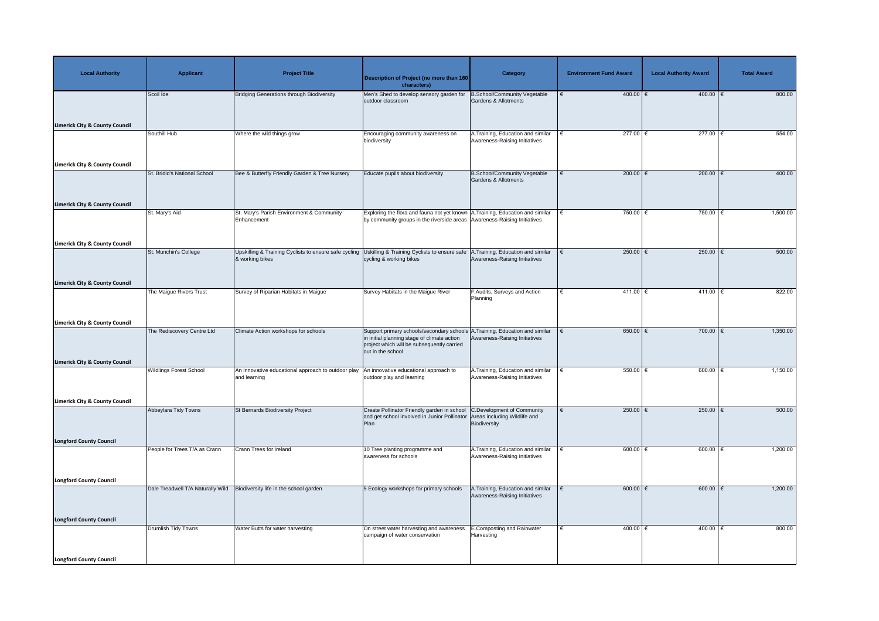| Local Authority | Applicant | Project Title | Description of Project (no more than 160 characters) | Category | Environment Fund Award | Local Authority Award | Total Award |
|---|---|---|---|---|---|---|---|
| Limerick City & County Council | Scoil Íde | Bridging Generations through Biodiversity | Men's Shed to develop sensory garden for outdoor classroom | B.School/Community Vegetable Gardens & Allotments | € 400.00 | € 400.00 | € 800.00 |
| Limerick City & County Council | Southill Hub | Where the wild things grow | Encouraging community awareness on biodiversity | A.Training, Education and similar Awareness-Raising Initiatives | € 277.00 | € 277.00 | € 554.00 |
| Limerick City & County Council | St. Bridid's National School | Bee & Butterfly Friendly Garden & Tree Nursery | Educate pupils about biodiversity | B.School/Community Vegetable Gardens & Allotments | € 200.00 | € 200.00 | € 400.00 |
| Limerick City & County Council | St. Mary's Aid | St. Mary's Parish Environment & Community Enhancement | Exploring the flora and fauna not yet known by community groups in the riverside areas | A.Training, Education and similar Awareness-Raising Initiatives | € 750.00 | € 750.00 | € 1,500.00 |
| Limerick City & County Council | St. Munchin's College | Upskilling & Training Cyclists to ensure safe cycling & working bikes | Uskilling & Training Cyclists to ensure safe cycling & working bikes | A.Training, Education and similar Awareness-Raising Initiatives | € 250.00 | € 250.00 | € 500.00 |
| Limerick City & County Council | The Maigue Rivers Trust | Survey of Riparian Habitats in Maigue | Survey Habitats in the Maigue River | F.Audits, Surveys and Action Planning | € 411.00 | € 411.00 | € 822.00 |
| Limerick City & County Council | The Rediscovery Centre Ltd | Climate Action workshops for schools | Support primary schools/secondary schools in initial planning stage of climate action project which will be subsequently carried out in the school | A.Training, Education and similar Awareness-Raising Initiatives | € 650.00 | € 700.00 | € 1,350.00 |
| Limerick City & County Council | Wildlings Forest School | An innovative educational approach to outdoor play and learning | An innovative educational approach to outdoor play and learning | A.Training, Education and similar Awareness-Raising Initiatives | € 550.00 | € 600.00 | € 1,150.00 |
| Longford County Council | Abbeylara Tidy Towns | St Bernards Biodiversity Project | Create Pollinator Friendly garden in school and get school involved in Junior Pollinator Plan | C.Development of Community Areas including Wildlife and Biodiversity | € 250.00 | € 250.00 | € 500.00 |
| Longford County Council | People for Trees T/A as Crann | Crann Trees for Ireland | 10 Tree planting programme and awareness for schools | A.Training, Education and similar Awareness-Raising Initiatives | € 600.00 | € 600.00 | € 1,200.00 |
| Longford County Council | Dale Treadwell T/A Naturally Wild | Biodiversity life in the school garden | 5 Ecology workshops for primary schools | A.Training, Education and similar Awareness-Raising Initiatives | € 600.00 | € 600.00 | € 1,200.00 |
| Longford County Council | Drumlish Tidy Towns | Water Butts for water harvesting | On street water harvesting and awareness campaign of water conservation | E.Composting and Rainwater Harvesting | € 400.00 | € 400.00 | € 800.00 |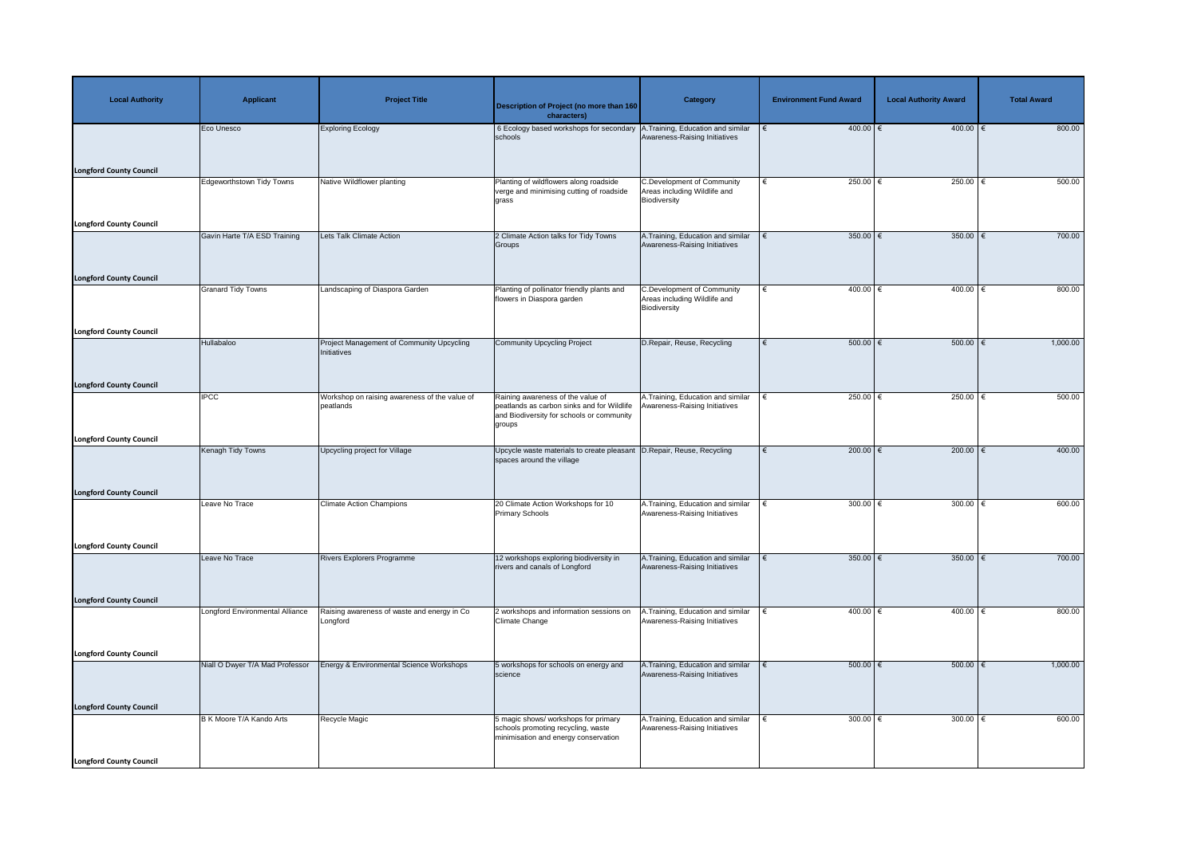| Local Authority | Applicant | Project Title | Description of Project (no more than 160 characters) | Category | Environment Fund Award | Local Authority Award | Total Award |
|---|---|---|---|---|---|---|---|
| Longford County Council | Eco Unesco | Exploring Ecology | 6 Ecology based workshops for secondary schools | A.Training, Education and similar Awareness-Raising Initiatives | € 400.00 | € 400.00 | € 800.00 |
| Longford County Council | Edgeworthstown Tidy Towns | Native Wildflower planting | Planting of wildflowers along roadside verge and minimising cutting of roadside grass | C.Development of Community Areas including Wildlife and Biodiversity | € 250.00 | € 250.00 | € 500.00 |
| Longford County Council | Gavin Harte T/A ESD Training | Lets Talk Climate Action | 2 Climate Action talks for Tidy Towns Groups | A.Training, Education and similar Awareness-Raising Initiatives | € 350.00 | € 350.00 | € 700.00 |
| Longford County Council | Granard Tidy Towns | Landscaping of Diaspora Garden | Planting of pollinator friendly plants and flowers in Diaspora garden | C.Development of Community Areas including Wildlife and Biodiversity | € 400.00 | € 400.00 | € 800.00 |
| Longford County Council | Hullabaloo | Project Management of Community Upcycling Initiatives | Community Upcycling Project | D.Repair, Reuse, Recycling | € 500.00 | € 500.00 | € 1,000.00 |
| Longford County Council | IPCC | Workshop on raising awareness of the value of peatlands | Raining awareness of the value of peatlands as carbon sinks and for Wildlife and Biodiversity for schools or community groups | A.Training, Education and similar Awareness-Raising Initiatives | € 250.00 | € 250.00 | € 500.00 |
| Longford County Council | Kenagh Tidy Towns | Upcycling project for Village | Upcycle waste materials to create pleasant spaces around the village | D.Repair, Reuse, Recycling | € 200.00 | € 200.00 | € 400.00 |
| Longford County Council | Leave No Trace | Climate Action Champions | 20 Climate Action Workshops for 10 Primary Schools | A.Training, Education and similar Awareness-Raising Initiatives | € 300.00 | € 300.00 | € 600.00 |
| Longford County Council | Leave No Trace | Rivers Explorers Programme | 12 workshops exploring biodiversity in rivers and canals of Longford | A.Training, Education and similar Awareness-Raising Initiatives | € 350.00 | € 350.00 | € 700.00 |
| Longford County Council | Longford Environmental Alliance | Raising awareness of waste and energy in Co Longford | 2 workshops and information sessions on Climate Change | A.Training, Education and similar Awareness-Raising Initiatives | € 400.00 | € 400.00 | € 800.00 |
| Longford County Council | Niall O Dwyer T/A Mad Professor | Energy & Environmental Science Workshops | 5 workshops for schools on energy and science | A.Training, Education and similar Awareness-Raising Initiatives | € 500.00 | € 500.00 | € 1,000.00 |
| Longford County Council | B K Moore T/A Kando Arts | Recycle Magic | 5 magic shows/ workshops for primary schools promoting recycling, waste minimisation and energy conservation | A.Training, Education and similar Awareness-Raising Initiatives | € 300.00 | € 300.00 | € 600.00 |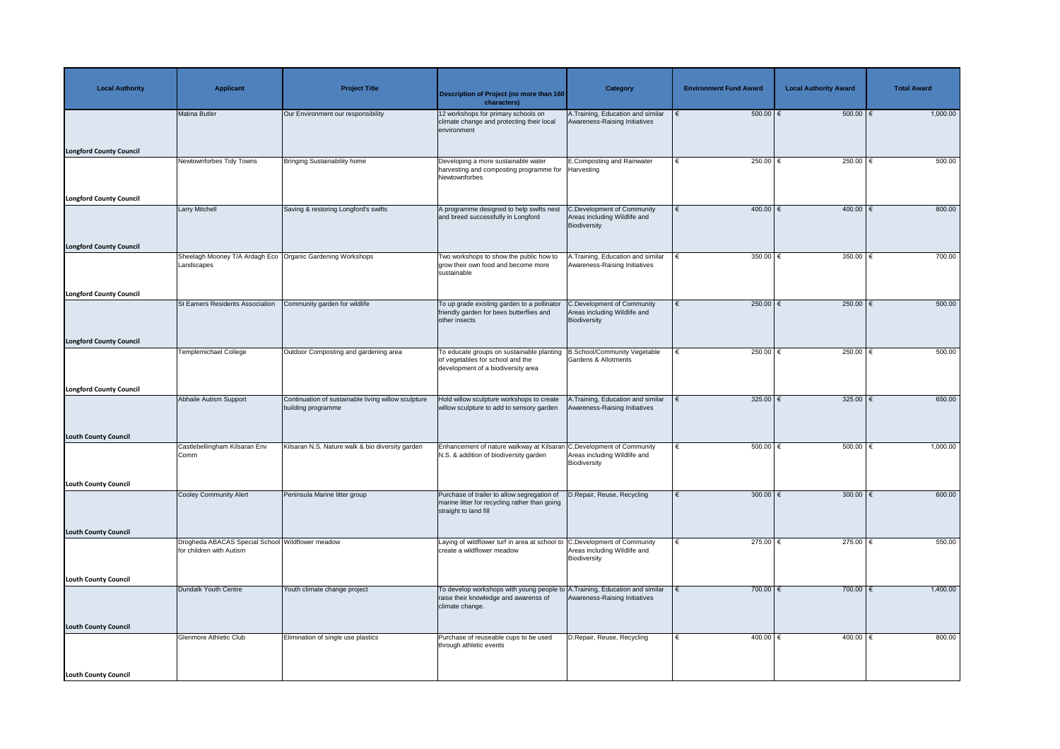| Local Authority | Applicant | Project Title | Description of Project (no more than 160 characters) | Category | Environment Fund Award | Local Authority Award | Total Award |
|---|---|---|---|---|---|---|---|
| Longford County Council | Matina Butler | Our Environment our responsibility | 12 workshops for primary schools on climate change and protecting their local environment | A.Training, Education and similar Awareness-Raising Initiatives | € 500.00 | € 500.00 | € 1,000.00 |
| Longford County Council | Newtownforbes Tidy Towns | Bringing Sustainability home | Developing a more sustainable water harvesting and composting programme for Newtownforbes | E.Composting and Rainwater Harvesting | € 250.00 | € 250.00 | € 500.00 |
| Longford County Council | Larry Mitchell | Saving & restoring Longford's swifts | A programme designed to help swifts nest and breed successfully in Longford | C.Development of Community Areas including Wildlife and Biodiversity | € 400.00 | € 400.00 | € 800.00 |
| Longford County Council | Sheelagh Mooney T/A Ardagh Eco Landscapes | Organic Gardening Workshops | Two workshops to show the public how to grow their own food and become more sustainable | A.Training, Education and similar Awareness-Raising Initiatives | € 350.00 | € 350.00 | € 700.00 |
| Longford County Council | St Eamers Residents Association | Community garden for wildlife | To up grade existing garden to a pollinator friendly garden for bees butterflies and other insects | C.Development of Community Areas including Wildlife and Biodiversity | € 250.00 | € 250.00 | € 500.00 |
| Longford County Council | Templemichael College | Outdoor Composting and gardening area | To educate groups on sustainable planting of vegetables for school and the development of a biodiversity area | B.School/Community Vegetable Gardens & Allotments | € 250.00 | € 250.00 | € 500.00 |
| Louth County Council | Abhaile Autism Support | Continuation of sustainable living willow sculpture building programme | Hold willow sculpture workshops to create willow sculpture to add to sensory garden | A.Training, Education and similar Awareness-Raising Initiatives | € 325.00 | € 325.00 | € 650.00 |
| Louth County Council | Castlebellingham Kilsaran Env Comm | Kilsaran N.S. Nature walk & bio diversity garden | Enhancement of nature walkway at Kilsaran N.S. & addition of biodiversity garden | C.Development of Community Areas including Wildlife and Biodiversity | € 500.00 | € 500.00 | € 1,000.00 |
| Louth County Council | Cooley Community Alert | Peninsula Marine litter group | Purchase of trailer to allow segregation of marine litter for recycling rather than going straight to land fill | D.Repair, Reuse, Recycling | € 300.00 | € 300.00 | € 600.00 |
| Louth County Council | Drogheda ABACAS Special School for children with Autism | Wildflower meadow | Laying of wildflower turf in area at school to create a wildflower meadow | C.Development of Community Areas including Wildlife and Biodiversity | € 275.00 | € 275.00 | € 550.00 |
| Louth County Council | Dundalk Youth Centre | Youth climate change project | To develop workshops with young people to raise their knowledge and awarenss of climate change. | A.Training, Education and similar Awareness-Raising Initiatives | € 700.00 | € 700.00 | € 1,400.00 |
| Louth County Council | Glenmore Athletic Club | Elimination of single use plastics | Purchase of reuseable cups to be used through athletic events | D.Repair, Reuse, Recycling | € 400.00 | € 400.00 | € 800.00 |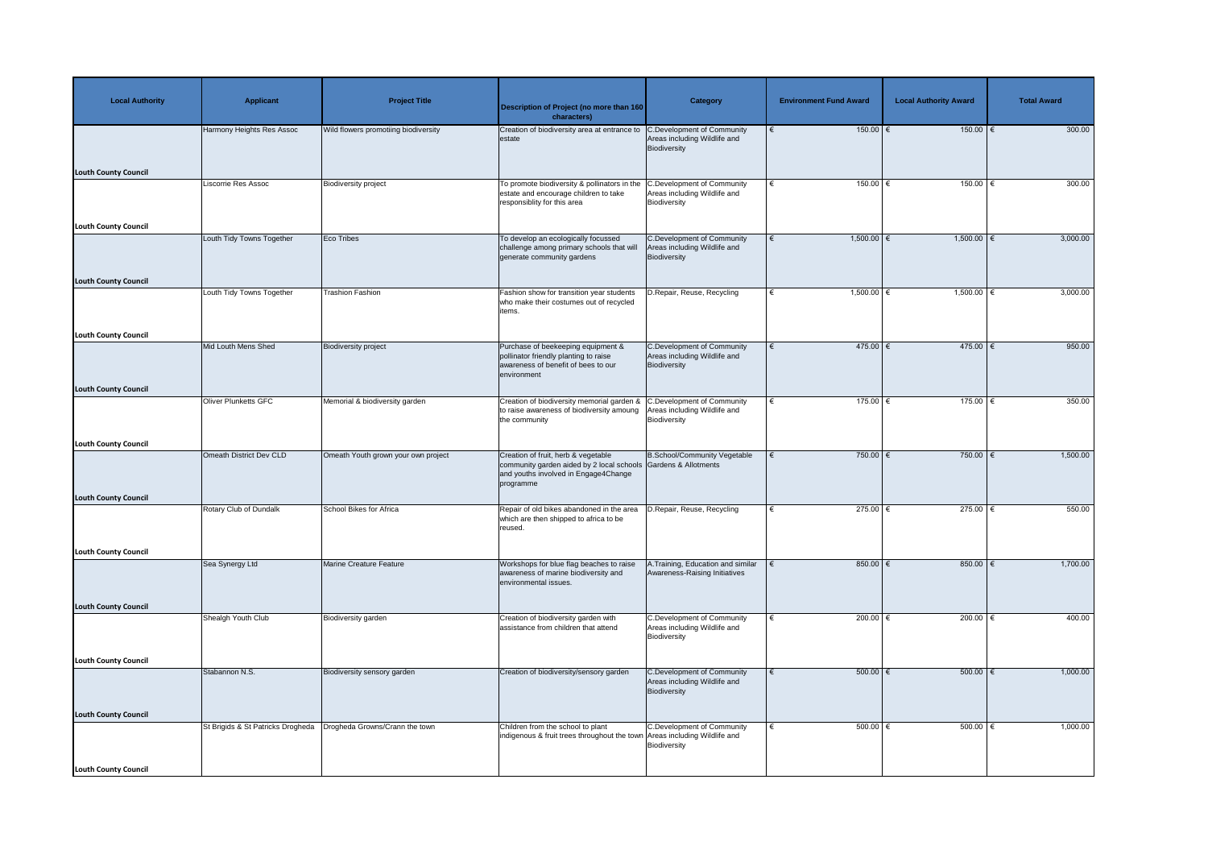| Local Authority | Applicant | Project Title | Description of Project (no more than 160 characters) | Category | Environment Fund Award | Local Authority Award | Total Award |
|---|---|---|---|---|---|---|---|
| Louth County Council | Harmony Heights Res Assoc | Wild flowers promotiing biodiversity | Creation of biodiversity area at entrance to estate | C.Development of Community Areas including Wildlife and Biodiversity | € 150.00 | € 150.00 | € 300.00 |
| Louth County Council | Liscorrie Res Assoc | Biodiversity project | To promote biodiversity & pollinators in the estate and encourage children to take responsiblity for this area | C.Development of Community Areas including Wildlife and Biodiversity | € 150.00 | € 150.00 | € 300.00 |
| Louth County Council | Louth Tidy Towns Together | Eco Tribes | To develop an ecologically focussed challenge among primary schools that will generate community gardens | C.Development of Community Areas including Wildlife and Biodiversity | € 1,500.00 | € 1,500.00 | € 3,000.00 |
| Louth County Council | Louth Tidy Towns Together | Trashion Fashion | Fashion show for transition year students who make their costumes out of recycled items. | D.Repair, Reuse, Recycling | € 1,500.00 | € 1,500.00 | € 3,000.00 |
| Louth County Council | Mid Louth Mens Shed | Biodiversity project | Purchase of beekeeping equipment & pollinator friendly planting to raise awareness of benefit of bees to our environment | C.Development of Community Areas including Wildlife and Biodiversity | € 475.00 | € 475.00 | € 950.00 |
| Louth County Council | Oliver Plunketts GFC | Memorial & biodiversity garden | Creation of biodiversity memorial garden & to raise awareness of biodiversity amoung the community | C.Development of Community Areas including Wildlife and Biodiversity | € 175.00 | € 175.00 | € 350.00 |
| Louth County Council | Omeath District Dev CLD | Omeath Youth grown your own project | Creation of fruit, herb & vegetable community garden aided by 2 local schools and youths involved in Engage4Change programme | B.School/Community Vegetable Gardens & Allotments | € 750.00 | € 750.00 | € 1,500.00 |
| Louth County Council | Rotary Club of Dundalk | School Bikes for Africa | Repair of old bikes abandoned in the area which are then shipped to africa to be reused. | D.Repair, Reuse, Recycling | € 275.00 | € 275.00 | € 550.00 |
| Louth County Council | Sea Synergy Ltd | Marine Creature Feature | Workshops for blue flag beaches to raise awareness of marine biodiversity and environmental issues. | A.Training, Education and similar Awareness-Raising Initiatives | € 850.00 | € 850.00 | € 1,700.00 |
| Louth County Council | Shealgh Youth Club | Biodiversity garden | Creation of biodiversity garden with assistance from children that attend | C.Development of Community Areas including Wildlife and Biodiversity | € 200.00 | € 200.00 | € 400.00 |
| Louth County Council | Stabannon N.S. | Biodiversity sensory garden | Creation of biodiversity/sensory garden | C.Development of Community Areas including Wildlife and Biodiversity | € 500.00 | € 500.00 | € 1,000.00 |
| Louth County Council | St Brigids & St Patricks Drogheda | Drogheda Growns/Crann the town | Children from the school to plant indigenous & fruit trees throughout the town | C.Development of Community Areas including Wildlife and Biodiversity | € 500.00 | € 500.00 | € 1,000.00 |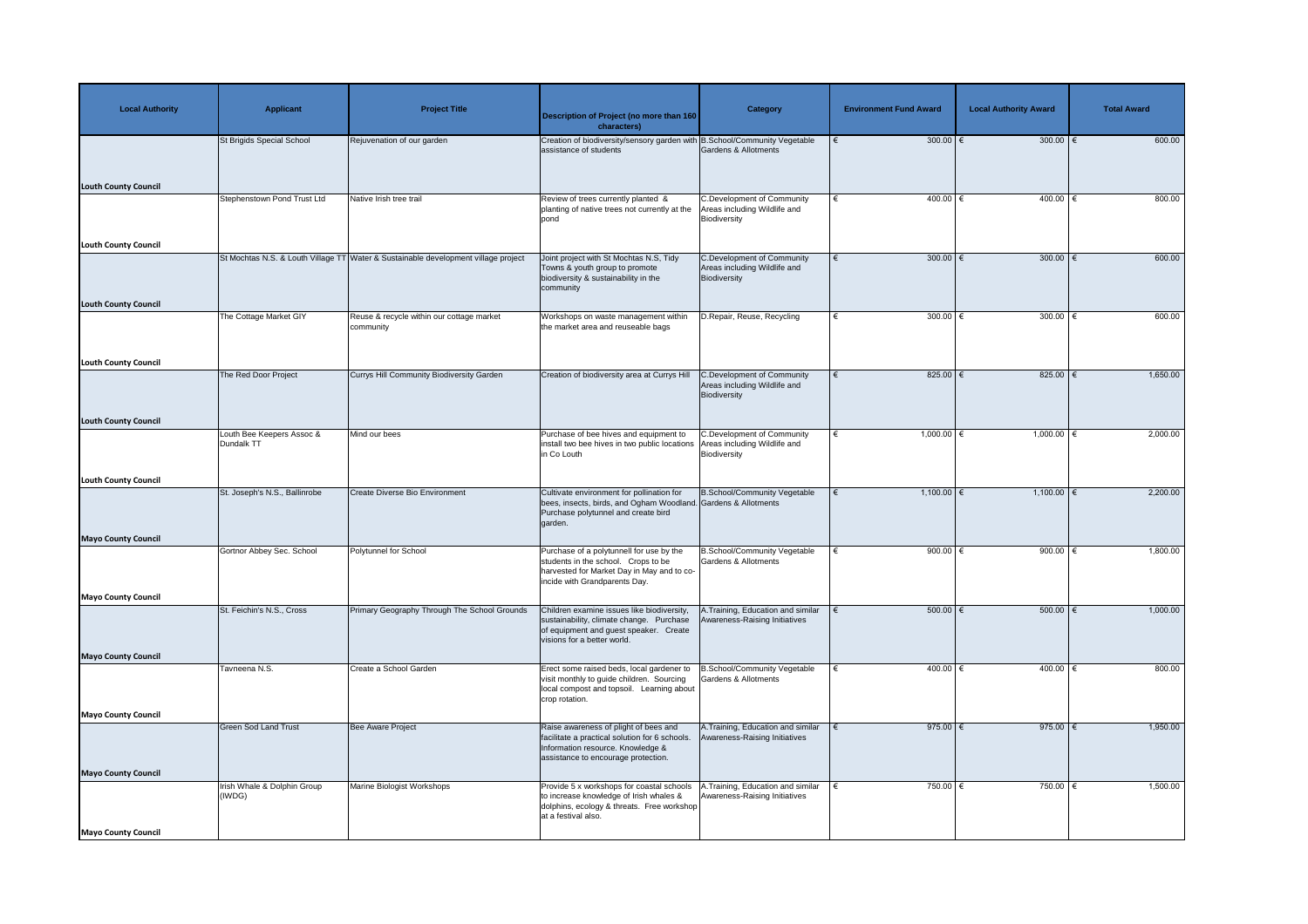| Local Authority | Applicant | Project Title | Description of Project (no more than 160 characters) | Category | Environment Fund Award | Local Authority Award | Total Award |
|---|---|---|---|---|---|---|---|
| Louth County Council | St Brigids Special School | Rejuvenation of our garden | Creation of biodiversity/sensory garden with assistance of students | B.School/Community Vegetable Gardens & Allotments | € 300.00 | € 300.00 | € 600.00 |
| Louth County Council | Stephenstown Pond Trust Ltd | Native Irish tree trail | Review of trees currently planted & planting of native trees not currently at the pond | C.Development of Community Areas including Wildlife and Biodiversity | € 400.00 | € 400.00 | € 800.00 |
| Louth County Council | St Mochtas N.S. & Louth Village TT | Water & Sustainable development village project | Joint project with St Mochtas N.S, Tidy Towns & youth group to promote biodiversity & sustainability in the community | C.Development of Community Areas including Wildlife and Biodiversity | € 300.00 | € 300.00 | € 600.00 |
| Louth County Council | The Cottage Market GIY | Reuse & recycle within our cottage market community | Workshops on waste management within the market area and reuseable bags | D.Repair, Reuse, Recycling | € 300.00 | € 300.00 | € 600.00 |
| Louth County Council | The Red Door Project | Currys Hill Community Biodiversity Garden | Creation of biodiversity area at Currys Hill | C.Development of Community Areas including Wildlife and Biodiversity | € 825.00 | € 825.00 | € 1,650.00 |
| Louth County Council | Louth Bee Keepers Assoc & Dundalk TT | Mind our bees | Purchase of bee hives and equipment to install two bee hives in two public locations in Co Louth | C.Development of Community Areas including Wildlife and Biodiversity | € 1,000.00 | € 1,000.00 | € 2,000.00 |
| Mayo County Council | St. Joseph's N.S., Ballinrobe | Create Diverse Bio Environment | Cultivate environment for pollination for bees, insects, birds, and Ogham Woodland. Purchase polytunnel and create bird garden. | B.School/Community Vegetable Gardens & Allotments | € 1,100.00 | € 1,100.00 | € 2,200.00 |
| Mayo County Council | Gortnor Abbey Sec. School | Polytunnel for School | Purchase of a polytunnell for use by the students in the school. Crops to be harvested for Market Day in May and to co-incide with Grandparents Day. | B.School/Community Vegetable Gardens & Allotments | € 900.00 | € 900.00 | € 1,800.00 |
| Mayo County Council | St. Feichin's N.S., Cross | Primary Geography Through The School Grounds | Children examine issues like biodiversity, sustainability, climate change. Purchase of equipment and guest speaker. Create visions for a better world. | A.Training, Education and similar Awareness-Raising Initiatives | € 500.00 | € 500.00 | € 1,000.00 |
| Mayo County Council | Tavneena N.S. | Create a School Garden | Erect some raised beds, local gardener to visit monthly to guide children. Sourcing local compost and topsoil. Learning about crop rotation. | B.School/Community Vegetable Gardens & Allotments | € 400.00 | € 400.00 | € 800.00 |
| Mayo County Council | Green Sod Land Trust | Bee Aware Project | Raise awareness of plight of bees and facilitate a practical solution for 6 schools. Information resource. Knowledge & assistance to encourage protection. | A.Training, Education and similar Awareness-Raising Initiatives | € 975.00 | € 975.00 | € 1,950.00 |
| Mayo County Council | Irish Whale & Dolphin Group (IWDG) | Marine Biologist Workshops | Provide 5 x workshops for coastal schools to increase knowledge of Irish whales & dolphins, ecology & threats. Free workshop at a festival also. | A.Training, Education and similar Awareness-Raising Initiatives | € 750.00 | € 750.00 | € 1,500.00 |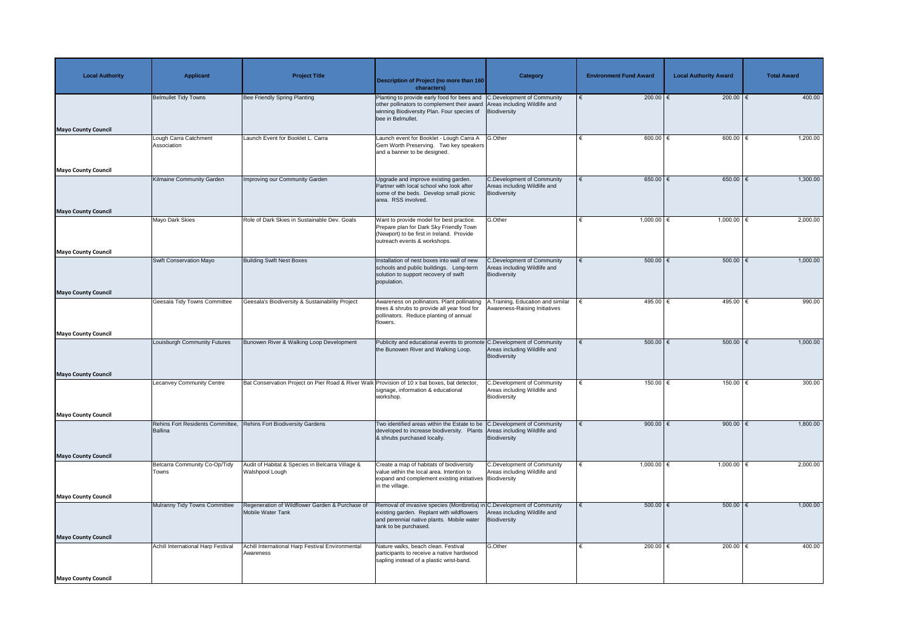| Local Authority | Applicant | Project Title | Description of Project (no more than 160 characters) | Category | Environment Fund Award | Local Authority Award | Total Award |
|---|---|---|---|---|---|---|---|
| Mayo County Council | Belmullet Tidy Towns | Bee Friendly Spring Planting | Planting to provide early food for bees and other pollinators to complement their award winning Biodiversity Plan. Four species of bee in Belmullet. | C.Development of Community Areas including Wildlife and Biodiversity | € 200.00 | € 200.00 | € 400.00 |
| Mayo County Council | Lough Carra Catchment Association | Launch Event for Booklet L. Carra | Launch event for Booklet - Lough Carra A Gem Worth Preserving. Two key speakers and a banner to be designed. | G.Other | € 600.00 | € 600.00 | € 1,200.00 |
| Mayo County Council | Kilmaine Community Garden | Improving our Community Garden | Upgrade and improve existing garden. Partner with local school who look after some of the beds. Develop small picnic area. RSS involved. | C.Development of Community Areas including Wildlife and Biodiversity | € 650.00 | € 650.00 | € 1,300.00 |
| Mayo County Council | Mayo Dark Skies | Role of Dark Skies in Sustainable Dev. Goals | Want to provide model for best practice. Prepare plan for Dark Sky Friendly Town (Newport) to be first in Ireland. Provide outreach events & workshops. | G.Other | € 1,000.00 | € 1,000.00 | € 2,000.00 |
| Mayo County Council | Swift Conservation Mayo | Building Swift Nest Boxes | Installation of nest boxes into wall of new schools and public buildings. Long-term solution to support recovery of swift population. | C.Development of Community Areas including Wildlife and Biodiversity | € 500.00 | € 500.00 | € 1,000.00 |
| Mayo County Council | Geesala Tidy Towns Committee | Geesala's Biodiversity & Sustainability Project | Awareness on pollinators. Plant pollinating trees & shrubs to provide all year food for pollinators. Reduce planting of annual flowers. | A.Training, Education and similar Awareness-Raising Initiatives | € 495.00 | € 495.00 | € 990.00 |
| Mayo County Council | Louisburgh Community Futures | Bunowen River & Walking Loop Development | Publicity and educational events to promote the Bunowen River and Walking Loop. | C.Development of Community Areas including Wildlife and Biodiversity | € 500.00 | € 500.00 | € 1,000.00 |
| Mayo County Council | Lecanvey Community Centre | Bat Conservation Project on Pier Road & River Walk | Provision of 10 x bat boxes, bat detector, signage, information & educational workshop. | C.Development of Community Areas including Wildlife and Biodiversity | € 150.00 | € 150.00 | € 300.00 |
| Mayo County Council | Rehins Fort Residents Committee, Ballina | Rehins Fort Biodiversity Gardens | Two identified areas within the Estate to be developed to increase biodiversity. Plants & shrubs purchased locally. | C.Development of Community Areas including Wildlife and Biodiversity | € 900.00 | € 900.00 | € 1,800.00 |
| Mayo County Council | Belcarra Community Co-Op/Tidy Towns | Audit of Habitat & Species in Belcarra Village & Walshpool Lough | Create a map of habitats of biodiversity value within the local area. Intention to expand and complement existing initiatives in the village. | C.Development of Community Areas including Wildlife and Biodiversity | € 1,000.00 | € 1,000.00 | € 2,000.00 |
| Mayo County Council | Mulranny Tidy Towns Committee | Regeneration of Wildflower Garden & Purchase of Mobile Water Tank | Removal of invasive species (Montbretia) in existing garden. Replant with wildflowers and perennial native plants. Mobile water tank to be purchased. | C.Development of Community Areas including Wildlife and Biodiversity | € 500.00 | € 500.00 | € 1,000.00 |
| Mayo County Council | Achill International Harp Festival | Achill International Harp Festival Environmental Awareness | Nature walks, beach clean. Festival participants to receive a native hardwood sapling instead of a plastic wrist-band. | G.Other | € 200.00 | € 200.00 | € 400.00 |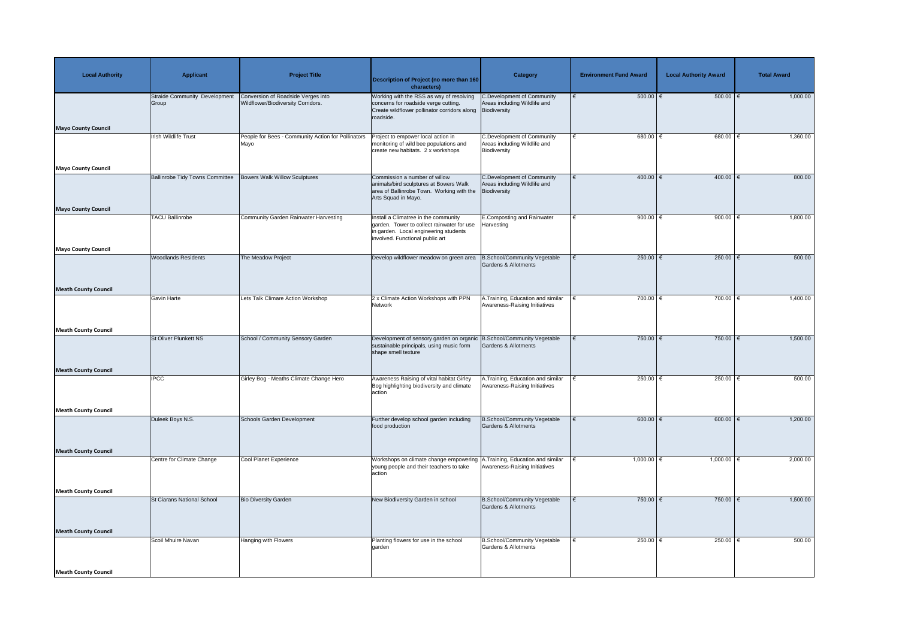| Local Authority | Applicant | Project Title | Description of Project (no more than 160 characters) | Category | Environment Fund Award | Local Authority Award | Total Award |
|---|---|---|---|---|---|---|---|
| Mayo County Council | Straide Community Development Group | Conversion of Roadside Verges into Wildflower/Biodiversity Corridors. | Working with the RSS as way of resolving concerns for roadside verge cutting. Create wildflower pollinator corridors along roadside. | C.Development of Community Areas including Wildlife and Biodiversity | € 500.00 | € 500.00 | € 1,000.00 |
| Mayo County Council | Irish Wildlife Trust | People for Bees - Community Action for Pollinators Mayo | Project to empower local action in monitoring of wild bee populations and create new habitats. 2 x workshops | C.Development of Community Areas including Wildlife and Biodiversity | € 680.00 | € 680.00 | € 1,360.00 |
| Mayo County Council | Ballinrobe Tidy Towns Committee | Bowers Walk Willow Sculptures | Commission a number of willow animals/bird sculptures at Bowers Walk area of Ballinrobe Town. Working with the Arts Squad in Mayo. | C.Development of Community Areas including Wildlife and Biodiversity | € 400.00 | € 400.00 | € 800.00 |
| Mayo County Council | TACU Ballinrobe | Community Garden Rainwater Harvesting | Install a Climatree in the community garden. Tower to collect rainwater for use in garden. Local engineering students involved. Functional public art | E.Composting and Rainwater Harvesting | € 900.00 | € 900.00 | € 1,800.00 |
| Meath County Council | Woodlands Residents | The Meadow Project | Develop wildflower meadow on green area | B.School/Community Vegetable Gardens & Allotments | € 250.00 | € 250.00 | € 500.00 |
| Meath County Council | Gavin Harte | Lets Talk Climare Action Workshop | 2 x Climate Action Workshops with PPN Network | A.Training, Education and similar Awareness-Raising Initiatives | € 700.00 | € 700.00 | € 1,400.00 |
| Meath County Council | St Oliver Plunkett NS | School / Community Sensory Garden | Development of sensory garden on organic sustainable principals, using music form shape smell texture | B.School/Community Vegetable Gardens & Allotments | € 750.00 | € 750.00 | € 1,500.00 |
| Meath County Council | IPCC | Girley Bog - Meaths Climate Change Hero | Awareness Raising of vital habitat Girley Bog highlighting biodiversity and climate action | A.Training, Education and similar Awareness-Raising Initiatives | € 250.00 | € 250.00 | € 500.00 |
| Meath County Council | Duleek Boys N.S. | Schools Garden Development | Further develop school garden including food production | B.School/Community Vegetable Gardens & Allotments | € 600.00 | € 600.00 | € 1,200.00 |
| Meath County Council | Centre for Climate Change | Cool Planet Experience | Workshops on climate change empowering young people and their teachers to take action | A.Training, Education and similar Awareness-Raising Initiatives | € 1,000.00 | € 1,000.00 | € 2,000.00 |
| Meath County Council | St Ciarans National School | Bio Diversity Garden | New Biodiversity Garden in school | B.School/Community Vegetable Gardens & Allotments | € 750.00 | € 750.00 | € 1,500.00 |
| Meath County Council | Scoil Mhuire Navan | Hanging with Flowers | Planting flowers for use in the school garden | B.School/Community Vegetable Gardens & Allotments | € 250.00 | € 250.00 | € 500.00 |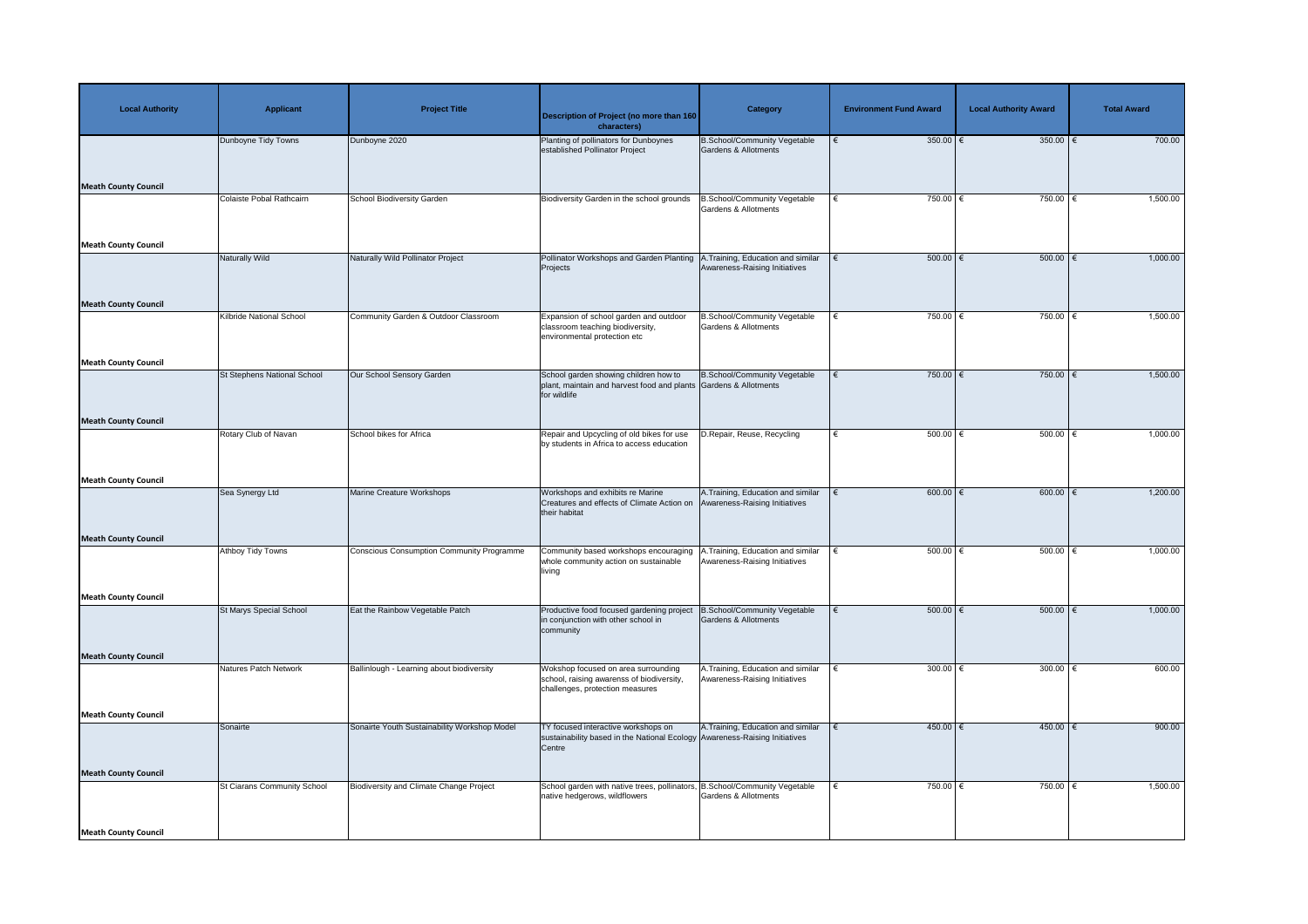| Local Authority | Applicant | Project Title | Description of Project (no more than 160 characters) | Category | Environment Fund Award | Local Authority Award | Total Award |
|---|---|---|---|---|---|---|---|
| Meath County Council | Dunboyne Tidy Towns | Dunboyne 2020 | Planting of pollinators for Dunboynes established Pollinator Project | B.School/Community Vegetable Gardens & Allotments | € 350.00 | € 350.00 | € 700.00 |
| Meath County Council | Colaiste Pobal Rathcairn | School Biodiversity Garden | Biodiversity Garden in the school grounds | B.School/Community Vegetable Gardens & Allotments | € 750.00 | € 750.00 | € 1,500.00 |
| Meath County Council | Naturally Wild | Naturally Wild Pollinator Project | Pollinator Workshops and Garden Planting Projects | A.Training, Education and similar Awareness-Raising Initiatives | € 500.00 | € 500.00 | € 1,000.00 |
| Meath County Council | Kilbride National School | Community Garden & Outdoor Classroom | Expansion of school garden and outdoor classroom teaching biodiversity, environmental protection etc | B.School/Community Vegetable Gardens & Allotments | € 750.00 | € 750.00 | € 1,500.00 |
| Meath County Council | St Stephens National School | Our School Sensory Garden | School garden showing children how to plant, maintain and harvest food and plants for wildlife | B.School/Community Vegetable Gardens & Allotments | € 750.00 | € 750.00 | € 1,500.00 |
| Meath County Council | Rotary Club of Navan | School bikes for Africa | Repair and Upcycling of old bikes for use by students in Africa to access education | D.Repair, Reuse, Recycling | € 500.00 | € 500.00 | € 1,000.00 |
| Meath County Council | Sea Synergy Ltd | Marine Creature Workshops | Workshops and exhibits re Marine Creatures and effects of Climate Action on their habitat | A.Training, Education and similar Awareness-Raising Initiatives | € 600.00 | € 600.00 | € 1,200.00 |
| Meath County Council | Athboy Tidy Towns | Conscious Consumption Community Programme | Community based workshops encouraging whole community action on sustainable living | A.Training, Education and similar Awareness-Raising Initiatives | € 500.00 | € 500.00 | € 1,000.00 |
| Meath County Council | St Marys Special School | Eat the Rainbow Vegetable Patch | Productive food focused gardening project in conjunction with other school in community | B.School/Community Vegetable Gardens & Allotments | € 500.00 | € 500.00 | € 1,000.00 |
| Meath County Council | Natures Patch Network | Ballinlough - Learning about biodiversity | Wokshop focused on area surrounding school, raising awarenss of biodiversity, challenges, protection measures | A.Training, Education and similar Awareness-Raising Initiatives | € 300.00 | € 300.00 | € 600.00 |
| Meath County Council | Sonairte | Sonairte Youth Sustainability Workshop Model | TY focused interactive workshops on sustainability based in the National Ecology Centre | A.Training, Education and similar Awareness-Raising Initiatives | € 450.00 | € 450.00 | € 900.00 |
| Meath County Council | St Ciarans Community School | Biodiversity and Climate Change Project | School garden with native trees, pollinators, native hedgerows, wildflowers | B.School/Community Vegetable Gardens & Allotments | € 750.00 | € 750.00 | € 1,500.00 |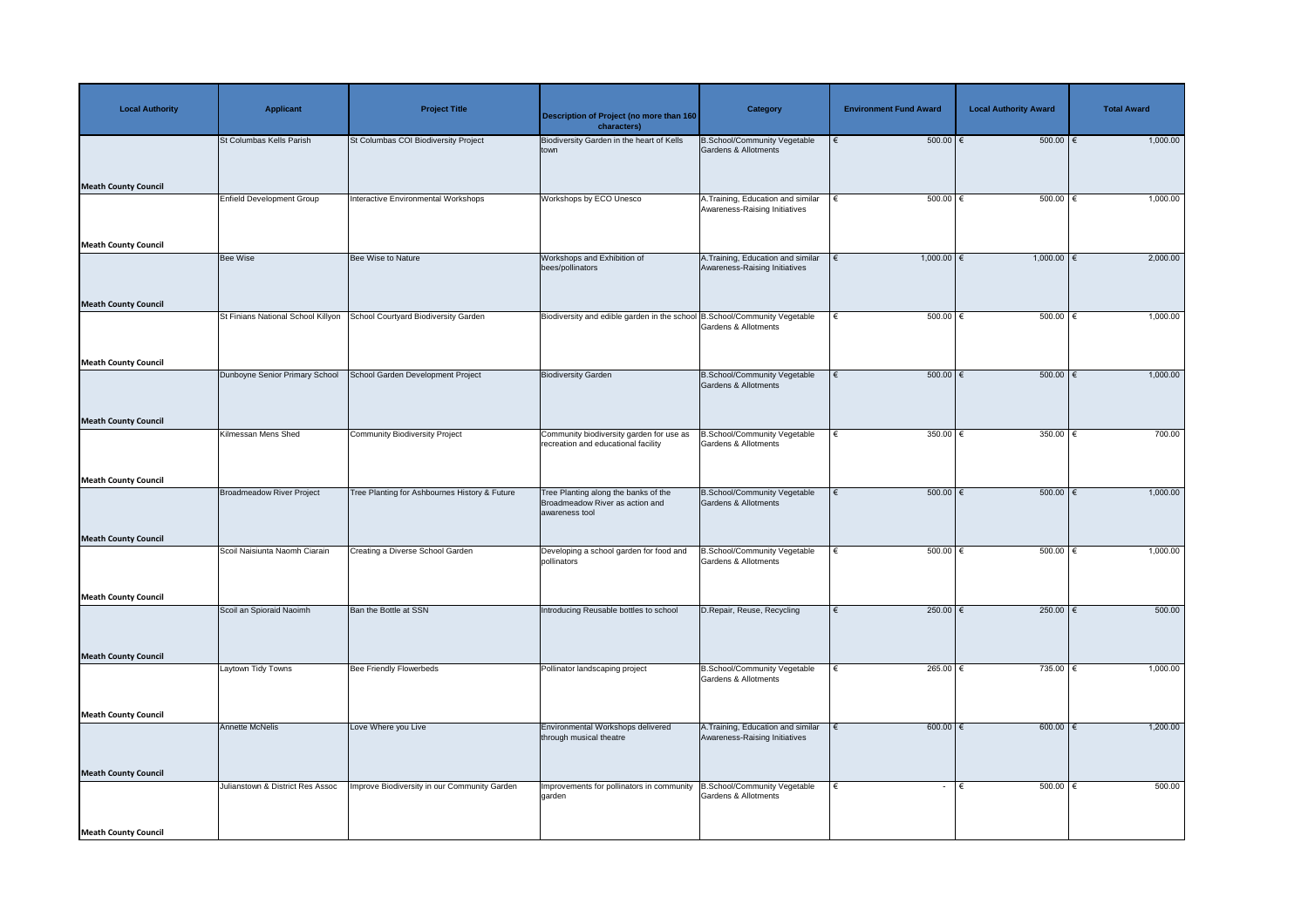| Local Authority | Applicant | Project Title | Description of Project (no more than 160 characters) | Category | Environment Fund Award | Local Authority Award | Total Award |
|---|---|---|---|---|---|---|---|
| Meath County Council | St Columbas Kells Parish | St Columbas COI Biodiversity Project | Biodiversity Garden in the heart of Kells town | B.School/Community Vegetable Gardens & Allotments | € 500.00 | € 500.00 | € 1,000.00 |
| Meath County Council | Enfield Development Group | Interactive Environmental Workshops | Workshops by ECO Unesco | A.Training, Education and similar Awareness-Raising Initiatives | € 500.00 | € 500.00 | € 1,000.00 |
| Meath County Council | Bee Wise | Bee Wise to Nature | Workshops and Exhibition of bees/pollinators | A.Training, Education and similar Awareness-Raising Initiatives | € 1,000.00 | € 1,000.00 | € 2,000.00 |
| Meath County Council | St Finians National School Killyon | School Courtyard Biodiversity Garden | Biodiversity and edible garden in the school | B.School/Community Vegetable Gardens & Allotments | € 500.00 | € 500.00 | € 1,000.00 |
| Meath County Council | Dunboyne Senior Primary School | School Garden Development Project | Biodiversity Garden | B.School/Community Vegetable Gardens & Allotments | € 500.00 | € 500.00 | € 1,000.00 |
| Meath County Council | Kilmessan Mens Shed | Community Biodiversity Project | Community biodiversity garden for use as recreation and educational facility | B.School/Community Vegetable Gardens & Allotments | € 350.00 | € 350.00 | € 700.00 |
| Meath County Council | Broadmeadow River Project | Tree Planting for Ashbournes History & Future | Tree Planting along the banks of the Broadmeadow River as action and awareness tool | B.School/Community Vegetable Gardens & Allotments | € 500.00 | € 500.00 | € 1,000.00 |
| Meath County Council | Scoil Naisiunta Naomh Ciarain | Creating a Diverse School Garden | Developing a school garden for food and pollinators | B.School/Community Vegetable Gardens & Allotments | € 500.00 | € 500.00 | € 1,000.00 |
| Meath County Council | Scoil an Spioraid Naoimh | Ban the Bottle at SSN | Introducing Reusable bottles to school | D.Repair, Reuse, Recycling | € 250.00 | € 250.00 | € 500.00 |
| Meath County Council | Laytown Tidy Towns | Bee Friendly Flowerbeds | Pollinator landscaping project | B.School/Community Vegetable Gardens & Allotments | € 265.00 | € 735.00 | € 1,000.00 |
| Meath County Council | Annette McNelis | Love Where you Live | Environmental Workshops delivered through musical theatre | A.Training, Education and similar Awareness-Raising Initiatives | € 600.00 | € 600.00 | € 1,200.00 |
| Meath County Council | Julianstown & District Res Assoc | Improve Biodiversity in our Community Garden | Improvements for pollinators in community garden | B.School/Community Vegetable Gardens & Allotments | € - | € 500.00 | € 500.00 |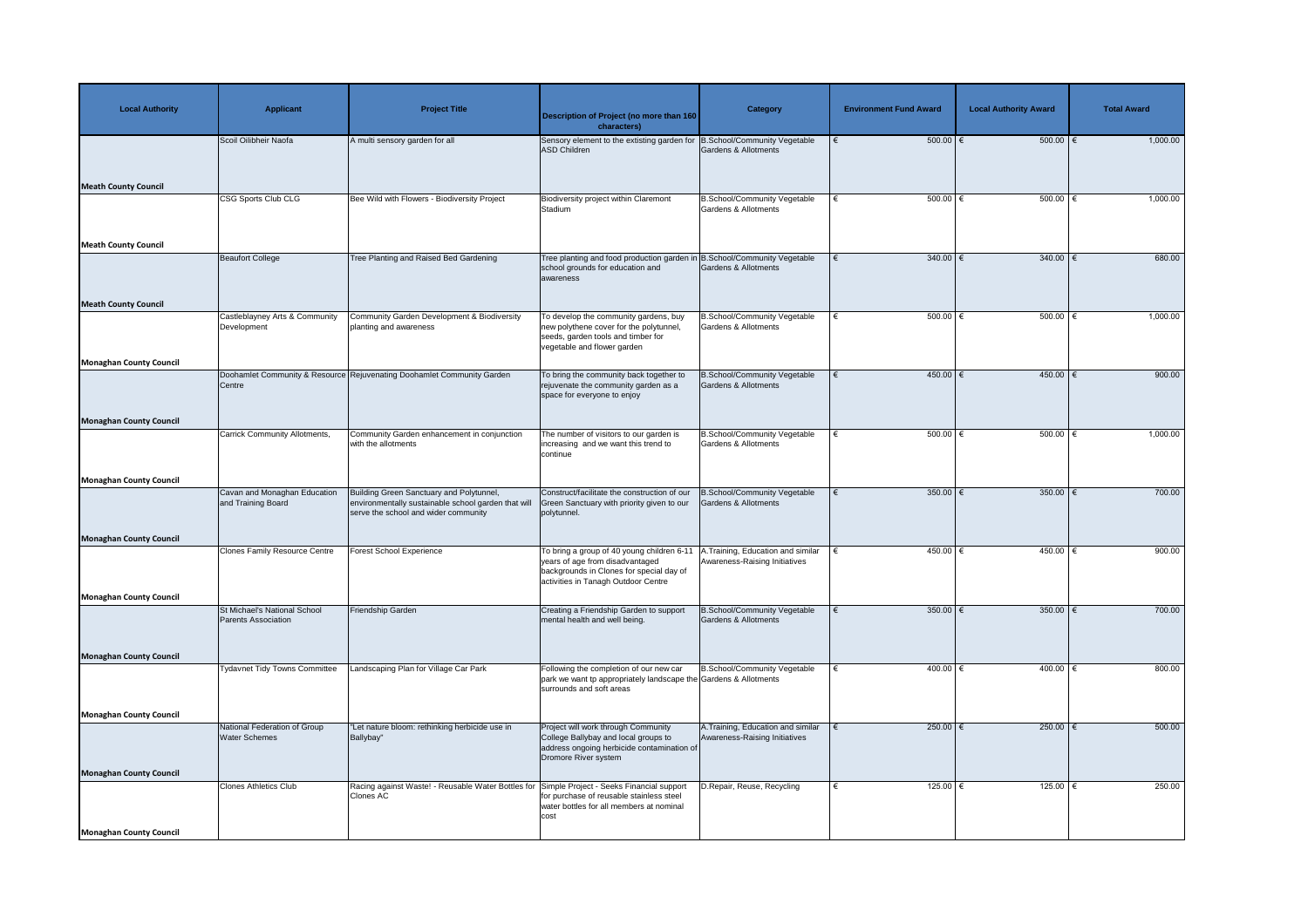| Local Authority | Applicant | Project Title | Description of Project (no more than 160 characters) | Category | Environment Fund Award | Local Authority Award | Total Award |
|---|---|---|---|---|---|---|---|
| Meath County Council | Scoil Oilibheir Naofa | A multi sensory garden for all | Sensory element to the extisting garden for ASD Children | B.School/Community Vegetable Gardens & Allotments | € 500.00 | € 500.00 | € 1,000.00 |
| Meath County Council | CSG Sports Club CLG | Bee Wild with Flowers - Biodiversity Project | Biodiversity project within Claremont Stadium | B.School/Community Vegetable Gardens & Allotments | € 500.00 | € 500.00 | € 1,000.00 |
| Meath County Council | Beaufort College | Tree Planting and Raised Bed Gardening | Tree planting and food production garden in school grounds for education and awareness | B.School/Community Vegetable Gardens & Allotments | € 340.00 | € 340.00 | € 680.00 |
| Monaghan County Council | Castleblayney Arts & Community Development | Community Garden Development & Biodiversity planting and awareness | To develop the community gardens, buy new polythene cover for the polytunnel, seeds, garden tools and timber for vegetable and flower garden | B.School/Community Vegetable Gardens & Allotments | € 500.00 | € 500.00 | € 1,000.00 |
| Monaghan County Council | Doohamlet Community & Resource Centre | Rejuvenating Doohamlet Community Garden | To bring the community back together to rejuvenate the community garden as a space for everyone to enjoy | B.School/Community Vegetable Gardens & Allotments | € 450.00 | € 450.00 | € 900.00 |
| Monaghan County Council | Carrick Community Allotments, | Community Garden enhancement in conjunction with the allotments | The number of visitors to our garden is increasing and we want this trend to continue | B.School/Community Vegetable Gardens & Allotments | € 500.00 | € 500.00 | € 1,000.00 |
| Monaghan County Council | Cavan and Monaghan Education and Training Board | Building Green Sanctuary and Polytunnel, environmentally sustainable school garden that will serve the school and wider community | Construct/facilitate the construction of our Green Sanctuary with priority given to our polytunnel. | B.School/Community Vegetable Gardens & Allotments | € 350.00 | € 350.00 | € 700.00 |
| Monaghan County Council | Clones Family Resource Centre | Forest School Experience | To bring a group of 40 young children 6-11 years of age from disadvantaged backgrounds in Clones for special day of activities in Tanagh Outdoor Centre | A.Training, Education and similar Awareness-Raising Initiatives | € 450.00 | € 450.00 | € 900.00 |
| Monaghan County Council | St Michael's National School Parents Association | Friendship Garden | Creating a Friendship Garden to support mental health and well being. | B.School/Community Vegetable Gardens & Allotments | € 350.00 | € 350.00 | € 700.00 |
| Monaghan County Council | Tydavnet Tidy Towns Committee | Landscaping Plan for Village Car Park | Following the completion of our new car park we want tp appropriately landscape the surrounds and soft areas | B.School/Community Vegetable Gardens & Allotments | € 400.00 | € 400.00 | € 800.00 |
| Monaghan County Council | National Federation of Group Water Schemes | "Let nature bloom: rethinking herbicide use in Ballybay" | Project will work through Community College Ballybay and local groups to address ongoing herbicide contamination of Dromore River system | A.Training, Education and similar Awareness-Raising Initiatives | € 250.00 | € 250.00 | € 500.00 |
| Monaghan County Council | Clones Athletics Club | Racing against Waste! - Reusable Water Bottles for Clones AC | Simple Project - Seeks Financial support for purchase of reusable stainless steel water bottles for all members at nominal cost | D.Repair, Reuse, Recycling | € 125.00 | € 125.00 | € 250.00 |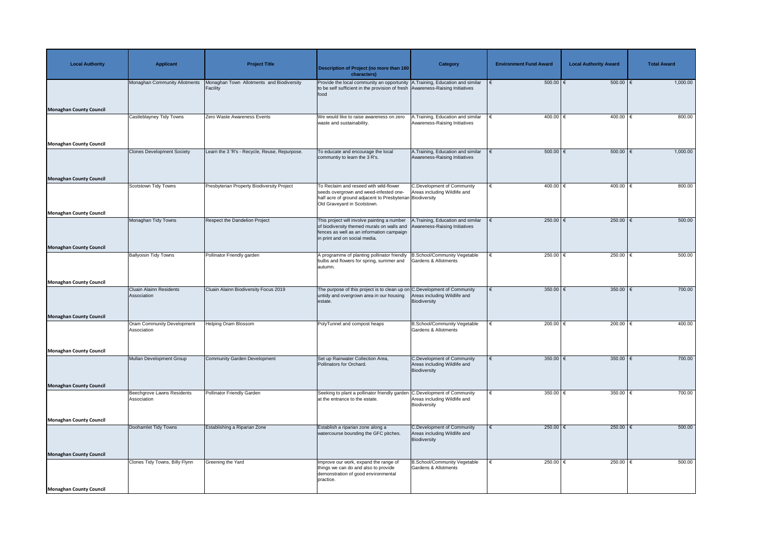| Local Authority | Applicant | Project Title | Description of Project (no more than 160 characters) | Category | Environment Fund Award | Local Authority Award | Total Award |
| --- | --- | --- | --- | --- | --- | --- | --- |
| Monaghan County Council | Monaghan Community Allotments | Monaghan Town Allotments and Biodiversity Facility | Provide the local community an opportunity to be self sufficient in the provision of fresh food | A.Training, Education and similar Awareness-Raising Initiatives | € 500.00 | € 500.00 | € 1,000.00 |
| Monaghan County Council | Castleblayney Tidy Towns | Zero Waste Awareness Events | We would like to raise awareness on zero waste and sustainability. | A.Training, Education and similar Awareness-Raising Initiatives | € 400.00 | € 400.00 | € 800.00 |
| Monaghan County Council | Clones Development Society | Learn the 3 'R's - Recycle, Reuse, Repurpose. | To educate and encourage the local communtiy to learn the 3 R's. | A.Training, Education and similar Awareness-Raising Initiatives | € 500.00 | € 500.00 | € 1,000.00 |
| Monaghan County Council | Scotstown Tidy Towns | Presbyterian Property Biodiversity Project | To Reclaim and reseed with wild-flower seeds overgrown and weed-infested one-half acre of ground adjacent to Presbyterian Old Graveyard in Scotstown. | C.Development of Community Areas including Wildlife and Biodiversity | € 400.00 | € 400.00 | € 800.00 |
| Monaghan County Council | Monaghan Tidy Towns | Respect the Dandelion Project | This project will involve painting a number of biodiversity themed murals on walls and fences as well as an information campaign in print and on social media. | A.Training, Education and similar Awareness-Raising Initiatives | € 250.00 | € 250.00 | € 500.00 |
| Monaghan County Council | Ballyoisin Tidy Towns | Pollinator Friendly garden | A programme of planting pollinator friendly bulbs and flowers for spring, summer and autumn. | B.School/Community Vegetable Gardens & Allotments | € 250.00 | € 250.00 | € 500.00 |
| Monaghan County Council | Cluain Alainn Residents Association | Cluain Alainn Biodiversity Focus 2019 | The purpose of this project is to clean up on untidy and overgrown area in our housing estate. | C.Development of Community Areas including Wildlife and Biodiversity | € 350.00 | € 350.00 | € 700.00 |
| Monaghan County Council | Oram Community Development Association | Helping Oram Blossom | PolyTunnel and compost heaps | B.School/Community Vegetable Gardens & Allotments | € 200.00 | € 200.00 | € 400.00 |
| Monaghan County Council | Mullan Development Group | Community Garden Development | Set up Rainwater Collection Area, Pollinators for Orchard. | C.Development of Community Areas including Wildlife and Biodiversity | € 350.00 | € 350.00 | € 700.00 |
| Monaghan County Council | Beechgrove Lawns Residents Association | Pollinator Friendly Garden | Seeking to plant a pollinator friendly garden at the entrance to the estate. | C.Development of Community Areas including Wildlife and Biodiversity | € 350.00 | € 350.00 | € 700.00 |
| Monaghan County Council | Doohamlet Tidy Towns | Establishing a Riparian Zone | Establish a riparian zone along a watercourse bounding the GFC pitches. | C.Development of Community Areas including Wildlife and Biodiversity | € 250.00 | € 250.00 | € 500.00 |
| Monaghan County Council | Clones Tidy Towns, Billy Flynn | Greening the Yard | Improve our work, expand the range of things we can do and also to provide demonstration of good environmental practice. | B.School/Community Vegetable Gardens & Allotments | € 250.00 | € 250.00 | € 500.00 |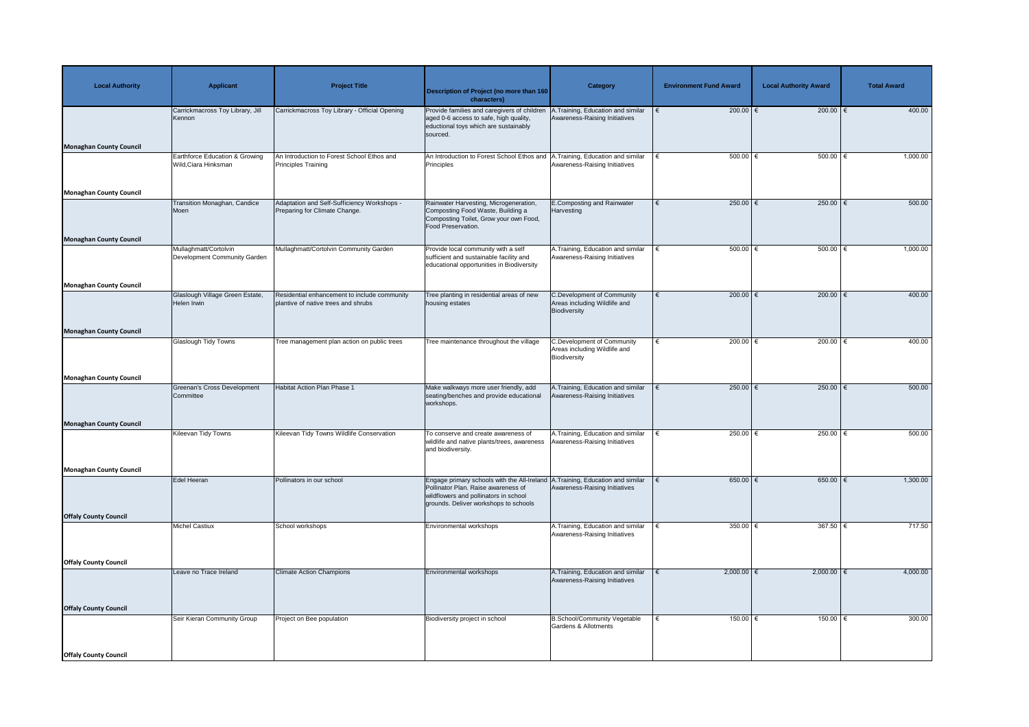| Local Authority | Applicant | Project Title | Description of Project (no more than 160 characters) | Category | Environment Fund Award | Local Authority Award | Total Award |
|---|---|---|---|---|---|---|---|
| Monaghan County Council | Carrickmacross Toy Library, Jill Kennon | Carrickmacross Toy Library - Official Opening | Provide families and caregivers of children aged 0-6 access to safe, high quality, eductional toys which are sustainably sourced. | A.Training, Education and similar Awareness-Raising Initiatives | € 200.00 | € 200.00 | € 400.00 |
| Monaghan County Council | Earthforce Education & Growing Wild,Ciara Hinksman | An Introduction to Forest School Ethos and Principles Training | An Introduction to Forest School Ethos and Principles | A.Training, Education and similar Awareness-Raising Initiatives | € 500.00 | € 500.00 | € 1,000.00 |
| Monaghan County Council | Transition Monaghan, Candice Moen | Adaptation and Self-Sufficiency Workshops - Preparing for Climate Change. | Rainwater Harvesting, Microgeneration, Composting Food Waste, Building a Composting Toilet, Grow your own Food, Food Preservation. | E.Composting and Rainwater Harvesting | € 250.00 | € 250.00 | € 500.00 |
| Monaghan County Council | Mullaghmatt/Cortolvin Development Community Garden | Mullaghmatt/Cortolvin Community Garden | Provide local community with a self sufficient and sustainable facility and educational opportunities in Biodiversity | A.Training, Education and similar Awareness-Raising Initiatives | € 500.00 | € 500.00 | € 1,000.00 |
| Monaghan County Council | Glaslough Village Green Estate, Helen Irwin | Residential enhancement to include community plantive of native trees and shrubs | Tree planting in residential areas of new housing estates | C.Development of Community Areas including Wildlife and Biodiversity | € 200.00 | € 200.00 | € 400.00 |
| Monaghan County Council | Glaslough Tidy Towns | Tree management plan action on public trees | Tree maintenance throughout the village | C.Development of Community Areas including Wildlife and Biodiversity | € 200.00 | € 200.00 | € 400.00 |
| Monaghan County Council | Greenan's Cross Development Committee | Habitat Action Plan Phase 1 | Make walkways more user friendly, add seating/benches and provide educational workshops. | A.Training, Education and similar Awareness-Raising Initiatives | € 250.00 | € 250.00 | € 500.00 |
| Monaghan County Council | Kileevan Tidy Towns | Kileevan Tidy Towns Wildlife Conservation | To conserve and create awareness of wildlife and native plants/trees, awareness and biodiversity. | A.Training, Education and similar Awareness-Raising Initiatives | € 250.00 | € 250.00 | € 500.00 |
| Offaly County Council | Edel Heeran | Pollinators in our school | Engage primary schools with the All-Ireland Pollinator Plan. Raise awareness of wildflowers and pollinators in school grounds. Deliver workshops to schools | A.Training, Education and similar Awareness-Raising Initiatives | € 650.00 | € 650.00 | € 1,300.00 |
| Offaly County Council | Michel Castiux | School workshops | Environmental workshops | A.Training, Education and similar Awareness-Raising Initiatives | € 350.00 | € 367.50 | € 717.50 |
| Offaly County Council | Leave no Trace Ireland | Climate Action Champions | Environmental workshops | A.Training, Education and similar Awareness-Raising Initiatives | € 2,000.00 | € 2,000.00 | € 4,000.00 |
| Offaly County Council | Seir Kieran Community Group | Project on Bee population | Biodiversity project in school | B.School/Community Vegetable Gardens & Allotments | € 150.00 | € 150.00 | € 300.00 |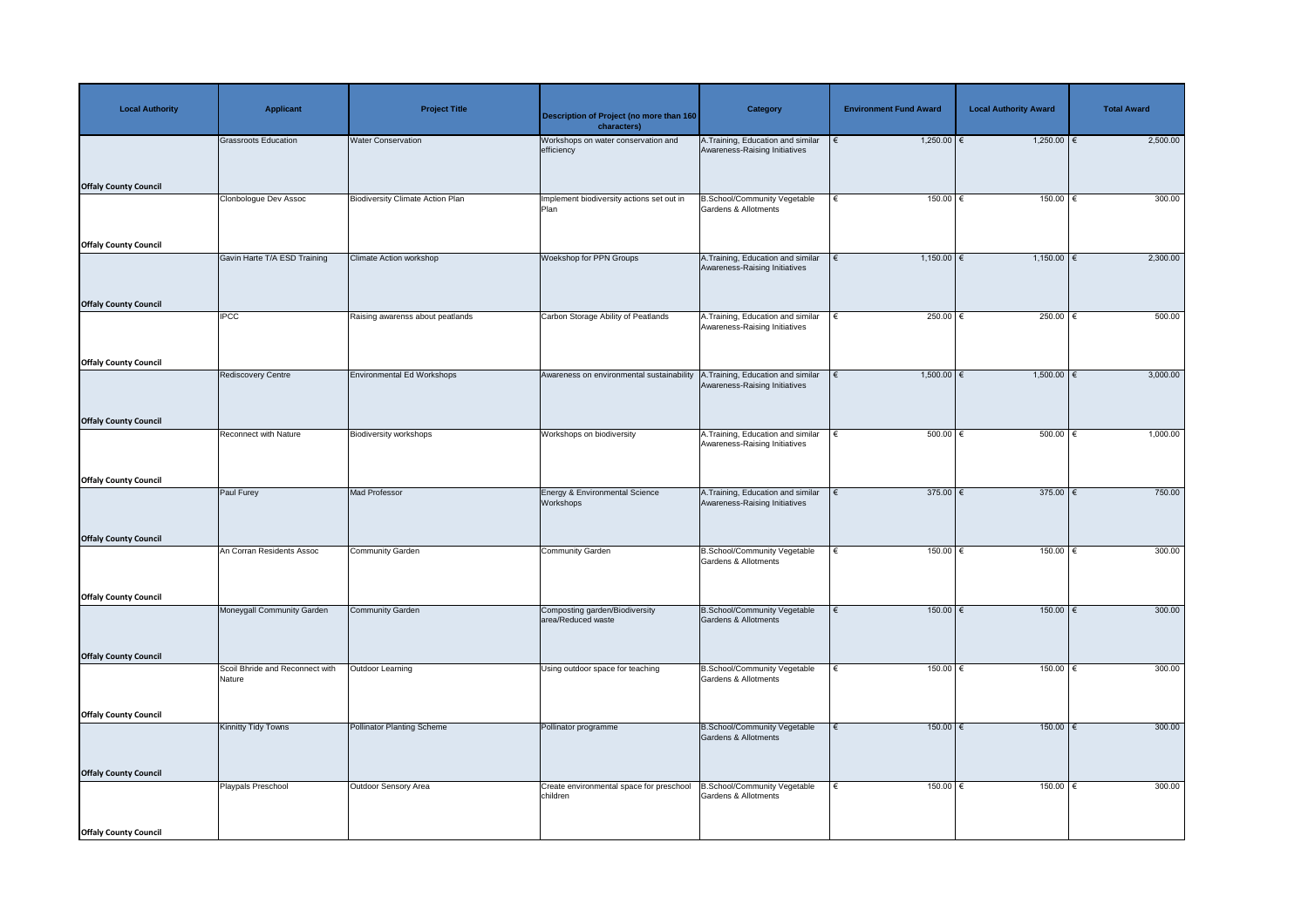| Local Authority | Applicant | Project Title | Description of Project (no more than 160 characters) | Category | Environment Fund Award | Local Authority Award | Total Award |
|---|---|---|---|---|---|---|---|
| Offaly County Council | Grassroots Education | Water Conservation | Workshops on water conservation and efficiency | A.Training, Education and similar Awareness-Raising Initiatives | € 1,250.00 | € 1,250.00 | € 2,500.00 |
| Offaly County Council | Clonbologue Dev Assoc | Biodiversity Climate Action Plan | Implement biodiversity actions set out in Plan | B.School/Community Vegetable Gardens & Allotments | € 150.00 | € 150.00 | € 300.00 |
| Offaly County Council | Gavin Harte T/A ESD Training | Climate Action workshop | Woekshop for PPN Groups | A.Training, Education and similar Awareness-Raising Initiatives | € 1,150.00 | € 1,150.00 | € 2,300.00 |
| Offaly County Council | IPCC | Raising awarenss about peatlands | Carbon Storage Ability of Peatlands | A.Training, Education and similar Awareness-Raising Initiatives | € 250.00 | € 250.00 | € 500.00 |
| Offaly County Council | Rediscovery Centre | Environmental Ed Workshops | Awareness on environmental sustainability | A.Training, Education and similar Awareness-Raising Initiatives | € 1,500.00 | € 1,500.00 | € 3,000.00 |
| Offaly County Council | Reconnect with Nature | Biodiversity workshops | Workshops on biodiversity | A.Training, Education and similar Awareness-Raising Initiatives | € 500.00 | € 500.00 | € 1,000.00 |
| Offaly County Council | Paul Furey | Mad Professor | Energy & Environmental Science Workshops | A.Training, Education and similar Awareness-Raising Initiatives | € 375.00 | € 375.00 | € 750.00 |
| Offaly County Council | An Corran Residents Assoc | Community Garden | Community Garden | B.School/Community Vegetable Gardens & Allotments | € 150.00 | € 150.00 | € 300.00 |
| Offaly County Council | Moneygall Community Garden | Community Garden | Composting garden/Biodiversity area/Reduced waste | B.School/Community Vegetable Gardens & Allotments | € 150.00 | € 150.00 | € 300.00 |
| Offaly County Council | Scoil Bhride and Reconnect with Nature | Outdoor Learning | Using outdoor space for teaching | B.School/Community Vegetable Gardens & Allotments | € 150.00 | € 150.00 | € 300.00 |
| Offaly County Council | Kinnitty Tidy Towns | Pollinator Planting Scheme | Pollinator programme | B.School/Community Vegetable Gardens & Allotments | € 150.00 | € 150.00 | € 300.00 |
| Offaly County Council | Playpals Preschool | Outdoor Sensory Area | Create environmental space for preschool children | B.School/Community Vegetable Gardens & Allotments | € 150.00 | € 150.00 | € 300.00 |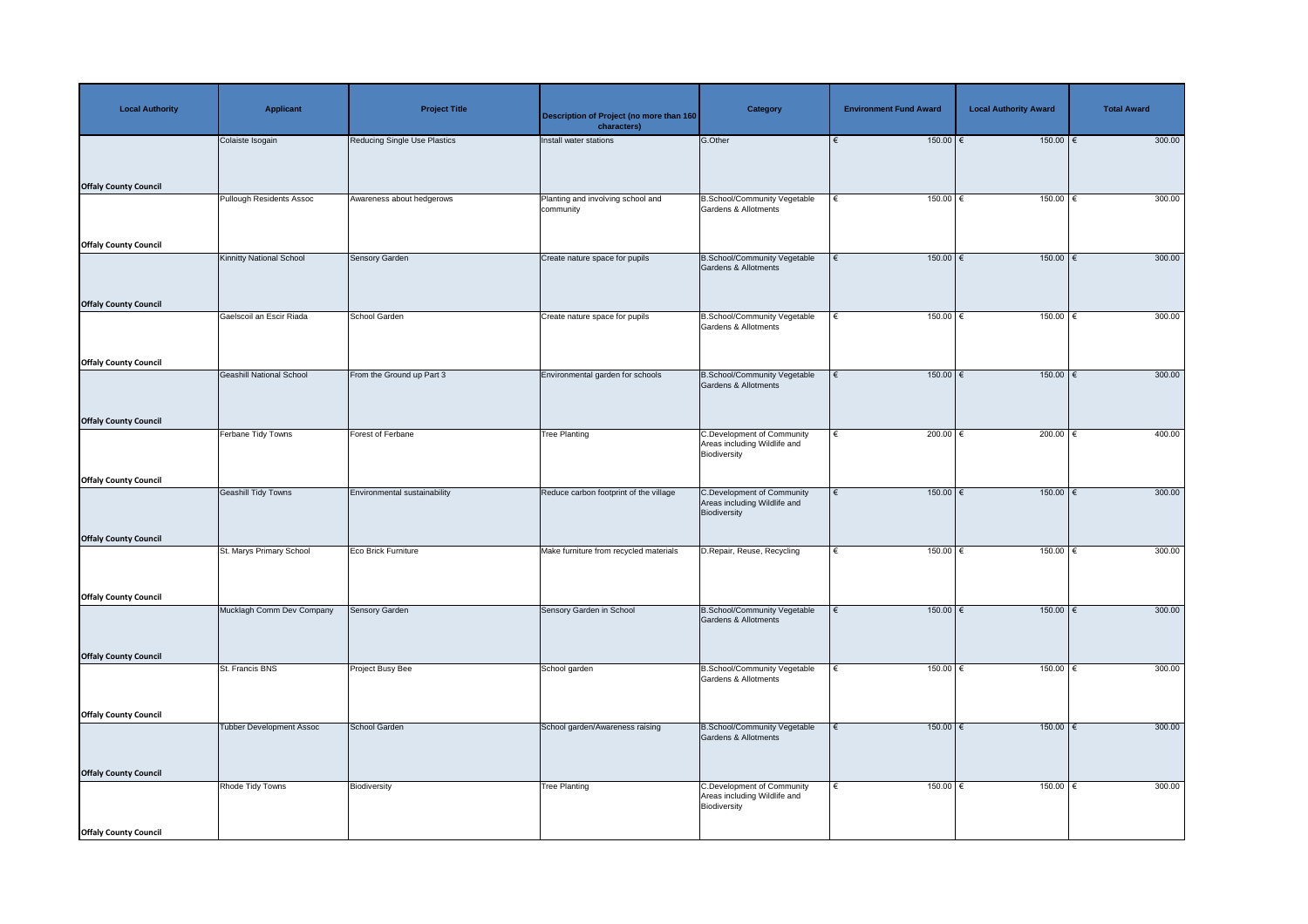| Local Authority | Applicant | Project Title | Description of Project (no more than 160 characters) | Category | Environment Fund Award | Local Authority Award | Total Award |
|---|---|---|---|---|---|---|---|
| Offaly County Council | Colaiste Isogain | Reducing Single Use Plastics | Install water stations | G.Other | € 150.00 | € 150.00 | € 300.00 |
| Offaly County Council | Pullough Residents Assoc | Awareness about hedgerows | Planting and involving school and community | B.School/Community Vegetable Gardens & Allotments | € 150.00 | € 150.00 | € 300.00 |
| Offaly County Council | Kinnitty National School | Sensory Garden | Create nature space for pupils | B.School/Community Vegetable Gardens & Allotments | € 150.00 | € 150.00 | € 300.00 |
| Offaly County Council | Gaelscoil an Escir Riada | School Garden | Create nature space for pupils | B.School/Community Vegetable Gardens & Allotments | € 150.00 | € 150.00 | € 300.00 |
| Offaly County Council | Geashill National School | From the Ground up Part 3 | Environmental garden for schools | B.School/Community Vegetable Gardens & Allotments | € 150.00 | € 150.00 | € 300.00 |
| Offaly County Council | Ferbane Tidy Towns | Forest of Ferbane | Tree Planting | C.Development of Community Areas including Wildlife and Biodiversity | € 200.00 | € 200.00 | € 400.00 |
| Offaly County Council | Geashill Tidy Towns | Environmental sustainability | Reduce carbon footprint of the village | C.Development of Community Areas including Wildlife and Biodiversity | € 150.00 | € 150.00 | € 300.00 |
| Offaly County Council | St. Marys Primary School | Eco Brick Furniture | Make furniture from recycled materials | D.Repair, Reuse, Recycling | € 150.00 | € 150.00 | € 300.00 |
| Offaly County Council | Mucklagh Comm Dev Company | Sensory Garden | Sensory Garden in School | B.School/Community Vegetable Gardens & Allotments | € 150.00 | € 150.00 | € 300.00 |
| Offaly County Council | St. Francis BNS | Project Busy Bee | School garden | B.School/Community Vegetable Gardens & Allotments | € 150.00 | € 150.00 | € 300.00 |
| Offaly County Council | Tubber Development Assoc | School Garden | School garden/Awareness raising | B.School/Community Vegetable Gardens & Allotments | € 150.00 | € 150.00 | € 300.00 |
| Offaly County Council | Rhode Tidy Towns | Biodiversity | Tree Planting | C.Development of Community Areas including Wildlife and Biodiversity | € 150.00 | € 150.00 | € 300.00 |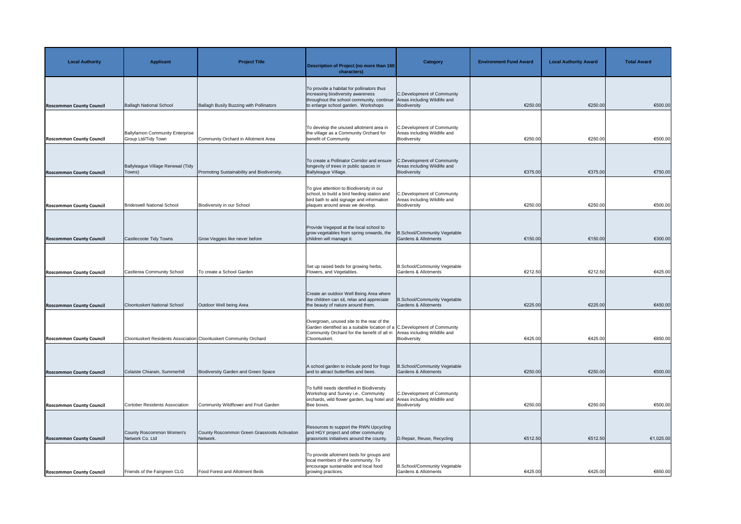| Local Authority | Applicant | Project Title | Description of Project (no more than 160 characters) | Category | Environment Fund Award | Local Authority Award | Total Award |
|---|---|---|---|---|---|---|---|
| **Roscommon County Council** | Ballagh National School | Ballagh Busily Buzzing with Pollinators | To provide a habitat for pollinators thus increasing biodiversity awareness throughout the school community, continue to enlarge school garden. Workshops | C.Development of Community Areas including Wildlife and Biodiversity | €250.00 | €250.00 | €500.00 |
| **Roscommon County Council** | Ballyfarnon Community Enterprise Group Ltd/Tidy Town | Community Orchard in Allotment Area | To develop the unused allotment area in the village as a Community Orchard for benefit of Community | C.Development of Community Areas including Wildlife and Biodiversity | €250.00 | €250.00 | €500.00 |
| **Roscommon County Council** | Ballyleague Village Renewal (Tidy Towns) | Promoting Sustainability and Biodiversity. | To create a Pollinator Corridor and ensure longevity of trees in public spaces in Ballyleague Village. | C.Development of Community Areas including Wildlife and Biodiversity | €375.00 | €375.00 | €750.00 |
| **Roscommon County Council** | Brideswell National School | Biodiversity in our School | To give attention to Biodiversity in our school, to build a bird feeding station and bird bath to add signage and information plaques around areas we develop. | C.Development of Community Areas including Wildlife and Biodiversity | €250.00 | €250.00 | €500.00 |
| **Roscommon County Council** | Castlecoote Tidy Towns | Grow Veggies like never before | Provide Vegepod at the local school to grow vegetables from spring onwards, the children will manage it. | B.School/Community Vegetable Gardens & Allotments | €150.00 | €150.00 | €300.00 |
| **Roscommon County Council** | Castlerea Community School | To create a School Garden | Set up raised beds for growing herbs, Flowers, and Vegetables. | B.School/Community Vegetable Gardens & Allotments | €212.50 | €212.50 | €425.00 |
| **Roscommon County Council** | Cloontuskert National School | Outdoor Well being Area | Create an outdoor Well Being Area where the children can sit, relax and appreciate the beauty of nature around them. | B.School/Community Vegetable Gardens & Allotments | €225.00 | €225.00 | €450.00 |
| **Roscommon County Council** | Cloontuskert Residents Association | Cloontuskert Community Orchard | Overgrown, unused site to the rear of the Garden identified as a suitable location of a Community Orchard for the benefit of all in Cloontuskert. | C.Development of Community Areas including Wildlife and Biodiversity | €425.00 | €425.00 | €850.00 |
| **Roscommon County Council** | Colaiste Chiarain, Summerhill | Biodiversity Garden and Green Space | A school garden to include pond for frogs and to attract butterflies and bees. | B.School/Community Vegetable Gardens & Allotments | €250.00 | €250.00 | €500.00 |
| **Roscommon County Council** | Cortober Residents Association | Community Wildflower and Fruit Garden | To fulfill needs identified in Biodiversity Workshop and Survey i.e.. Community orchards, wild flower garden, bug hotel and Bee boxes. | C.Development of Community Areas including Wildlife and Biodiversity | €250.00 | €250.00 | €500.00 |
| **Roscommon County Council** | County Roscommon Women's Network Co. Ltd | County Roscommon Green Grassroots Activation Network. | Resources to support the RWN Upcycling and HGY project and other community grassroots initiatives around the county. | D.Repair, Reuse, Recycling | €512.50 | €512.50 | €1,025.00 |
| **Roscommon County Council** | Friends of the Fairgreen CLG | Food Forest and Allotment Beds | To provide allotment beds for groups and local members of the community. To encourage sustainable and local food growing practices. | B.School/Community Vegetable Gardens & Allotments | €425.00 | €425.00 | €850.00 |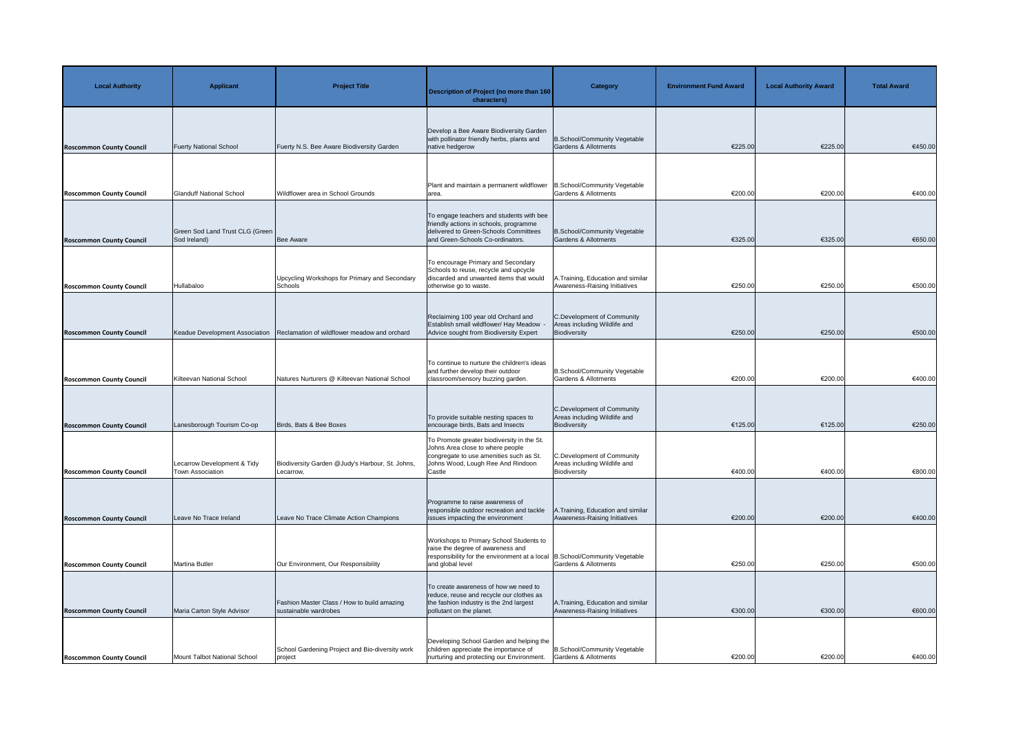| Local Authority | Applicant | Project Title | Description of Project (no more than 160 characters) | Category | Environment Fund Award | Local Authority Award | Total Award |
|---|---|---|---|---|---|---|---|
| Roscommon County Council | Fuerty National School | Fuerty N.S. Bee Aware Biodiversity Garden | Develop a Bee Aware Biodiversity Garden with pollinator friendly herbs, plants and native hedgerow | B.School/Community Vegetable Gardens & Allotments | €225.00 | €225.00 | €450.00 |
| Roscommon County Council | Glanduff National School | Wildflower area in School Grounds | Plant and maintain a permanent wildflower area. | B.School/Community Vegetable Gardens & Allotments | €200.00 | €200.00 | €400.00 |
| Roscommon County Council | Green Sod Land Trust CLG (Green Sod Ireland) | Bee Aware | To engage teachers and students with bee friendly actions in schools, programme delivered to Green-Schools Committees and Green-Schools Co-ordinators. | B.School/Community Vegetable Gardens & Allotments | €325.00 | €325.00 | €650.00 |
| Roscommon County Council | Hullabaloo | Upcycling Workshops for Primary and Secondary Schools | To encourage Primary and Secondary Schools to reuse, recycle and upcycle discarded and unwanted items that would otherwise go to waste. | A.Training, Education and similar Awareness-Raising Initiatives | €250.00 | €250.00 | €500.00 |
| Roscommon County Council | Keadue Development Association | Reclamation of wildflower meadow and orchard | Reclaiming 100 year old Orchard and Establish small wildflower/ Hay Meadow - Advice sought from Biodiversity Expert | C.Development of Community Areas including Wildlife and Biodiversity | €250.00 | €250.00 | €500.00 |
| Roscommon County Council | Kilteevan National School | Natures Nurturers @ Kilteevan National School | To continue to nurture the children's ideas and further develop their outdoor classroom/sensory buzzing garden. | B.School/Community Vegetable Gardens & Allotments | €200.00 | €200.00 | €400.00 |
| Roscommon County Council | Lanesborough Tourism Co-op | Birds, Bats & Bee Boxes | To provide suitable nesting spaces to encourage birds, Bats and Insects | C.Development of Community Areas including Wildlife and Biodiversity | €125.00 | €125.00 | €250.00 |
| Roscommon County Council | Lecarrow Development & Tidy Town Association | Biodiversity Garden @Judy's Harbour, St. Johns, Lecarrow, | To Promote greater biodiversity in the St. Johns Area close to where people congregate to use amenities such as St. Johns Wood, Lough Ree And Rindoon Castle | C.Development of Community Areas including Wildlife and Biodiversity | €400.00 | €400.00 | €800.00 |
| Roscommon County Council | Leave No Trace Ireland | Leave No Trace Climate Action Champions | Programme to raise awareness of responsible outdoor recreation and tackle issues impacting the environment | A.Training, Education and similar Awareness-Raising Initiatives | €200.00 | €200.00 | €400.00 |
| Roscommon County Council | Martina Butler | Our Environment, Our Responsibility | Workshops to Primary School Students to raise the degree of awareness and responsibility for the environment at a local and global level | B.School/Community Vegetable Gardens & Allotments | €250.00 | €250.00 | €500.00 |
| Roscommon County Council | Maria Carton Style Advisor | Fashion Master Class / How to build amazing sustainable wardrobes | To create awareness of how we need to reduce, reuse and recycle our clothes as the fashion industry is the 2nd largest pollutant on the planet. | A.Training, Education and similar Awareness-Raising Initiatives | €300.00 | €300.00 | €600.00 |
| Roscommon County Council | Mount Talbot National School | School Gardening Project and Bio-diversity work project | Developing School Garden and helping the children appreciate the importance of nurturing and protecting our Environment. | B.School/Community Vegetable Gardens & Allotments | €200.00 | €200.00 | €400.00 |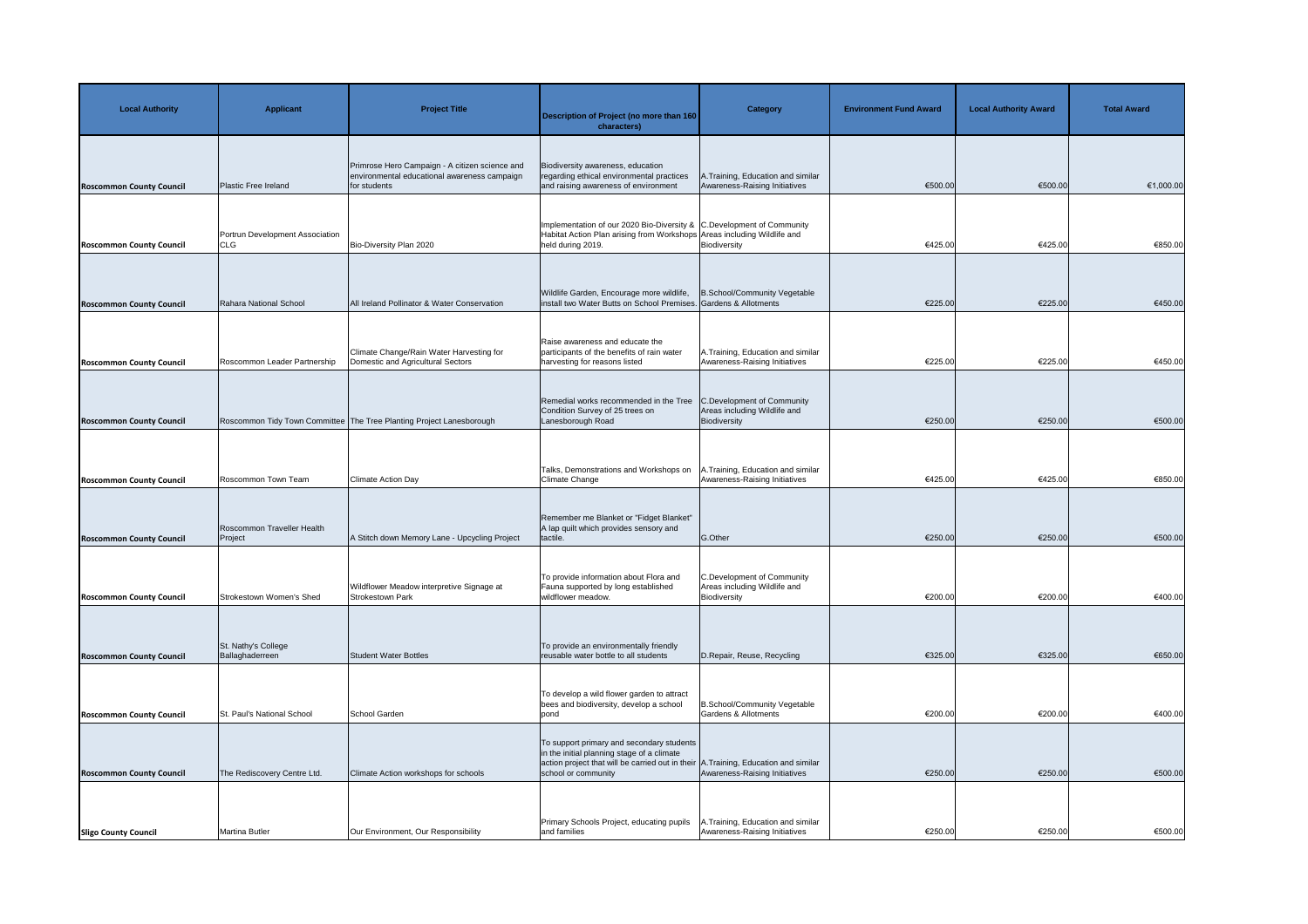| Local Authority | Applicant | Project Title | Description of Project (no more than 160 characters) | Category | Environment Fund Award | Local Authority Award | Total Award |
|---|---|---|---|---|---|---|---|
| **Roscommon County Council** | Plastic Free Ireland | Primrose Hero Campaign - A citizen science and environmental educational awareness campaign for students | Biodiversity awareness, education regarding ethical environmental practices and raising awareness of environment | A.Training, Education and similar Awareness-Raising Initiatives | €500.00 | €500.00 | €1,000.00 |
| **Roscommon County Council** | Portrun Development Association CLG | Bio-Diversity Plan 2020 | Implementation of our 2020 Bio-Diversity & Habitat Action Plan arising from Workshops held during 2019. | C.Development of Community Areas including Wildlife and Biodiversity | €425.00 | €425.00 | €850.00 |
| **Roscommon County Council** | Rahara National School | All Ireland Pollinator & Water Conservation | Wildlife Garden, Encourage more wildlife, install two Water Butts on School Premises. | B.School/Community Vegetable Gardens & Allotments | €225.00 | €225.00 | €450.00 |
| **Roscommon County Council** | Roscommon Leader Partnership | Climate Change/Rain Water Harvesting for Domestic and Agricultural Sectors | Raise awareness and educate the participants of the benefits of rain water harvesting for reasons listed | A.Training, Education and similar Awareness-Raising Initiatives | €225.00 | €225.00 | €450.00 |
| **Roscommon County Council** | Roscommon Tidy Town Committee | The Tree Planting Project Lanesborough | Remedial works recommended in the Tree Condition Survey of 25 trees on Lanesborough Road | C.Development of Community Areas including Wildlife and Biodiversity | €250.00 | €250.00 | €500.00 |
| **Roscommon County Council** | Roscommon Town Team | Climate Action Day | Talks, Demonstrations and Workshops on Climate Change | A.Training, Education and similar Awareness-Raising Initiatives | €425.00 | €425.00 | €850.00 |
| **Roscommon County Council** | Roscommon Traveller Health Project | A Stitch down Memory Lane - Upcycling Project | Remember me Blanket or "Fidget Blanket" A lap quilt which provides sensory and tactile. | G.Other | €250.00 | €250.00 | €500.00 |
| **Roscommon County Council** | Strokestown Women's Shed | Wildflower Meadow interpretive Signage at Strokestown Park | To provide information about Flora and Fauna supported by long established wildflower meadow. | C.Development of Community Areas including Wildlife and Biodiversity | €200.00 | €200.00 | €400.00 |
| **Roscommon County Council** | St. Nathy's College Ballaghaderreen | Student Water Bottles | To provide an environmentally friendly reusable water bottle to all students | D.Repair, Reuse, Recycling | €325.00 | €325.00 | €650.00 |
| **Roscommon County Council** | St. Paul's National School | School Garden | To develop a wild flower garden to attract bees and biodiversity, develop a school pond | B.School/Community Vegetable Gardens & Allotments | €200.00 | €200.00 | €400.00 |
| **Roscommon County Council** | The Rediscovery Centre Ltd. | Climate Action workshops for schools | To support primary and secondary students in the initial planning stage of a climate action project that will be carried out in their school or community | A.Training, Education and similar Awareness-Raising Initiatives | €250.00 | €250.00 | €500.00 |
| **Sligo County Council** | Martina Butler | Our Environment, Our Responsibility | Primary Schools Project, educating pupils and families | A.Training, Education and similar Awareness-Raising Initiatives | €250.00 | €250.00 | €500.00 |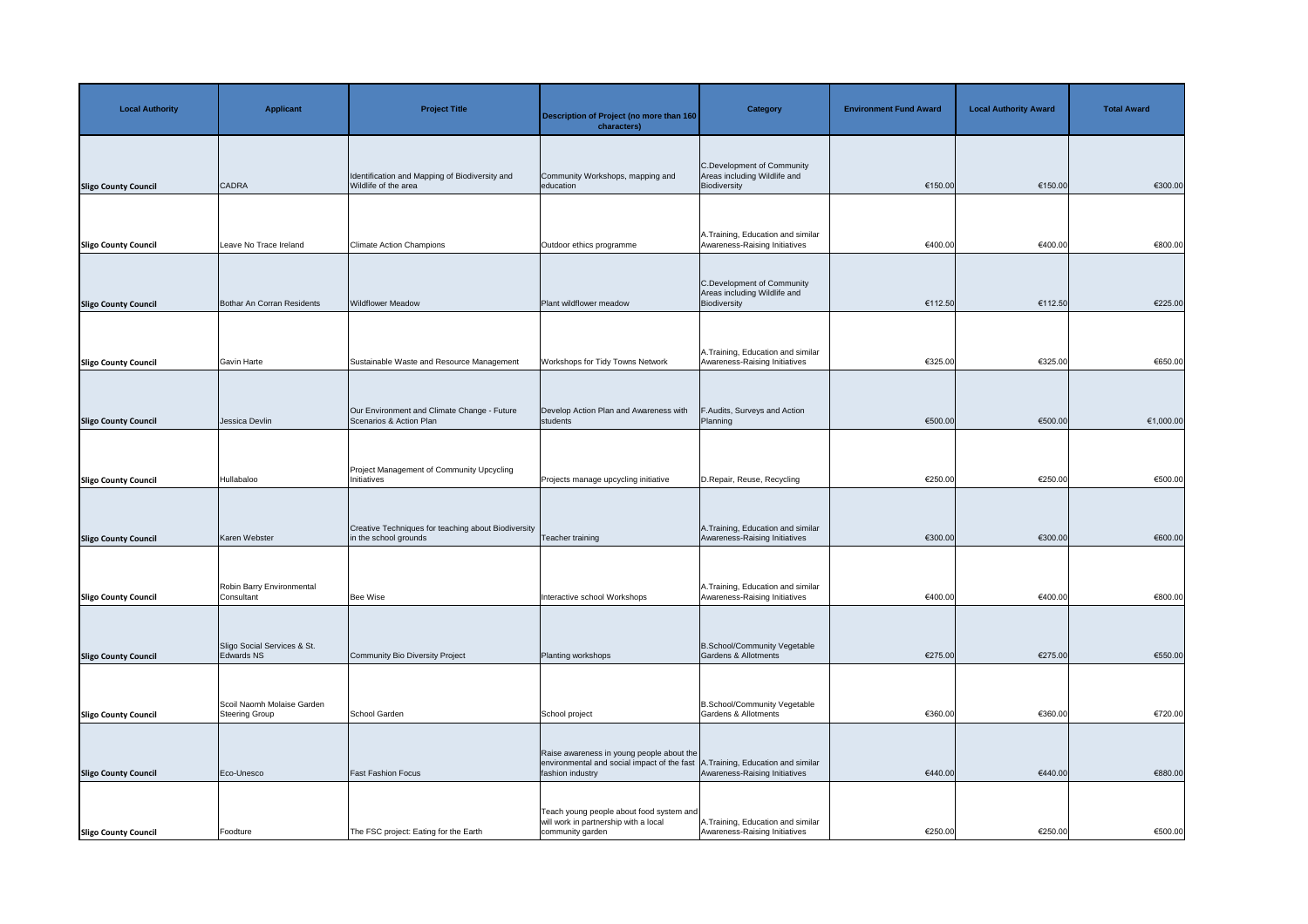| Local Authority | Applicant | Project Title | Description of Project (no more than 160 characters) | Category | Environment Fund Award | Local Authority Award | Total Award |
|---|---|---|---|---|---|---|---|
| Sligo County Council | CADRA | Identification and Mapping of Biodiversity and Wildlife of the area | Community Workshops, mapping and education | C.Development of Community Areas including Wildlife and Biodiversity | €150.00 | €150.00 | €300.00 |
| Sligo County Council | Leave No Trace Ireland | Climate Action Champions | Outdoor ethics programme | A.Training, Education and similar Awareness-Raising Initiatives | €400.00 | €400.00 | €800.00 |
| Sligo County Council | Bothar An Corran Residents | Wildflower Meadow | Plant wildflower meadow | C.Development of Community Areas including Wildlife and Biodiversity | €112.50 | €112.50 | €225.00 |
| Sligo County Council | Gavin Harte | Sustainable Waste and Resource Management | Workshops for Tidy Towns Network | A.Training, Education and similar Awareness-Raising Initiatives | €325.00 | €325.00 | €650.00 |
| Sligo County Council | Jessica Devlin | Our Environment and Climate Change - Future Scenarios & Action Plan | Develop Action Plan and Awareness with students | F.Audits, Surveys and Action Planning | €500.00 | €500.00 | €1,000.00 |
| Sligo County Council | Hullabaloo | Project Management of Community Upcycling Initiatives | Projects manage upcycling initiative | D.Repair, Reuse, Recycling | €250.00 | €250.00 | €500.00 |
| Sligo County Council | Karen Webster | Creative Techniques for teaching about Biodiversity in the school grounds | Teacher training | A.Training, Education and similar Awareness-Raising Initiatives | €300.00 | €300.00 | €600.00 |
| Sligo County Council | Robin Barry Environmental Consultant | Bee Wise | Interactive school Workshops | A.Training, Education and similar Awareness-Raising Initiatives | €400.00 | €400.00 | €800.00 |
| Sligo County Council | Sligo Social Services & St. Edwards NS | Community Bio Diversity Project | Planting workshops | B.School/Community Vegetable Gardens & Allotments | €275.00 | €275.00 | €550.00 |
| Sligo County Council | Scoil Naomh Molaise Garden Steering Group | School Garden | School project | B.School/Community Vegetable Gardens & Allotments | €360.00 | €360.00 | €720.00 |
| Sligo County Council | Eco-Unesco | Fast Fashion Focus | Raise awareness in young people about the environmental and social impact of the fast fashion industry | A.Training, Education and similar Awareness-Raising Initiatives | €440.00 | €440.00 | €880.00 |
| Sligo County Council | Foodture | The FSC project: Eating for the Earth | Teach young people about food system and will work in partnership with a local community garden | A.Training, Education and similar Awareness-Raising Initiatives | €250.00 | €250.00 | €500.00 |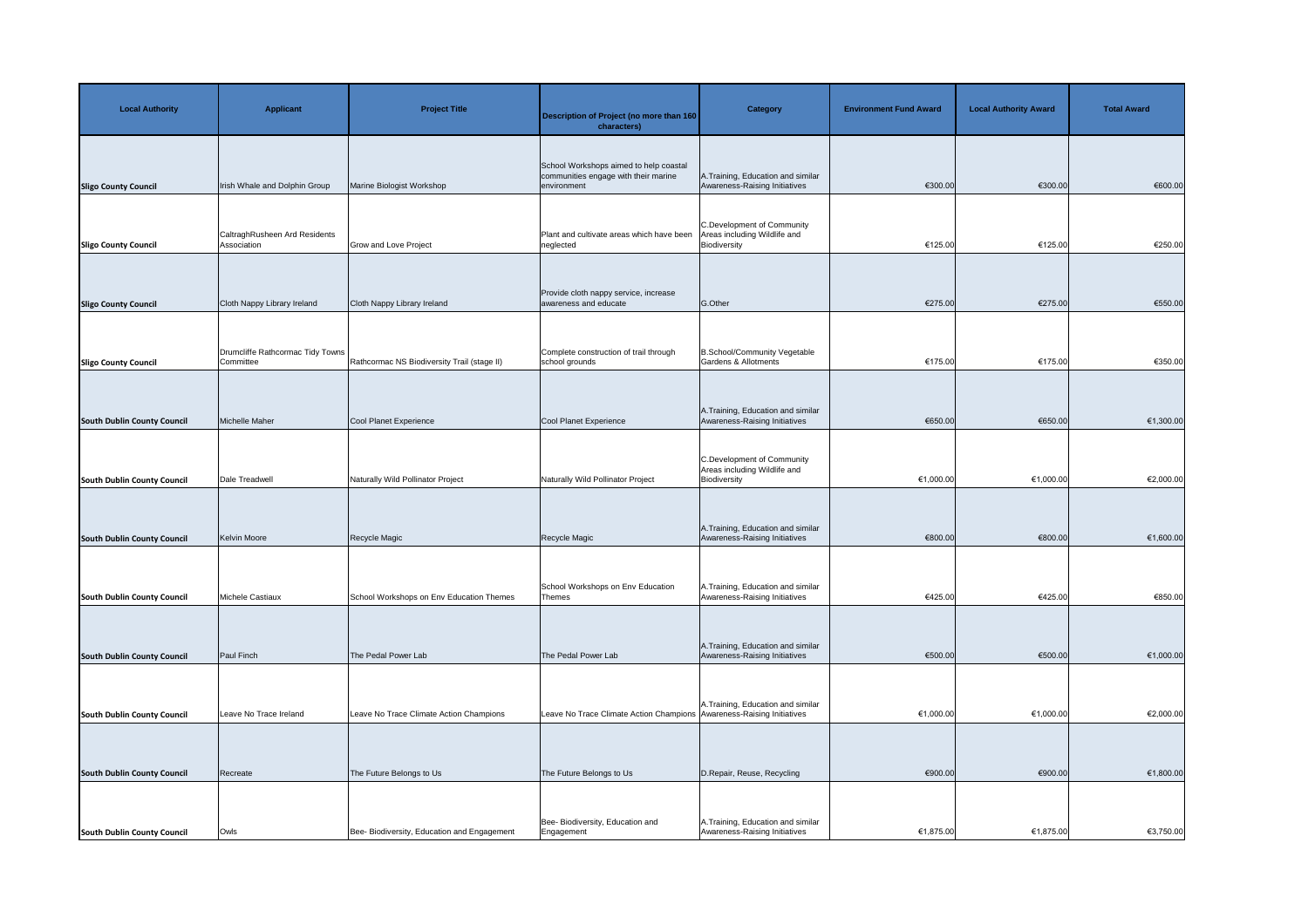| Local Authority | Applicant | Project Title | Description of Project (no more than 160 characters) | Category | Environment Fund Award | Local Authority Award | Total Award |
| --- | --- | --- | --- | --- | --- | --- | --- |
| **Sligo County Council** | Irish Whale and Dolphin Group | Marine Biologist Workshop | School Workshops aimed to help coastal communities engage with their marine environment | A.Training, Education and similar Awareness-Raising Initiatives | €300.00 | €300.00 | €600.00 |
| **Sligo County Council** | CaltraghRusheen Ard Residents Association | Grow and Love Project | Plant and cultivate areas which have been neglected | C.Development of Community Areas including Wildlife and Biodiversity | €125.00 | €125.00 | €250.00 |
| **Sligo County Council** | Cloth Nappy Library Ireland | Cloth Nappy Library Ireland | Provide cloth nappy service, increase awareness and educate | G.Other | €275.00 | €275.00 | €550.00 |
| **Sligo County Council** | Drumcliffe Rathcormac Tidy Towns Committee | Rathcormac NS Biodiversity Trail (stage II) | Complete construction of trail through school grounds | B.School/Community Vegetable Gardens & Allotments | €175.00 | €175.00 | €350.00 |
| **South Dublin County Council** | Michelle Maher | Cool Planet Experience | Cool Planet Experience | A.Training, Education and similar Awareness-Raising Initiatives | €650.00 | €650.00 | €1,300.00 |
| **South Dublin County Council** | Dale Treadwell | Naturally Wild Pollinator Project | Naturally Wild Pollinator Project | C.Development of Community Areas including Wildlife and Biodiversity | €1,000.00 | €1,000.00 | €2,000.00 |
| **South Dublin County Council** | Kelvin Moore | Recycle Magic | Recycle Magic | A.Training, Education and similar Awareness-Raising Initiatives | €800.00 | €800.00 | €1,600.00 |
| **South Dublin County Council** | Michele Castiaux | School Workshops on Env Education Themes | School Workshops on Env Education Themes | A.Training, Education and similar Awareness-Raising Initiatives | €425.00 | €425.00 | €850.00 |
| **South Dublin County Council** | Paul Finch | The Pedal Power Lab | The Pedal Power Lab | A.Training, Education and similar Awareness-Raising Initiatives | €500.00 | €500.00 | €1,000.00 |
| **South Dublin County Council** | Leave No Trace Ireland | Leave No Trace Climate Action Champions | Leave No Trace Climate Action Champions | A.Training, Education and similar Awareness-Raising Initiatives | €1,000.00 | €1,000.00 | €2,000.00 |
| **South Dublin County Council** | Recreate | The Future Belongs to Us | The Future Belongs to Us | D.Repair, Reuse, Recycling | €900.00 | €900.00 | €1,800.00 |
| **South Dublin County Council** | Owls | Bee- Biodiversity, Education and Engagement | Bee- Biodiversity, Education and Engagement | A.Training, Education and similar Awareness-Raising Initiatives | €1,875.00 | €1,875.00 | €3,750.00 |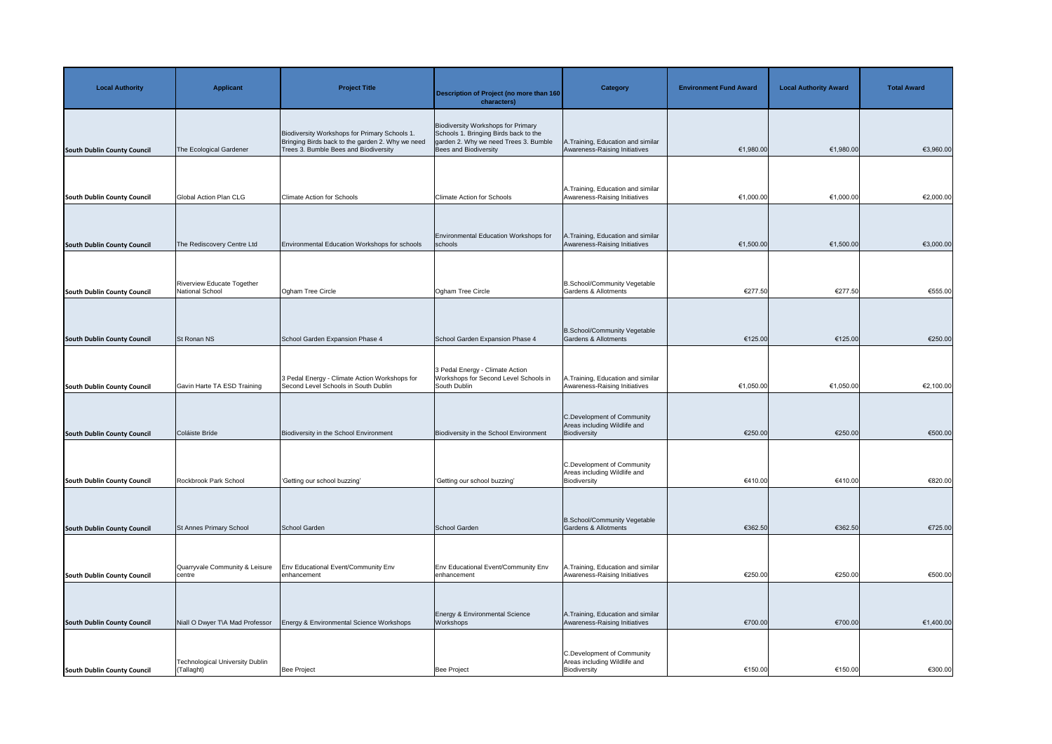| Local Authority | Applicant | Project Title | Description of Project (no more than 160 characters) | Category | Environment Fund Award | Local Authority Award | Total Award |
|---|---|---|---|---|---|---|---|
| South Dublin County Council | The Ecological Gardener | Biodiversity Workshops for Primary Schools 1. Bringing Birds back to the garden 2. Why we need Trees 3. Bumble Bees and Biodiversity | Biodiversity Workshops for Primary Schools 1. Bringing Birds back to the garden 2. Why we need Trees 3. Bumble Bees and Biodiversity | A.Training, Education and similar Awareness-Raising Initiatives | €1,980.00 | €1,980.00 | €3,960.00 |
| South Dublin County Council | Global Action Plan CLG | Climate Action for Schools | Climate Action for Schools | A.Training, Education and similar Awareness-Raising Initiatives | €1,000.00 | €1,000.00 | €2,000.00 |
| South Dublin County Council | The Rediscovery Centre Ltd | Environmental Education Workshops for schools | Environmental Education Workshops for schools | A.Training, Education and similar Awareness-Raising Initiatives | €1,500.00 | €1,500.00 | €3,000.00 |
| South Dublin County Council | Riverview Educate Together National School | Ogham Tree Circle | Ogham Tree Circle | B.School/Community Vegetable Gardens & Allotments | €277.50 | €277.50 | €555.00 |
| South Dublin County Council | St Ronan NS | School Garden Expansion Phase 4 | School Garden Expansion Phase 4 | B.School/Community Vegetable Gardens & Allotments | €125.00 | €125.00 | €250.00 |
| South Dublin County Council | Gavin Harte TA ESD Training | 3 Pedal Energy - Climate Action Workshops for Second Level Schools in South Dublin | 3 Pedal Energy - Climate Action Workshops for Second Level Schools in South Dublin | A.Training, Education and similar Awareness-Raising Initiatives | €1,050.00 | €1,050.00 | €2,100.00 |
| South Dublin County Council | Coláiste Bríde | Biodiversity in the School Environment | Biodiversity in the School Environment | C.Development of Community Areas including Wildlife and Biodiversity | €250.00 | €250.00 | €500.00 |
| South Dublin County Council | Rockbrook Park School | 'Getting our school buzzing' | 'Getting our school buzzing' | C.Development of Community Areas including Wildlife and Biodiversity | €410.00 | €410.00 | €820.00 |
| South Dublin County Council | St Annes Primary School | School Garden | School Garden | B.School/Community Vegetable Gardens & Allotments | €362.50 | €362.50 | €725.00 |
| South Dublin County Council | Quarryvale Community & Leisure centre | Env Educational Event/Community Env enhancement | Env Educational Event/Community Env enhancement | A.Training, Education and similar Awareness-Raising Initiatives | €250.00 | €250.00 | €500.00 |
| South Dublin County Council | Niall O Dwyer T\A Mad Professor | Energy & Environmental Science Workshops | Energy & Environmental Science Workshops | A.Training, Education and similar Awareness-Raising Initiatives | €700.00 | €700.00 | €1,400.00 |
| South Dublin County Council | Technological University Dublin (Tallaght) | Bee Project | Bee Project | C.Development of Community Areas including Wildlife and Biodiversity | €150.00 | €150.00 | €300.00 |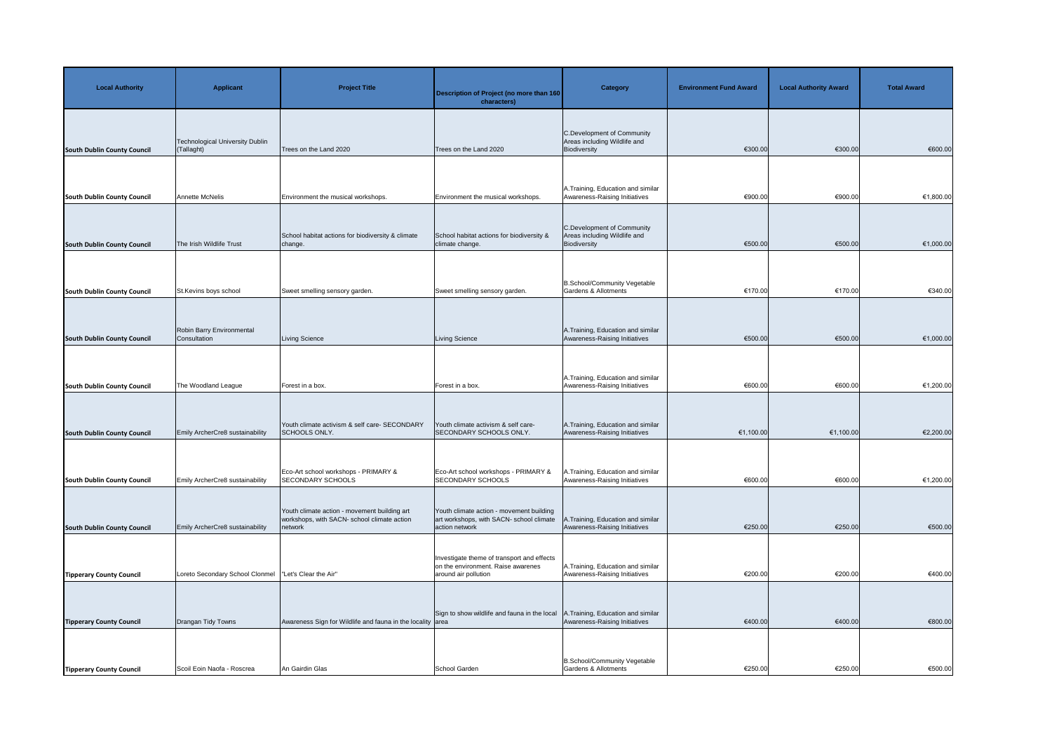| Local Authority | Applicant | Project Title | Description of Project (no more than 160 characters) | Category | Environment Fund Award | Local Authority Award | Total Award |
|---|---|---|---|---|---|---|---|
| South Dublin County Council | Technological University Dublin (Tallaght) | Trees on the Land 2020 | Trees on the Land 2020 | C.Development of Community Areas including Wildlife and Biodiversity | €300.00 | €300.00 | €600.00 |
| South Dublin County Council | Annette McNelis | Environment the musical workshops. | Environment the musical workshops. | A.Training, Education and similar Awareness-Raising Initiatives | €900.00 | €900.00 | €1,800.00 |
| South Dublin County Council | The Irish Wildlife Trust | School habitat actions for biodiversity & climate change. | School habitat actions for biodiversity & climate change. | C.Development of Community Areas including Wildlife and Biodiversity | €500.00 | €500.00 | €1,000.00 |
| South Dublin County Council | St.Kevins boys school | Sweet smelling sensory garden. | Sweet smelling sensory garden. | B.School/Community Vegetable Gardens & Allotments | €170.00 | €170.00 | €340.00 |
| South Dublin County Council | Robin Barry Environmental Consultation | Living Science | Living Science | A.Training, Education and similar Awareness-Raising Initiatives | €500.00 | €500.00 | €1,000.00 |
| South Dublin County Council | The Woodland League | Forest in a box. | Forest in a box. | A.Training, Education and similar Awareness-Raising Initiatives | €600.00 | €600.00 | €1,200.00 |
| South Dublin County Council | Emily ArcherCre8 sustainability | Youth climate activism & self care- SECONDARY SCHOOLS ONLY. | Youth climate activism & self care- SECONDARY SCHOOLS ONLY. | A.Training, Education and similar Awareness-Raising Initiatives | €1,100.00 | €1,100.00 | €2,200.00 |
| South Dublin County Council | Emily ArcherCre8 sustainability | Eco-Art school workshops - PRIMARY & SECONDARY SCHOOLS | Eco-Art school workshops - PRIMARY & SECONDARY SCHOOLS | A.Training, Education and similar Awareness-Raising Initiatives | €600.00 | €600.00 | €1,200.00 |
| South Dublin County Council | Emily ArcherCre8 sustainability | Youth climate action - movement building art workshops, with SACN- school climate action network | Youth climate action - movement building art workshops, with SACN- school climate action network | A.Training, Education and similar Awareness-Raising Initiatives | €250.00 | €250.00 | €500.00 |
| Tipperary County Council | Loreto Secondary School Clonmel | "Let's Clear the Air" | Investigate theme of transport and effects on the environment. Raise awarenes around air pollution | A.Training, Education and similar Awareness-Raising Initiatives | €200.00 | €200.00 | €400.00 |
| Tipperary County Council | Drangan Tidy Towns | Awareness Sign for Wildlife and fauna in the locality | Sign to show wildlife and fauna in the local area | A.Training, Education and similar Awareness-Raising Initiatives | €400.00 | €400.00 | €800.00 |
| Tipperary County Council | Scoil Eoin Naofa - Roscrea | An Gairdin Glas | School Garden | B.School/Community Vegetable Gardens & Allotments | €250.00 | €250.00 | €500.00 |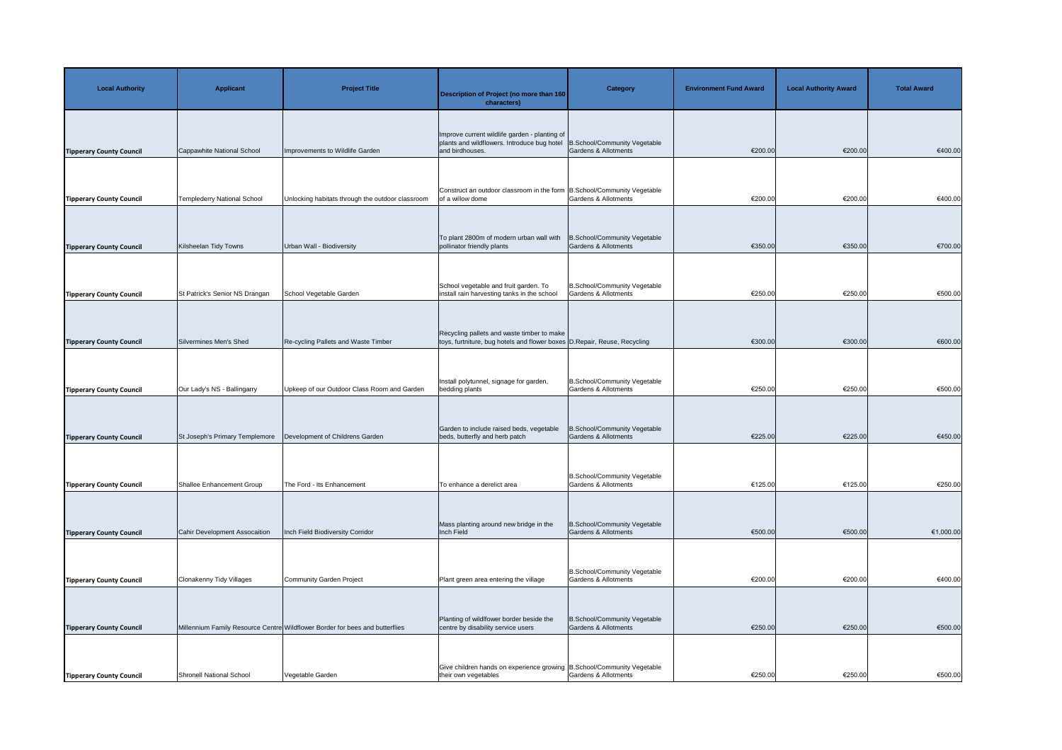| Local Authority | Applicant | Project Title | Description of Project (no more than 160 characters) | Category | Environment Fund Award | Local Authority Award | Total Award |
|---|---|---|---|---|---|---|---|
| **Tipperary County Council** | Cappawhite National School | Improvements to Wildlife Garden | Improve current wildlife garden - planting of plants and wildflowers. Introduce bug hotel and birdhouses. | B.School/Community Vegetable Gardens & Allotments | €200.00 | €200.00 | €400.00 |
| **Tipperary County Council** | Templederry National School | Unlocking habitats through the outdoor classroom | Construct an outdoor classroom in the form of a willow dome | B.School/Community Vegetable Gardens & Allotments | €200.00 | €200.00 | €400.00 |
| **Tipperary County Council** | Kilsheelan Tidy Towns | Urban Wall - Biodiversity | To plant 2800m of modern urban wall with pollinator friendly plants | B.School/Community Vegetable Gardens & Allotments | €350.00 | €350.00 | €700.00 |
| **Tipperary County Council** | St Patrick's Senior NS Drangan | School Vegetable Garden | School vegetable and fruit garden. To install rain harvesting tanks in the school | B.School/Community Vegetable Gardens & Allotments | €250.00 | €250.00 | €500.00 |
| **Tipperary County Council** | Silvermines Men's Shed | Re-cycling Pallets and Waste Timber | Recycling pallets and waste timber to make toys, furtniture, bug hotels and flower boxes | D.Repair, Reuse, Recycling | €300.00 | €300.00 | €600.00 |
| **Tipperary County Council** | Our Lady's NS - Ballingarry | Upkeep of our Outdoor Class Room and Garden | Install polytunnel, signage for garden, bedding plants | B.School/Community Vegetable Gardens & Allotments | €250.00 | €250.00 | €500.00 |
| **Tipperary County Council** | St Joseph's Primary Templemore | Development of Childrens Garden | Garden to include raised beds, vegetable beds, butterfly and herb patch | B.School/Community Vegetable Gardens & Allotments | €225.00 | €225.00 | €450.00 |
| **Tipperary County Council** | Shallee Enhancement Group | The Ford - Its Enhancement | To enhance a derelict area | B.School/Community Vegetable Gardens & Allotments | €125.00 | €125.00 | €250.00 |
| **Tipperary County Council** | Cahir Development Assocaition | Inch Field Biodiversity Corridor | Mass planting around new bridge in the Inch Field | B.School/Community Vegetable Gardens & Allotments | €500.00 | €500.00 | €1,000.00 |
| **Tipperary County Council** | Clonakenny Tidy Villages | Community Garden Project | Plant green area entering the village | B.School/Community Vegetable Gardens & Allotments | €200.00 | €200.00 | €400.00 |
| **Tipperary County Council** | Millennium Family Resource Centre | Wildflower Border for bees and butterflies | Planting of wildlfower border beside the centre by disability service users | B.School/Community Vegetable Gardens & Allotments | €250.00 | €250.00 | €500.00 |
| **Tipperary County Council** | Shronell National School | Vegetable Garden | Give children hands on experience growing their own vegetables | B.School/Community Vegetable Gardens & Allotments | €250.00 | €250.00 | €500.00 |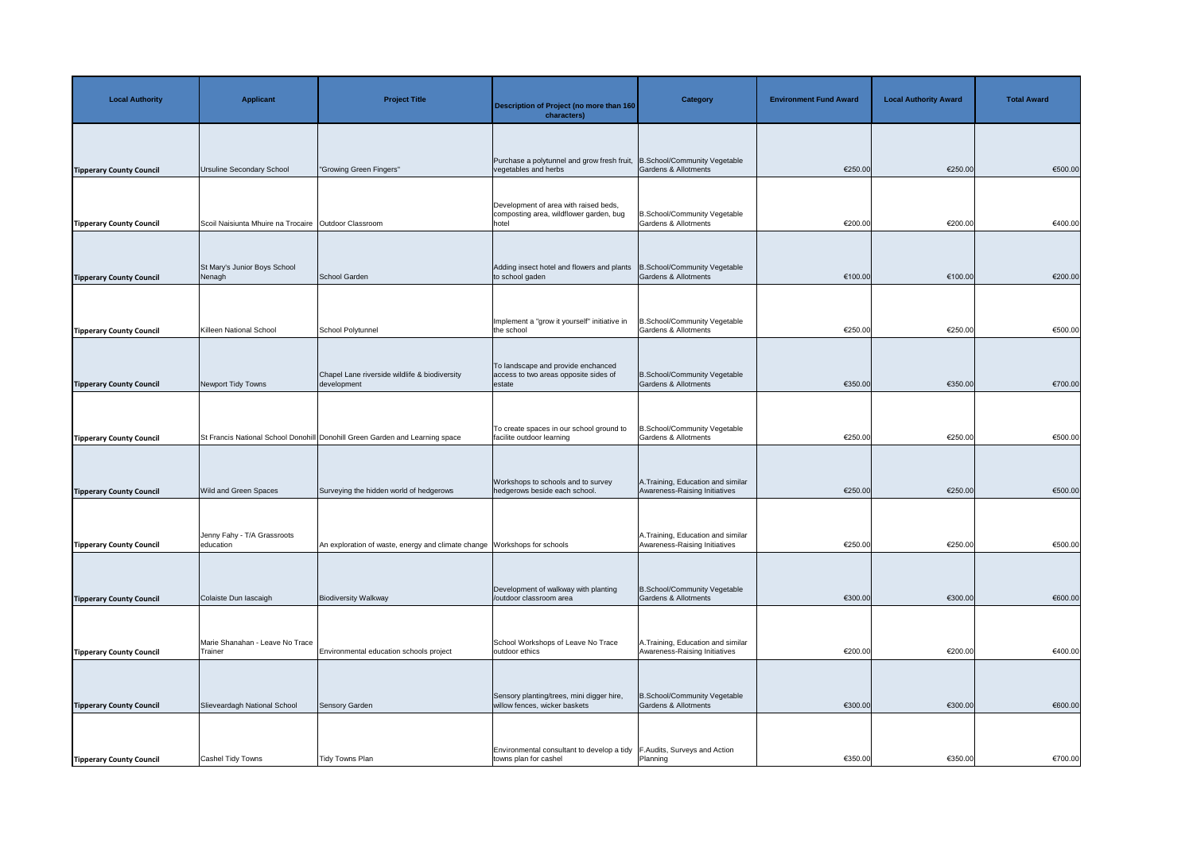| Local Authority | Applicant | Project Title | Description of Project (no more than 160 characters) | Category | Environment Fund Award | Local Authority Award | Total Award |
|---|---|---|---|---|---|---|---|
| **Tipperary County Council** | Ursuline Secondary School | "Growing Green Fingers" | Purchase a polytunnel and grow fresh fruit, vegetables and herbs | B.School/Community Vegetable Gardens & Allotments | €250.00 | €250.00 | €500.00 |
| **Tipperary County Council** | Scoil Naisiunta Mhuire na Trocaire | Outdoor Classroom | Development of area with raised beds, composting area, wildflower garden, bug hotel | B.School/Community Vegetable Gardens & Allotments | €200.00 | €200.00 | €400.00 |
| **Tipperary County Council** | St Mary's Junior Boys School Nenagh | School Garden | Adding insect hotel and flowers and plants to school gaden | B.School/Community Vegetable Gardens & Allotments | €100.00 | €100.00 | €200.00 |
| **Tipperary County Council** | Killeen National School | School Polytunnel | Implement a "grow it yourself" initiative in the school | B.School/Community Vegetable Gardens & Allotments | €250.00 | €250.00 | €500.00 |
| **Tipperary County Council** | Newport Tidy Towns | Chapel Lane riverside wildlife & biodiversity development | To landscape and provide enchanced access to two areas opposite sides of estate | B.School/Community Vegetable Gardens & Allotments | €350.00 | €350.00 | €700.00 |
| **Tipperary County Council** | St Francis National School Donohill | Donohill Green Garden and Learning space | To create spaces in our school ground to facilite outdoor learning | B.School/Community Vegetable Gardens & Allotments | €250.00 | €250.00 | €500.00 |
| **Tipperary County Council** | Wild and Green Spaces | Surveying the hidden world of hedgerows | Workshops to schools and to survey hedgerows beside each school. | A.Training, Education and similar Awareness-Raising Initiatives | €250.00 | €250.00 | €500.00 |
| **Tipperary County Council** | Jenny Fahy - T/A Grassroots education | An exploration of waste, energy and climate change | Workshops for schools | A.Training, Education and similar Awareness-Raising Initiatives | €250.00 | €250.00 | €500.00 |
| **Tipperary County Council** | Colaiste Dun Iascaigh | Biodiversity Walkway | Development of walkway with planting /outdoor classroom area | B.School/Community Vegetable Gardens & Allotments | €300.00 | €300.00 | €600.00 |
| **Tipperary County Council** | Marie Shanahan - Leave No Trace Trainer | Environmental education schools project | School Workshops of Leave No Trace outdoor ethics | A.Training, Education and similar Awareness-Raising Initiatives | €200.00 | €200.00 | €400.00 |
| **Tipperary County Council** | Slieveardagh National School | Sensory Garden | Sensory planting/trees, mini digger hire, willow fences, wicker baskets | B.School/Community Vegetable Gardens & Allotments | €300.00 | €300.00 | €600.00 |
| **Tipperary County Council** | Cashel Tidy Towns | Tidy Towns Plan | Environmental consultant to develop a tidy towns plan for cashel | F.Audits, Surveys and Action Planning | €350.00 | €350.00 | €700.00 |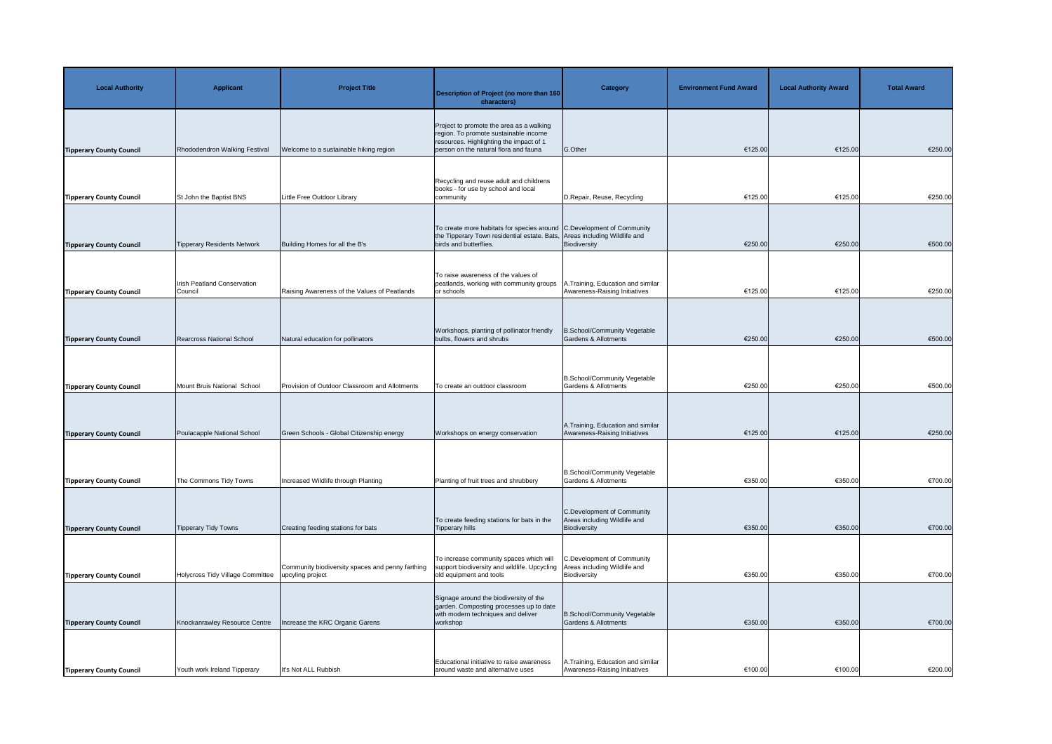| Local Authority | Applicant | Project Title | Description of Project (no more than 160 characters) | Category | Environment Fund Award | Local Authority Award | Total Award |
|---|---|---|---|---|---|---|---|
| Tipperary County Council | Rhododendron Walking Festival | Welcome to a sustainable hiking region | Project to promote the area as a walking region. To promote sustainable income resources. Highlighting the impact of 1 person on the natural flora and fauna | G.Other | €125.00 | €125.00 | €250.00 |
| Tipperary County Council | St John the Baptist BNS | Little Free Outdoor Library | Recycling and reuse adult and childrens books - for use by school and local community | D.Repair, Reuse, Recycling | €125.00 | €125.00 | €250.00 |
| Tipperary County Council | Tipperary Residents Network | Building Homes for all the B's | To create more habitats for species around the Tipperary Town residential estate. Bats, birds and butterflies. | C.Development of Community Areas including Wildlife and Biodiversity | €250.00 | €250.00 | €500.00 |
| Tipperary County Council | Irish Peatland Conservation Council | Raising Awareness of the Values of Peatlands | To raise awareness of the values of peatlands, working with community groups or schools | A.Training, Education and similar Awareness-Raising Initiatives | €125.00 | €125.00 | €250.00 |
| Tipperary County Council | Rearcross National School | Natural education for pollinators | Workshops, planting of pollinator friendly bulbs, flowers and shrubs | B.School/Community Vegetable Gardens & Allotments | €250.00 | €250.00 | €500.00 |
| Tipperary County Council | Mount Bruis National School | Provision of Outdoor Classroom and Allotments | To create an outdoor classroom | B.School/Community Vegetable Gardens & Allotments | €250.00 | €250.00 | €500.00 |
| Tipperary County Council | Poulacapple National School | Green Schools - Global Citizenship energy | Workshops on energy conservation | A.Training, Education and similar Awareness-Raising Initiatives | €125.00 | €125.00 | €250.00 |
| Tipperary County Council | The Commons Tidy Towns | Increased Wildlife through Planting | Planting of fruit trees and shrubbery | B.School/Community Vegetable Gardens & Allotments | €350.00 | €350.00 | €700.00 |
| Tipperary County Council | Tipperary Tidy Towns | Creating feeding stations for bats | To create feeding stations for bats in the Tipperary hills | C.Development of Community Areas including Wildlife and Biodiversity | €350.00 | €350.00 | €700.00 |
| Tipperary County Council | Holycross Tidy Village Committee | Community biodiversity spaces and penny farthing upcyling project | To increase community spaces which will support biodiversity and wildlife. Upcycling old equipment and tools | C.Development of Community Areas including Wildlife and Biodiversity | €350.00 | €350.00 | €700.00 |
| Tipperary County Council | Knockanrawley Resource Centre | Increase the KRC Organic Garens | Signage around the biodiversity of the garden. Composting processes up to date with modern techniques and deliver workshop | B.School/Community Vegetable Gardens & Allotments | €350.00 | €350.00 | €700.00 |
| Tipperary County Council | Youth work Ireland Tipperary | It's Not ALL Rubbish | Educational initiative to raise awareness around waste and alternative uses | A.Training, Education and similar Awareness-Raising Initiatives | €100.00 | €100.00 | €200.00 |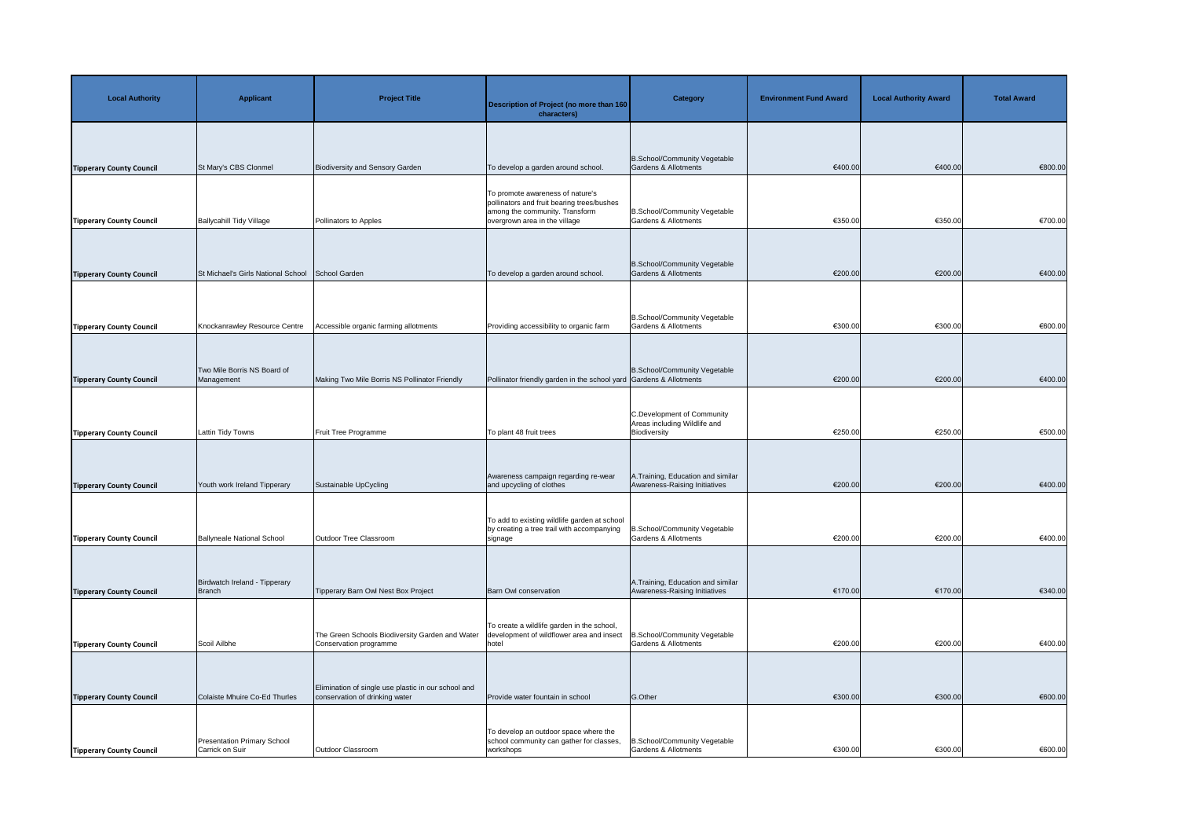| Local Authority | Applicant | Project Title | Description of Project (no more than 160 characters) | Category | Environment Fund Award | Local Authority Award | Total Award |
|---|---|---|---|---|---|---|---|
| Tipperary County Council | St Mary's CBS Clonmel | Biodiversity and Sensory Garden | To develop a garden around school. | B.School/Community Vegetable Gardens & Allotments | €400.00 | €400.00 | €800.00 |
| Tipperary County Council | Ballycahill Tidy Village | Pollinators to Apples | To promote awareness of nature's pollinators and fruit bearing trees/bushes among the community. Transform overgrown area in the village | B.School/Community Vegetable Gardens & Allotments | €350.00 | €350.00 | €700.00 |
| Tipperary County Council | St Michael's Girls National School | School Garden | To develop a garden around school. | B.School/Community Vegetable Gardens & Allotments | €200.00 | €200.00 | €400.00 |
| Tipperary County Council | Knockanrawley Resource Centre | Accessible organic farming allotments | Providing accessibility to organic farm | B.School/Community Vegetable Gardens & Allotments | €300.00 | €300.00 | €600.00 |
| Tipperary County Council | Two Mile Borris NS Board of Management | Making Two Mile Borris NS Pollinator Friendly | Pollinator friendly garden in the school yard | B.School/Community Vegetable Gardens & Allotments | €200.00 | €200.00 | €400.00 |
| Tipperary County Council | Lattin Tidy Towns | Fruit Tree Programme | To plant 48 fruit trees | C.Development of Community Areas including Wildlife and Biodiversity | €250.00 | €250.00 | €500.00 |
| Tipperary County Council | Youth work Ireland Tipperary | Sustainable UpCycling | Awareness campaign regarding re-wear and upcycling of clothes | A.Training, Education and similar Awareness-Raising Initiatives | €200.00 | €200.00 | €400.00 |
| Tipperary County Council | Ballyneale National School | Outdoor Tree Classroom | To add to existing wildlife garden at school by creating a tree trail with accompanying signage | B.School/Community Vegetable Gardens & Allotments | €200.00 | €200.00 | €400.00 |
| Tipperary County Council | Birdwatch Ireland - Tipperary Branch | Tipperary Barn Owl Nest Box Project | Barn Owl conservation | A.Training, Education and similar Awareness-Raising Initiatives | €170.00 | €170.00 | €340.00 |
| Tipperary County Council | Scoil Ailbhe | The Green Schools Biodiversity Garden and Water Conservation programme | To create a wildlife garden in the school, development of wildflower area and insect hotel | B.School/Community Vegetable Gardens & Allotments | €200.00 | €200.00 | €400.00 |
| Tipperary County Council | Colaiste Mhuire Co-Ed Thurles | Elimination of single use plastic in our school and conservation of drinking water | Provide water fountain in school | G.Other | €300.00 | €300.00 | €600.00 |
| Tipperary County Council | Presentation Primary School Carrick on Suir | Outdoor Classroom | To develop an outdoor space where the school community can gather for classes, workshops | B.School/Community Vegetable Gardens & Allotments | €300.00 | €300.00 | €600.00 |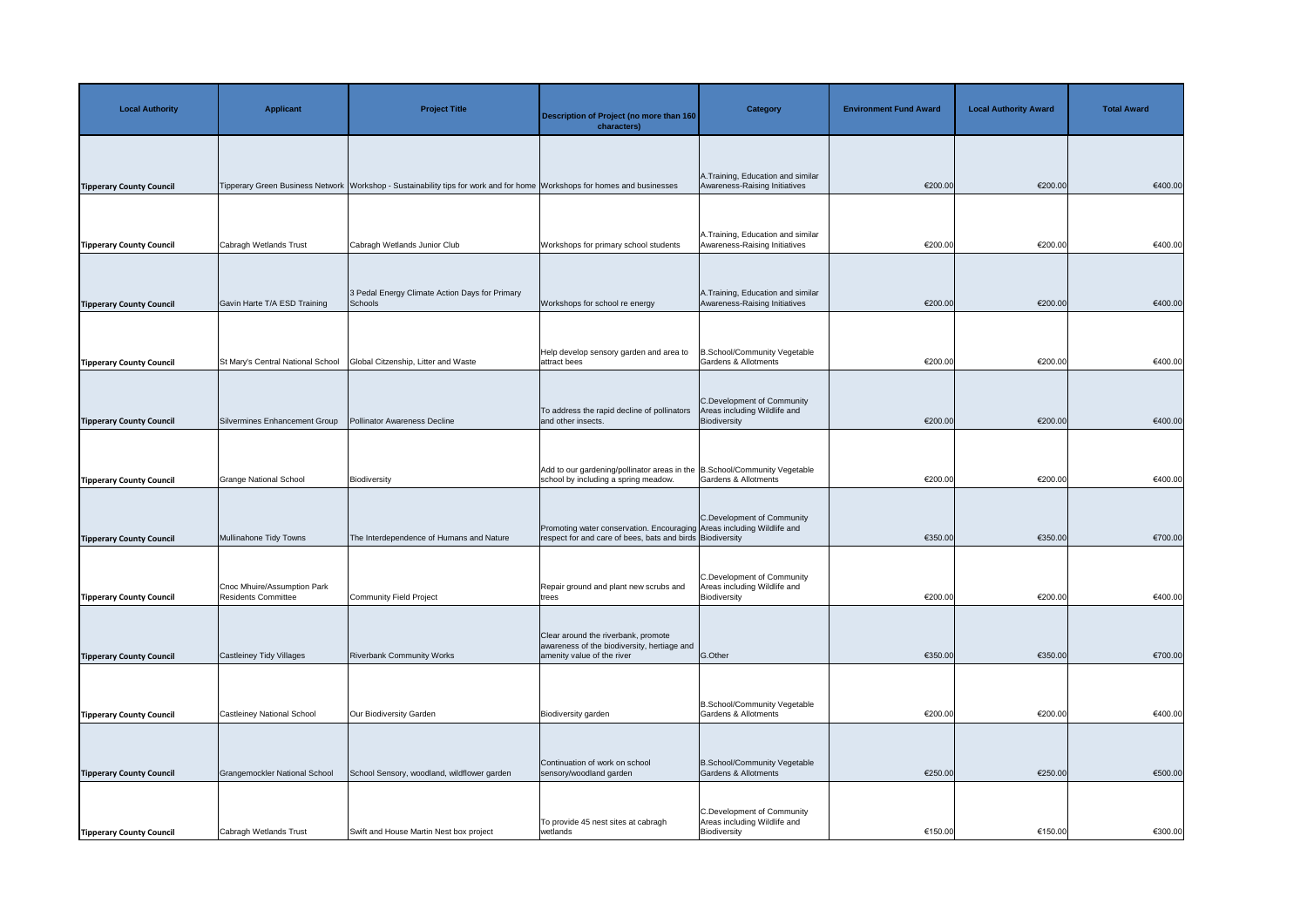| Local Authority | Applicant | Project Title | Description of Project (no more than 160 characters) | Category | Environment Fund Award | Local Authority Award | Total Award |
|---|---|---|---|---|---|---|---|
| Tipperary County Council | Tipperary Green Business Network | Workshop - Sustainability tips for work and for home | Workshops for homes and businesses | A.Training, Education and similar Awareness-Raising Initiatives | €200.00 | €200.00 | €400.00 |
| Tipperary County Council | Cabragh Wetlands Trust | Cabragh Wetlands Junior Club | Workshops for primary school students | A.Training, Education and similar Awareness-Raising Initiatives | €200.00 | €200.00 | €400.00 |
| Tipperary County Council | Gavin Harte T/A ESD Training | 3 Pedal Energy Climate Action Days for Primary Schools | Workshops for school re energy | A.Training, Education and similar Awareness-Raising Initiatives | €200.00 | €200.00 | €400.00 |
| Tipperary County Council | St Mary's Central National School | Global Citzenship, Litter and Waste | Help develop sensory garden and area to attract bees | B.School/Community Vegetable Gardens & Allotments | €200.00 | €200.00 | €400.00 |
| Tipperary County Council | Silvermines Enhancement Group | Pollinator Awareness Decline | To address the rapid decline of pollinators and other insects. | C.Development of Community Areas including Wildlife and Biodiversity | €200.00 | €200.00 | €400.00 |
| Tipperary County Council | Grange National School | Biodiversity | Add to our gardening/pollinator areas in the school by including a spring meadow. | B.School/Community Vegetable Gardens & Allotments | €200.00 | €200.00 | €400.00 |
| Tipperary County Council | Mullinahone Tidy Towns | The Interdependence of Humans and Nature | Promoting water conservation. Encouraging respect for and care of bees, bats and birds | C.Development of Community Areas including Wildlife and Biodiversity | €350.00 | €350.00 | €700.00 |
| Tipperary County Council | Cnoc Mhuire/Assumption Park Residents Committee | Community Field Project | Repair ground and plant new scrubs and trees | C.Development of Community Areas including Wildlife and Biodiversity | €200.00 | €200.00 | €400.00 |
| Tipperary County Council | Castleiney Tidy Villages | Riverbank Community Works | Clear around the riverbank, promote awareness of the biodiversity, hertiage and amenity value of the river | G.Other | €350.00 | €350.00 | €700.00 |
| Tipperary County Council | Castleiney National School | Our Biodiversity Garden | Biodiversity garden | B.School/Community Vegetable Gardens & Allotments | €200.00 | €200.00 | €400.00 |
| Tipperary County Council | Grangemockler National School | School Sensory, woodland, wildflower garden | Continuation of work on school sensory/woodland garden | B.School/Community Vegetable Gardens & Allotments | €250.00 | €250.00 | €500.00 |
| Tipperary County Council | Cabragh Wetlands Trust | Swift and House Martin Nest box project | To provide 45 nest sites at cabragh wetlands | C.Development of Community Areas including Wildlife and Biodiversity | €150.00 | €150.00 | €300.00 |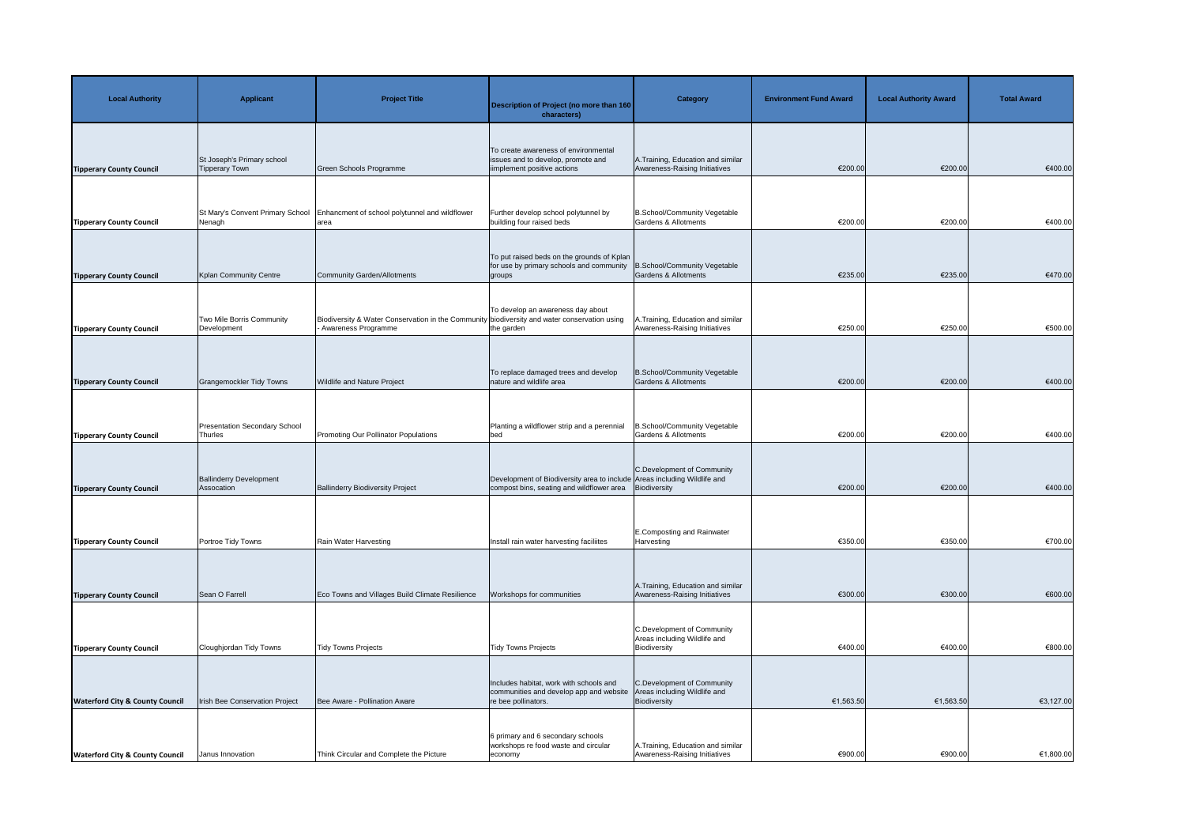| Local Authority | Applicant | Project Title | Description of Project (no more than 160 characters) | Category | Environment Fund Award | Local Authority Award | Total Award |
|---|---|---|---|---|---|---|---|
| Tipperary County Council | St Joseph's Primary school Tipperary Town | Green Schools Programme | To create awareness of environmental issues and to develop, promote and iimplement positive actions | A.Training, Education and similar Awareness-Raising Initiatives | €200.00 | €200.00 | €400.00 |
| Tipperary County Council | St Mary's Convent Primary School Nenagh | Enhancment of school polytunnel and wildflower area | Further develop school polytunnel by building four raised beds | B.School/Community Vegetable Gardens & Allotments | €200.00 | €200.00 | €400.00 |
| Tipperary County Council | Kplan Community Centre | Community Garden/Allotments | To put raised beds on the grounds of Kplan for use by primary schools and community groups | B.School/Community Vegetable Gardens & Allotments | €235.00 | €235.00 | €470.00 |
| Tipperary County Council | Two Mile Borris Community Development | Biodiversity & Water Conservation in the Community - Awareness Programme | To develop an awareness day about biodiversity and water conservation using the garden | A.Training, Education and similar Awareness-Raising Initiatives | €250.00 | €250.00 | €500.00 |
| Tipperary County Council | Grangemockler Tidy Towns | Wildlife and Nature Project | To replace damaged trees and develop nature and wildlife area | B.School/Community Vegetable Gardens & Allotments | €200.00 | €200.00 | €400.00 |
| Tipperary County Council | Presentation Secondary School Thurles | Promoting Our Pollinator Populations | Planting a wildflower strip and a perennial bed | B.School/Community Vegetable Gardens & Allotments | €200.00 | €200.00 | €400.00 |
| Tipperary County Council | Ballinderry Development Assocation | Ballinderry Biodiversity Project | Development of Biodiversity area to include compost bins, seating and wildflower area | C.Development of Community Areas including Wildlife and Biodiversity | €200.00 | €200.00 | €400.00 |
| Tipperary County Council | Portroe Tidy Towns | Rain Water Harvesting | Install rain water harvesting faciliites | E.Composting and Rainwater Harvesting | €350.00 | €350.00 | €700.00 |
| Tipperary County Council | Sean O Farrell | Eco Towns and Villages Build Climate Resilience | Workshops for communities | A.Training, Education and similar Awareness-Raising Initiatives | €300.00 | €300.00 | €600.00 |
| Tipperary County Council | Cloughjordan Tidy Towns | Tidy Towns Projects | Tidy Towns Projects | C.Development of Community Areas including Wildlife and Biodiversity | €400.00 | €400.00 | €800.00 |
| Waterford City & County Council | Irish Bee Conservation Project | Bee Aware - Pollination Aware | Includes habitat, work with schools and communities and develop app and website re bee pollinators. | C.Development of Community Areas including Wildlife and Biodiversity | €1,563.50 | €1,563.50 | €3,127.00 |
| Waterford City & County Council | Janus Innovation | Think Circular and Complete the Picture | 6 primary and 6 secondary schools workshops re food waste and circular economy | A.Training, Education and similar Awareness-Raising Initiatives | €900.00 | €900.00 | €1,800.00 |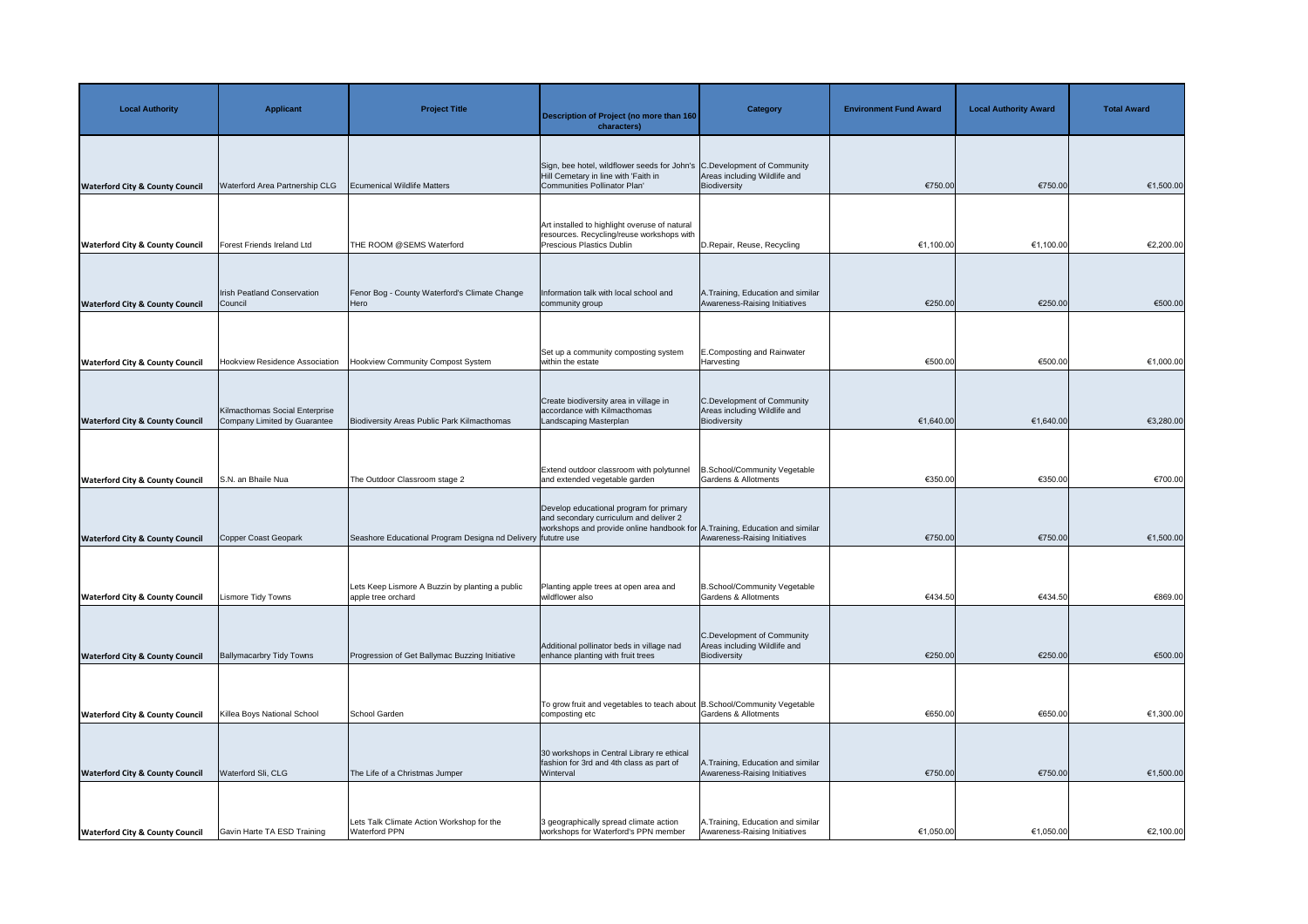| Local Authority | Applicant | Project Title | Description of Project (no more than 160 characters) | Category | Environment Fund Award | Local Authority Award | Total Award |
|---|---|---|---|---|---|---|---|
| Waterford City & County Council | Waterford Area Partnership CLG | Ecumenical Wildlife Matters | Sign, bee hotel, wildflower seeds for John's Hill Cemetary in line with 'Faith in Communities Pollinator Plan' | C.Development of Community Areas including Wildlife and Biodiversity | €750.00 | €750.00 | €1,500.00 |
| Waterford City & County Council | Forest Friends Ireland Ltd | THE ROOM @SEMS Waterford | Art installed to highlight overuse of natural resources. Recycling/reuse workshops with Prescious Plastics Dublin | D.Repair, Reuse, Recycling | €1,100.00 | €1,100.00 | €2,200.00 |
| Waterford City & County Council | Irish Peatland Conservation Council | Fenor Bog - County Waterford's Climate Change Hero | Information talk with local school and community group | A.Training, Education and similar Awareness-Raising Initiatives | €250.00 | €250.00 | €500.00 |
| Waterford City & County Council | Hookview Residence Association | Hookview Community Compost System | Set up a community composting system within the estate | E.Composting and Rainwater Harvesting | €500.00 | €500.00 | €1,000.00 |
| Waterford City & County Council | Kilmacthomas Social Enterprise Company Limited by Guarantee | Biodiversity Areas Public Park Kilmacthomas | Create biodiversity area in village in accordance with Kilmacthomas Landscaping Masterplan | C.Development of Community Areas including Wildlife and Biodiversity | €1,640.00 | €1,640.00 | €3,280.00 |
| Waterford City & County Council | S.N. an Bhaile Nua | The Outdoor Classroom stage 2 | Extend outdoor classroom with polytunnel and extended vegetable garden | B.School/Community Vegetable Gardens & Allotments | €350.00 | €350.00 | €700.00 |
| Waterford City & County Council | Copper Coast Geopark | Seashore Educational Program Designa nd Delivery | Develop educational program for primary and secondary curriculum and deliver 2 workshops and provide online handbook for fututre use | A.Training, Education and similar Awareness-Raising Initiatives | €750.00 | €750.00 | €1,500.00 |
| Waterford City & County Council | Lismore Tidy Towns | Lets Keep Lismore A Buzzin by planting a public apple tree orchard | Planting apple trees at open area and wildflower also | B.School/Community Vegetable Gardens & Allotments | €434.50 | €434.50 | €869.00 |
| Waterford City & County Council | Ballymacarbry Tidy Towns | Progression of Get Ballymac Buzzing Initiative | Additional pollinator beds in village nad enhance planting with fruit trees | C.Development of Community Areas including Wildlife and Biodiversity | €250.00 | €250.00 | €500.00 |
| Waterford City & County Council | Killea Boys National School | School Garden | To grow fruit and vegetables to teach about composting etc | B.School/Community Vegetable Gardens & Allotments | €650.00 | €650.00 | €1,300.00 |
| Waterford City & County Council | Waterford Sli, CLG | The Life of a Christmas Jumper | 30 workshops in Central Library re ethical fashion for 3rd and 4th class as part of Winterval | A.Training, Education and similar Awareness-Raising Initiatives | €750.00 | €750.00 | €1,500.00 |
| Waterford City & County Council | Gavin Harte TA ESD Training | Lets Talk Climate Action Workshop for the Waterford PPN | 3 geographically spread climate action workshops for Waterford's PPN member | A.Training, Education and similar Awareness-Raising Initiatives | €1,050.00 | €1,050.00 | €2,100.00 |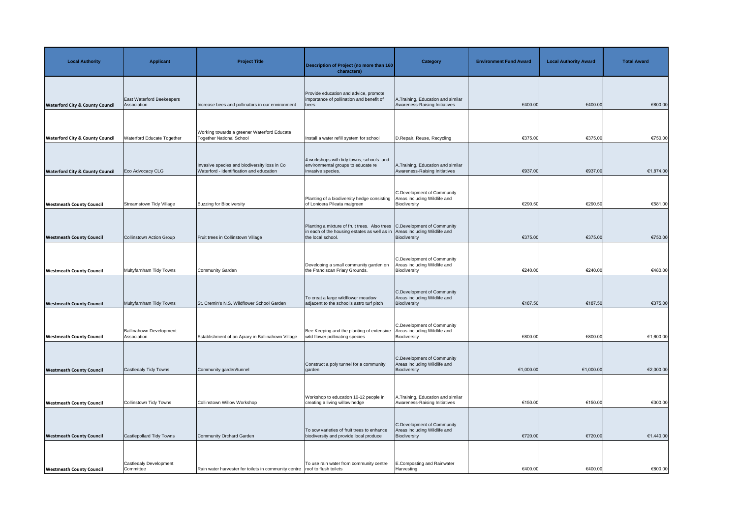| Local Authority | Applicant | Project Title | Description of Project (no more than 160 characters) | Category | Environment Fund Award | Local Authority Award | Total Award |
| --- | --- | --- | --- | --- | --- | --- | --- |
| Waterford City & County Council | East Waterford Beekeepers Association | Increase bees and pollinators in our environment | Provide education and advice, promote importance of pollination and benefit of bees | A.Training, Education and similar Awareness-Raising Initiatives | €400.00 | €400.00 | €800.00 |
| Waterford City & County Council | Waterford Educate Together | Working towards a greener Waterford Educate Together National School | Install a water refill system for school | D.Repair, Reuse, Recycling | €375.00 | €375.00 | €750.00 |
| Waterford City & County Council | Eco Advocacy CLG | Invasive species and biodiversity loss in Co Waterford - identification and education | 4 workshops with tidy towns, schools and environmental groups to educate re invasive species. | A.Training, Education and similar Awareness-Raising Initiatives | €937.00 | €937.00 | €1,874.00 |
| Westmeath County Council | Streamstown Tidy Village | Buzzing for Biodiversity | Planting of a biodiversity hedge consisting of Lonicera Pileata maigreen | C.Development of Community Areas including Wildlife and Biodiversity | €290.50 | €290.50 | €581.00 |
| Westmeath County Council | Collinstown Action Group | Fruit trees in Collinstown Village | Planting a mixture of fruit trees. Also trees in each of the housing estates as well as in the local school. | C.Development of Community Areas including Wildlife and Biodiversity | €375.00 | €375.00 | €750.00 |
| Westmeath County Council | Multyfarnham Tidy Towns | Community Garden | Developing a small community garden on the Franciscan Friary Grounds. | C.Development of Community Areas including Wildlife and Biodiversity | €240.00 | €240.00 | €480.00 |
| Westmeath County Council | Multyfarnham Tidy Towns | St. Cremin's N.S. Wildflower School Garden | To creat a large wildflower meadow adjacent to the school's astro turf pitch | C.Development of Community Areas including Wildlife and Biodiversity | €187.50 | €187.50 | €375.00 |
| Westmeath County Council | Ballinahown Development Association | Establishment of an Apiary in Ballinahown Village | Bee Keeping and the planting of extensive wild flower pollinating species | C.Development of Community Areas including Wildlife and Biodiversity | €800.00 | €800.00 | €1,600.00 |
| Westmeath County Council | Castledaly Tidy Towns | Community garden/tunnel | Construct a poly tunnel for a community garden | C.Development of Community Areas including Wildlife and Biodiversity | €1,000.00 | €1,000.00 | €2,000.00 |
| Westmeath County Council | Collinstown Tidy Towns | Collinstown Willow Workshop | Workshop to education 10-12 people in creating a living willow hedge | A.Training, Education and similar Awareness-Raising Initiatives | €150.00 | €150.00 | €300.00 |
| Westmeath County Council | Castlepollard Tidy Towns | Community Orchard Garden | To sow varieties of fruit trees to enhance biodiversity and provide local produce | C.Development of Community Areas including Wildlife and Biodiversity | €720.00 | €720.00 | €1,440.00 |
| Westmeath County Council | Castledaly Development Committee | Rain water harvester for toilets in community centre | To use rain water from community centre roof to flush toilets | E.Composting and Rainwater Harvesting | €400.00 | €400.00 | €800.00 |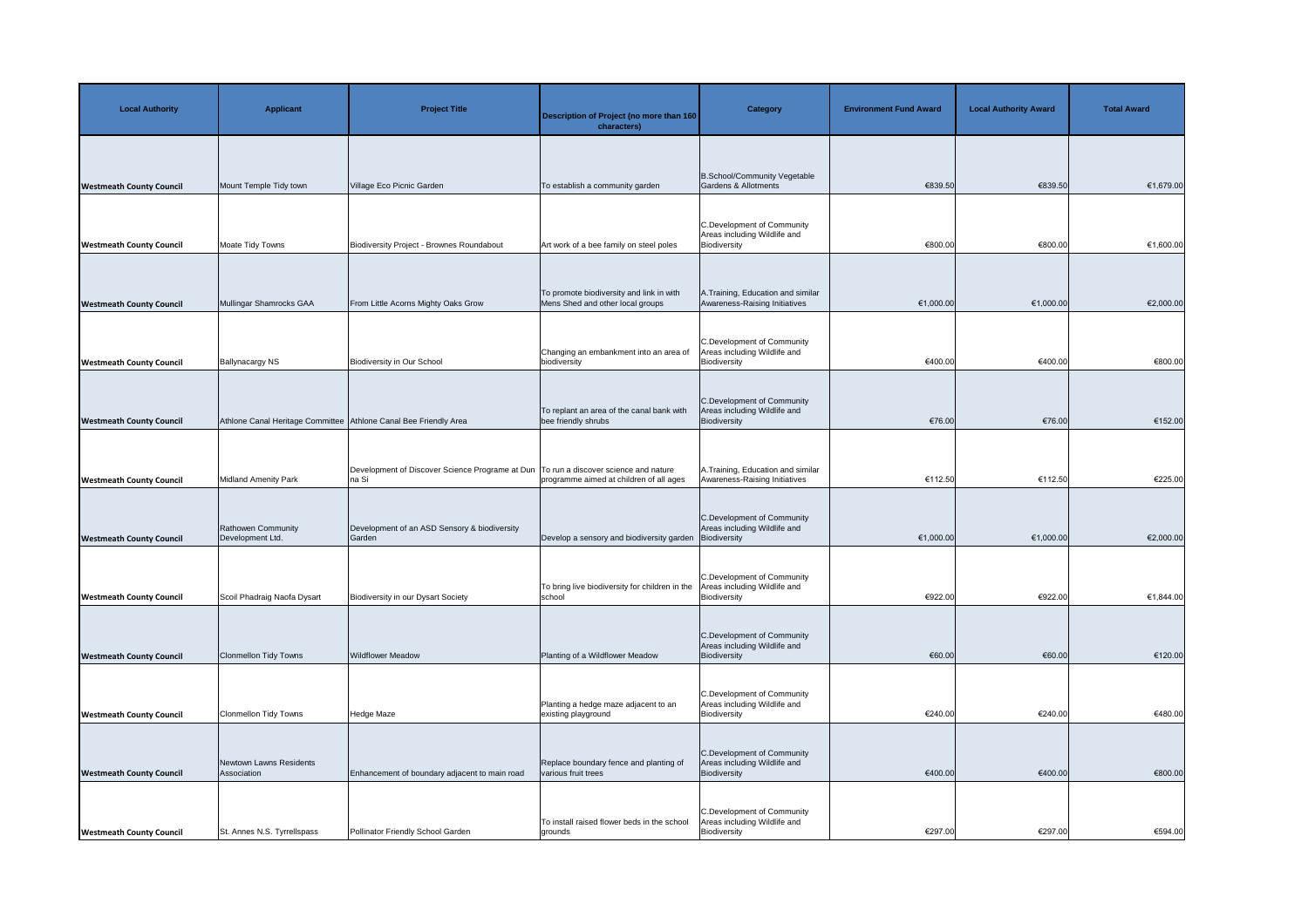| Local Authority | Applicant | Project Title | Description of Project (no more than 160 characters) | Category | Environment Fund Award | Local Authority Award | Total Award |
|---|---|---|---|---|---|---|---|
| **Westmeath County Council** | Mount Temple Tidy town | Village Eco Picnic Garden | To establish a community garden | B.School/Community Vegetable Gardens & Allotments | €839.50 | €839.50 | €1,679.00 |
| **Westmeath County Council** | Moate Tidy Towns | Biodiversity Project - Brownes Roundabout | Art work of a bee family on steel poles | C.Development of Community Areas including Wildlife and Biodiversity | €800.00 | €800.00 | €1,600.00 |
| **Westmeath County Council** | Mullingar Shamrocks GAA | From Little Acorns Mighty Oaks Grow | To promote biodiversity and link in with Mens Shed and other local groups | A.Training, Education and similar Awareness-Raising Initiatives | €1,000.00 | €1,000.00 | €2,000.00 |
| **Westmeath County Council** | Ballynacargy NS | Biodiversity in Our School | Changing an embankment into an area of biodiversity | C.Development of Community Areas including Wildlife and Biodiversity | €400.00 | €400.00 | €800.00 |
| **Westmeath County Council** | Athlone Canal Heritage Committee | Athlone Canal Bee Friendly Area | To replant an area of the canal bank with bee friendly shrubs | C.Development of Community Areas including Wildlife and Biodiversity | €76.00 | €76.00 | €152.00 |
| **Westmeath County Council** | Midland Amenity Park | Development of Discover Science Programe at Dun na Si | To run a discover science and nature programme aimed at children of all ages | A.Training, Education and similar Awareness-Raising Initiatives | €112.50 | €112.50 | €225.00 |
| **Westmeath County Council** | Rathowen Community Development Ltd. | Development of an ASD Sensory & biodiversity Garden | Develop a sensory and biodiversity garden | C.Development of Community Areas including Wildlife and Biodiversity | €1,000.00 | €1,000.00 | €2,000.00 |
| **Westmeath County Council** | Scoil Phadraig Naofa Dysart | Biodiversity in our Dysart Society | To bring live biodiversity for children in the school | C.Development of Community Areas including Wildlife and Biodiversity | €922.00 | €922.00 | €1,844.00 |
| **Westmeath County Council** | Clonmellon Tidy Towns | Wildflower Meadow | Planting of a Wildflower Meadow | C.Development of Community Areas including Wildlife and Biodiversity | €60.00 | €60.00 | €120.00 |
| **Westmeath County Council** | Clonmellon Tidy Towns | Hedge Maze | Planting a hedge maze adjacent to an existing playground | C.Development of Community Areas including Wildlife and Biodiversity | €240.00 | €240.00 | €480.00 |
| **Westmeath County Council** | Newtown Lawns Residents Association | Enhancement of boundary adjacent to main road | Replace boundary fence and planting of various fruit trees | C.Development of Community Areas including Wildlife and Biodiversity | €400.00 | €400.00 | €800.00 |
| **Westmeath County Council** | St. Annes N.S. Tyrrellspass | Pollinator Friendly School Garden | To install raised flower beds in the school grounds | C.Development of Community Areas including Wildlife and Biodiversity | €297.00 | €297.00 | €594.00 |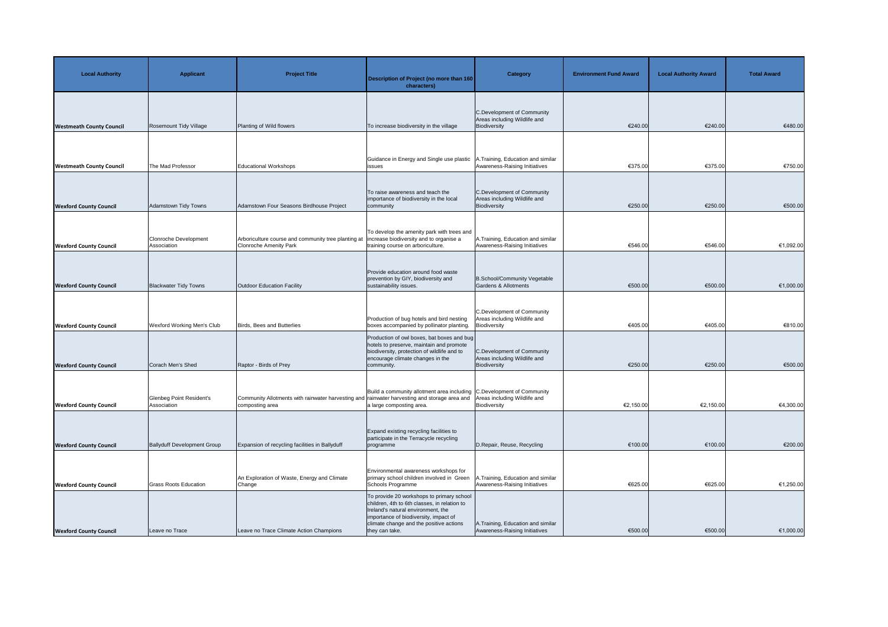| Local Authority | Applicant | Project Title | Description of Project (no more than 160 characters) | Category | Environment Fund Award | Local Authority Award | Total Award |
|---|---|---|---|---|---|---|---|
| **Westmeath County Council** | Rosemount Tidy Village | Planting of Wild flowers | To increase biodiversity in the village | C.Development of Community Areas including Wildlife and Biodiversity | €240.00 | €240.00 | €480.00 |
| **Westmeath County Council** | The Mad Professor | Educational Workshops | Guidance in Energy and Single use plastic issues | A.Training, Education and similar Awareness-Raising Initiatives | €375.00 | €375.00 | €750.00 |
| **Wexford County Council** | Adamstown Tidy Towns | Adamstown Four Seasons Birdhouse Project | To raise awareness and teach the importance of biodiversity in the local community | C.Development of Community Areas including Wildlife and Biodiversity | €250.00 | €250.00 | €500.00 |
| **Wexford County Council** | Clonroche Development Association | Arboriculture course and community tree planting at Clonroche Amenity Park | To develop the amenity park with trees and increase biodiversity and to organise a training course on arboriculture. | A.Training, Education and similar Awareness-Raising Initiatives | €546.00 | €546.00 | €1,092.00 |
| **Wexford County Council** | Blackwater Tidy Towns | Outdoor Education Facility | Provide education around food waste prevention by GIY, biodiversity and sustainability issues. | B.School/Community Vegetable Gardens & Allotments | €500.00 | €500.00 | €1,000.00 |
| **Wexford County Council** | Wexford Working Men's Club | Birds, Bees and Butterlies | Production of bug hotels and bird nesting boxes accompanied by pollinator planting. | C.Development of Community Areas including Wildlife and Biodiversity | €405.00 | €405.00 | €810.00 |
| **Wexford County Council** | Corach Men's Shed | Raptor - Birds of Prey | Production of owl boxes, bat boxes and bug hotels to preserve, maintain and promote biodiversity, protection of wildlife and to encourage climate changes in the community. | C.Development of Community Areas including Wildlife and Biodiversity | €250.00 | €250.00 | €500.00 |
| **Wexford County Council** | Glenbeg Point Resident's Association | Community Allotments with rainwater harvesting and composting area | Build a community allotment area including rainwater harvesting and storage area and a large composting area. | C.Development of Community Areas including Wildlife and Biodiversity | €2,150.00 | €2,150.00 | €4,300.00 |
| **Wexford County Council** | Ballyduff Development Group | Expansion of recycling facilities in Ballyduff | Expand existing recycling facilities to participate in the Terracycle recycling programme | D.Repair, Reuse, Recycling | €100.00 | €100.00 | €200.00 |
| **Wexford County Council** | Grass Roots Education | An Exploration of Waste, Energy and Climate Change | Environmental awareness workshops for primary school children involved in Green Schools Programme | A.Training, Education and similar Awareness-Raising Initiatives | €625.00 | €625.00 | €1,250.00 |
| **Wexford County Council** | Leave no Trace | Leave no Trace Climate Action Champions | To provide 20 workshops to primary school children, 4th to 6th classes, in relation to Ireland's natural environment, the importance of biodiversity, impact of climate change and the positive actions they can take. | A.Training, Education and similar Awareness-Raising Initiatives | €500.00 | €500.00 | €1,000.00 |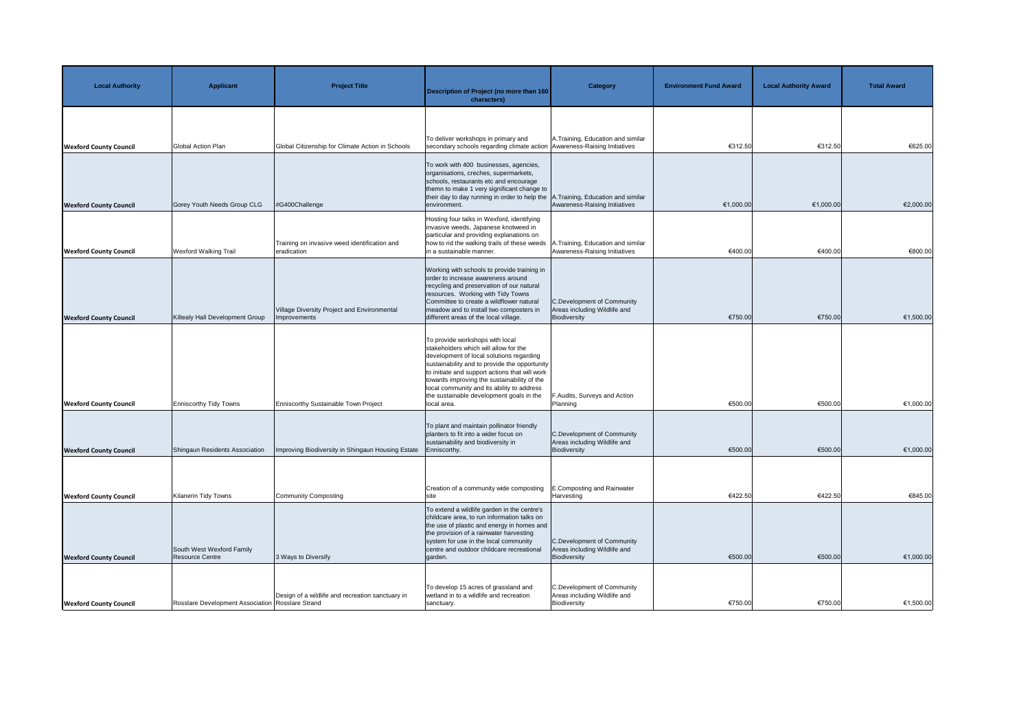| Local Authority | Applicant | Project Title | Description of Project (no more than 160 characters) | Category | Environment Fund Award | Local Authority Award | Total Award |
|---|---|---|---|---|---|---|---|
| **Wexford County Council** | Global Action Plan | Global Citizenship for Climate Action in Schools | To deliver workshops in primary and secondary schools regarding climate action | A.Training, Education and similar Awareness-Raising Initiatives | €312.50 | €312.50 | €625.00 |
| **Wexford County Council** | Gorey Youth Needs Group CLG | #G400Challenge | To work with 400 businesses, agencies, organisations, creches, supermarkets, schools, restaurants etc and encourage themn to make 1 very significant change to their day to day running in order to help the environment. | A.Training, Education and similar Awareness-Raising Initiatives | €1,000.00 | €1,000.00 | €2,000.00 |
| **Wexford County Council** | Wexford Walking Trail | Training on invasive weed identification and eradication | Hosting four talks in Wexford, identifying invasive weeds, Japanese knotweed in particular and providing explanations on how to rid the walking trails of these weeds in a sustainable manner. | A.Training, Education and similar Awareness-Raising Initiatives | €400.00 | €400.00 | €800.00 |
| **Wexford County Council** | Kiltealy Hall Development Group | Village Diversity Project and Environmental Improvements | Working with schools to provide training in order to increase awareness around recycling and preservation of our natural resources. Working with Tidy Towns Committee to create a wildflower natural meadow and to install two composters in different areas of the local village. | C.Development of Community Areas including Wildlife and Biodiversity | €750.00 | €750.00 | €1,500.00 |
| **Wexford County Council** | Enniscorthy Tidy Towns | Enniscorthy Sustainable Town Project | To provide workshops with local stakeholders which will allow for the development of local solutions regarding sustainability and to provide the opportunity to initiate and support actions that will work towards improving the sustainability of the local community and its ability to address the sustainable development goals in the local area. | F.Audits, Surveys and Action Planning | €500.00 | €500.00 | €1,000.00 |
| **Wexford County Council** | Shingaun Residents Association | Improving Biodiversity in Shingaun Housing Estate | To plant and maintain pollinator friendly planters to fit into a wider focus on sustainability and biodiversity in Enniscorthy. | C.Development of Community Areas including Wildlife and Biodiversity | €500.00 | €500.00 | €1,000.00 |
| **Wexford County Council** | Kilanerin Tidy Towns | Community Composting | Creation of a community wide composting site | E.Composting and Rainwater Harvesting | €422.50 | €422.50 | €845.00 |
| **Wexford County Council** | South West Wexford Family Resource Centre | 3 Ways to Diversify | To extend a wildlife garden in the centre's childcare area, to run information talks on the use of plastic and energy in homes and the provision of a rainwater harvesting system for use in the local community centre and outdoor childcare recreational garden. | C.Development of Community Areas including Wildlife and Biodiversity | €500.00 | €500.00 | €1,000.00 |
| **Wexford County Council** | Rosslare Development Association | Design of a wildlife and recreation sanctuary in Rosslare Strand | To develop 15 acres of grassland and wetland in to a wildlife and recreation sanctuary. | C.Development of Community Areas including Wildlife and Biodiversity | €750.00 | €750.00 | €1,500.00 |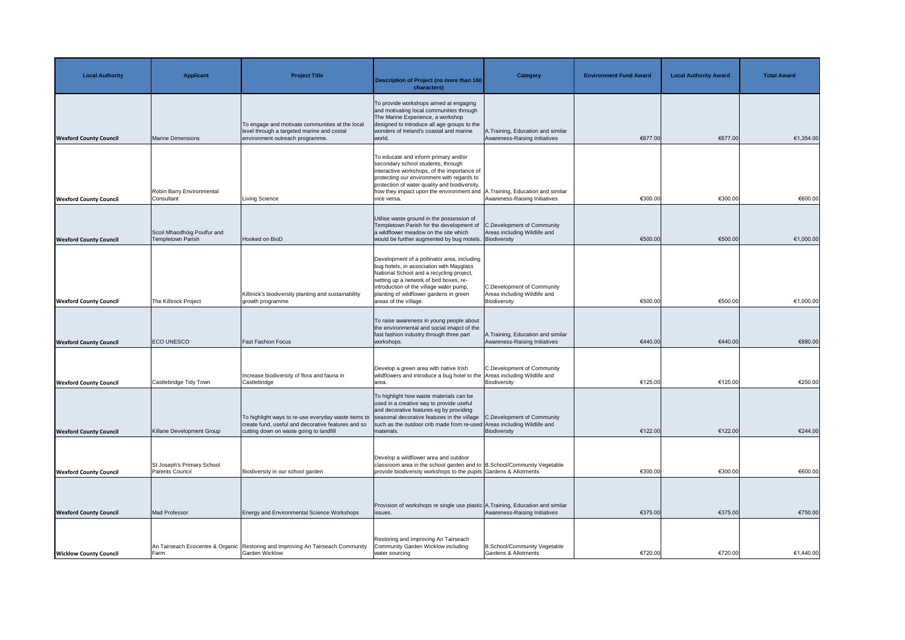| Local Authority | Applicant | Project Title | Description of Project (no more than 160 characters) | Category | Environment Fund Award | Local Authority Award | Total Award |
|---|---|---|---|---|---|---|---|
| **Wexford County Council** | Marine Dimensions | To engage and motivate communities at the local level through a targeted marine and costal environment outreach programme. | To provide workshops aimed at engaging and motivating local communities through The Marine Experience, a workshop designed to introduce all age groups to the wonders of Ireland's coastal and marine world. | A.Training, Education and similar Awareness-Raising Initiatives | €677.00 | €677.00 | €1,354.00 |
| **Wexford County Council** | Robin Barry Environmental Consultant | Living Science | To educate and inform primary and/or secondary school students, through interactive workshops, of the importance of protecting our environment with regards to protection of water quality and biodiversity, how they impact upon the environment and vice versa. | A.Training, Education and similar Awareness-Raising Initiatives | €300.00 | €300.00 | €600.00 |
| **Wexford County Council** | Scoil Mhaodhóig Poulfur and Templetown Parish | Hooked on BioD | Utilise waste ground in the possession of Templetown Parish for the development of a wildflower meadow on the site which would be further augmented by bug motels. | C.Development of Community Areas including Wildlife and Biodiversity | €500.00 | €500.00 | €1,000.00 |
| **Wexford County Council** | The Killinick Project | Killinick's biodiversity planting and sustainability growth programme | Development of a pollinator area, including bug hotels, in association with Mayglass National School and a recycling project, setting up a network of bird boxes, re-introduction of the village water pump, planting of wildflower gardens in green areas of the village. | C.Development of Community Areas including Wildlife and Biodiversity | €500.00 | €500.00 | €1,000.00 |
| **Wexford County Council** | ECO UNESCO | Fast Fashion Focus | To raise awareness in young people about the environmental and social imapct of the fast fashion industry through three part workshops. | A.Training, Education and similar Awareness-Raising Initiatives | €440.00 | €440.00 | €880.00 |
| **Wexford County Council** | Castlebridge Tidy Town | Increase biodiversity of flora and fauna in Castlebridge | Develop a green area with native Irish wildflowers and introduce a bug hotel to the area. | C.Development of Community Areas including Wildlife and Biodiversity | €125.00 | €125.00 | €250.00 |
| **Wexford County Council** | Killane Development Group | To highlight ways to re-use everyday waste items to create fund, useful and decorative features and so cutting down on waste going to landfill | To highlight how waste materials can be used in a creative way to provide useful and decorative features eg by providing seasonal decorative features in the village such as the outdoor crib made from re-used materials. | C.Development of Community Areas including Wildlife and Biodiversity | €122.00 | €122.00 | €244.00 |
| **Wexford County Council** | St Joseph's Primary School Parents Council | Biodiversity in our school garden | Develop a wildflower area and outdoor classroom area in the school garden and to provide biodiversity workshops to the pupils | B.School/Community Vegetable Gardens & Allotments | €300.00 | €300.00 | €600.00 |
| **Wexford County Council** | Mad Professor | Energy and Environmental Science Workshops | Provision of workshops re single use plastic issues. | A.Training, Education and similar Awareness-Raising Initiatives | €375.00 | €375.00 | €750.00 |
| **Wicklow County Council** | An Tairseach Ecocentre & Organic Farm | Restoring and improving An Tairseach Community Garden Wicklow | Restoring and improving An Tairseach Community Garden Wicklow including water sourcing | B.School/Community Vegetable Gardens & Allotments | €720.00 | €720.00 | €1,440.00 |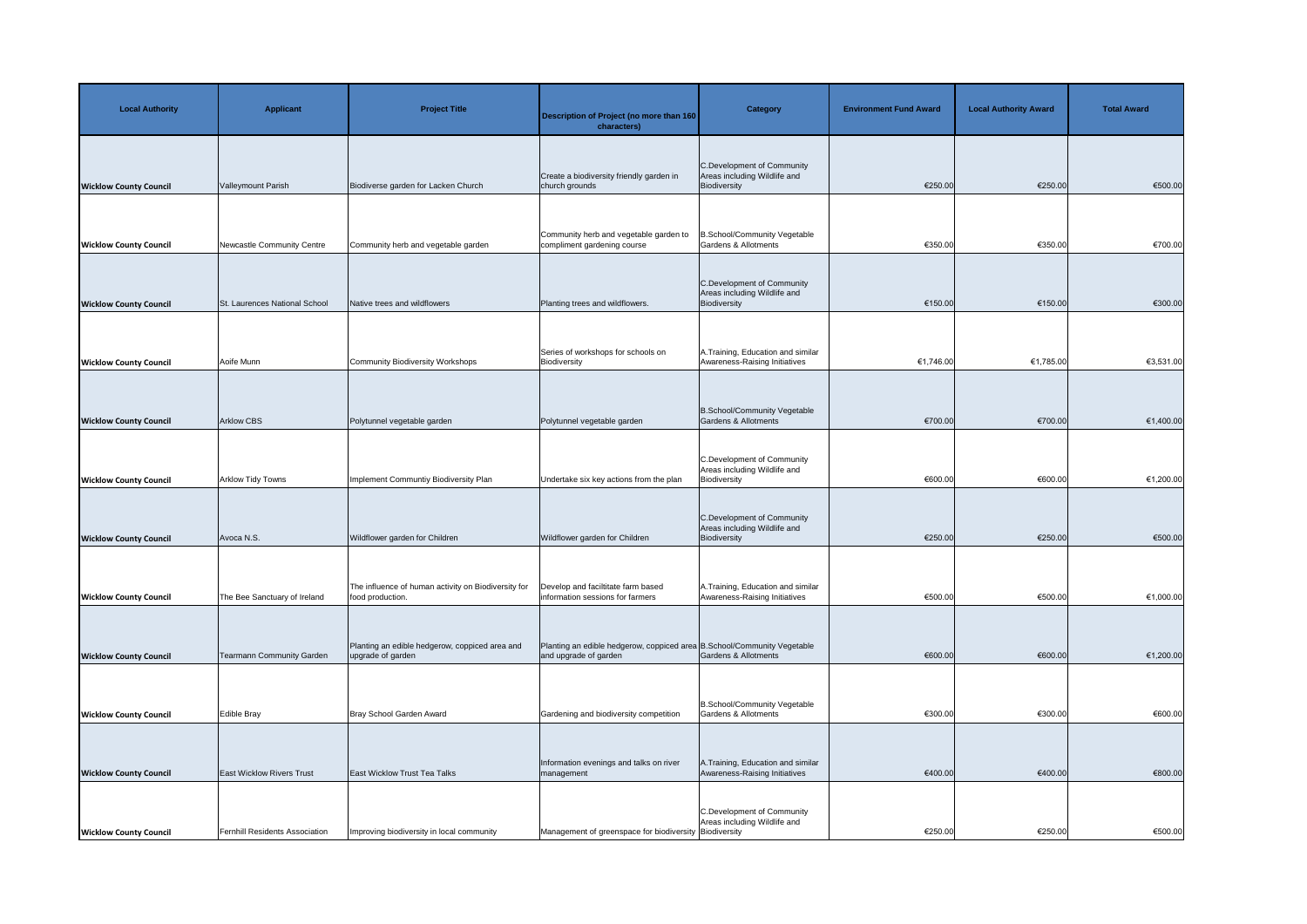| Local Authority | Applicant | Project Title | Description of Project (no more than 160 characters) | Category | Environment Fund Award | Local Authority Award | Total Award |
|---|---|---|---|---|---|---|---|
| Wicklow County Council | Valleymount Parish | Biodiverse garden for Lacken Church | Create a biodiversity friendly garden in church grounds | C.Development of Community Areas including Wildlife and Biodiversity | €250.00 | €250.00 | €500.00 |
| Wicklow County Council | Newcastle Community Centre | Community herb and vegetable garden | Community herb and vegetable garden to compliment gardening course | B.School/Community Vegetable Gardens & Allotments | €350.00 | €350.00 | €700.00 |
| Wicklow County Council | St. Laurences National School | Native trees and wildflowers | Planting trees and wildflowers. | C.Development of Community Areas including Wildlife and Biodiversity | €150.00 | €150.00 | €300.00 |
| Wicklow County Council | Aoife Munn | Community Biodiversity Workshops | Series of workshops for schools on Biodiversity | A.Training, Education and similar Awareness-Raising Initiatives | €1,746.00 | €1,785.00 | €3,531.00 |
| Wicklow County Council | Arklow CBS | Polytunnel vegetable garden | Polytunnel vegetable garden | B.School/Community Vegetable Gardens & Allotments | €700.00 | €700.00 | €1,400.00 |
| Wicklow County Council | Arklow Tidy Towns | Implement Communtiy Biodiversity Plan | Undertake six key actions from the plan | C.Development of Community Areas including Wildlife and Biodiversity | €600.00 | €600.00 | €1,200.00 |
| Wicklow County Council | Avoca N.S. | Wildflower garden for Children | Wildflower garden for Children | C.Development of Community Areas including Wildlife and Biodiversity | €250.00 | €250.00 | €500.00 |
| Wicklow County Council | The Bee Sanctuary of Ireland | The influence of human activity on Biodiversity for food production. | Develop and faciltitate farm based information sessions for farmers | A.Training, Education and similar Awareness-Raising Initiatives | €500.00 | €500.00 | €1,000.00 |
| Wicklow County Council | Tearmann Community Garden | Planting an edible hedgerow, coppiced area and upgrade of garden | Planting an edible hedgerow, coppiced area and upgrade of garden | B.School/Community Vegetable Gardens & Allotments | €600.00 | €600.00 | €1,200.00 |
| Wicklow County Council | Edible Bray | Bray School Garden Award | Gardening and biodiversity competition | B.School/Community Vegetable Gardens & Allotments | €300.00 | €300.00 | €600.00 |
| Wicklow County Council | East Wicklow Rivers Trust | East Wicklow Trust Tea Talks | Information evenings and talks on river management | A.Training, Education and similar Awareness-Raising Initiatives | €400.00 | €400.00 | €800.00 |
| Wicklow County Council | Fernhill Residents Association | Improving biodiversity in local community | Management of greenspace for biodiversity | C.Development of Community Areas including Wildlife and Biodiversity | €250.00 | €250.00 | €500.00 |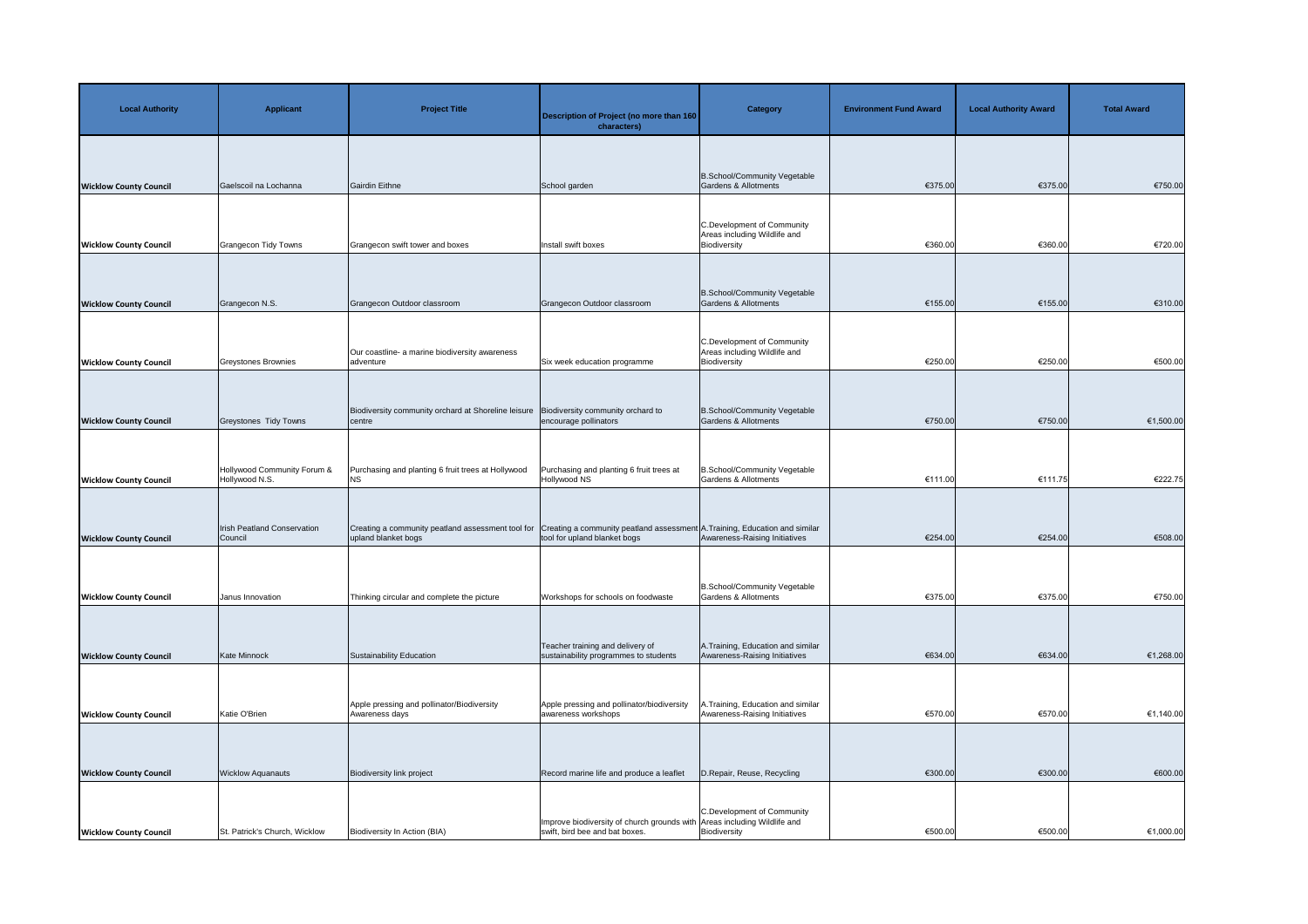| Local Authority | Applicant | Project Title | Description of Project (no more than 160 characters) | Category | Environment Fund Award | Local Authority Award | Total Award |
|---|---|---|---|---|---|---|---|
| Wicklow County Council | Gaelscoil na Lochanna | Gairdin Eithne | School garden | B.School/Community Vegetable Gardens & Allotments | €375.00 | €375.00 | €750.00 |
| Wicklow County Council | Grangecon Tidy Towns | Grangecon swift tower and boxes | Install swift boxes | C.Development of Community Areas including Wildlife and Biodiversity | €360.00 | €360.00 | €720.00 |
| Wicklow County Council | Grangecon N.S. | Grangecon Outdoor classroom | Grangecon Outdoor classroom | B.School/Community Vegetable Gardens & Allotments | €155.00 | €155.00 | €310.00 |
| Wicklow County Council | Greystones Brownies | Our coastline- a marine biodiversity awareness adventure | Six week education programme | C.Development of Community Areas including Wildlife and Biodiversity | €250.00 | €250.00 | €500.00 |
| Wicklow County Council | Greystones Tidy Towns | Biodiversity community orchard at Shoreline leisure centre | Biodiversity community orchard to encourage pollinators | B.School/Community Vegetable Gardens & Allotments | €750.00 | €750.00 | €1,500.00 |
| Wicklow County Council | Hollywood Community Forum & Hollywood N.S. | Purchasing and planting 6 fruit trees at Hollywood NS | Purchasing and planting 6 fruit trees at Hollywood NS | B.School/Community Vegetable Gardens & Allotments | €111.00 | €111.75 | €222.75 |
| Wicklow County Council | Irish Peatland Conservation Council | Creating a community peatland assessment tool for upland blanket bogs | Creating a community peatland assessment tool for upland blanket bogs | A.Training, Education and similar Awareness-Raising Initiatives | €254.00 | €254.00 | €508.00 |
| Wicklow County Council | Janus Innovation | Thinking circular and complete the picture | Workshops for schools on foodwaste | B.School/Community Vegetable Gardens & Allotments | €375.00 | €375.00 | €750.00 |
| Wicklow County Council | Kate Minnock | Sustainability Education | Teacher training and delivery of sustainability programmes to students | A.Training, Education and similar Awareness-Raising Initiatives | €634.00 | €634.00 | €1,268.00 |
| Wicklow County Council | Katie O'Brien | Apple pressing and pollinator/Biodiversity Awareness days | Apple pressing and pollinator/biodiversity awareness workshops | A.Training, Education and similar Awareness-Raising Initiatives | €570.00 | €570.00 | €1,140.00 |
| Wicklow County Council | Wicklow Aquanauts | Biodiversity link project | Record marine life and produce a leaflet | D.Repair, Reuse, Recycling | €300.00 | €300.00 | €600.00 |
| Wicklow County Council | St. Patrick's Church, Wicklow | Biodiversity In Action (BIA) | Improve biodiversity of church grounds with swift, bird bee and bat boxes. | C.Development of Community Areas including Wildlife and Biodiversity | €500.00 | €500.00 | €1,000.00 |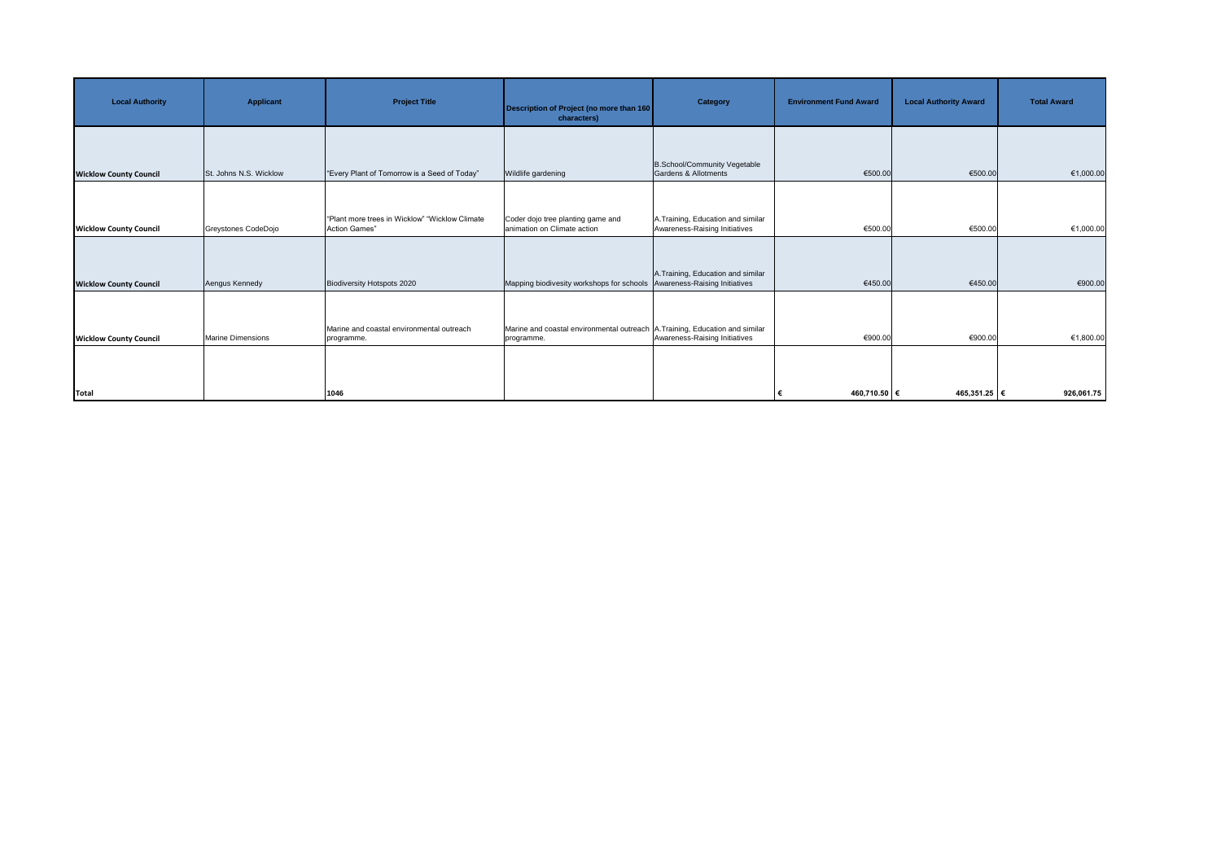| Local Authority | Applicant | Project Title | Description of Project (no more than 160 characters) | Category | Environment Fund Award | Local Authority Award | Total Award |
|---|---|---|---|---|---|---|---|
| **Wicklow County Council** | St. Johns N.S. Wicklow | "Every Plant of Tomorrow is a Seed of Today" | Wildlife gardening | B.School/Community Vegetable Gardens & Allotments | €500.00 | €500.00 | €1,000.00 |
| **Wicklow County Council** | Greystones CodeDojo | "Plant more trees in Wicklow" "Wicklow Climate Action Games" | Coder dojo tree planting game and animation on Climate action | A.Training, Education and similar Awareness-Raising Initiatives | €500.00 | €500.00 | €1,000.00 |
| **Wicklow County Council** | Aengus Kennedy | Biodiversity Hotspots 2020 | Mapping biodivesity workshops for schools | A.Training, Education and similar Awareness-Raising Initiatives | €450.00 | €450.00 | €900.00 |
| **Wicklow County Council** | Marine Dimensions | Marine and coastal environmental outreach programme. | Marine and coastal environmental outreach programme. | A.Training, Education and similar Awareness-Raising Initiatives | €900.00 | €900.00 | €1,800.00 |
| **Total** | | **1046** | | | **€ 460,710.50** | **€ 465,351.25** | **€ 926,061.75** |